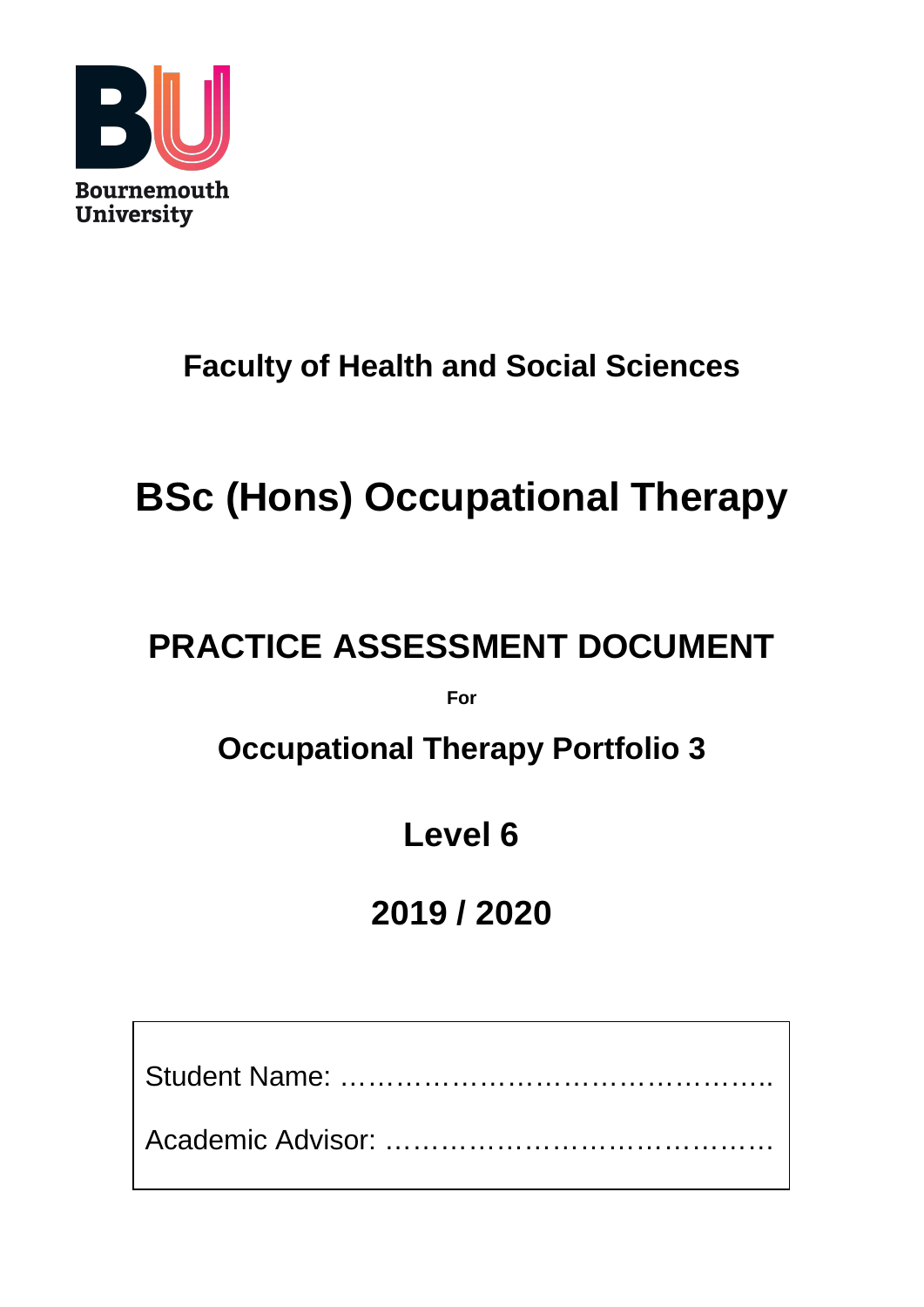Bournemouth University

# Faculty of Health and Social Sciences

# BSc (Hons) Occupational Therapy

## PRACTICE ASSESSMENT DOCUMENT

**For**

## Occupational Therapy Portfolio 3

## Level 6

## 2019 / 2020

Student Name: ……………………………………….

Academic Advisor: ………………………………….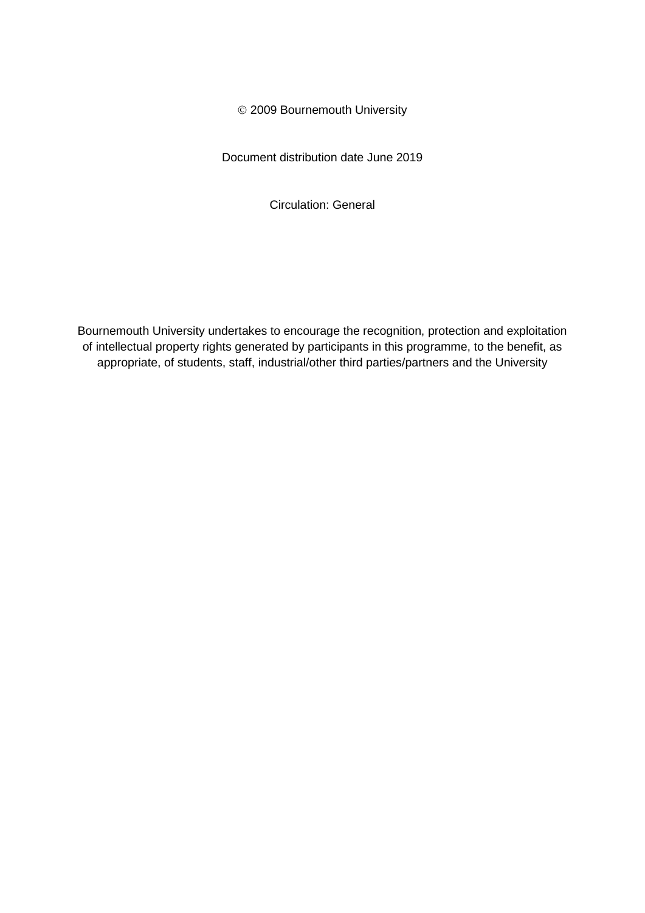© 2009 Bournemouth University

Document distribution date June 2019

Circulation: General

Bournemouth University undertakes to encourage the recognition, protection and exploitation of intellectual property rights generated by participants in this programme, to the benefit, as appropriate, of students, staff, industrial/other third parties/partners and the University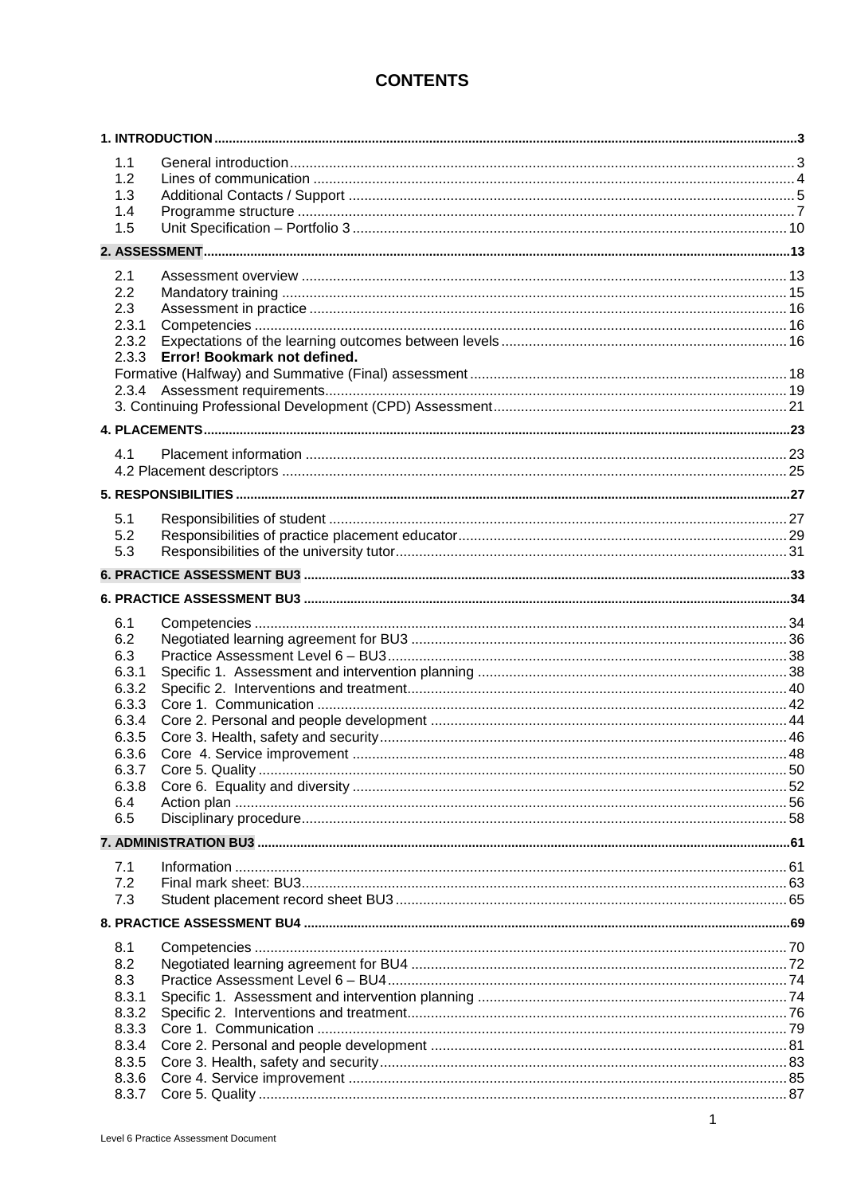# CONTENTS

**1. INTRODUCTION** ... 3

- 1.1 General introduction ... 3
- 1.2 Lines of communication ... 4
- 1.3 Additional Contacts / Support ... 5
- 1.4 Programme structure ... 7
- 1.5 Unit Specification – Portfolio 3 ... 10

**2. ASSESSMENT** ... 13

- 2.1 Assessment overview ... 13
- 2.2 Mandatory training ... 15
- 2.3 Assessment in practice ... 16
- 2.3.1 Competencies ... 16
- 2.3.2 Expectations of the learning outcomes between levels ... 16
- 2.3.3 **Error! Bookmark not defined.**
- Formative (Halfway) and Summative (Final) assessment ... 18
- 2.3.4 Assessment requirements ... 19
- 3. Continuing Professional Development (CPD) Assessment ... 21

**4. PLACEMENTS** ... 23

- 4.1 Placement information ... 23
- 4.2 Placement descriptors ... 25

**5. RESPONSIBILITIES** ... 27

- 5.1 Responsibilities of student ... 27
- 5.2 Responsibilities of practice placement educator ... 29
- 5.3 Responsibilities of the university tutor ... 31

**6. PRACTICE ASSESSMENT BU3** ... 33

**6. PRACTICE ASSESSMENT BU3** ... 34

- 6.1 Competencies ... 34
- 6.2 Negotiated learning agreement for BU3 ... 36
- 6.3 Practice Assessment Level 6 – BU3 ... 38
- 6.3.1 Specific 1. Assessment and intervention planning ... 38
- 6.3.2 Specific 2. Interventions and treatment ... 40
- 6.3.3 Core 1. Communication ... 42
- 6.3.4 Core 2. Personal and people development ... 44
- 6.3.5 Core 3. Health, safety and security ... 46
- 6.3.6 Core 4. Service improvement ... 48
- 6.3.7 Core 5. Quality ... 50
- 6.3.8 Core 6. Equality and diversity ... 52
- 6.4 Action plan ... 56
- 6.5 Disciplinary procedure ... 58

**7. ADMINISTRATION BU3** ... 61

- 7.1 Information ... 61
- 7.2 Final mark sheet: BU3 ... 63
- 7.3 Student placement record sheet BU3 ... 65

**8. PRACTICE ASSESSMENT BU4** ... 69

- 8.1 Competencies ... 70
- 8.2 Negotiated learning agreement for BU4 ... 72
- 8.3 Practice Assessment Level 6 – BU4 ... 74
- 8.3.1 Specific 1. Assessment and intervention planning ... 74
- 8.3.2 Specific 2. Interventions and treatment ... 76
- 8.3.3 Core 1. Communication ... 79
- 8.3.4 Core 2. Personal and people development ... 81
- 8.3.5 Core 3. Health, safety and security ... 83
- 8.3.6 Core 4. Service improvement ... 85
- 8.3.7 Core 5. Quality ... 87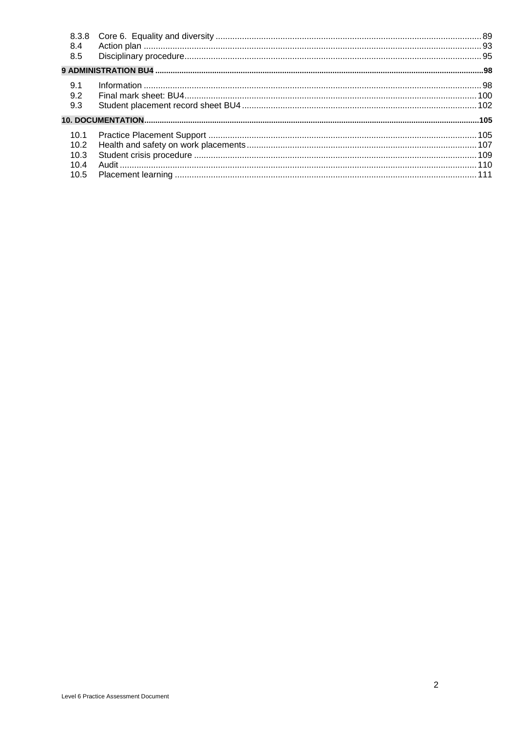| | | |
|---|---|---|
| 8.3.8 | Core 6. Equality and diversity | 89 |
| 8.4 | Action plan | 93 |
| 8.5 | Disciplinary procedure | 95 |

**9 ADMINISTRATION BU4** ........ **98**

| | | |
|---|---|---|
| 9.1 | Information | 98 |
| 9.2 | Final mark sheet: BU4 | 100 |
| 9.3 | Student placement record sheet BU4 | 102 |

**10. DOCUMENTATION** ........ **105**

| | | |
|---|---|---|
| 10.1 | Practice Placement Support | 105 |
| 10.2 | Health and safety on work placements | 107 |
| 10.3 | Student crisis procedure | 109 |
| 10.4 | Audit | 110 |
| 10.5 | Placement learning | 111 |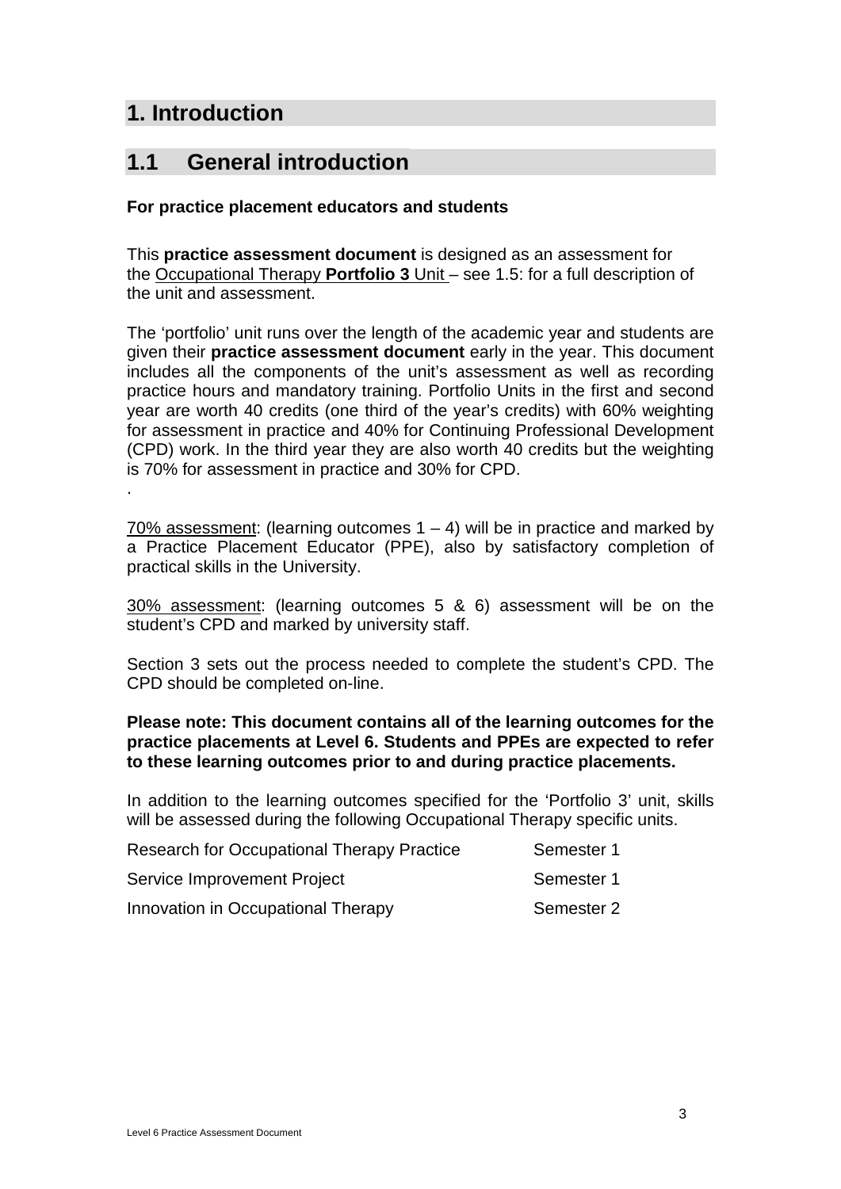# 1. Introduction

## 1.1 General introduction

**For practice placement educators and students**

This **practice assessment document** is designed as an assessment for the Occupational Therapy **Portfolio 3** Unit – see 1.5: for a full description of the unit and assessment.

The 'portfolio' unit runs over the length of the academic year and students are given their **practice assessment document** early in the year. This document includes all the components of the unit's assessment as well as recording practice hours and mandatory training. Portfolio Units in the first and second year are worth 40 credits (one third of the year's credits) with 60% weighting for assessment in practice and 40% for Continuing Professional Development (CPD) work. In the third year they are also worth 40 credits but the weighting is 70% for assessment in practice and 30% for CPD.

.

70% assessment: (learning outcomes 1 – 4) will be in practice and marked by a Practice Placement Educator (PPE), also by satisfactory completion of practical skills in the University.

30% assessment: (learning outcomes 5 & 6) assessment will be on the student's CPD and marked by university staff.

Section 3 sets out the process needed to complete the student's CPD. The CPD should be completed on-line.

**Please note: This document contains all of the learning outcomes for the practice placements at Level 6. Students and PPEs are expected to refer to these learning outcomes prior to and during practice placements.**

In addition to the learning outcomes specified for the 'Portfolio 3' unit, skills will be assessed during the following Occupational Therapy specific units.

| | |
|---|---|
| Research for Occupational Therapy Practice | Semester 1 |
| Service Improvement Project | Semester 1 |
| Innovation in Occupational Therapy | Semester 2 |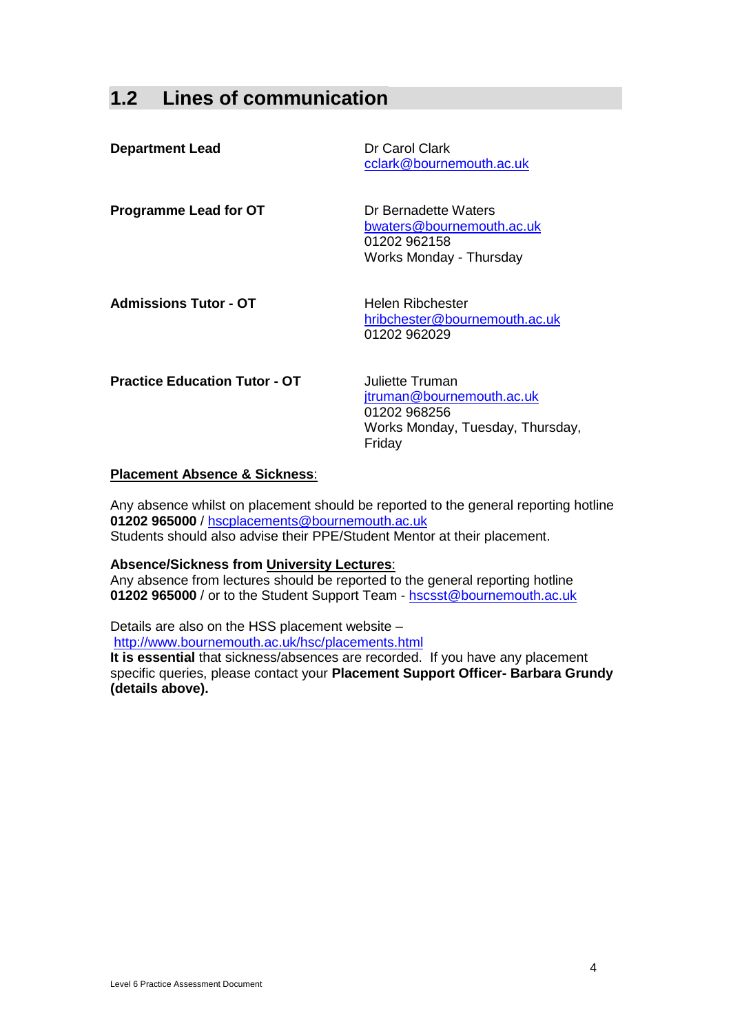## 1.2 Lines of communication

**Department Lead**

Dr Carol Clark
cclark@bournemouth.ac.uk

**Programme Lead for OT**

Dr Bernadette Waters
bwaters@bournemouth.ac.uk
01202 962158
Works Monday - Thursday

**Admissions Tutor - OT**

Helen Ribchester
hribchester@bournemouth.ac.uk
01202 962029

**Practice Education Tutor - OT**

Juliette Truman
jtruman@bournemouth.ac.uk
01202 968256
Works Monday, Tuesday, Thursday, Friday

**Placement Absence & Sickness**:

Any absence whilst on placement should be reported to the general reporting hotline **01202 965000** / hscplacements@bournemouth.ac.uk
Students should also advise their PPE/Student Mentor at their placement.

**Absence/Sickness from University Lectures**:
Any absence from lectures should be reported to the general reporting hotline **01202 965000** / or to the Student Support Team - hscsst@bournemouth.ac.uk

Details are also on the HSS placement website –
http://www.bournemouth.ac.uk/hsc/placements.html
**It is essential** that sickness/absences are recorded. If you have any placement specific queries, please contact your **Placement Support Officer- Barbara Grundy (details above).**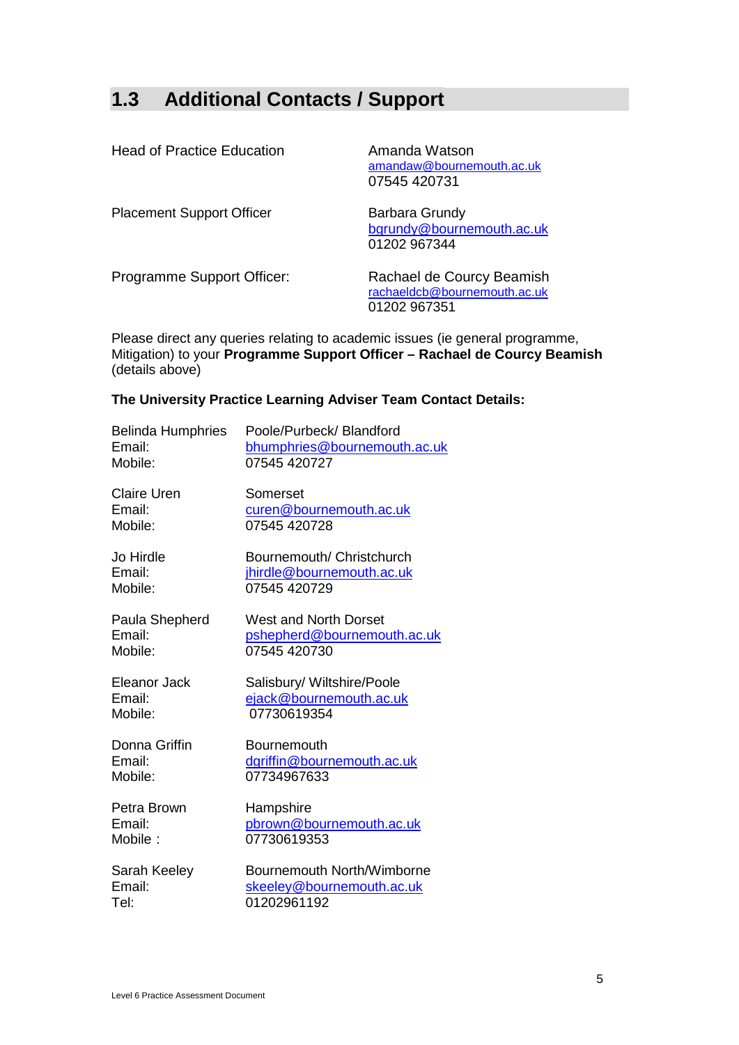## 1.3 Additional Contacts / Support

| | |
|---|---|
| Head of Practice Education | Amanda Watson<br>amandaw@bournemouth.ac.uk<br>07545 420731 |
| Placement Support Officer | Barbara Grundy<br>bgrundy@bournemouth.ac.uk<br>01202 967344 |
| Programme Support Officer: | Rachael de Courcy Beamish<br>rachaeldcb@bournemouth.ac.uk<br>01202 967351 |

Please direct any queries relating to academic issues (ie general programme, Mitigation) to your **Programme Support Officer – Rachael de Courcy Beamish** (details above)

**The University Practice Learning Adviser Team Contact Details:**

Belinda Humphries — Poole/Purbeck/ Blandford
Email: bhumphries@bournemouth.ac.uk
Mobile: 07545 420727

Claire Uren — Somerset
Email: curen@bournemouth.ac.uk
Mobile: 07545 420728

Jo Hirdle — Bournemouth/ Christchurch
Email: jhirdle@bournemouth.ac.uk
Mobile: 07545 420729

Paula Shepherd — West and North Dorset
Email: pshepherd@bournemouth.ac.uk
Mobile: 07545 420730

Eleanor Jack — Salisbury/ Wiltshire/Poole
Email: ejack@bournemouth.ac.uk
Mobile: 07730619354

Donna Griffin — Bournemouth
Email: dgriffin@bournemouth.ac.uk
Mobile: 07734967633

Petra Brown — Hampshire
Email: pbrown@bournemouth.ac.uk
Mobile : 07730619353

Sarah Keeley — Bournemouth North/Wimborne
Email: skeeley@bournemouth.ac.uk
Tel: 01202961192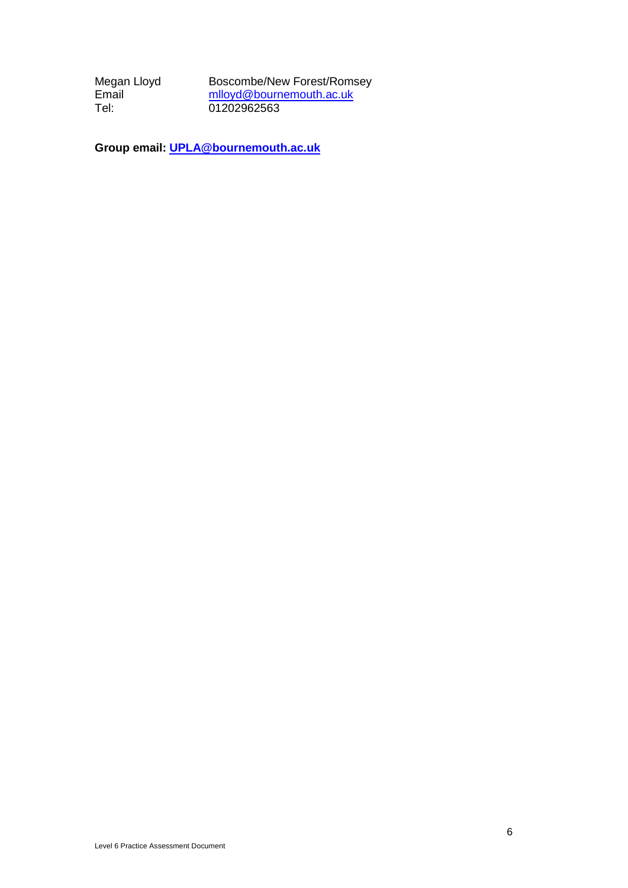Megan Lloyd Boscombe/New Forest/Romsey
Email mlloyd@bournemouth.ac.uk
Tel: 01202962563

**Group email: UPLA@bournemouth.ac.uk**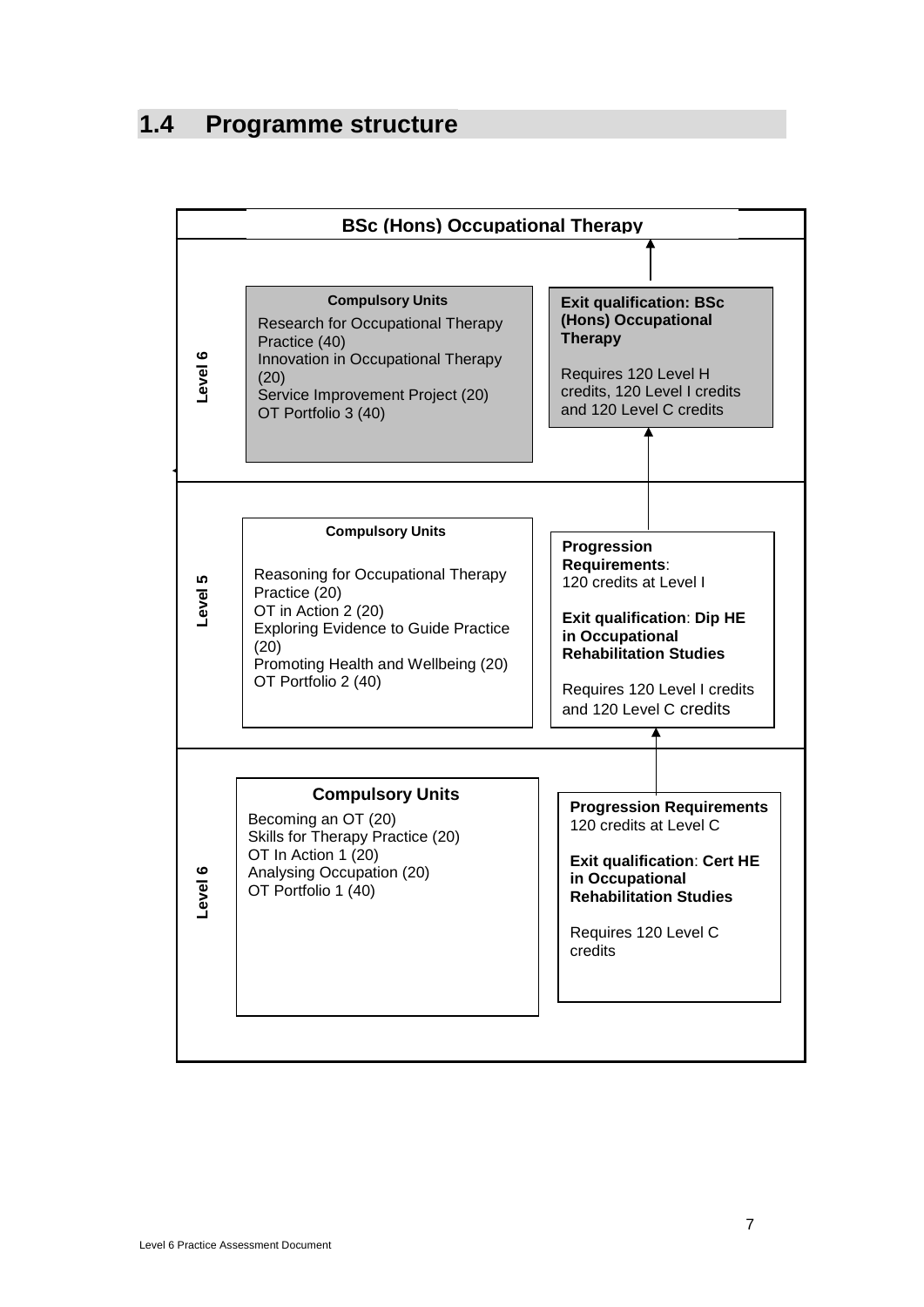## 1.4 Programme structure

**BSc (Hons) Occupational Therapy**

| Level | Compulsory Units | Requirements / Exit qualification |
|---|---|---|
| Level 6 | **Compulsory Units**<br>Research for Occupational Therapy Practice (40)<br>Innovation in Occupational Therapy (20)<br>Service Improvement Project (20)<br>OT Portfolio 3 (40) | **Exit qualification: BSc (Hons) Occupational Therapy**<br><br>Requires 120 Level H credits, 120 Level I credits and 120 Level C credits |
| Level 5 | **Compulsory Units**<br>Reasoning for Occupational Therapy Practice (20)<br>OT in Action 2 (20)<br>Exploring Evidence to Guide Practice (20)<br>Promoting Health and Wellbeing (20)<br>OT Portfolio 2 (40) | **Progression Requirements**: 120 credits at Level I<br><br>**Exit qualification**: **Dip HE in Occupational Rehabilitation Studies**<br><br>Requires 120 Level I credits and 120 Level C credits |
| Level 6 | **Compulsory Units**<br>Becoming an OT (20)<br>Skills for Therapy Practice (20)<br>OT In Action 1 (20)<br>Analysing Occupation (20)<br>OT Portfolio 1 (40) | **Progression Requirements** 120 credits at Level C<br><br>**Exit qualification**: **Cert HE in Occupational Rehabilitation Studies**<br><br>Requires 120 Level C credits |

Level 6 Practice Assessment Document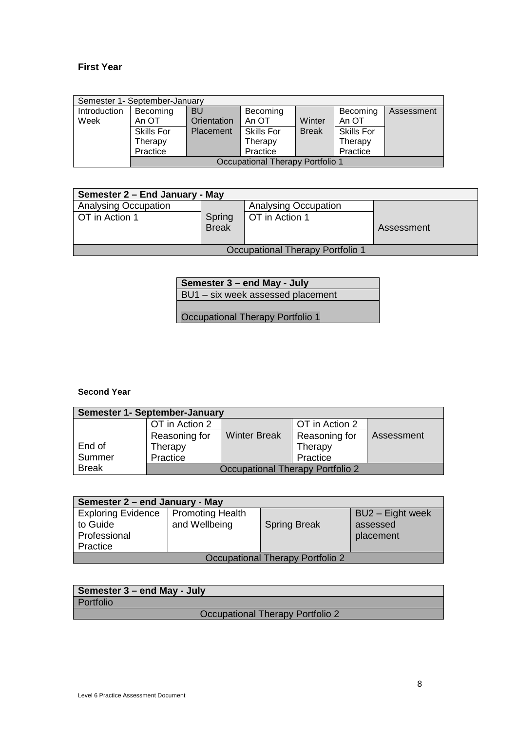**First Year**

| Semester 1- September-January | | | | | | |
|---|---|---|---|---|---|---|
| Introduction Week | Becoming An OT | BU Orientation Placement | Becoming An OT | Winter Break | Becoming An OT | Assessment |
| | Skills For Therapy Practice | | Skills For Therapy Practice | | Skills For Therapy Practice | |
| | Occupational Therapy Portfolio 1 | | | | | |

| Semester 2 – End January - May | | | |
|---|---|---|---|
| Analysing Occupation | Spring Break | Analysing Occupation | Assessment |
| OT in Action 1 | | OT in Action 1 | |
| Occupational Therapy Portfolio 1 | | | |

| Semester 3 – end May - July |
|---|
| BU1 – six week assessed placement |
| Occupational Therapy Portfolio 1 |

**Second Year**

| Semester 1- September-January | | | | |
|---|---|---|---|---|
| End of Summer Break | OT in Action 2 | Winter Break | OT in Action 2 | Assessment |
| | Reasoning for Therapy Practice | | Reasoning for Therapy Practice | |
| | Occupational Therapy Portfolio 2 | | | |

| Semester 2 – end January - May | | | |
|---|---|---|---|
| Exploring Evidence to Guide Professional Practice | Promoting Health and Wellbeing | Spring Break | BU2 – Eight week assessed placement |
| Occupational Therapy Portfolio 2 | | | |

| Semester 3 – end May - July |
|---|
| Portfolio |
| Occupational Therapy Portfolio 2 |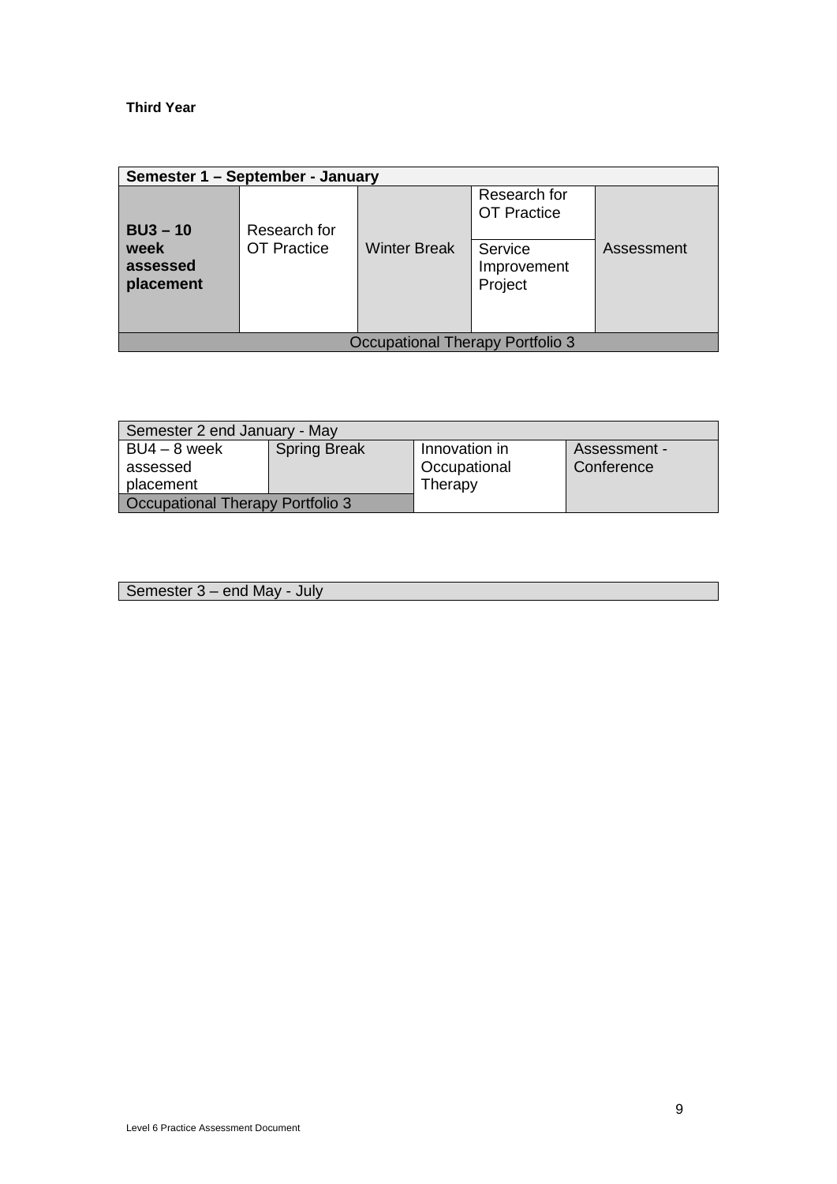**Third Year**

| Semester 1 – September - January | | | | |
|---|---|---|---|---|
| **BU3 – 10 week assessed placement** | Research for OT Practice | Winter Break | Research for OT Practice | Assessment |
| | | | Service Improvement Project | |
| Occupational Therapy Portfolio 3 | | | | |

| Semester 2 end January - May | | | |
|---|---|---|---|
| BU4 – 8 week assessed placement | Spring Break | Innovation in Occupational Therapy | Assessment - Conference |
| Occupational Therapy Portfolio 3 | | | |

| Semester 3 – end May - July |
|---|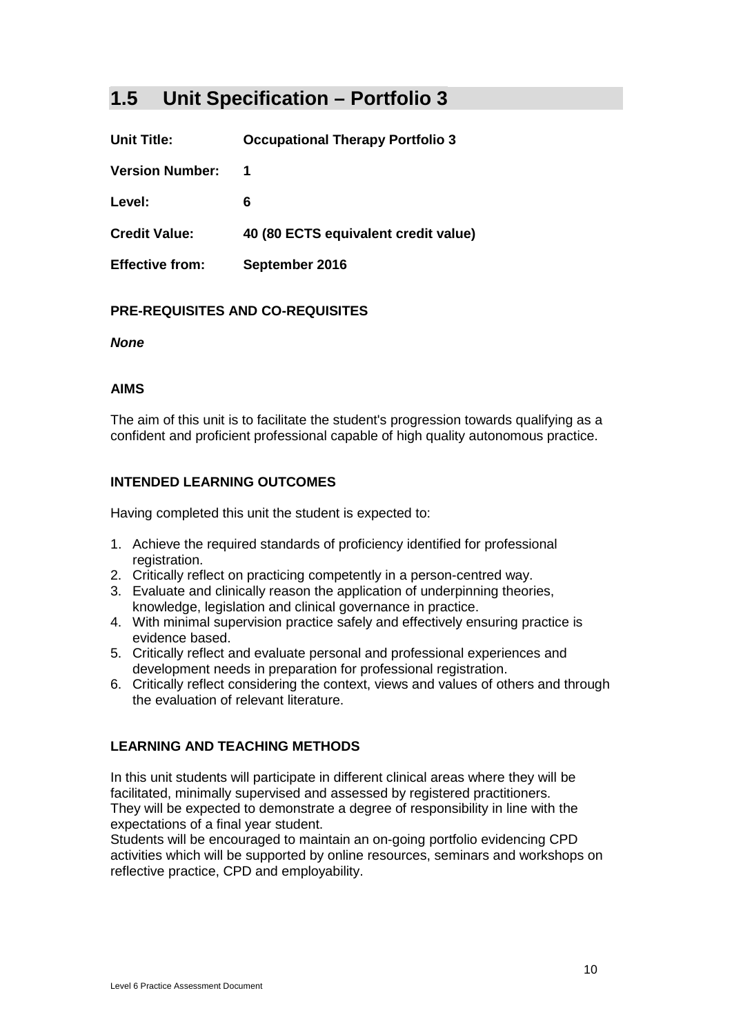## 1.5 Unit Specification – Portfolio 3

**Unit Title:** **Occupational Therapy Portfolio 3**

**Version Number:** **1**

**Level:** **6**

**Credit Value:** **40 (80 ECTS equivalent credit value)**

**Effective from:** **September 2016**

### PRE-REQUISITES AND CO-REQUISITES

***None***

### AIMS

The aim of this unit is to facilitate the student's progression towards qualifying as a confident and proficient professional capable of high quality autonomous practice.

### INTENDED LEARNING OUTCOMES

Having completed this unit the student is expected to:

1. Achieve the required standards of proficiency identified for professional registration.
2. Critically reflect on practicing competently in a person-centred way.
3. Evaluate and clinically reason the application of underpinning theories, knowledge, legislation and clinical governance in practice.
4. With minimal supervision practice safely and effectively ensuring practice is evidence based.
5. Critically reflect and evaluate personal and professional experiences and development needs in preparation for professional registration.
6. Critically reflect considering the context, views and values of others and through the evaluation of relevant literature.

### LEARNING AND TEACHING METHODS

In this unit students will participate in different clinical areas where they will be facilitated, minimally supervised and assessed by registered practitioners. They will be expected to demonstrate a degree of responsibility in line with the expectations of a final year student.
Students will be encouraged to maintain an on-going portfolio evidencing CPD activities which will be supported by online resources, seminars and workshops on reflective practice, CPD and employability.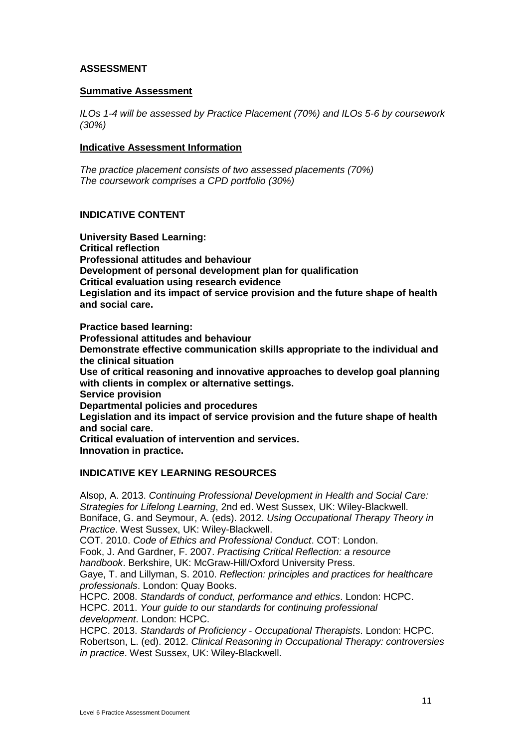## ASSESSMENT

### Summative Assessment

*ILOs 1-4 will be assessed by Practice Placement (70%) and ILOs 5-6 by coursework (30%)*

### Indicative Assessment Information

*The practice placement consists of two assessed placements (70%)*
*The coursework comprises a CPD portfolio (30%)*

## INDICATIVE CONTENT

**University Based Learning:**
**Critical reflection**
**Professional attitudes and behaviour**
**Development of personal development plan for qualification**
**Critical evaluation using research evidence**
**Legislation and its impact of service provision and the future shape of health and social care.**

**Practice based learning:**
**Professional attitudes and behaviour**
**Demonstrate effective communication skills appropriate to the individual and the clinical situation**
**Use of critical reasoning and innovative approaches to develop goal planning with clients in complex or alternative settings.**
**Service provision**
**Departmental policies and procedures**
**Legislation and its impact of service provision and the future shape of health and social care.**
**Critical evaluation of intervention and services.**
**Innovation in practice.**

## INDICATIVE KEY LEARNING RESOURCES

Alsop, A. 2013. *Continuing Professional Development in Health and Social Care: Strategies for Lifelong Learning*, 2nd ed. West Sussex, UK: Wiley-Blackwell.
Boniface, G. and Seymour, A. (eds). 2012. *Using Occupational Therapy Theory in Practice*. West Sussex, UK: Wiley-Blackwell.
COT. 2010. *Code of Ethics and Professional Conduct*. COT: London.
Fook, J. And Gardner, F. 2007. *Practising Critical Reflection: a resource handbook*. Berkshire, UK: McGraw-Hill/Oxford University Press.
Gaye, T. and Lillyman, S. 2010. *Reflection: principles and practices for healthcare professionals*. London: Quay Books.
HCPC. 2008. *Standards of conduct, performance and ethics*. London: HCPC.
HCPC. 2011. *Your guide to our standards for continuing professional development*. London: HCPC.
HCPC. 2013. *Standards of Proficiency - Occupational Therapists*. London: HCPC.
Robertson, L. (ed). 2012. *Clinical Reasoning in Occupational Therapy: controversies in practice*. West Sussex, UK: Wiley-Blackwell.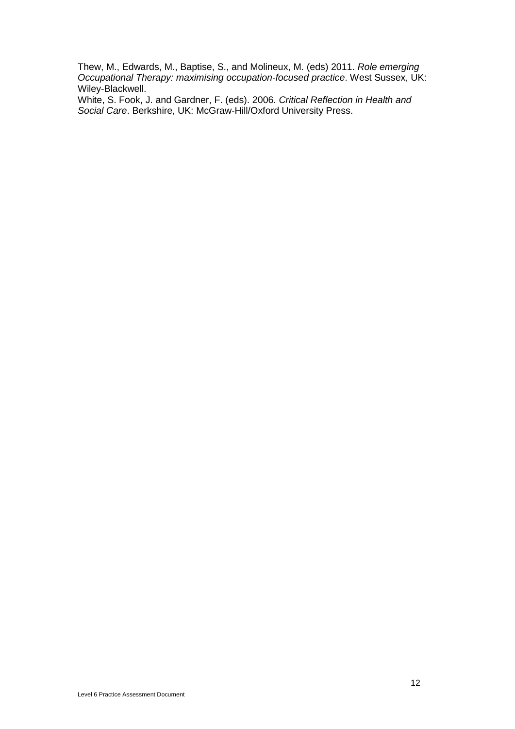Thew, M., Edwards, M., Baptise, S., and Molineux, M. (eds) 2011. *Role emerging Occupational Therapy: maximising occupation-focused practice*. West Sussex, UK: Wiley-Blackwell.

White, S. Fook, J. and Gardner, F. (eds). 2006. *Critical Reflection in Health and Social Care*. Berkshire, UK: McGraw-Hill/Oxford University Press.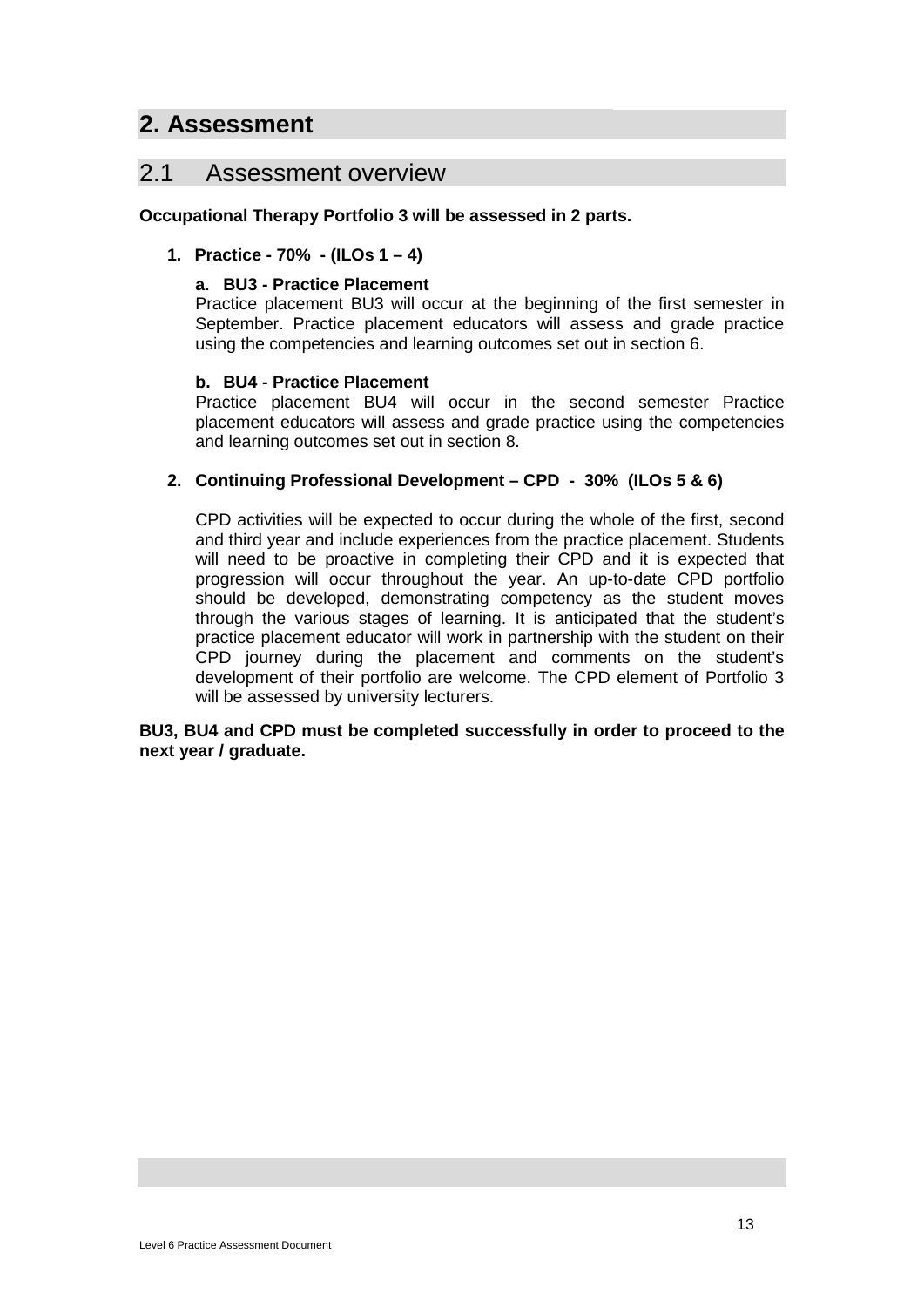# 2. Assessment

## 2.1 Assessment overview

**Occupational Therapy Portfolio 3 will be assessed in 2 parts.**

1. **Practice - 70% - (ILOs 1 – 4)**

   a. **BU3 - Practice Placement**
   Practice placement BU3 will occur at the beginning of the first semester in September. Practice placement educators will assess and grade practice using the competencies and learning outcomes set out in section 6.

   b. **BU4 - Practice Placement**
   Practice placement BU4 will occur in the second semester Practice placement educators will assess and grade practice using the competencies and learning outcomes set out in section 8.

2. **Continuing Professional Development – CPD - 30% (ILOs 5 & 6)**

   CPD activities will be expected to occur during the whole of the first, second and third year and include experiences from the practice placement. Students will need to be proactive in completing their CPD and it is expected that progression will occur throughout the year. An up-to-date CPD portfolio should be developed, demonstrating competency as the student moves through the various stages of learning. It is anticipated that the student's practice placement educator will work in partnership with the student on their CPD journey during the placement and comments on the student's development of their portfolio are welcome. The CPD element of Portfolio 3 will be assessed by university lecturers.

**BU3, BU4 and CPD must be completed successfully in order to proceed to the next year / graduate.**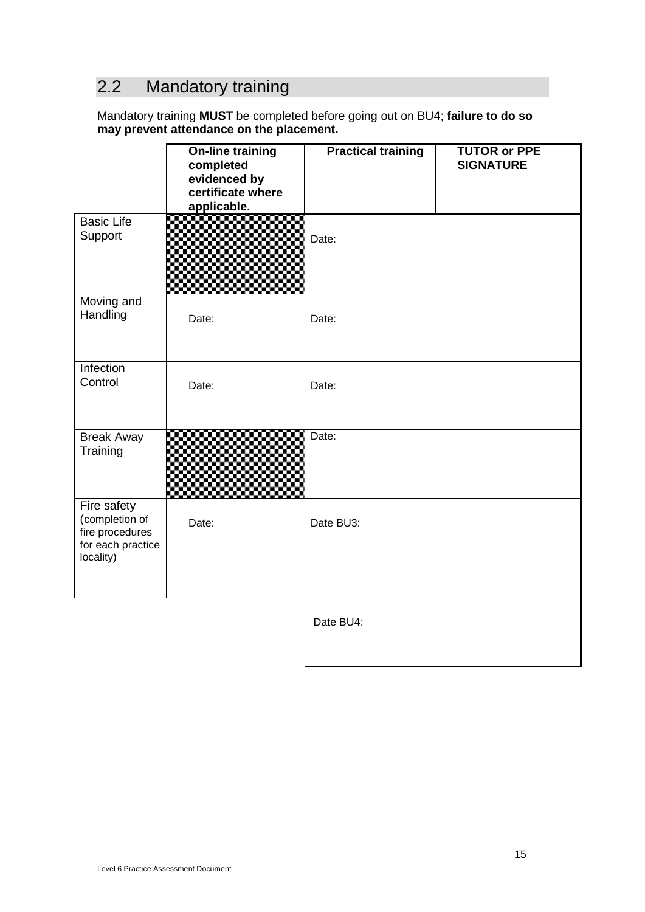## 2.2 Mandatory training

Mandatory training **MUST** be completed before going out on BU4; **failure to do so may prevent attendance on the placement.**

| | On-line training completed evidenced by certificate where applicable. | Practical training | TUTOR or PPE SIGNATURE |
|---|---|---|---|
| Basic Life Support | | Date: | |
| Moving and Handling | Date: | Date: | |
| Infection Control | Date: | Date: | |
| Break Away Training | | Date: | |
| Fire safety (completion of fire procedures for each practice locality) | Date: | Date BU3: | |
| | | Date BU4: | |

Level 6 Practice Assessment Document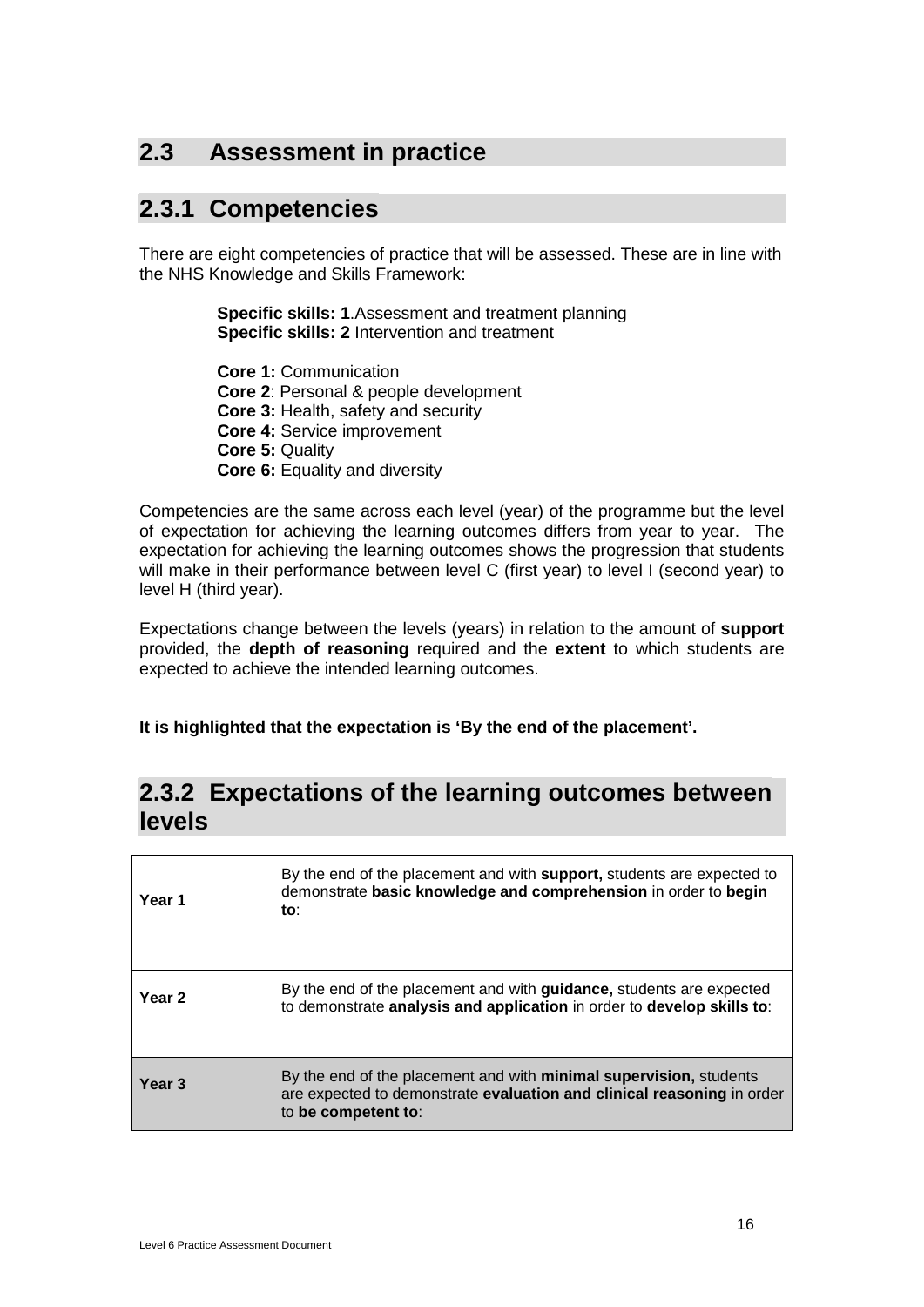## 2.3 Assessment in practice

### 2.3.1 Competencies

There are eight competencies of practice that will be assessed. These are in line with the NHS Knowledge and Skills Framework:

**Specific skills: 1**.Assessment and treatment planning
**Specific skills: 2** Intervention and treatment

**Core 1:** Communication
**Core 2**: Personal & people development
**Core 3:** Health, safety and security
**Core 4:** Service improvement
**Core 5:** Quality
**Core 6:** Equality and diversity

Competencies are the same across each level (year) of the programme but the level of expectation for achieving the learning outcomes differs from year to year. The expectation for achieving the learning outcomes shows the progression that students will make in their performance between level C (first year) to level I (second year) to level H (third year).

Expectations change between the levels (years) in relation to the amount of **support** provided, the **depth of reasoning** required and the **extent** to which students are expected to achieve the intended learning outcomes.

**It is highlighted that the expectation is 'By the end of the placement'.**

### 2.3.2 Expectations of the learning outcomes between levels

| | |
|---|---|
| **Year 1** | By the end of the placement and with **support,** students are expected to demonstrate **basic knowledge and comprehension** in order to **begin to**: |
| **Year 2** | By the end of the placement and with **guidance,** students are expected to demonstrate **analysis and application** in order to **develop skills to**: |
| **Year 3** | By the end of the placement and with **minimal supervision,** students are expected to demonstrate **evaluation and clinical reasoning** in order to **be competent to**: |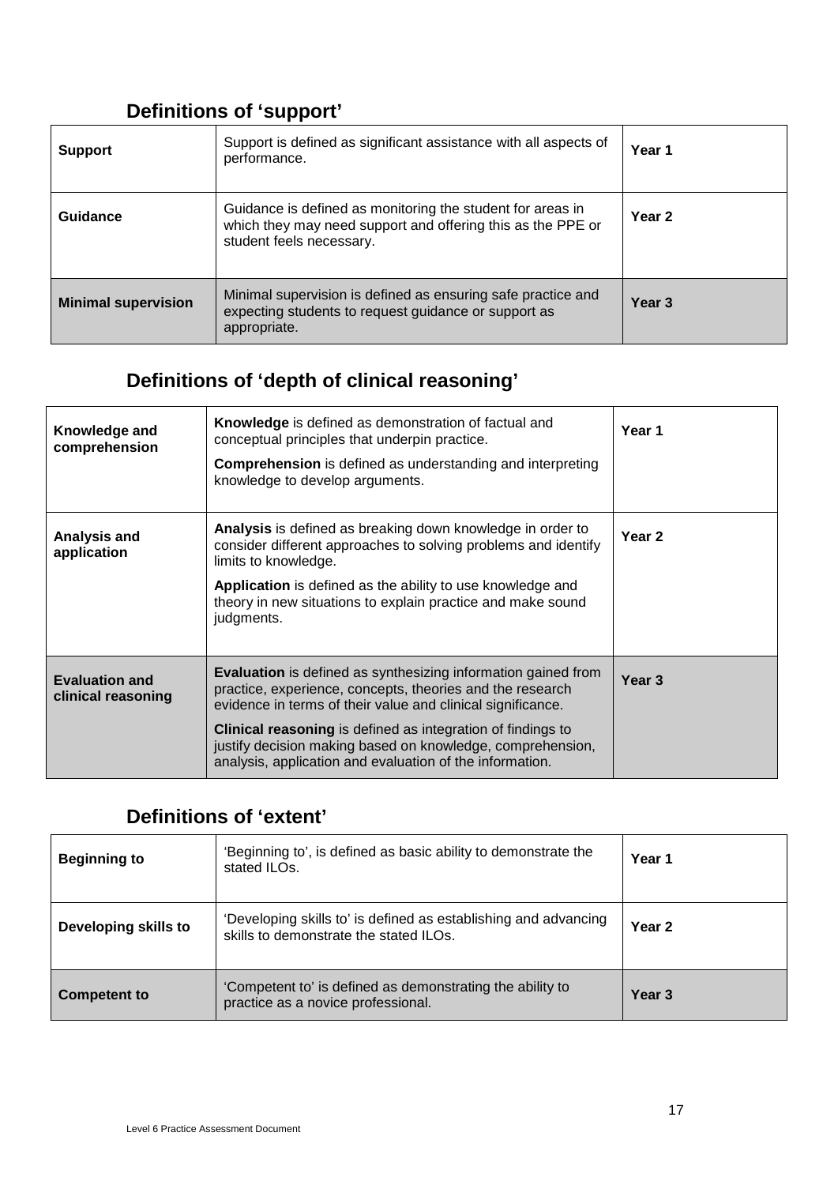## Definitions of 'support'

| | | |
|---|---|---|
| **Support** | Support is defined as significant assistance with all aspects of performance. | **Year 1** |
| **Guidance** | Guidance is defined as monitoring the student for areas in which they may need support and offering this as the PPE or student feels necessary. | **Year 2** |
| **Minimal supervision** | Minimal supervision is defined as ensuring safe practice and expecting students to request guidance or support as appropriate. | **Year 3** |

## Definitions of 'depth of clinical reasoning'

| | | |
|---|---|---|
| **Knowledge and comprehension** | **Knowledge** is defined as demonstration of factual and conceptual principles that underpin practice. **Comprehension** is defined as understanding and interpreting knowledge to develop arguments. | **Year 1** |
| **Analysis and application** | **Analysis** is defined as breaking down knowledge in order to consider different approaches to solving problems and identify limits to knowledge. **Application** is defined as the ability to use knowledge and theory in new situations to explain practice and make sound judgments. | **Year 2** |
| **Evaluation and clinical reasoning** | **Evaluation** is defined as synthesizing information gained from practice, experience, concepts, theories and the research evidence in terms of their value and clinical significance. **Clinical reasoning** is defined as integration of findings to justify decision making based on knowledge, comprehension, analysis, application and evaluation of the information. | **Year 3** |

## Definitions of 'extent'

| | | |
|---|---|---|
| **Beginning to** | 'Beginning to', is defined as basic ability to demonstrate the stated ILOs. | **Year 1** |
| **Developing skills to** | 'Developing skills to' is defined as establishing and advancing skills to demonstrate the stated ILOs. | **Year 2** |
| **Competent to** | 'Competent to' is defined as demonstrating the ability to practice as a novice professional. | **Year 3** |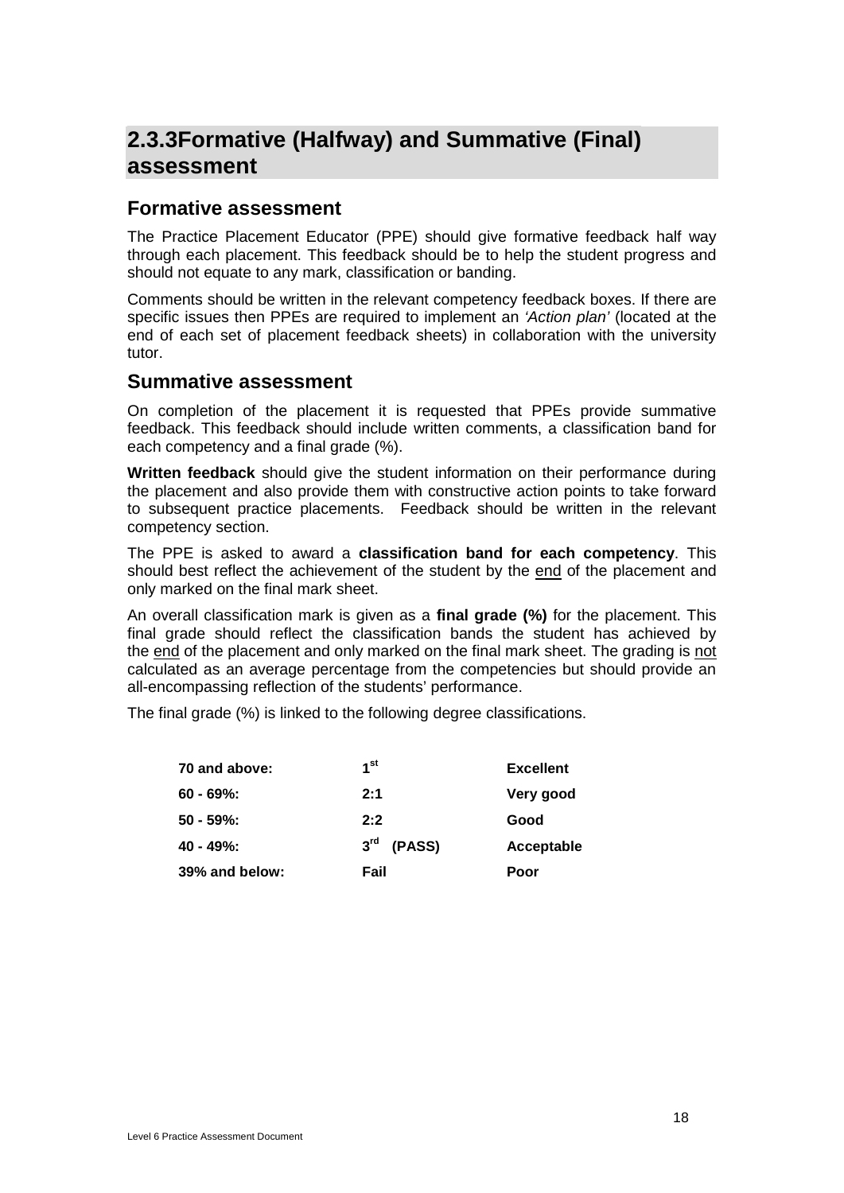## 2.3.3Formative (Halfway) and Summative (Final) assessment

### Formative assessment

The Practice Placement Educator (PPE) should give formative feedback half way through each placement. This feedback should be to help the student progress and should not equate to any mark, classification or banding.

Comments should be written in the relevant competency feedback boxes. If there are specific issues then PPEs are required to implement an *'Action plan'* (located at the end of each set of placement feedback sheets) in collaboration with the university tutor.

### Summative assessment

On completion of the placement it is requested that PPEs provide summative feedback. This feedback should include written comments, a classification band for each competency and a final grade (%).

**Written feedback** should give the student information on their performance during the placement and also provide them with constructive action points to take forward to subsequent practice placements. Feedback should be written in the relevant competency section.

The PPE is asked to award a **classification band for each competency**. This should best reflect the achievement of the student by the <u>end</u> of the placement and only marked on the final mark sheet.

An overall classification mark is given as a **final grade (%)** for the placement. This final grade should reflect the classification bands the student has achieved by the <u>end</u> of the placement and only marked on the final mark sheet. The grading is <u>not</u> calculated as an average percentage from the competencies but should provide an all-encompassing reflection of the students' performance.

The final grade (%) is linked to the following degree classifications.

| | | |
|---|---|---|
| **70 and above:** | **1st** | **Excellent** |
| **60 - 69%:** | **2:1** | **Very good** |
| **50 - 59%:** | **2:2** | **Good** |
| **40 - 49%:** | **3rd (PASS)** | **Acceptable** |
| **39% and below:** | **Fail** | **Poor** |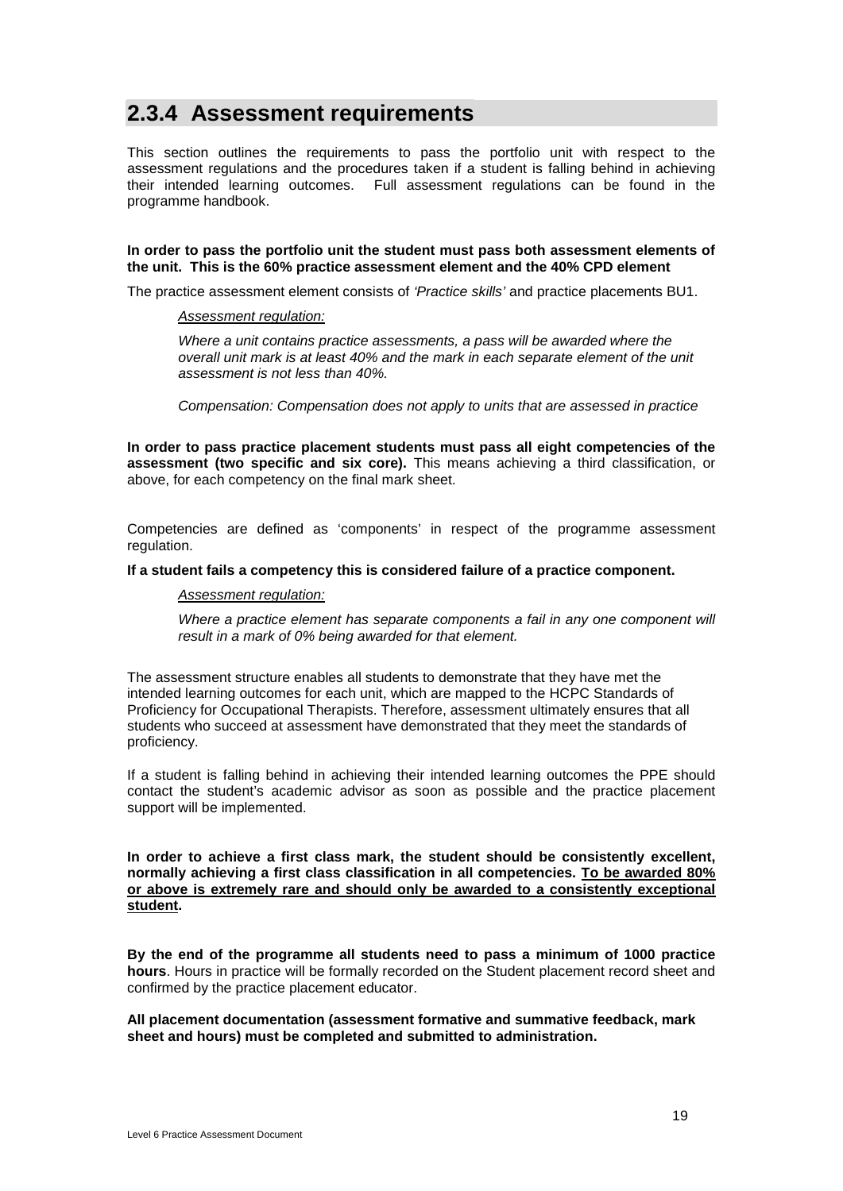## 2.3.4 Assessment requirements

This section outlines the requirements to pass the portfolio unit with respect to the assessment regulations and the procedures taken if a student is falling behind in achieving their intended learning outcomes. Full assessment regulations can be found in the programme handbook.

**In order to pass the portfolio unit the student must pass both assessment elements of the unit. This is the 60% practice assessment element and the 40% CPD element**

The practice assessment element consists of *'Practice skills'* and practice placements BU1.

> *Assessment regulation:*
>
> *Where a unit contains practice assessments, a pass will be awarded where the overall unit mark is at least 40% and the mark in each separate element of the unit assessment is not less than 40%.*
>
> *Compensation: Compensation does not apply to units that are assessed in practice*

**In order to pass practice placement students must pass all eight competencies of the assessment (two specific and six core).** This means achieving a third classification, or above, for each competency on the final mark sheet.

Competencies are defined as 'components' in respect of the programme assessment regulation.

**If a student fails a competency this is considered failure of a practice component.**

> *Assessment regulation:*
>
> *Where a practice element has separate components a fail in any one component will result in a mark of 0% being awarded for that element.*

The assessment structure enables all students to demonstrate that they have met the intended learning outcomes for each unit, which are mapped to the HCPC Standards of Proficiency for Occupational Therapists. Therefore, assessment ultimately ensures that all students who succeed at assessment have demonstrated that they meet the standards of proficiency.

If a student is falling behind in achieving their intended learning outcomes the PPE should contact the student's academic advisor as soon as possible and the practice placement support will be implemented.

**In order to achieve a first class mark, the student should be consistently excellent, normally achieving a first class classification in all competencies. <u>To be awarded 80% or above is extremely rare and should only be awarded to a consistently exceptional student</u>.**

**By the end of the programme all students need to pass a minimum of 1000 practice hours**. Hours in practice will be formally recorded on the Student placement record sheet and confirmed by the practice placement educator.

**All placement documentation (assessment formative and summative feedback, mark sheet and hours) must be completed and submitted to administration.**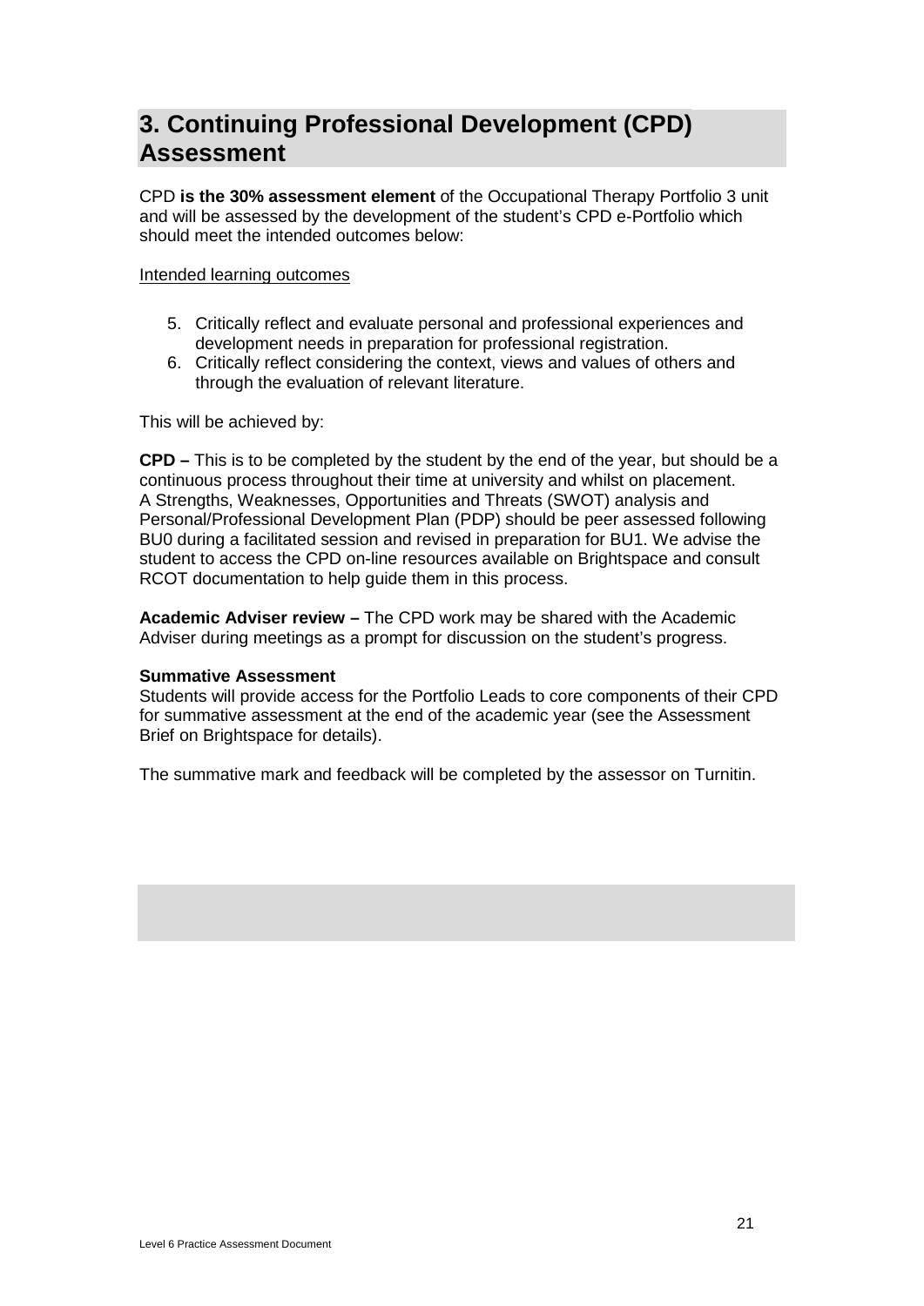# 3. Continuing Professional Development (CPD) Assessment

CPD **is the 30% assessment element** of the Occupational Therapy Portfolio 3 unit and will be assessed by the development of the student's CPD e-Portfolio which should meet the intended outcomes below:

Intended learning outcomes

5. Critically reflect and evaluate personal and professional experiences and development needs in preparation for professional registration.
6. Critically reflect considering the context, views and values of others and through the evaluation of relevant literature.

This will be achieved by:

**CPD –** This is to be completed by the student by the end of the year, but should be a continuous process throughout their time at university and whilst on placement. A Strengths, Weaknesses, Opportunities and Threats (SWOT) analysis and Personal/Professional Development Plan (PDP) should be peer assessed following BU0 during a facilitated session and revised in preparation for BU1. We advise the student to access the CPD on-line resources available on Brightspace and consult RCOT documentation to help guide them in this process.

**Academic Adviser review –** The CPD work may be shared with the Academic Adviser during meetings as a prompt for discussion on the student's progress.

**Summative Assessment**

Students will provide access for the Portfolio Leads to core components of their CPD for summative assessment at the end of the academic year (see the Assessment Brief on Brightspace for details).

The summative mark and feedback will be completed by the assessor on Turnitin.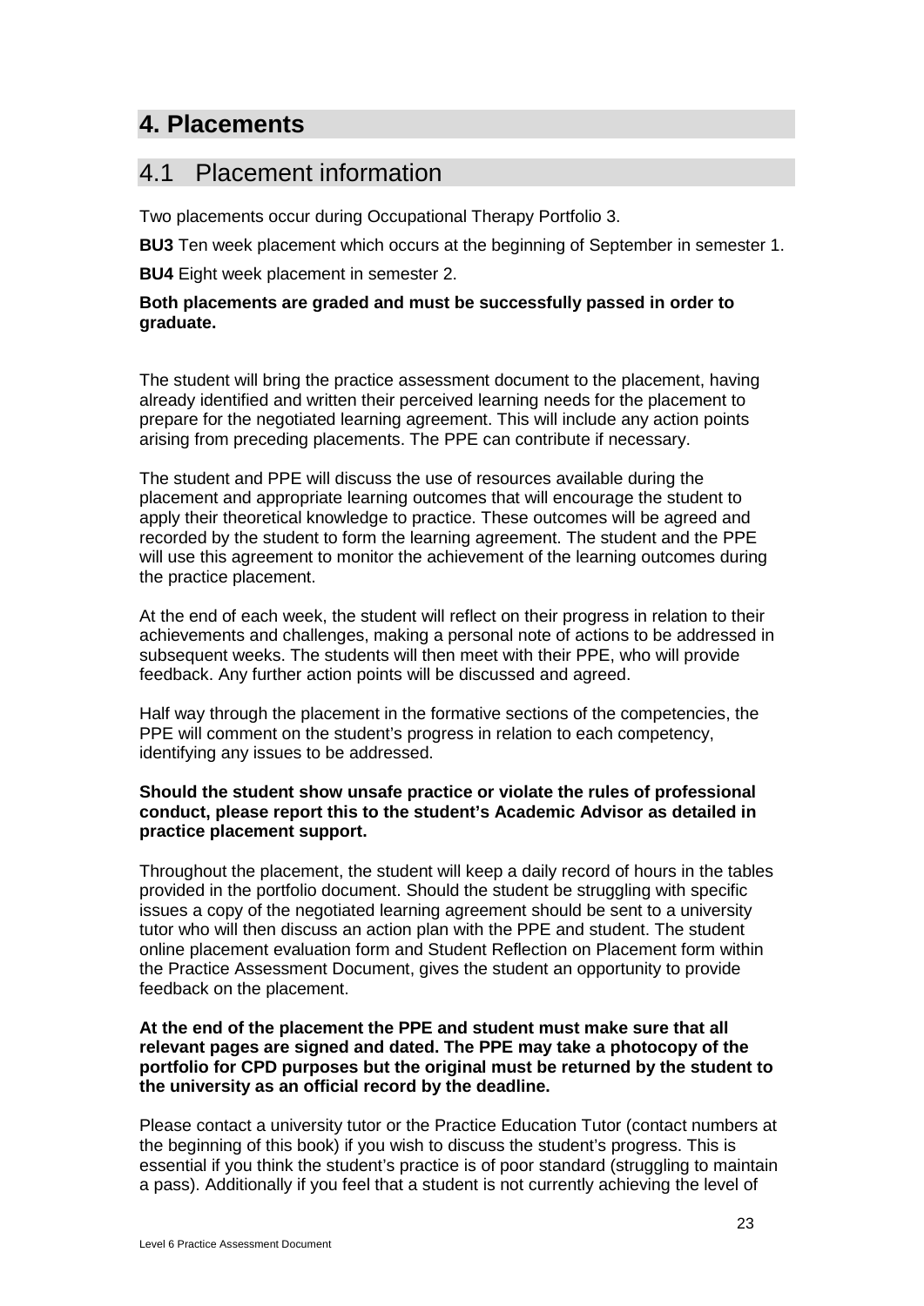# 4. Placements

## 4.1 Placement information

Two placements occur during Occupational Therapy Portfolio 3.

**BU3** Ten week placement which occurs at the beginning of September in semester 1.

**BU4** Eight week placement in semester 2.

**Both placements are graded and must be successfully passed in order to graduate.**

The student will bring the practice assessment document to the placement, having already identified and written their perceived learning needs for the placement to prepare for the negotiated learning agreement. This will include any action points arising from preceding placements. The PPE can contribute if necessary.

The student and PPE will discuss the use of resources available during the placement and appropriate learning outcomes that will encourage the student to apply their theoretical knowledge to practice. These outcomes will be agreed and recorded by the student to form the learning agreement. The student and the PPE will use this agreement to monitor the achievement of the learning outcomes during the practice placement.

At the end of each week, the student will reflect on their progress in relation to their achievements and challenges, making a personal note of actions to be addressed in subsequent weeks. The students will then meet with their PPE, who will provide feedback. Any further action points will be discussed and agreed.

Half way through the placement in the formative sections of the competencies, the PPE will comment on the student's progress in relation to each competency, identifying any issues to be addressed.

**Should the student show unsafe practice or violate the rules of professional conduct, please report this to the student's Academic Advisor as detailed in practice placement support.**

Throughout the placement, the student will keep a daily record of hours in the tables provided in the portfolio document. Should the student be struggling with specific issues a copy of the negotiated learning agreement should be sent to a university tutor who will then discuss an action plan with the PPE and student. The student online placement evaluation form and Student Reflection on Placement form within the Practice Assessment Document, gives the student an opportunity to provide feedback on the placement.

**At the end of the placement the PPE and student must make sure that all relevant pages are signed and dated. The PPE may take a photocopy of the portfolio for CPD purposes but the original must be returned by the student to the university as an official record by the deadline.**

Please contact a university tutor or the Practice Education Tutor (contact numbers at the beginning of this book) if you wish to discuss the student's progress. This is essential if you think the student's practice is of poor standard (struggling to maintain a pass). Additionally if you feel that a student is not currently achieving the level of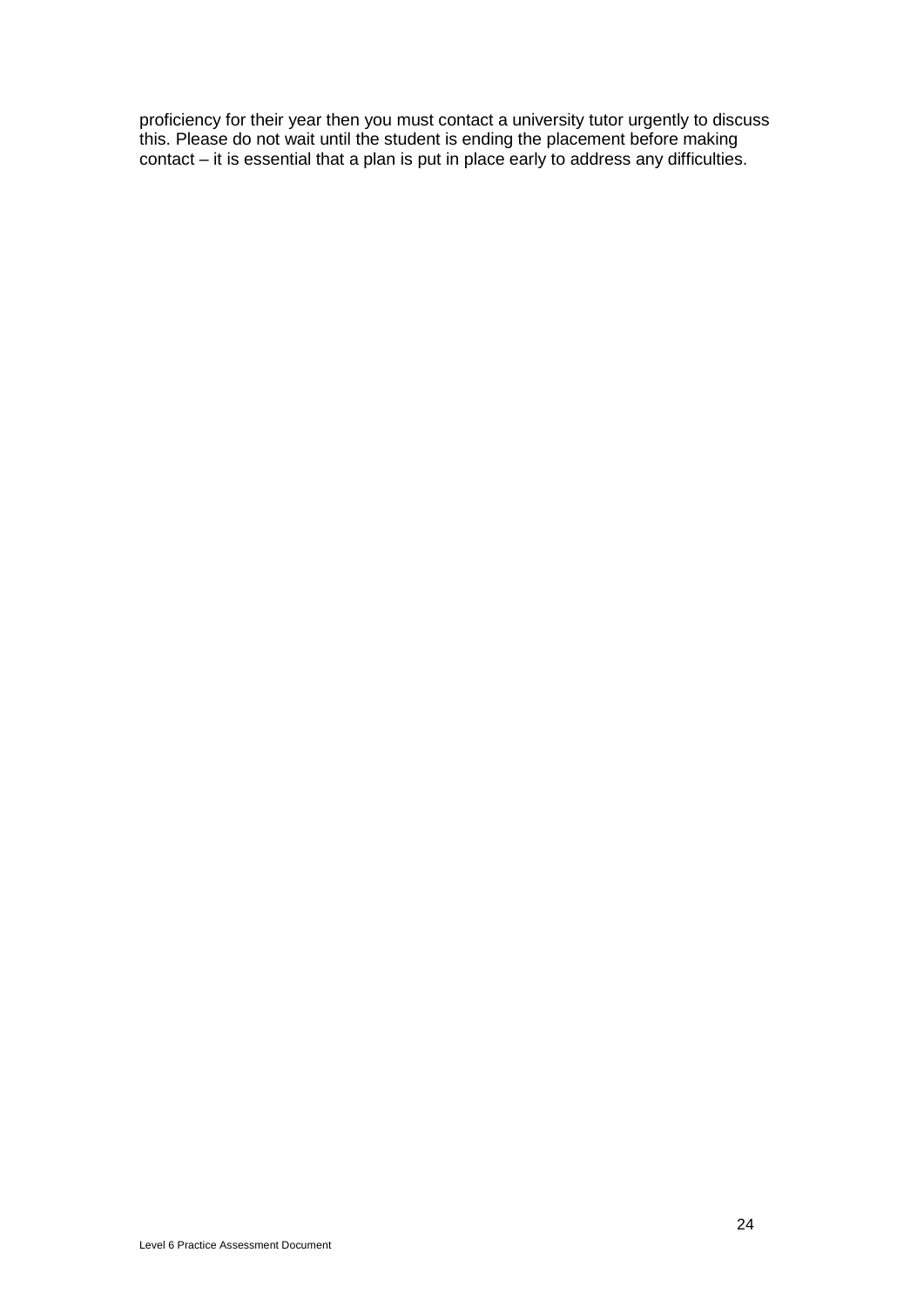proficiency for their year then you must contact a university tutor urgently to discuss this. Please do not wait until the student is ending the placement before making contact – it is essential that a plan is put in place early to address any difficulties.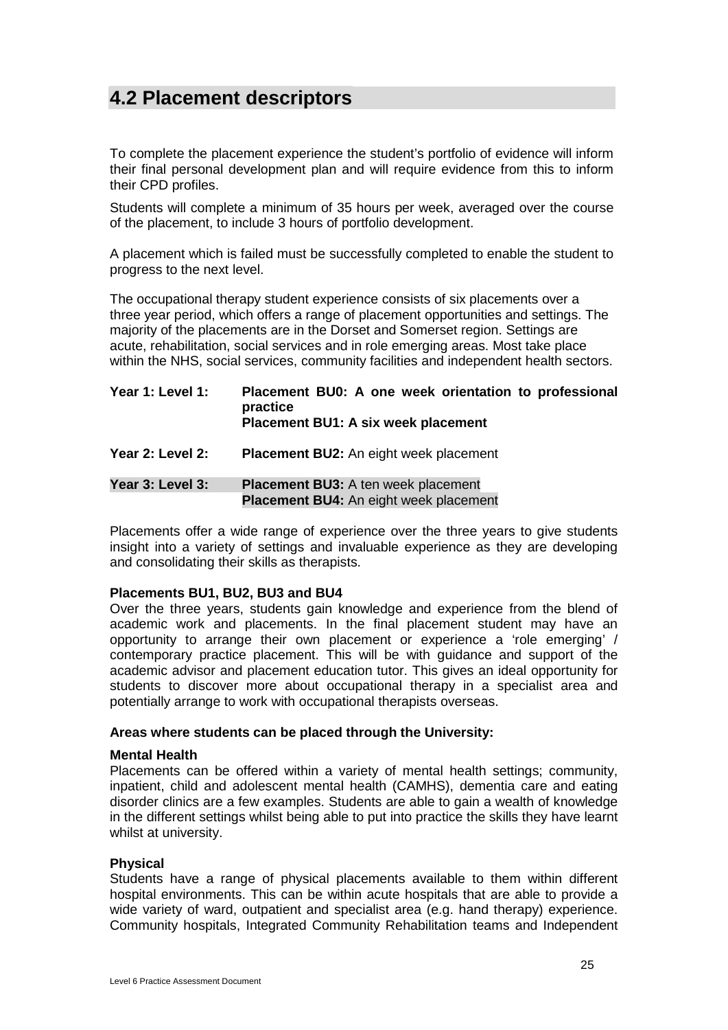## 4.2 Placement descriptors

To complete the placement experience the student's portfolio of evidence will inform their final personal development plan and will require evidence from this to inform their CPD profiles.

Students will complete a minimum of 35 hours per week, averaged over the course of the placement, to include 3 hours of portfolio development.

A placement which is failed must be successfully completed to enable the student to progress to the next level.

The occupational therapy student experience consists of six placements over a three year period, which offers a range of placement opportunities and settings. The majority of the placements are in the Dorset and Somerset region. Settings are acute, rehabilitation, social services and in role emerging areas. Most take place within the NHS, social services, community facilities and independent health sectors.

| | |
|---|---|
| **Year 1: Level 1:** | **Placement BU0: A one week orientation to professional practice**<br>**Placement BU1: A six week placement** |
| **Year 2: Level 2:** | **Placement BU2:** An eight week placement |
| **Year 3: Level 3:** | **Placement BU3:** A ten week placement<br>**Placement BU4:** An eight week placement |

Placements offer a wide range of experience over the three years to give students insight into a variety of settings and invaluable experience as they are developing and consolidating their skills as therapists.

**Placements BU1, BU2, BU3 and BU4**
Over the three years, students gain knowledge and experience from the blend of academic work and placements. In the final placement student may have an opportunity to arrange their own placement or experience a 'role emerging' / contemporary practice placement. This will be with guidance and support of the academic advisor and placement education tutor. This gives an ideal opportunity for students to discover more about occupational therapy in a specialist area and potentially arrange to work with occupational therapists overseas.

**Areas where students can be placed through the University:**

**Mental Health**
Placements can be offered within a variety of mental health settings; community, inpatient, child and adolescent mental health (CAMHS), dementia care and eating disorder clinics are a few examples. Students are able to gain a wealth of knowledge in the different settings whilst being able to put into practice the skills they have learnt whilst at university.

**Physical**
Students have a range of physical placements available to them within different hospital environments. This can be within acute hospitals that are able to provide a wide variety of ward, outpatient and specialist area (e.g. hand therapy) experience. Community hospitals, Integrated Community Rehabilitation teams and Independent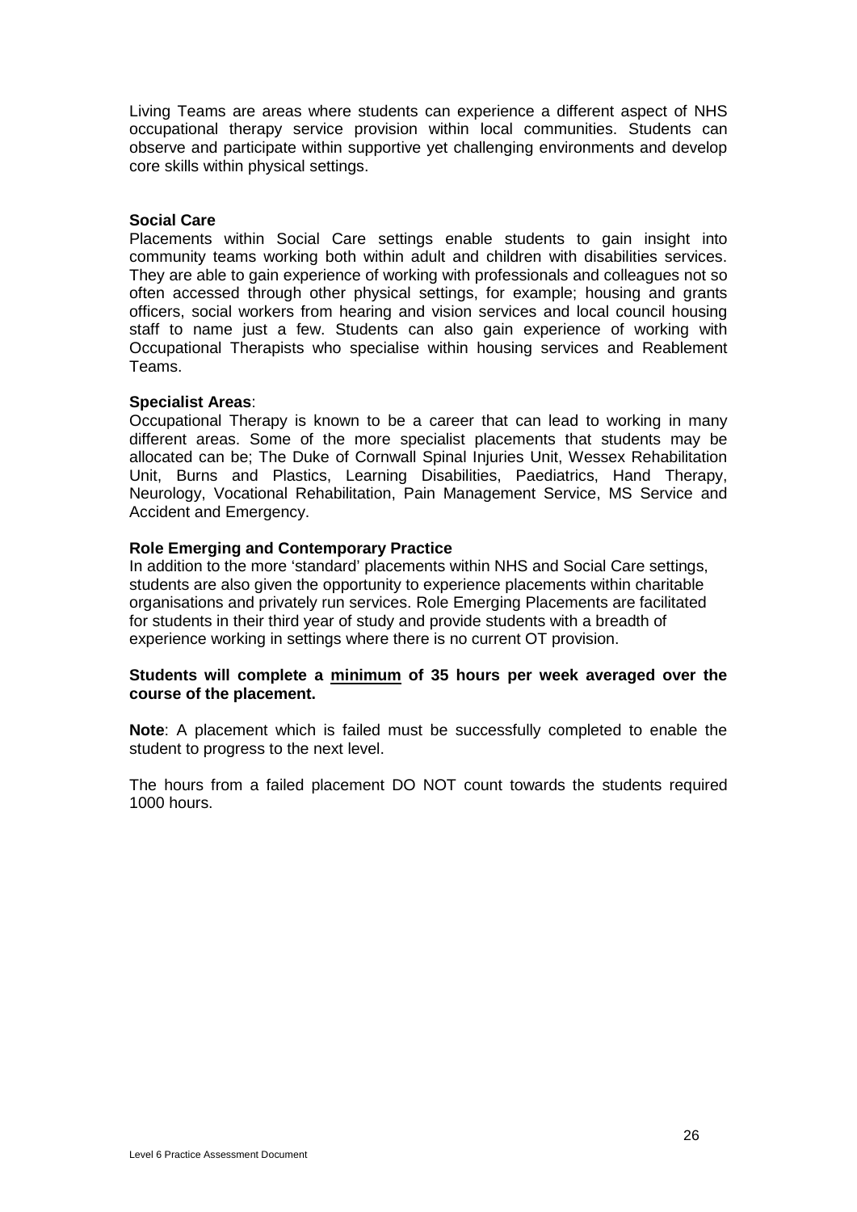Living Teams are areas where students can experience a different aspect of NHS occupational therapy service provision within local communities. Students can observe and participate within supportive yet challenging environments and develop core skills within physical settings.

**Social Care**

Placements within Social Care settings enable students to gain insight into community teams working both within adult and children with disabilities services. They are able to gain experience of working with professionals and colleagues not so often accessed through other physical settings, for example; housing and grants officers, social workers from hearing and vision services and local council housing staff to name just a few. Students can also gain experience of working with Occupational Therapists who specialise within housing services and Reablement Teams.

**Specialist Areas**:

Occupational Therapy is known to be a career that can lead to working in many different areas. Some of the more specialist placements that students may be allocated can be; The Duke of Cornwall Spinal Injuries Unit, Wessex Rehabilitation Unit, Burns and Plastics, Learning Disabilities, Paediatrics, Hand Therapy, Neurology, Vocational Rehabilitation, Pain Management Service, MS Service and Accident and Emergency.

**Role Emerging and Contemporary Practice**

In addition to the more 'standard' placements within NHS and Social Care settings, students are also given the opportunity to experience placements within charitable organisations and privately run services. Role Emerging Placements are facilitated for students in their third year of study and provide students with a breadth of experience working in settings where there is no current OT provision.

**Students will complete a <u>minimum</u> of 35 hours per week averaged over the course of the placement.**

**Note**: A placement which is failed must be successfully completed to enable the student to progress to the next level.

The hours from a failed placement DO NOT count towards the students required 1000 hours.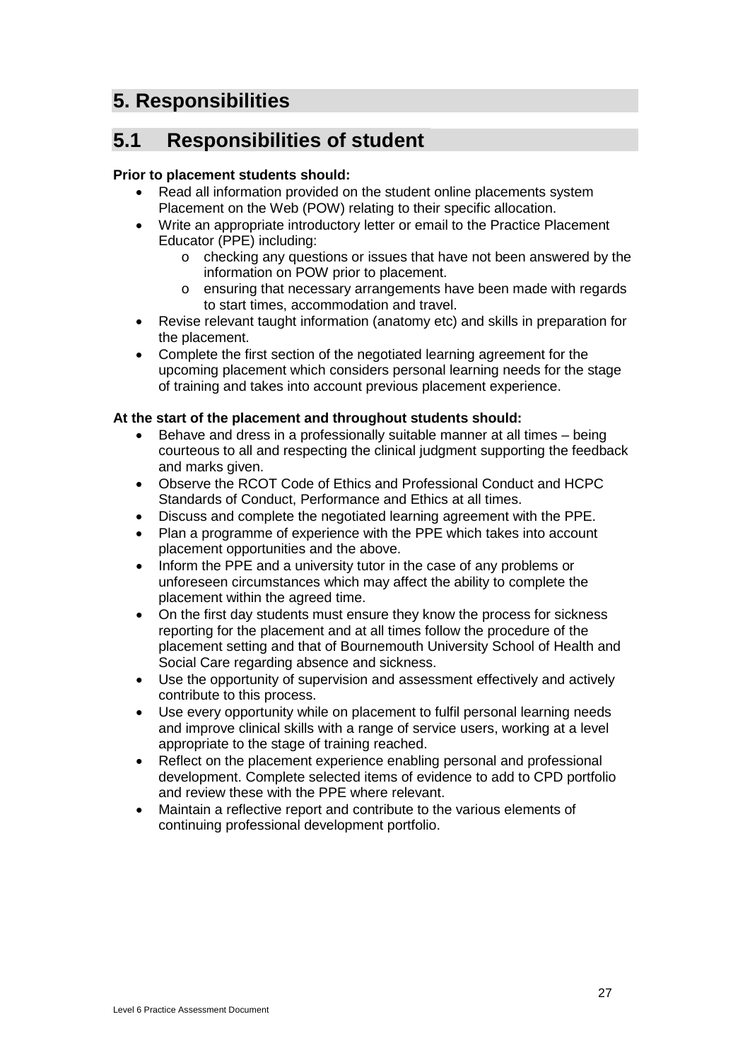# 5. Responsibilities

## 5.1 Responsibilities of student

**Prior to placement students should:**

- Read all information provided on the student online placements system Placement on the Web (POW) relating to their specific allocation.
- Write an appropriate introductory letter or email to the Practice Placement Educator (PPE) including:
  - checking any questions or issues that have not been answered by the information on POW prior to placement.
  - ensuring that necessary arrangements have been made with regards to start times, accommodation and travel.
- Revise relevant taught information (anatomy etc) and skills in preparation for the placement.
- Complete the first section of the negotiated learning agreement for the upcoming placement which considers personal learning needs for the stage of training and takes into account previous placement experience.

**At the start of the placement and throughout students should:**

- Behave and dress in a professionally suitable manner at all times – being courteous to all and respecting the clinical judgment supporting the feedback and marks given.
- Observe the RCOT Code of Ethics and Professional Conduct and HCPC Standards of Conduct, Performance and Ethics at all times.
- Discuss and complete the negotiated learning agreement with the PPE.
- Plan a programme of experience with the PPE which takes into account placement opportunities and the above.
- Inform the PPE and a university tutor in the case of any problems or unforeseen circumstances which may affect the ability to complete the placement within the agreed time.
- On the first day students must ensure they know the process for sickness reporting for the placement and at all times follow the procedure of the placement setting and that of Bournemouth University School of Health and Social Care regarding absence and sickness.
- Use the opportunity of supervision and assessment effectively and actively contribute to this process.
- Use every opportunity while on placement to fulfil personal learning needs and improve clinical skills with a range of service users, working at a level appropriate to the stage of training reached.
- Reflect on the placement experience enabling personal and professional development. Complete selected items of evidence to add to CPD portfolio and review these with the PPE where relevant.
- Maintain a reflective report and contribute to the various elements of continuing professional development portfolio.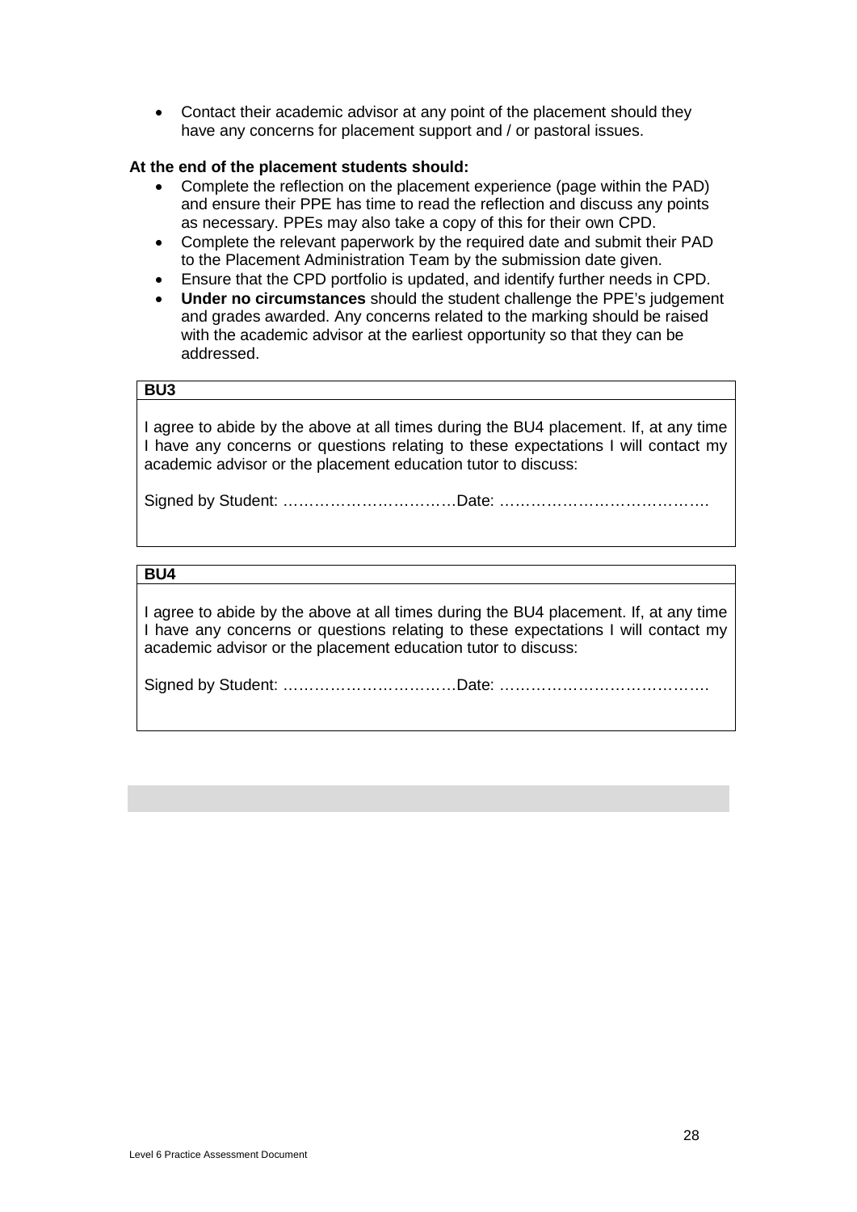- Contact their academic advisor at any point of the placement should they have any concerns for placement support and / or pastoral issues.

**At the end of the placement students should:**

- Complete the reflection on the placement experience (page within the PAD) and ensure their PPE has time to read the reflection and discuss any points as necessary. PPEs may also take a copy of this for their own CPD.
- Complete the relevant paperwork by the required date and submit their PAD to the Placement Administration Team by the submission date given.
- Ensure that the CPD portfolio is updated, and identify further needs in CPD.
- **Under no circumstances** should the student challenge the PPE's judgement and grades awarded. Any concerns related to the marking should be raised with the academic advisor at the earliest opportunity so that they can be addressed.

| **BU3** |
|---|
| I agree to abide by the above at all times during the BU4 placement. If, at any time I have any concerns or questions relating to these expectations I will contact my academic advisor or the placement education tutor to discuss:<br><br>Signed by Student: ……………………………Date: …………………………………. |

| **BU4** |
|---|
| I agree to abide by the above at all times during the BU4 placement. If, at any time I have any concerns or questions relating to these expectations I will contact my academic advisor or the placement education tutor to discuss:<br><br>Signed by Student: ……………………………Date: …………………………………. |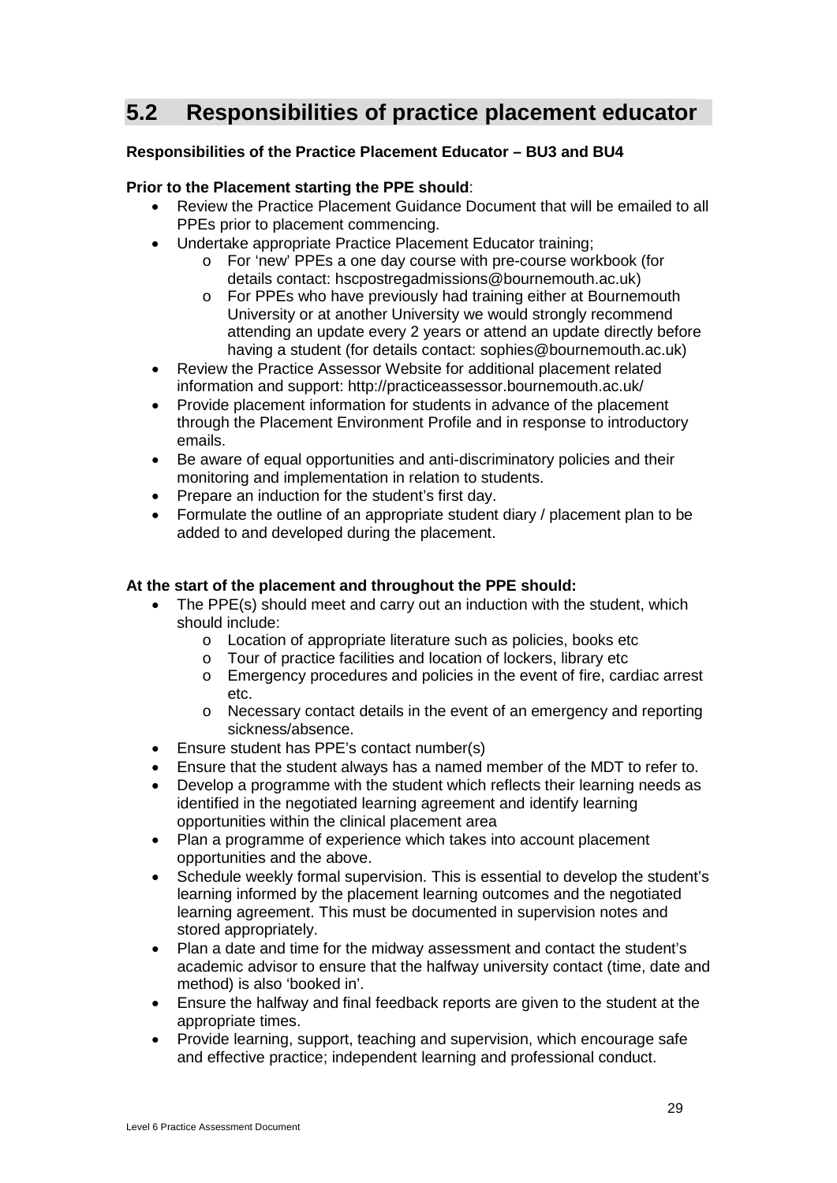## 5.2 Responsibilities of practice placement educator

**Responsibilities of the Practice Placement Educator – BU3 and BU4**

**Prior to the Placement starting the PPE should**:

- Review the Practice Placement Guidance Document that will be emailed to all PPEs prior to placement commencing.
- Undertake appropriate Practice Placement Educator training;
  - For 'new' PPEs a one day course with pre-course workbook (for details contact: hscpostregadmissions@bournemouth.ac.uk)
  - For PPEs who have previously had training either at Bournemouth University or at another University we would strongly recommend attending an update every 2 years or attend an update directly before having a student (for details contact: sophies@bournemouth.ac.uk)
- Review the Practice Assessor Website for additional placement related information and support: http://practiceassessor.bournemouth.ac.uk/
- Provide placement information for students in advance of the placement through the Placement Environment Profile and in response to introductory emails.
- Be aware of equal opportunities and anti-discriminatory policies and their monitoring and implementation in relation to students.
- Prepare an induction for the student's first day.
- Formulate the outline of an appropriate student diary / placement plan to be added to and developed during the placement.

**At the start of the placement and throughout the PPE should:**

- The PPE(s) should meet and carry out an induction with the student, which should include:
  - Location of appropriate literature such as policies, books etc
  - Tour of practice facilities and location of lockers, library etc
  - Emergency procedures and policies in the event of fire, cardiac arrest etc.
  - Necessary contact details in the event of an emergency and reporting sickness/absence.
- Ensure student has PPE's contact number(s)
- Ensure that the student always has a named member of the MDT to refer to.
- Develop a programme with the student which reflects their learning needs as identified in the negotiated learning agreement and identify learning opportunities within the clinical placement area
- Plan a programme of experience which takes into account placement opportunities and the above.
- Schedule weekly formal supervision. This is essential to develop the student's learning informed by the placement learning outcomes and the negotiated learning agreement. This must be documented in supervision notes and stored appropriately.
- Plan a date and time for the midway assessment and contact the student's academic advisor to ensure that the halfway university contact (time, date and method) is also 'booked in'.
- Ensure the halfway and final feedback reports are given to the student at the appropriate times.
- Provide learning, support, teaching and supervision, which encourage safe and effective practice; independent learning and professional conduct.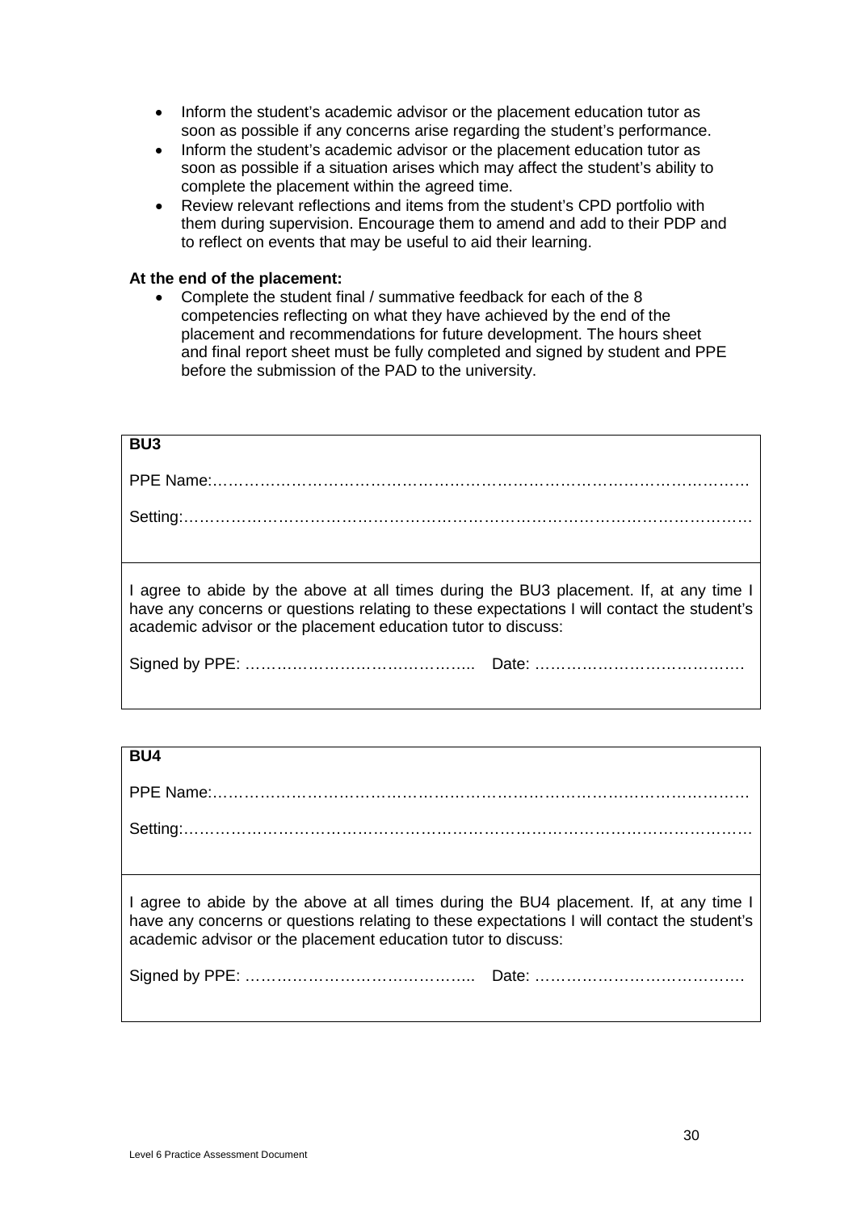- Inform the student's academic advisor or the placement education tutor as soon as possible if any concerns arise regarding the student's performance.
- Inform the student's academic advisor or the placement education tutor as soon as possible if a situation arises which may affect the student's ability to complete the placement within the agreed time.
- Review relevant reflections and items from the student's CPD portfolio with them during supervision. Encourage them to amend and add to their PDP and to reflect on events that may be useful to aid their learning.

**At the end of the placement:**

- Complete the student final / summative feedback for each of the 8 competencies reflecting on what they have achieved by the end of the placement and recommendations for future development. The hours sheet and final report sheet must be fully completed and signed by student and PPE before the submission of the PAD to the university.

| **BU3**<br><br>PPE Name:……………………………………………………………………………………<br><br>Setting:………………………………………………………………………………………… |
|---|
| I agree to abide by the above at all times during the BU3 placement. If, at any time I have any concerns or questions relating to these expectations I will contact the student's academic advisor or the placement education tutor to discuss:<br><br>Signed by PPE: ……………………………………..   Date: ………………………………… |

| **BU4**<br><br>PPE Name:……………………………………………………………………………………<br><br>Setting:………………………………………………………………………………………… |
|---|
| I agree to abide by the above at all times during the BU4 placement. If, at any time I have any concerns or questions relating to these expectations I will contact the student's academic advisor or the placement education tutor to discuss:<br><br>Signed by PPE: ……………………………………..   Date: ………………………………… |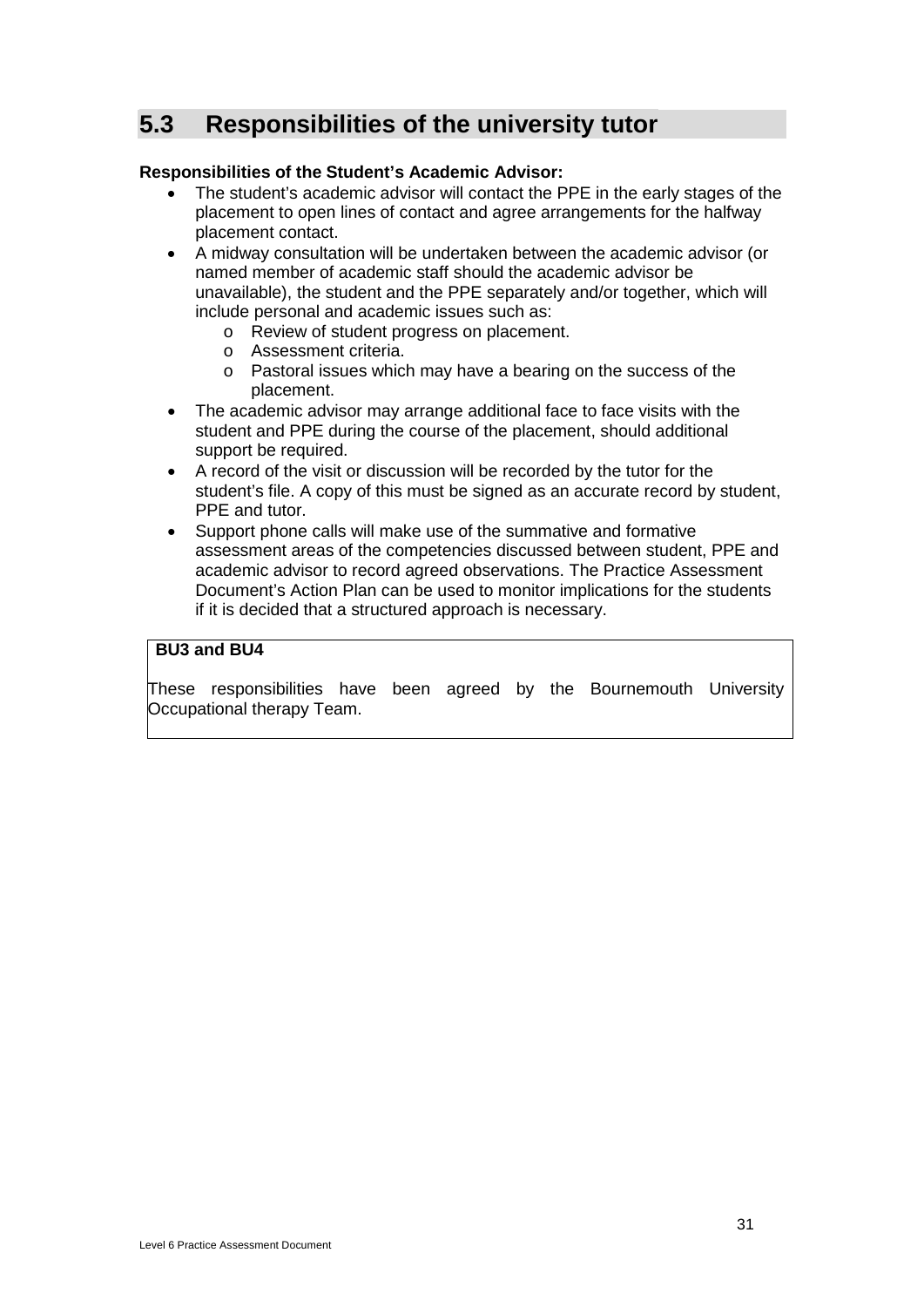## 5.3 Responsibilities of the university tutor

**Responsibilities of the Student's Academic Advisor:**

- The student's academic advisor will contact the PPE in the early stages of the placement to open lines of contact and agree arrangements for the halfway placement contact.
- A midway consultation will be undertaken between the academic advisor (or named member of academic staff should the academic advisor be unavailable), the student and the PPE separately and/or together, which will include personal and academic issues such as:
  - Review of student progress on placement.
  - Assessment criteria.
  - Pastoral issues which may have a bearing on the success of the placement.
- The academic advisor may arrange additional face to face visits with the student and PPE during the course of the placement, should additional support be required.
- A record of the visit or discussion will be recorded by the tutor for the student's file. A copy of this must be signed as an accurate record by student, PPE and tutor.
- Support phone calls will make use of the summative and formative assessment areas of the competencies discussed between student, PPE and academic advisor to record agreed observations. The Practice Assessment Document's Action Plan can be used to monitor implications for the students if it is decided that a structured approach is necessary.

| **BU3 and BU4** |
|---|
| These responsibilities have been agreed by the Bournemouth University Occupational therapy Team. |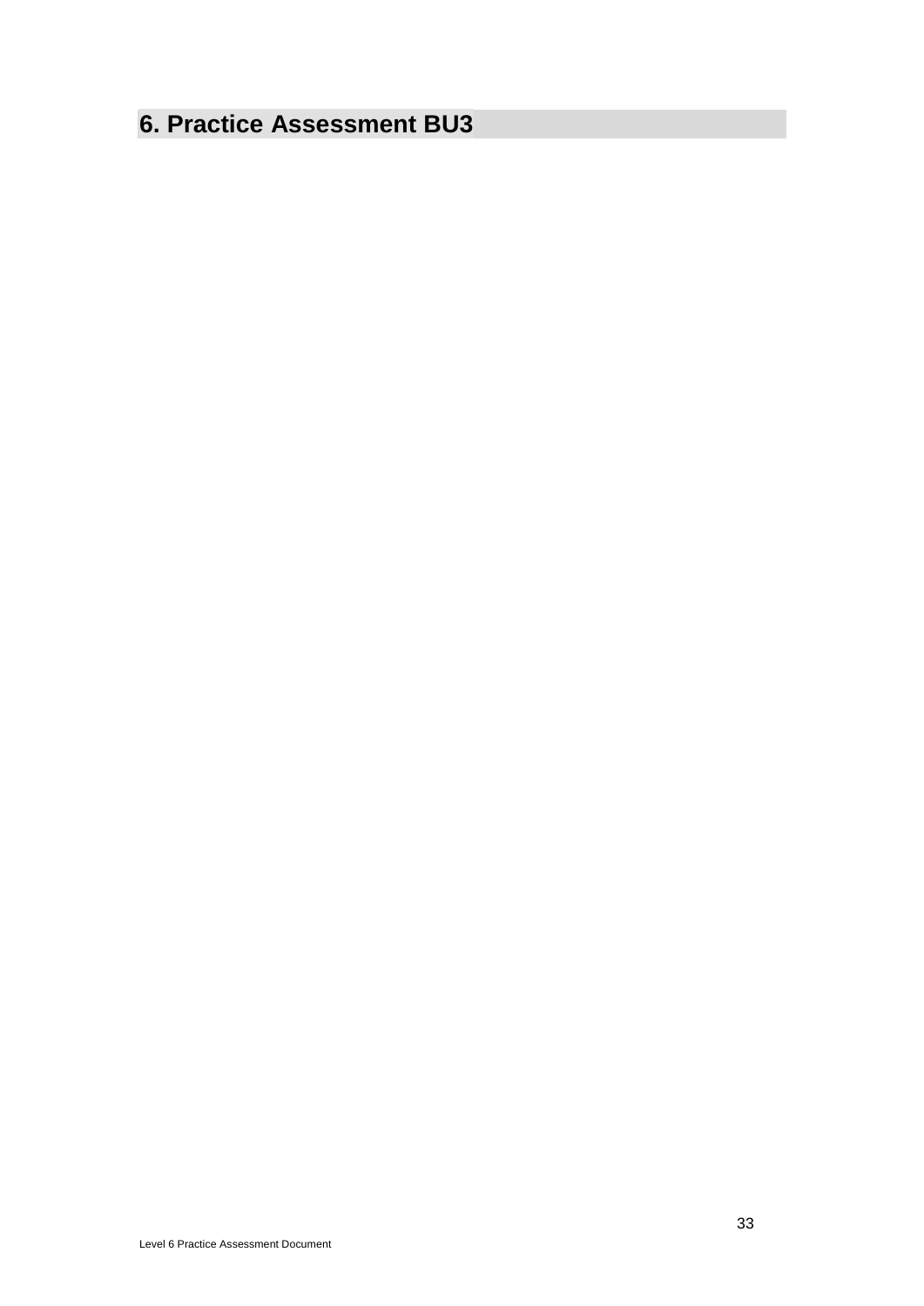## 6. Practice Assessment BU3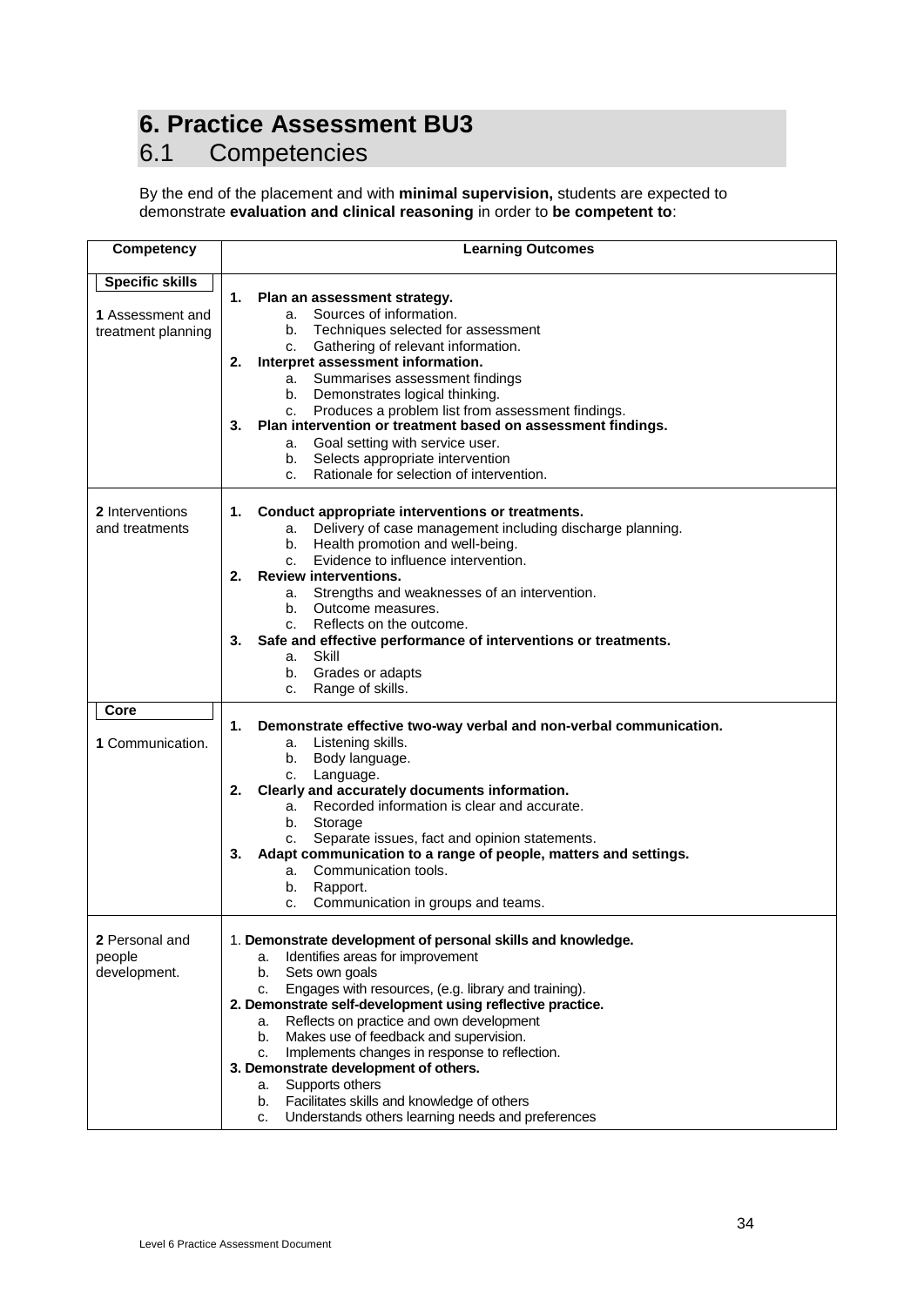# 6. Practice Assessment BU3

## 6.1 Competencies

By the end of the placement and with **minimal supervision,** students are expected to demonstrate **evaluation and clinical reasoning** in order to **be competent to**:

| Competency | Learning Outcomes |
|---|---|
| **Specific skills**<br><br>**1** Assessment and treatment planning | **1. Plan an assessment strategy.**<br>a. Sources of information.<br>b. Techniques selected for assessment<br>c. Gathering of relevant information.<br>**2. Interpret assessment information.**<br>a. Summarises assessment findings<br>b. Demonstrates logical thinking.<br>c. Produces a problem list from assessment findings.<br>**3. Plan intervention or treatment based on assessment findings.**<br>a. Goal setting with service user.<br>b. Selects appropriate intervention<br>c. Rationale for selection of intervention. |
| **2** Interventions and treatments | **1. Conduct appropriate interventions or treatments.**<br>a. Delivery of case management including discharge planning.<br>b. Health promotion and well-being.<br>c. Evidence to influence intervention.<br>**2. Review interventions.**<br>a. Strengths and weaknesses of an intervention.<br>b. Outcome measures.<br>c. Reflects on the outcome.<br>**3. Safe and effective performance of interventions or treatments.**<br>a. Skill<br>b. Grades or adapts<br>c. Range of skills. |
| **Core**<br><br>**1** Communication. | **1. Demonstrate effective two-way verbal and non-verbal communication.**<br>a. Listening skills.<br>b. Body language.<br>c. Language.<br>**2. Clearly and accurately documents information.**<br>a. Recorded information is clear and accurate.<br>b. Storage<br>c. Separate issues, fact and opinion statements.<br>**3. Adapt communication to a range of people, matters and settings.**<br>a. Communication tools.<br>b. Rapport.<br>c. Communication in groups and teams. |
| **2** Personal and people development. | 1. **Demonstrate development of personal skills and knowledge.**<br>a. Identifies areas for improvement<br>b. Sets own goals<br>c. Engages with resources, (e.g. library and training).<br>**2. Demonstrate self-development using reflective practice.**<br>a. Reflects on practice and own development<br>b. Makes use of feedback and supervision.<br>c. Implements changes in response to reflection.<br>**3. Demonstrate development of others.**<br>a. Supports others<br>b. Facilitates skills and knowledge of others<br>c. Understands others learning needs and preferences |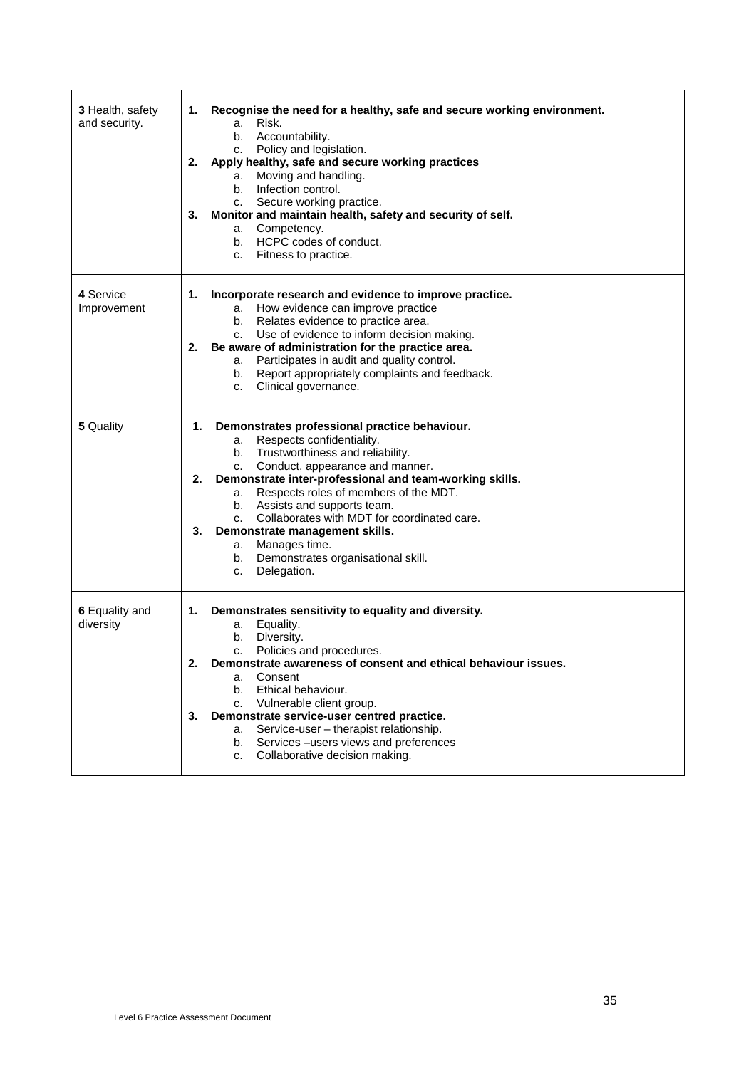| | |
|---|---|
| **3** Health, safety and security. | **1. Recognise the need for a healthy, safe and secure working environment.**<br>a. Risk.<br>b. Accountability.<br>c. Policy and legislation.<br>**2. Apply healthy, safe and secure working practices**<br>a. Moving and handling.<br>b. Infection control.<br>c. Secure working practice.<br>**3. Monitor and maintain health, safety and security of self.**<br>a. Competency.<br>b. HCPC codes of conduct.<br>c. Fitness to practice. |
| **4** Service Improvement | **1. Incorporate research and evidence to improve practice.**<br>a. How evidence can improve practice<br>b. Relates evidence to practice area.<br>c. Use of evidence to inform decision making.<br>**2. Be aware of administration for the practice area.**<br>a. Participates in audit and quality control.<br>b. Report appropriately complaints and feedback.<br>c. Clinical governance. |
| **5** Quality | **1. Demonstrates professional practice behaviour.**<br>a. Respects confidentiality.<br>b. Trustworthiness and reliability.<br>c. Conduct, appearance and manner.<br>**2. Demonstrate inter-professional and team-working skills.**<br>a. Respects roles of members of the MDT.<br>b. Assists and supports team.<br>c. Collaborates with MDT for coordinated care.<br>**3. Demonstrate management skills.**<br>a. Manages time.<br>b. Demonstrates organisational skill.<br>c. Delegation. |
| **6** Equality and diversity | **1. Demonstrates sensitivity to equality and diversity.**<br>a. Equality.<br>b. Diversity.<br>c. Policies and procedures.<br>**2. Demonstrate awareness of consent and ethical behaviour issues.**<br>a. Consent<br>b. Ethical behaviour.<br>c. Vulnerable client group.<br>**3. Demonstrate service-user centred practice.**<br>a. Service-user – therapist relationship.<br>b. Services –users views and preferences<br>c. Collaborative decision making. |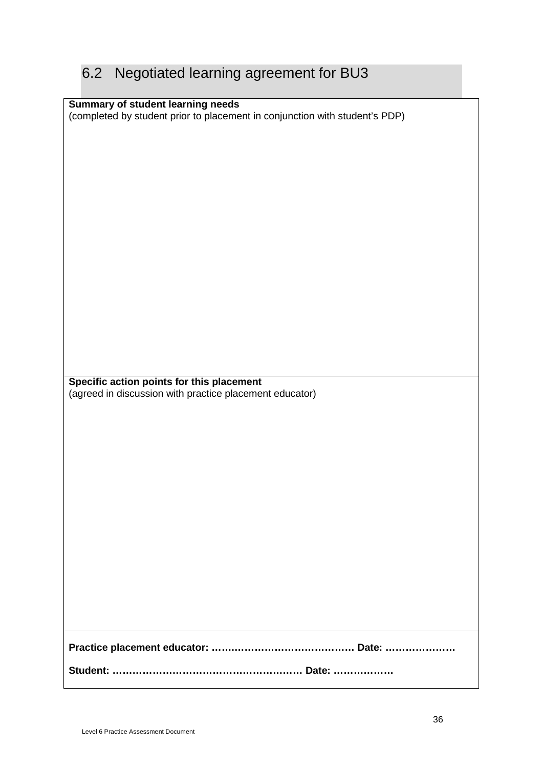## 6.2 Negotiated learning agreement for BU3

| **Summary of student learning needs**<br>(completed by student prior to placement in conjunction with student's PDP) |
|---|
| **Specific action points for this placement**<br>(agreed in discussion with practice placement educator) |
| **Practice placement educator: …………………………………………… Date: …………………**<br><br>**Student: …………………………………………………. Date: ………………** |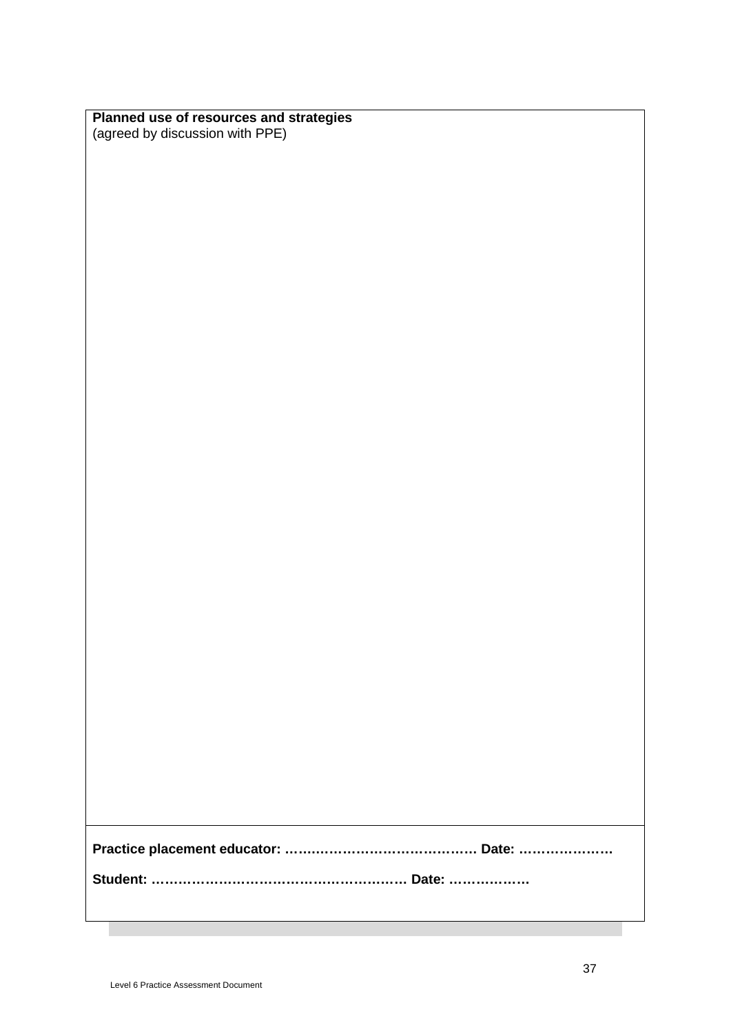**Planned use of resources and strategies**
(agreed by discussion with PPE)

**Practice placement educator: …………………………………… Date: …………………**

**Student: ………………………………………………… Date: ………………**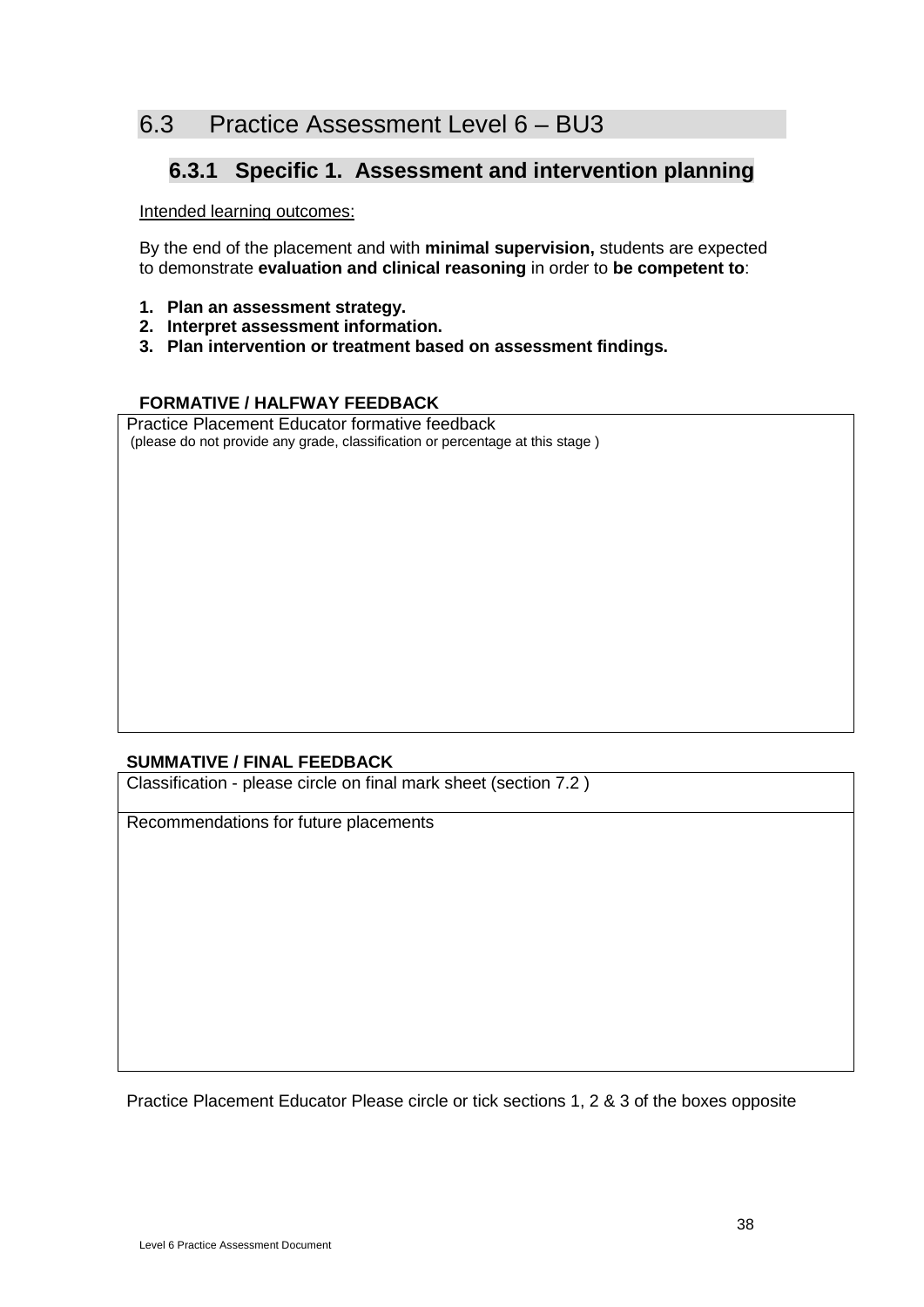## 6.3 Practice Assessment Level 6 – BU3

### 6.3.1 Specific 1. Assessment and intervention planning

Intended learning outcomes:

By the end of the placement and with **minimal supervision,** students are expected to demonstrate **evaluation and clinical reasoning** in order to **be competent to**:

1. **Plan an assessment strategy.**
2. **Interpret assessment information.**
3. **Plan intervention or treatment based on assessment findings.**

**FORMATIVE / HALFWAY FEEDBACK**

| Practice Placement Educator formative feedback (please do not provide any grade, classification or percentage at this stage ) |
|---|
| |

**SUMMATIVE / FINAL FEEDBACK**

| Classification - please circle on final mark sheet (section 7.2 ) |
|---|
| Recommendations for future placements |

Practice Placement Educator Please circle or tick sections 1, 2 & 3 of the boxes opposite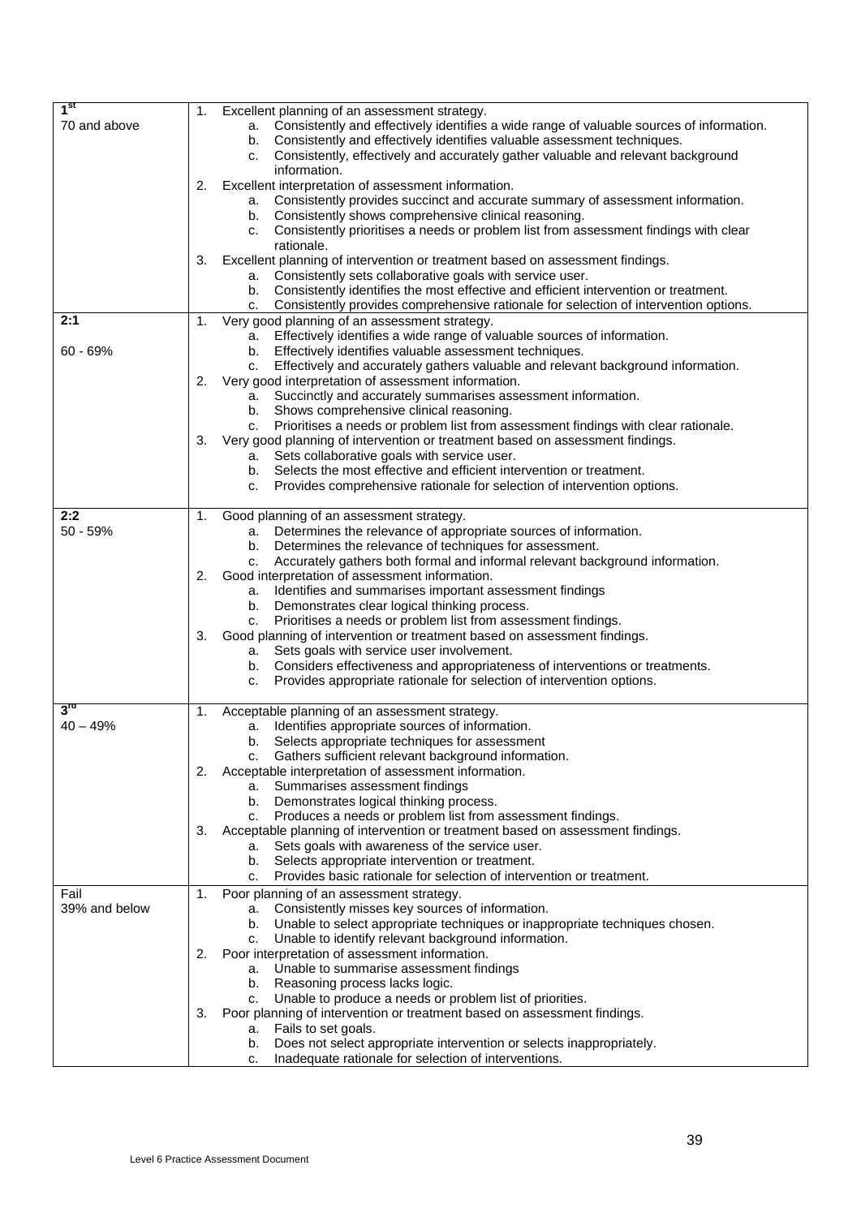| | |
|---|---|
| **1st**<br>70 and above | 1. Excellent planning of an assessment strategy.<br>a. Consistently and effectively identifies a wide range of valuable sources of information.<br>b. Consistently and effectively identifies valuable assessment techniques.<br>c. Consistently, effectively and accurately gather valuable and relevant background information.<br>2. Excellent interpretation of assessment information.<br>a. Consistently provides succinct and accurate summary of assessment information.<br>b. Consistently shows comprehensive clinical reasoning.<br>c. Consistently prioritises a needs or problem list from assessment findings with clear rationale.<br>3. Excellent planning of intervention or treatment based on assessment findings.<br>a. Consistently sets collaborative goals with service user.<br>b. Consistently identifies the most effective and efficient intervention or treatment.<br>c. Consistently provides comprehensive rationale for selection of intervention options. |
| **2:1**<br>60 - 69% | 1. Very good planning of an assessment strategy.<br>a. Effectively identifies a wide range of valuable sources of information.<br>b. Effectively identifies valuable assessment techniques.<br>c. Effectively and accurately gathers valuable and relevant background information.<br>2. Very good interpretation of assessment information.<br>a. Succinctly and accurately summarises assessment information.<br>b. Shows comprehensive clinical reasoning.<br>c. Prioritises a needs or problem list from assessment findings with clear rationale.<br>3. Very good planning of intervention or treatment based on assessment findings.<br>a. Sets collaborative goals with service user.<br>b. Selects the most effective and efficient intervention or treatment.<br>c. Provides comprehensive rationale for selection of intervention options. |
| **2:2**<br>50 - 59% | 1. Good planning of an assessment strategy.<br>a. Determines the relevance of appropriate sources of information.<br>b. Determines the relevance of techniques for assessment.<br>c. Accurately gathers both formal and informal relevant background information.<br>2. Good interpretation of assessment information.<br>a. Identifies and summarises important assessment findings<br>b. Demonstrates clear logical thinking process.<br>c. Prioritises a needs or problem list from assessment findings.<br>3. Good planning of intervention or treatment based on assessment findings.<br>a. Sets goals with service user involvement.<br>b. Considers effectiveness and appropriateness of interventions or treatments.<br>c. Provides appropriate rationale for selection of intervention options. |
| **3rd**<br>40 – 49% | 1. Acceptable planning of an assessment strategy.<br>a. Identifies appropriate sources of information.<br>b. Selects appropriate techniques for assessment<br>c. Gathers sufficient relevant background information.<br>2. Acceptable interpretation of assessment information.<br>a. Summarises assessment findings<br>b. Demonstrates logical thinking process.<br>c. Produces a needs or problem list from assessment findings.<br>3. Acceptable planning of intervention or treatment based on assessment findings.<br>a. Sets goals with awareness of the service user.<br>b. Selects appropriate intervention or treatment.<br>c. Provides basic rationale for selection of intervention or treatment. |
| Fail<br>39% and below | 1. Poor planning of an assessment strategy.<br>a. Consistently misses key sources of information.<br>b. Unable to select appropriate techniques or inappropriate techniques chosen.<br>c. Unable to identify relevant background information.<br>2. Poor interpretation of assessment information.<br>a. Unable to summarise assessment findings<br>b. Reasoning process lacks logic.<br>c. Unable to produce a needs or problem list of priorities.<br>3. Poor planning of intervention or treatment based on assessment findings.<br>a. Fails to set goals.<br>b. Does not select appropriate intervention or selects inappropriately.<br>c. Inadequate rationale for selection of interventions. |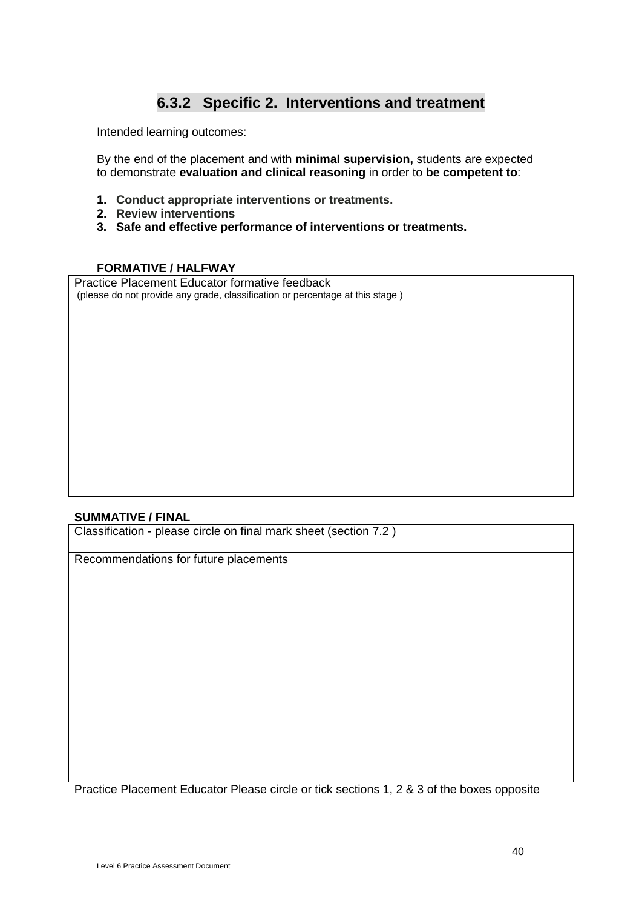## 6.3.2 Specific 2. Interventions and treatment

Intended learning outcomes:

By the end of the placement and with **minimal supervision,** students are expected to demonstrate **evaluation and clinical reasoning** in order to **be competent to**:

1. **Conduct appropriate interventions or treatments.**
2. **Review interventions**
3. **Safe and effective performance of interventions or treatments.**

**FORMATIVE / HALFWAY**

| Practice Placement Educator formative feedback<br>(please do not provide any grade, classification or percentage at this stage ) |
|---|
| |

**SUMMATIVE / FINAL**

| Classification - please circle on final mark sheet (section 7.2 ) |
|---|
| Recommendations for future placements |

Practice Placement Educator Please circle or tick sections 1, 2 & 3 of the boxes opposite

Level 6 Practice Assessment Document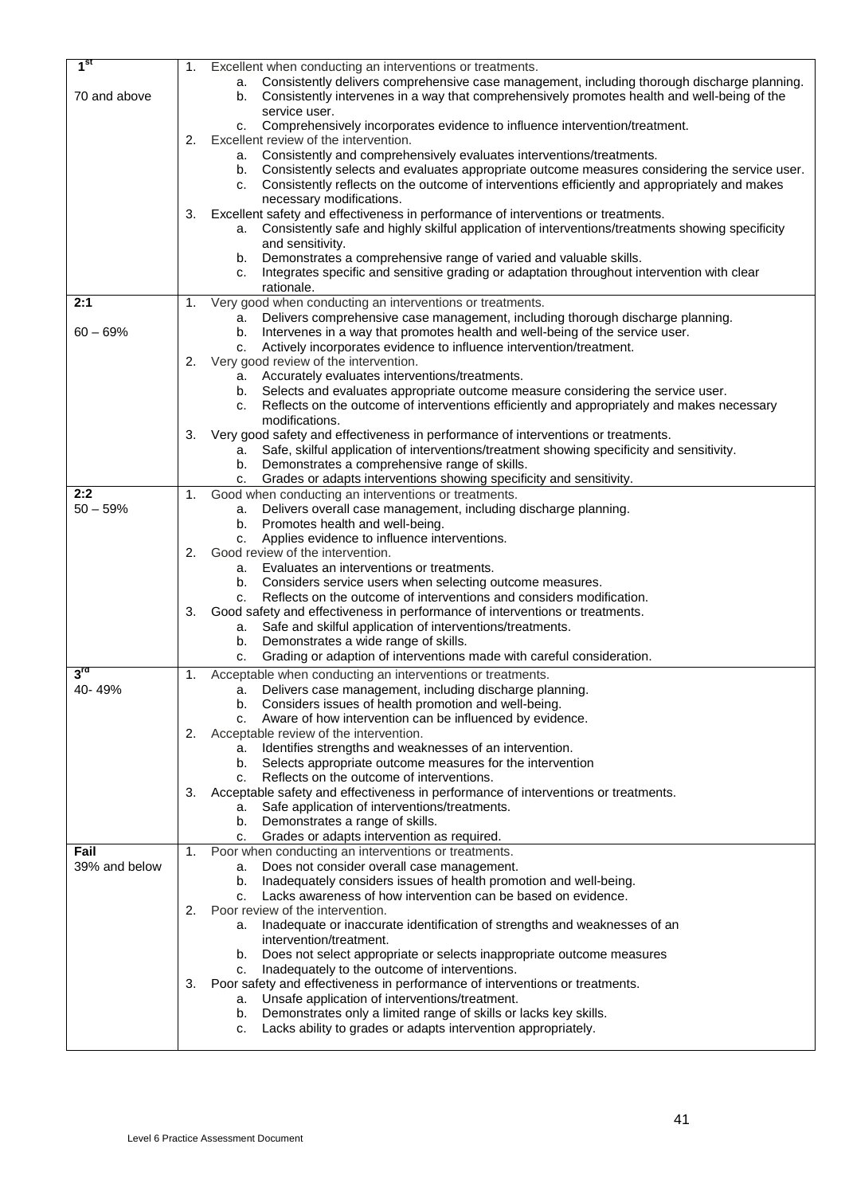| | |
|---|---|
| **1st**<br><br>70 and above | 1. Excellent when conducting an interventions or treatments.<br>a. Consistently delivers comprehensive case management, including thorough discharge planning.<br>b. Consistently intervenes in a way that comprehensively promotes health and well-being of the service user.<br>c. Comprehensively incorporates evidence to influence intervention/treatment.<br>2. Excellent review of the intervention.<br>a. Consistently and comprehensively evaluates interventions/treatments.<br>b. Consistently selects and evaluates appropriate outcome measures considering the service user.<br>c. Consistently reflects on the outcome of interventions efficiently and appropriately and makes necessary modifications.<br>3. Excellent safety and effectiveness in performance of interventions or treatments.<br>a. Consistently safe and highly skilful application of interventions/treatments showing specificity and sensitivity.<br>b. Demonstrates a comprehensive range of varied and valuable skills.<br>c. Integrates specific and sensitive grading or adaptation throughout intervention with clear rationale. |
| **2:1**<br><br>60 – 69% | 1. Very good when conducting an interventions or treatments.<br>a. Delivers comprehensive case management, including thorough discharge planning.<br>b. Intervenes in a way that promotes health and well-being of the service user.<br>c. Actively incorporates evidence to influence intervention/treatment.<br>2. Very good review of the intervention.<br>a. Accurately evaluates interventions/treatments.<br>b. Selects and evaluates appropriate outcome measure considering the service user.<br>c. Reflects on the outcome of interventions efficiently and appropriately and makes necessary modifications.<br>3. Very good safety and effectiveness in performance of interventions or treatments.<br>a. Safe, skilful application of interventions/treatment showing specificity and sensitivity.<br>b. Demonstrates a comprehensive range of skills.<br>c. Grades or adapts interventions showing specificity and sensitivity. |
| **2:2**<br>50 – 59% | 1. Good when conducting an interventions or treatments.<br>a. Delivers overall case management, including discharge planning.<br>b. Promotes health and well-being.<br>c. Applies evidence to influence interventions.<br>2. Good review of the intervention.<br>a. Evaluates an interventions or treatments.<br>b. Considers service users when selecting outcome measures.<br>c. Reflects on the outcome of interventions and considers modification.<br>3. Good safety and effectiveness in performance of interventions or treatments.<br>a. Safe and skilful application of interventions/treatments.<br>b. Demonstrates a wide range of skills.<br>c. Grading or adaption of interventions made with careful consideration. |
| **3rd**<br>40- 49% | 1. Acceptable when conducting an interventions or treatments.<br>a. Delivers case management, including discharge planning.<br>b. Considers issues of health promotion and well-being.<br>c. Aware of how intervention can be influenced by evidence.<br>2. Acceptable review of the intervention.<br>a. Identifies strengths and weaknesses of an intervention.<br>b. Selects appropriate outcome measures for the intervention<br>c. Reflects on the outcome of interventions.<br>3. Acceptable safety and effectiveness in performance of interventions or treatments.<br>a. Safe application of interventions/treatments.<br>b. Demonstrates a range of skills.<br>c. Grades or adapts intervention as required. |
| **Fail**<br>39% and below | 1. Poor when conducting an interventions or treatments.<br>a. Does not consider overall case management.<br>b. Inadequately considers issues of health promotion and well-being.<br>c. Lacks awareness of how intervention can be based on evidence.<br>2. Poor review of the intervention.<br>a. Inadequate or inaccurate identification of strengths and weaknesses of an intervention/treatment.<br>b. Does not select appropriate or selects inappropriate outcome measures<br>c. Inadequately to the outcome of interventions.<br>3. Poor safety and effectiveness in performance of interventions or treatments.<br>a. Unsafe application of interventions/treatment.<br>b. Demonstrates only a limited range of skills or lacks key skills.<br>c. Lacks ability to grades or adapts intervention appropriately. |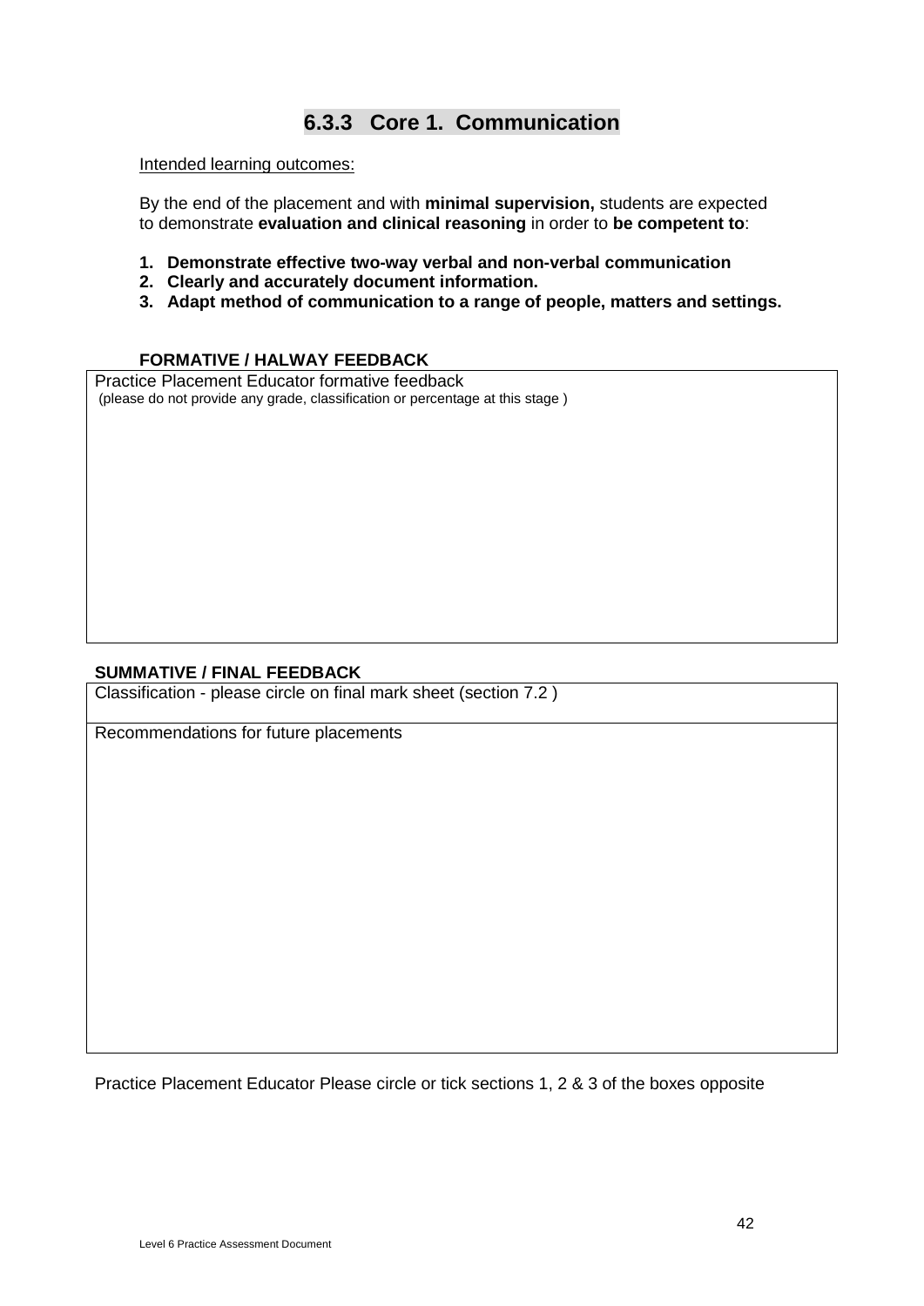## 6.3.3 Core 1. Communication

Intended learning outcomes:

By the end of the placement and with **minimal supervision,** students are expected to demonstrate **evaluation and clinical reasoning** in order to **be competent to**:

1. **Demonstrate effective two-way verbal and non-verbal communication**
2. **Clearly and accurately document information.**
3. **Adapt method of communication to a range of people, matters and settings.**

**FORMATIVE / HALWAY FEEDBACK**

| Practice Placement Educator formative feedback<br>(please do not provide any grade, classification or percentage at this stage ) |
|---|
| |

**SUMMATIVE / FINAL FEEDBACK**

| Classification - please circle on final mark sheet (section 7.2 ) |
|---|
| Recommendations for future placements |

Practice Placement Educator Please circle or tick sections 1, 2 & 3 of the boxes opposite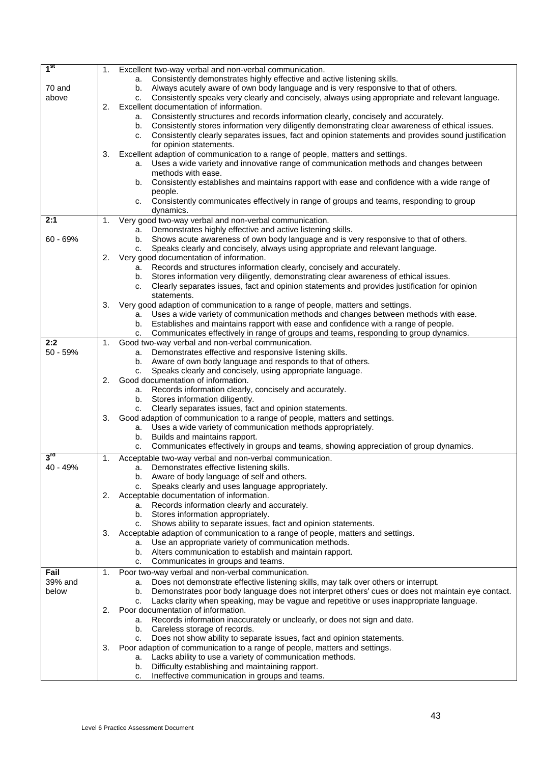| Grade | Criteria |
| --- | --- |
| **1st**<br><br>70 and above | 1. Excellent two-way verbal and non-verbal communication.<br>a. Consistently demonstrates highly effective and active listening skills.<br>b. Always acutely aware of own body language and is very responsive to that of others.<br>c. Consistently speaks very clearly and concisely, always using appropriate and relevant language.<br>2. Excellent documentation of information.<br>a. Consistently structures and records information clearly, concisely and accurately.<br>b. Consistently stores information very diligently demonstrating clear awareness of ethical issues.<br>c. Consistently clearly separates issues, fact and opinion statements and provides sound justification for opinion statements.<br>3. Excellent adaption of communication to a range of people, matters and settings.<br>a. Uses a wide variety and innovative range of communication methods and changes between methods with ease.<br>b. Consistently establishes and maintains rapport with ease and confidence with a wide range of people.<br>c. Consistently communicates effectively in range of groups and teams, responding to group dynamics. |
| **2:1**<br><br>60 - 69% | 1. Very good two-way verbal and non-verbal communication.<br>a. Demonstrates highly effective and active listening skills.<br>b. Shows acute awareness of own body language and is very responsive to that of others.<br>c. Speaks clearly and concisely, always using appropriate and relevant language.<br>2. Very good documentation of information.<br>a. Records and structures information clearly, concisely and accurately.<br>b. Stores information very diligently, demonstrating clear awareness of ethical issues.<br>c. Clearly separates issues, fact and opinion statements and provides justification for opinion statements.<br>3. Very good adaption of communication to a range of people, matters and settings.<br>a. Uses a wide variety of communication methods and changes between methods with ease.<br>b. Establishes and maintains rapport with ease and confidence with a range of people.<br>c. Communicates effectively in range of groups and teams, responding to group dynamics. |
| **2:2**<br>50 - 59% | 1. Good two-way verbal and non-verbal communication.<br>a. Demonstrates effective and responsive listening skills.<br>b. Aware of own body language and responds to that of others.<br>c. Speaks clearly and concisely, using appropriate language.<br>2. Good documentation of information.<br>a. Records information clearly, concisely and accurately.<br>b. Stores information diligently.<br>c. Clearly separates issues, fact and opinion statements.<br>3. Good adaption of communication to a range of people, matters and settings.<br>a. Uses a wide variety of communication methods appropriately.<br>b. Builds and maintains rapport.<br>c. Communicates effectively in groups and teams, showing appreciation of group dynamics. |
| **3rd**<br>40 - 49% | 1. Acceptable two-way verbal and non-verbal communication.<br>a. Demonstrates effective listening skills.<br>b. Aware of body language of self and others.<br>c. Speaks clearly and uses language appropriately.<br>2. Acceptable documentation of information.<br>a. Records information clearly and accurately.<br>b. Stores information appropriately.<br>c. Shows ability to separate issues, fact and opinion statements.<br>3. Acceptable adaption of communication to a range of people, matters and settings.<br>a. Use an appropriate variety of communication methods.<br>b. Alters communication to establish and maintain rapport.<br>c. Communicates in groups and teams. |
| **Fail**<br>39% and below | 1. Poor two-way verbal and non-verbal communication.<br>a. Does not demonstrate effective listening skills, may talk over others or interrupt.<br>b. Demonstrates poor body language does not interpret others' cues or does not maintain eye contact.<br>c. Lacks clarity when speaking, may be vague and repetitive or uses inappropriate language.<br>2. Poor documentation of information.<br>a. Records information inaccurately or unclearly, or does not sign and date.<br>b. Careless storage of records.<br>c. Does not show ability to separate issues, fact and opinion statements.<br>3. Poor adaption of communication to a range of people, matters and settings.<br>a. Lacks ability to use a variety of communication methods.<br>b. Difficulty establishing and maintaining rapport.<br>c. Ineffective communication in groups and teams. |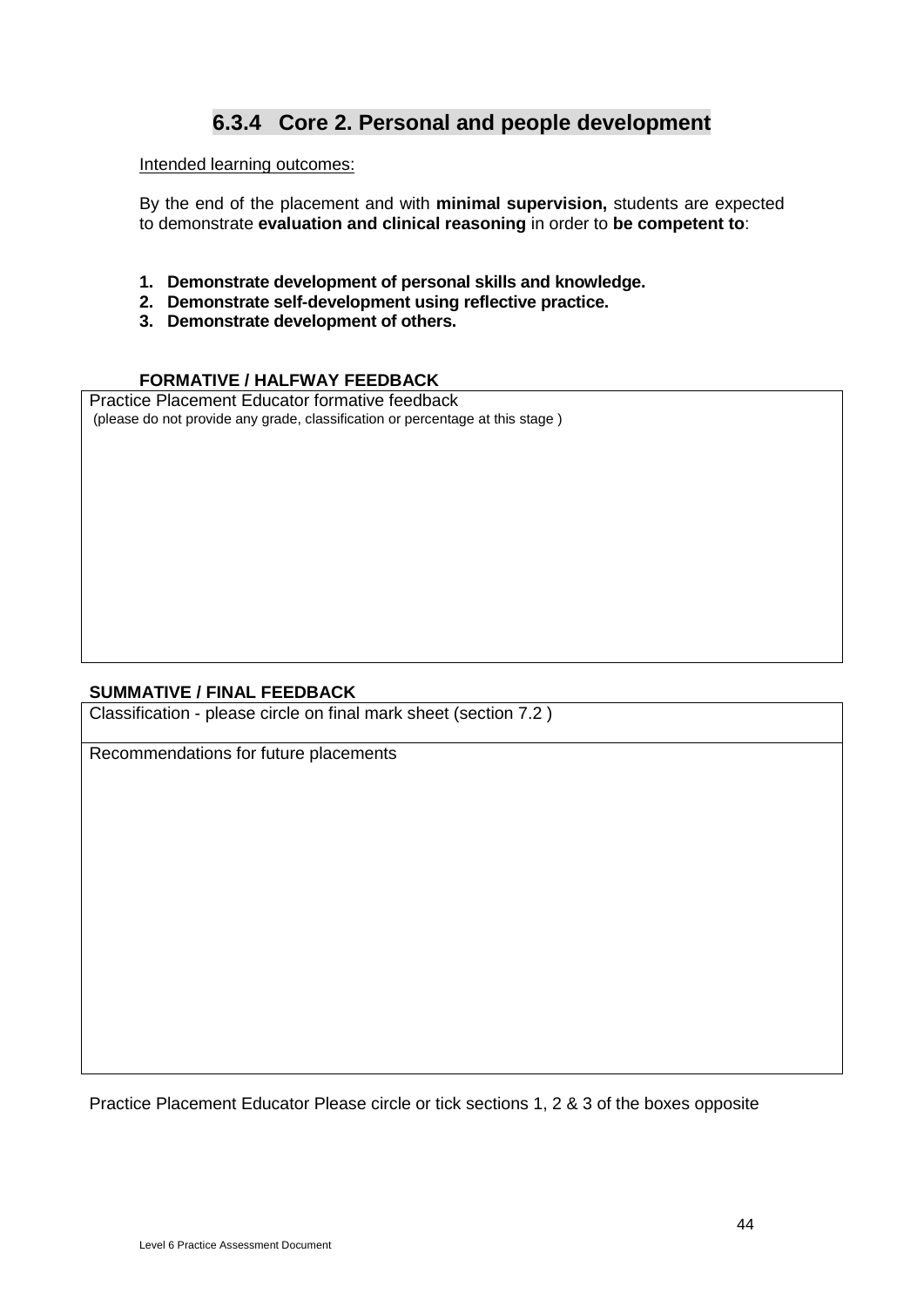## 6.3.4 Core 2. Personal and people development

Intended learning outcomes:

By the end of the placement and with **minimal supervision,** students are expected to demonstrate **evaluation and clinical reasoning** in order to **be competent to**:

1. **Demonstrate development of personal skills and knowledge.**
2. **Demonstrate self-development using reflective practice.**
3. **Demonstrate development of others.**

**FORMATIVE / HALFWAY FEEDBACK**

| Practice Placement Educator formative feedback<br>(please do not provide any grade, classification or percentage at this stage ) |
|---|
| |

**SUMMATIVE / FINAL FEEDBACK**

| Classification - please circle on final mark sheet (section 7.2 ) |
|---|
| Recommendations for future placements |

Practice Placement Educator Please circle or tick sections 1, 2 & 3 of the boxes opposite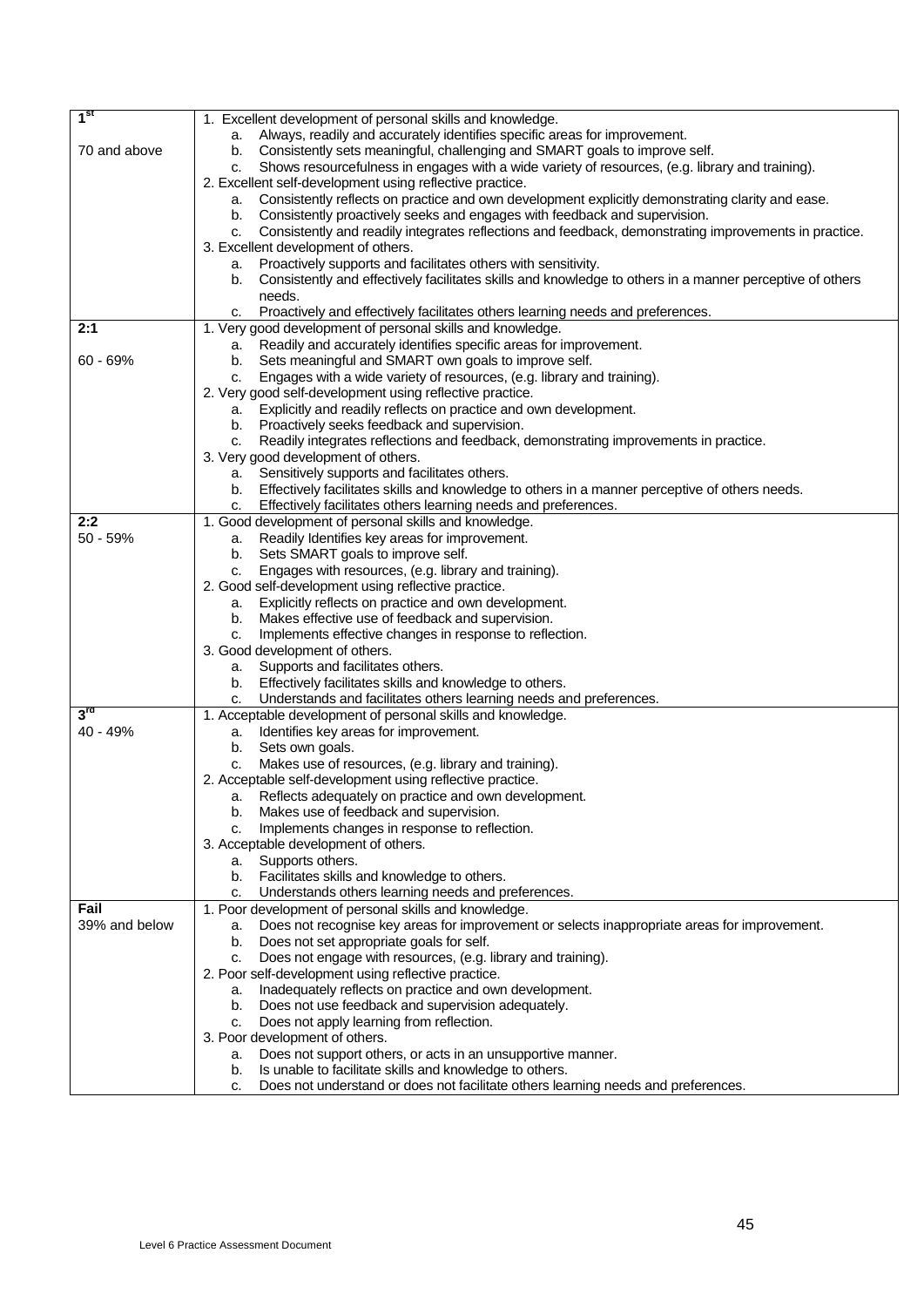| | |
|---|---|
| 1st<br><br>70 and above | 1. Excellent development of personal skills and knowledge.<br>a. Always, readily and accurately identifies specific areas for improvement.<br>b. Consistently sets meaningful, challenging and SMART goals to improve self.<br>c. Shows resourcefulness in engages with a wide variety of resources, (e.g. library and training).<br>2. Excellent self-development using reflective practice.<br>a. Consistently reflects on practice and own development explicitly demonstrating clarity and ease.<br>b. Consistently proactively seeks and engages with feedback and supervision.<br>c. Consistently and readily integrates reflections and feedback, demonstrating improvements in practice.<br>3. Excellent development of others.<br>a. Proactively supports and facilitates others with sensitivity.<br>b. Consistently and effectively facilitates skills and knowledge to others in a manner perceptive of others needs.<br>c. Proactively and effectively facilitates others learning needs and preferences. |
| 2:1<br><br>60 - 69% | 1. Very good development of personal skills and knowledge.<br>a. Readily and accurately identifies specific areas for improvement.<br>b. Sets meaningful and SMART own goals to improve self.<br>c. Engages with a wide variety of resources, (e.g. library and training).<br>2. Very good self-development using reflective practice.<br>a. Explicitly and readily reflects on practice and own development.<br>b. Proactively seeks feedback and supervision.<br>c. Readily integrates reflections and feedback, demonstrating improvements in practice.<br>3. Very good development of others.<br>a. Sensitively supports and facilitates others.<br>b. Effectively facilitates skills and knowledge to others in a manner perceptive of others needs.<br>c. Effectively facilitates others learning needs and preferences. |
| 2:2<br>50 - 59% | 1. Good development of personal skills and knowledge.<br>a. Readily Identifies key areas for improvement.<br>b. Sets SMART goals to improve self.<br>c. Engages with resources, (e.g. library and training).<br>2. Good self-development using reflective practice.<br>a. Explicitly reflects on practice and own development.<br>b. Makes effective use of feedback and supervision.<br>c. Implements effective changes in response to reflection.<br>3. Good development of others.<br>a. Supports and facilitates others.<br>b. Effectively facilitates skills and knowledge to others.<br>c. Understands and facilitates others learning needs and preferences. |
| 3rd<br>40 - 49% | 1. Acceptable development of personal skills and knowledge.<br>a. Identifies key areas for improvement.<br>b. Sets own goals.<br>c. Makes use of resources, (e.g. library and training).<br>2. Acceptable self-development using reflective practice.<br>a. Reflects adequately on practice and own development.<br>b. Makes use of feedback and supervision.<br>c. Implements changes in response to reflection.<br>3. Acceptable development of others.<br>a. Supports others.<br>b. Facilitates skills and knowledge to others.<br>c. Understands others learning needs and preferences. |
| Fail<br>39% and below | 1. Poor development of personal skills and knowledge.<br>a. Does not recognise key areas for improvement or selects inappropriate areas for improvement.<br>b. Does not set appropriate goals for self.<br>c. Does not engage with resources, (e.g. library and training).<br>2. Poor self-development using reflective practice.<br>a. Inadequately reflects on practice and own development.<br>b. Does not use feedback and supervision adequately.<br>c. Does not apply learning from reflection.<br>3. Poor development of others.<br>a. Does not support others, or acts in an unsupportive manner.<br>b. Is unable to facilitate skills and knowledge to others.<br>c. Does not understand or does not facilitate others learning needs and preferences. |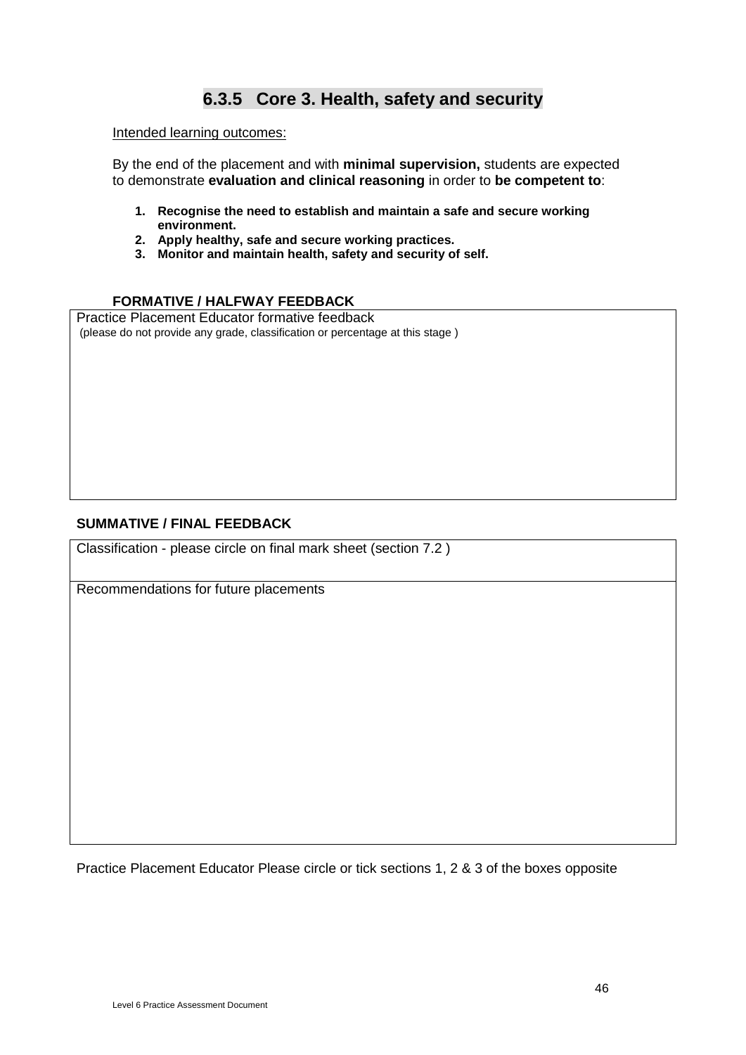## 6.3.5 Core 3. Health, safety and security

Intended learning outcomes:

By the end of the placement and with **minimal supervision,** students are expected to demonstrate **evaluation and clinical reasoning** in order to **be competent to**:

1. **Recognise the need to establish and maintain a safe and secure working environment.**
2. **Apply healthy, safe and secure working practices.**
3. **Monitor and maintain health, safety and security of self.**

**FORMATIVE / HALFWAY FEEDBACK**

| Practice Placement Educator formative feedback<br>(please do not provide any grade, classification or percentage at this stage ) |
|---|
| |

**SUMMATIVE / FINAL FEEDBACK**

| Classification - please circle on final mark sheet (section 7.2 ) |
|---|
| Recommendations for future placements |

Practice Placement Educator Please circle or tick sections 1, 2 & 3 of the boxes opposite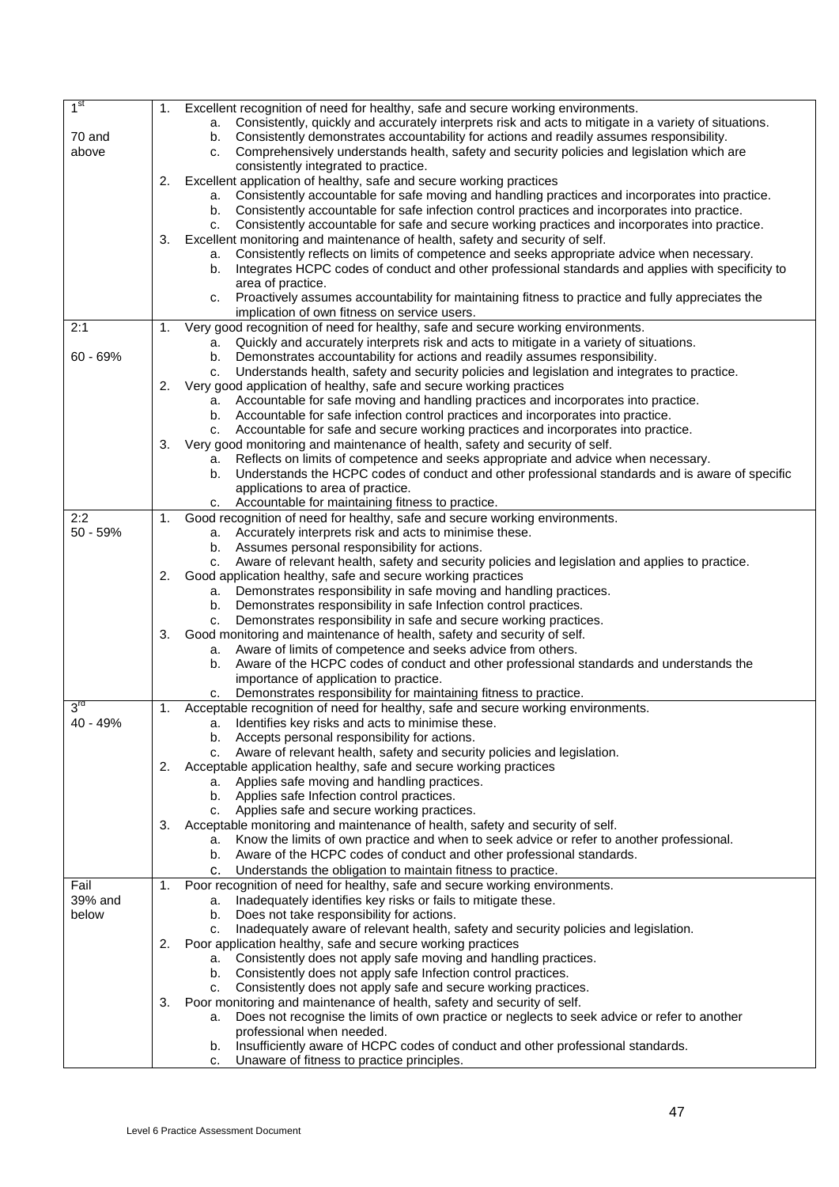| | |
|---|---|
| 1st<br><br>70 and above | 1. Excellent recognition of need for healthy, safe and secure working environments.<br>a. Consistently, quickly and accurately interprets risk and acts to mitigate in a variety of situations.<br>b. Consistently demonstrates accountability for actions and readily assumes responsibility.<br>c. Comprehensively understands health, safety and security policies and legislation which are consistently integrated to practice.<br>2. Excellent application of healthy, safe and secure working practices<br>a. Consistently accountable for safe moving and handling practices and incorporates into practice.<br>b. Consistently accountable for safe infection control practices and incorporates into practice.<br>c. Consistently accountable for safe and secure working practices and incorporates into practice.<br>3. Excellent monitoring and maintenance of health, safety and security of self.<br>a. Consistently reflects on limits of competence and seeks appropriate advice when necessary.<br>b. Integrates HCPC codes of conduct and other professional standards and applies with specificity to area of practice.<br>c. Proactively assumes accountability for maintaining fitness to practice and fully appreciates the implication of own fitness on service users. |
| 2:1<br><br>60 - 69% | 1. Very good recognition of need for healthy, safe and secure working environments.<br>a. Quickly and accurately interprets risk and acts to mitigate in a variety of situations.<br>b. Demonstrates accountability for actions and readily assumes responsibility.<br>c. Understands health, safety and security policies and legislation and integrates to practice.<br>2. Very good application of healthy, safe and secure working practices<br>a. Accountable for safe moving and handling practices and incorporates into practice.<br>b. Accountable for safe infection control practices and incorporates into practice.<br>c. Accountable for safe and secure working practices and incorporates into practice.<br>3. Very good monitoring and maintenance of health, safety and security of self.<br>a. Reflects on limits of competence and seeks appropriate and advice when necessary.<br>b. Understands the HCPC codes of conduct and other professional standards and is aware of specific applications to area of practice.<br>c. Accountable for maintaining fitness to practice. |
| 2:2<br>50 - 59% | 1. Good recognition of need for healthy, safe and secure working environments.<br>a. Accurately interprets risk and acts to minimise these.<br>b. Assumes personal responsibility for actions.<br>c. Aware of relevant health, safety and security policies and legislation and applies to practice.<br>2. Good application healthy, safe and secure working practices<br>a. Demonstrates responsibility in safe moving and handling practices.<br>b. Demonstrates responsibility in safe Infection control practices.<br>c. Demonstrates responsibility in safe and secure working practices.<br>3. Good monitoring and maintenance of health, safety and security of self.<br>a. Aware of limits of competence and seeks advice from others.<br>b. Aware of the HCPC codes of conduct and other professional standards and understands the importance of application to practice.<br>c. Demonstrates responsibility for maintaining fitness to practice. |
| 3rd<br>40 - 49% | 1. Acceptable recognition of need for healthy, safe and secure working environments.<br>a. Identifies key risks and acts to minimise these.<br>b. Accepts personal responsibility for actions.<br>c. Aware of relevant health, safety and security policies and legislation.<br>2. Acceptable application healthy, safe and secure working practices<br>a. Applies safe moving and handling practices.<br>b. Applies safe Infection control practices.<br>c. Applies safe and secure working practices.<br>3. Acceptable monitoring and maintenance of health, safety and security of self.<br>a. Know the limits of own practice and when to seek advice or refer to another professional.<br>b. Aware of the HCPC codes of conduct and other professional standards.<br>c. Understands the obligation to maintain fitness to practice. |
| Fail<br>39% and below | 1. Poor recognition of need for healthy, safe and secure working environments.<br>a. Inadequately identifies key risks or fails to mitigate these.<br>b. Does not take responsibility for actions.<br>c. Inadequately aware of relevant health, safety and security policies and legislation.<br>2. Poor application healthy, safe and secure working practices<br>a. Consistently does not apply safe moving and handling practices.<br>b. Consistently does not apply safe Infection control practices.<br>c. Consistently does not apply safe and secure working practices.<br>3. Poor monitoring and maintenance of health, safety and security of self.<br>a. Does not recognise the limits of own practice or neglects to seek advice or refer to another professional when needed.<br>b. Insufficiently aware of HCPC codes of conduct and other professional standards.<br>c. Unaware of fitness to practice principles. |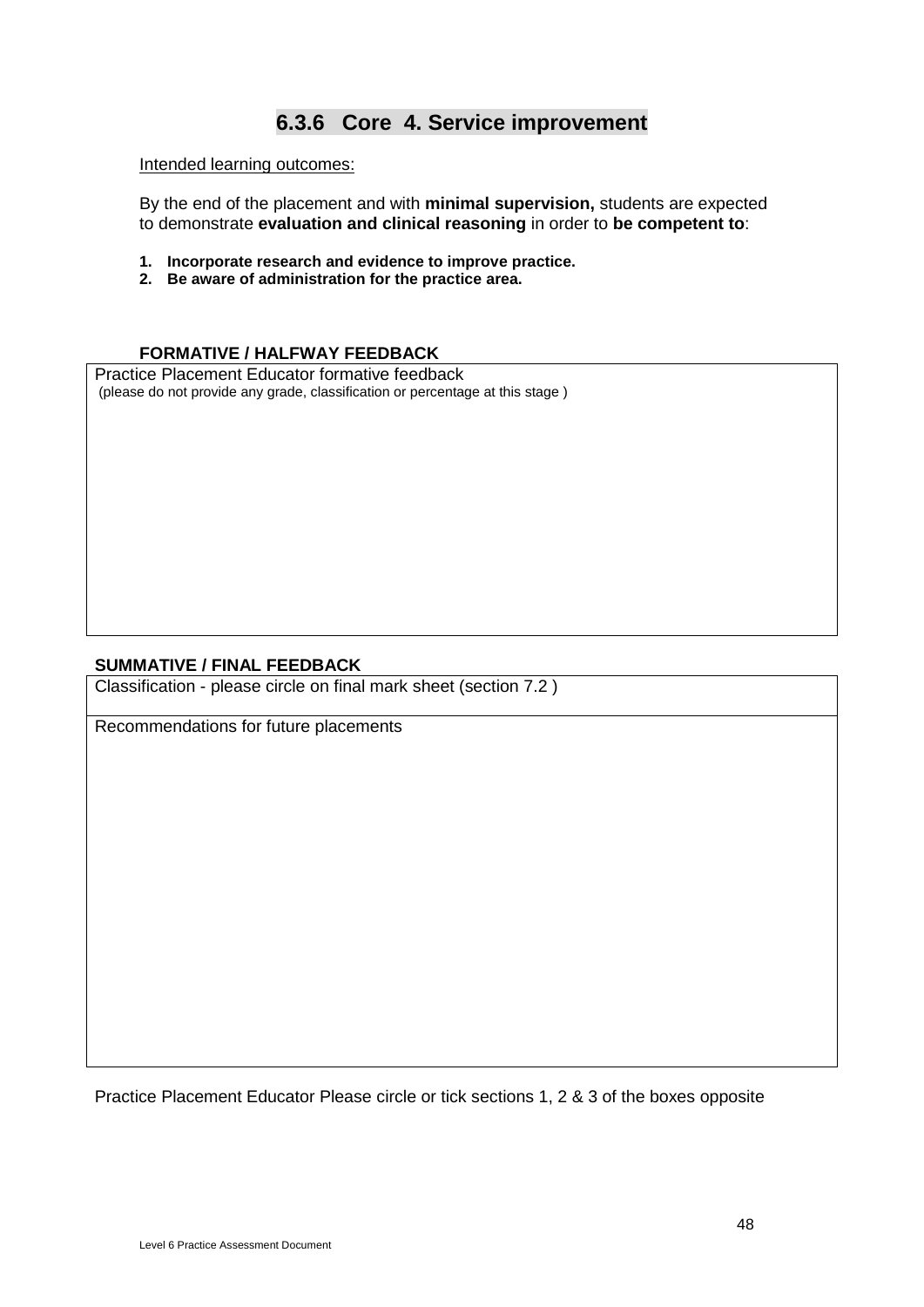## 6.3.6 Core 4. Service improvement

Intended learning outcomes:

By the end of the placement and with **minimal supervision,** students are expected to demonstrate **evaluation and clinical reasoning** in order to **be competent to**:

1. **Incorporate research and evidence to improve practice.**
2. **Be aware of administration for the practice area.**

**FORMATIVE / HALFWAY FEEDBACK**

| Practice Placement Educator formative feedback<br>(please do not provide any grade, classification or percentage at this stage ) |
|---|
| |

**SUMMATIVE / FINAL FEEDBACK**

| Classification - please circle on final mark sheet (section 7.2 ) |
|---|
| Recommendations for future placements |

Practice Placement Educator Please circle or tick sections 1, 2 & 3 of the boxes opposite

Level 6 Practice Assessment Document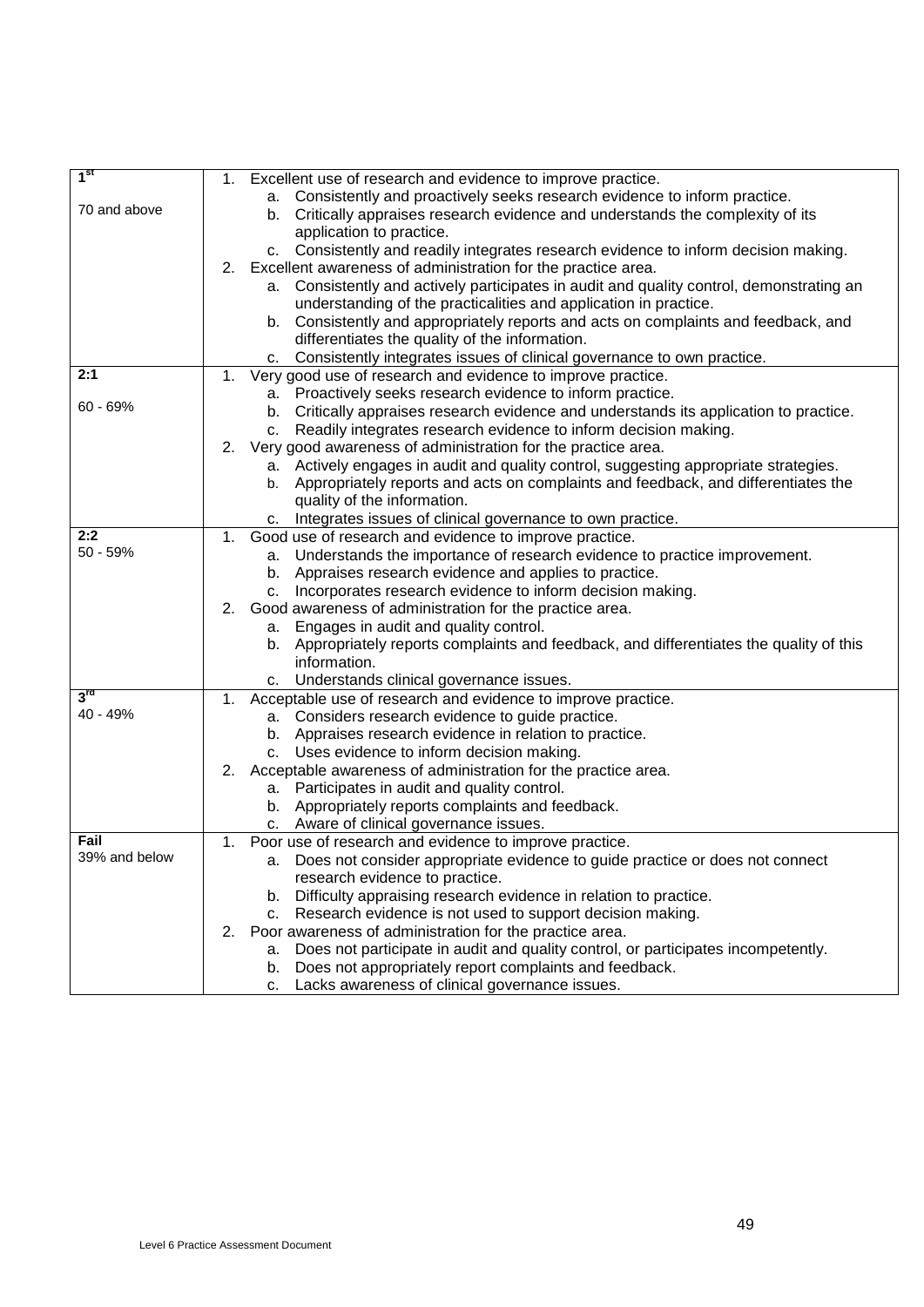| | |
|---|---|
| **1st**<br><br>70 and above | 1. Excellent use of research and evidence to improve practice.<br>a. Consistently and proactively seeks research evidence to inform practice.<br>b. Critically appraises research evidence and understands the complexity of its application to practice.<br>c. Consistently and readily integrates research evidence to inform decision making.<br>2. Excellent awareness of administration for the practice area.<br>a. Consistently and actively participates in audit and quality control, demonstrating an understanding of the practicalities and application in practice.<br>b. Consistently and appropriately reports and acts on complaints and feedback, and differentiates the quality of the information.<br>c. Consistently integrates issues of clinical governance to own practice. |
| **2:1**<br><br>60 - 69% | 1. Very good use of research and evidence to improve practice.<br>a. Proactively seeks research evidence to inform practice.<br>b. Critically appraises research evidence and understands its application to practice.<br>c. Readily integrates research evidence to inform decision making.<br>2. Very good awareness of administration for the practice area.<br>a. Actively engages in audit and quality control, suggesting appropriate strategies.<br>b. Appropriately reports and acts on complaints and feedback, and differentiates the quality of the information.<br>c. Integrates issues of clinical governance to own practice. |
| **2:2**<br>50 - 59% | 1. Good use of research and evidence to improve practice.<br>a. Understands the importance of research evidence to practice improvement.<br>b. Appraises research evidence and applies to practice.<br>c. Incorporates research evidence to inform decision making.<br>2. Good awareness of administration for the practice area.<br>a. Engages in audit and quality control.<br>b. Appropriately reports complaints and feedback, and differentiates the quality of this information.<br>c. Understands clinical governance issues. |
| **3rd**<br>40 - 49% | 1. Acceptable use of research and evidence to improve practice.<br>a. Considers research evidence to guide practice.<br>b. Appraises research evidence in relation to practice.<br>c. Uses evidence to inform decision making.<br>2. Acceptable awareness of administration for the practice area.<br>a. Participates in audit and quality control.<br>b. Appropriately reports complaints and feedback.<br>c. Aware of clinical governance issues. |
| **Fail**<br>39% and below | 1. Poor use of research and evidence to improve practice.<br>a. Does not consider appropriate evidence to guide practice or does not connect research evidence to practice.<br>b. Difficulty appraising research evidence in relation to practice.<br>c. Research evidence is not used to support decision making.<br>2. Poor awareness of administration for the practice area.<br>a. Does not participate in audit and quality control, or participates incompetently.<br>b. Does not appropriately report complaints and feedback.<br>c. Lacks awareness of clinical governance issues. |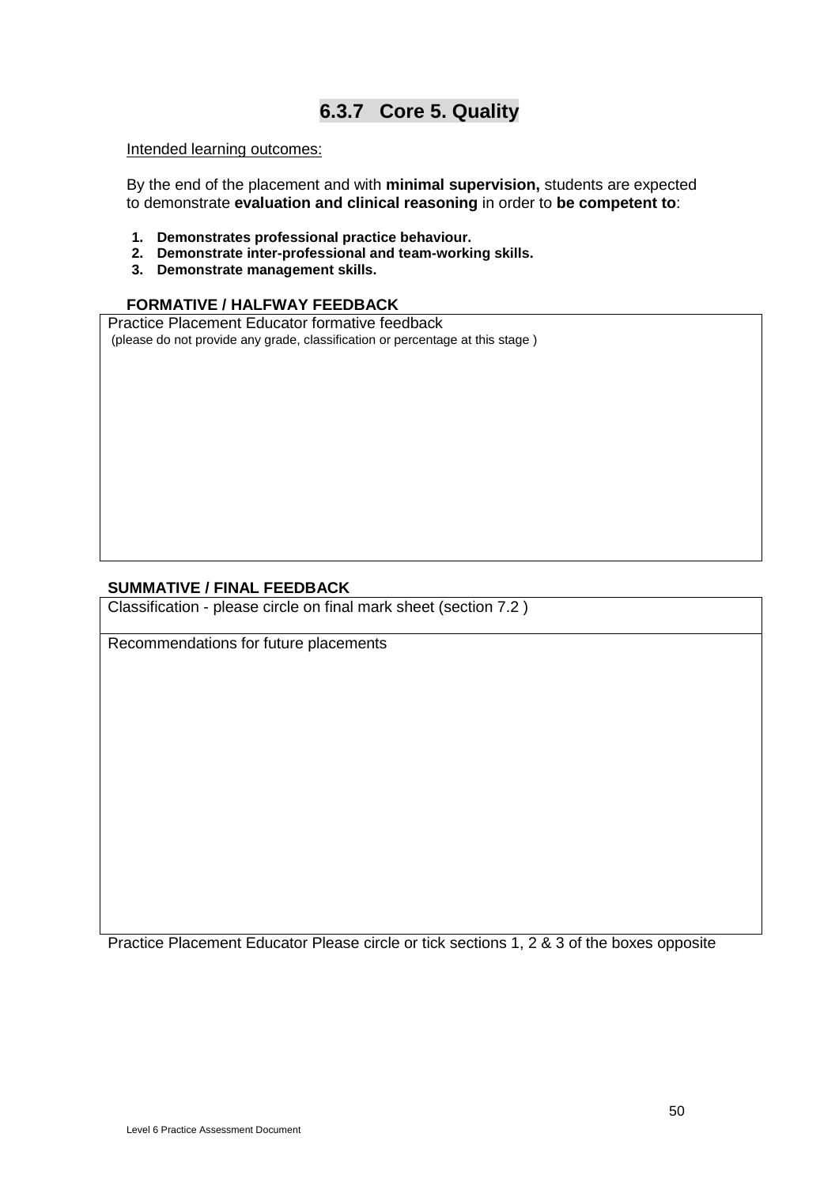### 6.3.7 Core 5. Quality

Intended learning outcomes:

By the end of the placement and with **minimal supervision,** students are expected to demonstrate **evaluation and clinical reasoning** in order to **be competent to**:

1. **Demonstrates professional practice behaviour.**
2. **Demonstrate inter-professional and team-working skills.**
3. **Demonstrate management skills.**

**FORMATIVE / HALFWAY FEEDBACK**

| Practice Placement Educator formative feedback<br>(please do not provide any grade, classification or percentage at this stage ) |
|---|
| |

**SUMMATIVE / FINAL FEEDBACK**

| Classification - please circle on final mark sheet (section 7.2 ) |
|---|
| Recommendations for future placements |

Practice Placement Educator Please circle or tick sections 1, 2 & 3 of the boxes opposite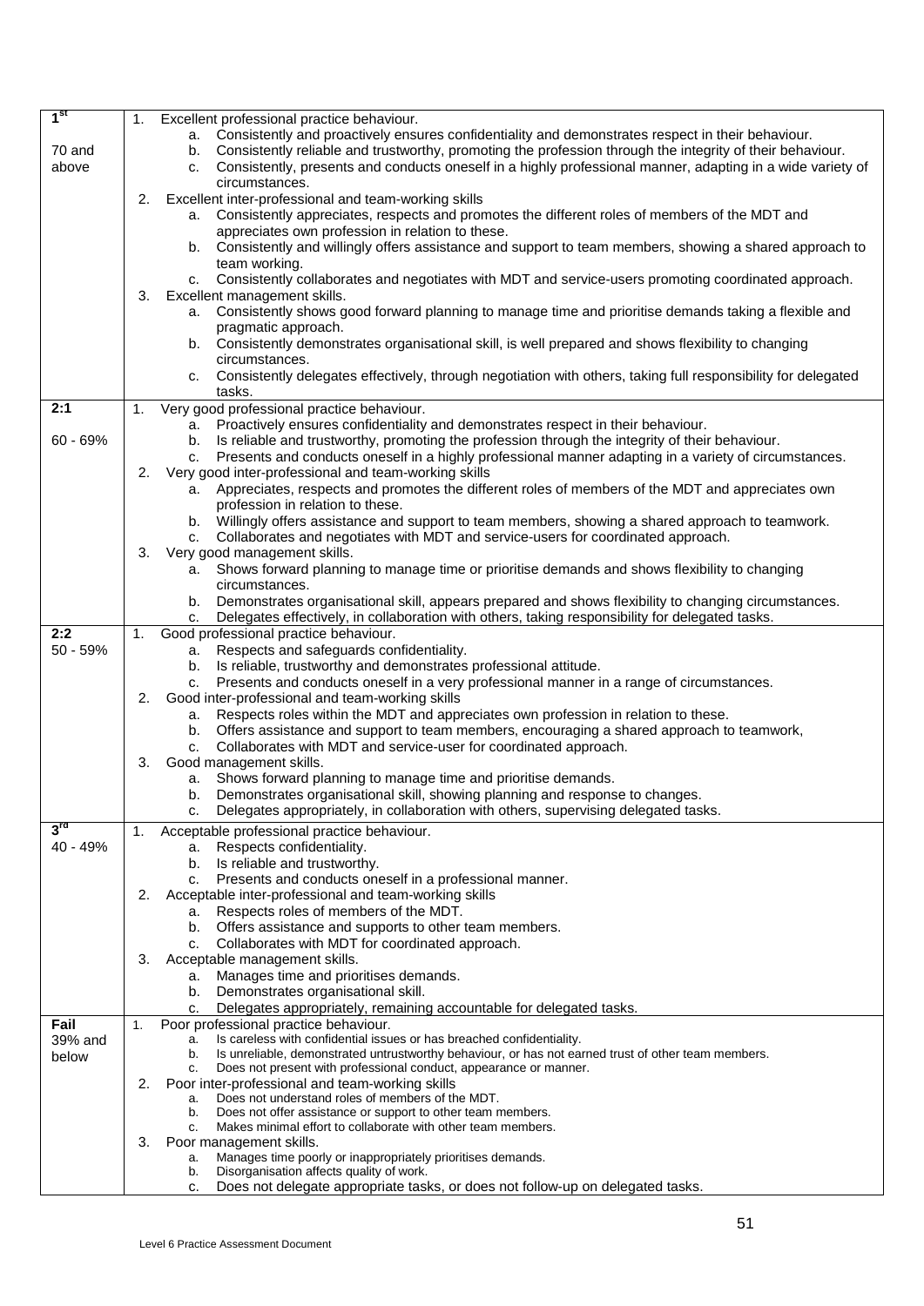| Grade | Criteria |
|---|---|
| **1st**<br><br>70 and above | 1. Excellent professional practice behaviour.<br>a. Consistently and proactively ensures confidentiality and demonstrates respect in their behaviour.<br>b. Consistently reliable and trustworthy, promoting the profession through the integrity of their behaviour.<br>c. Consistently, presents and conducts oneself in a highly professional manner, adapting in a wide variety of circumstances.<br>2. Excellent inter-professional and team-working skills<br>a. Consistently appreciates, respects and promotes the different roles of members of the MDT and appreciates own profession in relation to these.<br>b. Consistently and willingly offers assistance and support to team members, showing a shared approach to team working.<br>c. Consistently collaborates and negotiates with MDT and service-users promoting coordinated approach.<br>3. Excellent management skills.<br>a. Consistently shows good forward planning to manage time and prioritise demands taking a flexible and pragmatic approach.<br>b. Consistently demonstrates organisational skill, is well prepared and shows flexibility to changing circumstances.<br>c. Consistently delegates effectively, through negotiation with others, taking full responsibility for delegated tasks. |
| **2:1**<br><br>60 - 69% | 1. Very good professional practice behaviour.<br>a. Proactively ensures confidentiality and demonstrates respect in their behaviour.<br>b. Is reliable and trustworthy, promoting the profession through the integrity of their behaviour.<br>c. Presents and conducts oneself in a highly professional manner adapting in a variety of circumstances.<br>2. Very good inter-professional and team-working skills<br>a. Appreciates, respects and promotes the different roles of members of the MDT and appreciates own profession in relation to these.<br>b. Willingly offers assistance and support to team members, showing a shared approach to teamwork.<br>c. Collaborates and negotiates with MDT and service-users for coordinated approach.<br>3. Very good management skills.<br>a. Shows forward planning to manage time or prioritise demands and shows flexibility to changing circumstances.<br>b. Demonstrates organisational skill, appears prepared and shows flexibility to changing circumstances.<br>c. Delegates effectively, in collaboration with others, taking responsibility for delegated tasks. |
| **2:2**<br>50 - 59% | 1. Good professional practice behaviour.<br>a. Respects and safeguards confidentiality.<br>b. Is reliable, trustworthy and demonstrates professional attitude.<br>c. Presents and conducts oneself in a very professional manner in a range of circumstances.<br>2. Good inter-professional and team-working skills<br>a. Respects roles within the MDT and appreciates own profession in relation to these.<br>b. Offers assistance and support to team members, encouraging a shared approach to teamwork,<br>c. Collaborates with MDT and service-user for coordinated approach.<br>3. Good management skills.<br>a. Shows forward planning to manage time and prioritise demands.<br>b. Demonstrates organisational skill, showing planning and response to changes.<br>c. Delegates appropriately, in collaboration with others, supervising delegated tasks. |
| **3rd**<br>40 - 49% | 1. Acceptable professional practice behaviour.<br>a. Respects confidentiality.<br>b. Is reliable and trustworthy.<br>c. Presents and conducts oneself in a professional manner.<br>2. Acceptable inter-professional and team-working skills<br>a. Respects roles of members of the MDT.<br>b. Offers assistance and supports to other team members.<br>c. Collaborates with MDT for coordinated approach.<br>3. Acceptable management skills.<br>a. Manages time and prioritises demands.<br>b. Demonstrates organisational skill.<br>c. Delegates appropriately, remaining accountable for delegated tasks. |
| **Fail**<br>39% and below | 1. Poor professional practice behaviour.<br>a. Is careless with confidential issues or has breached confidentiality.<br>b. Is unreliable, demonstrated untrustworthy behaviour, or has not earned trust of other team members.<br>c. Does not present with professional conduct, appearance or manner.<br>2. Poor inter-professional and team-working skills<br>a. Does not understand roles of members of the MDT.<br>b. Does not offer assistance or support to other team members.<br>c. Makes minimal effort to collaborate with other team members.<br>3. Poor management skills.<br>a. Manages time poorly or inappropriately prioritises demands.<br>b. Disorganisation affects quality of work.<br>c. Does not delegate appropriate tasks, or does not follow-up on delegated tasks. |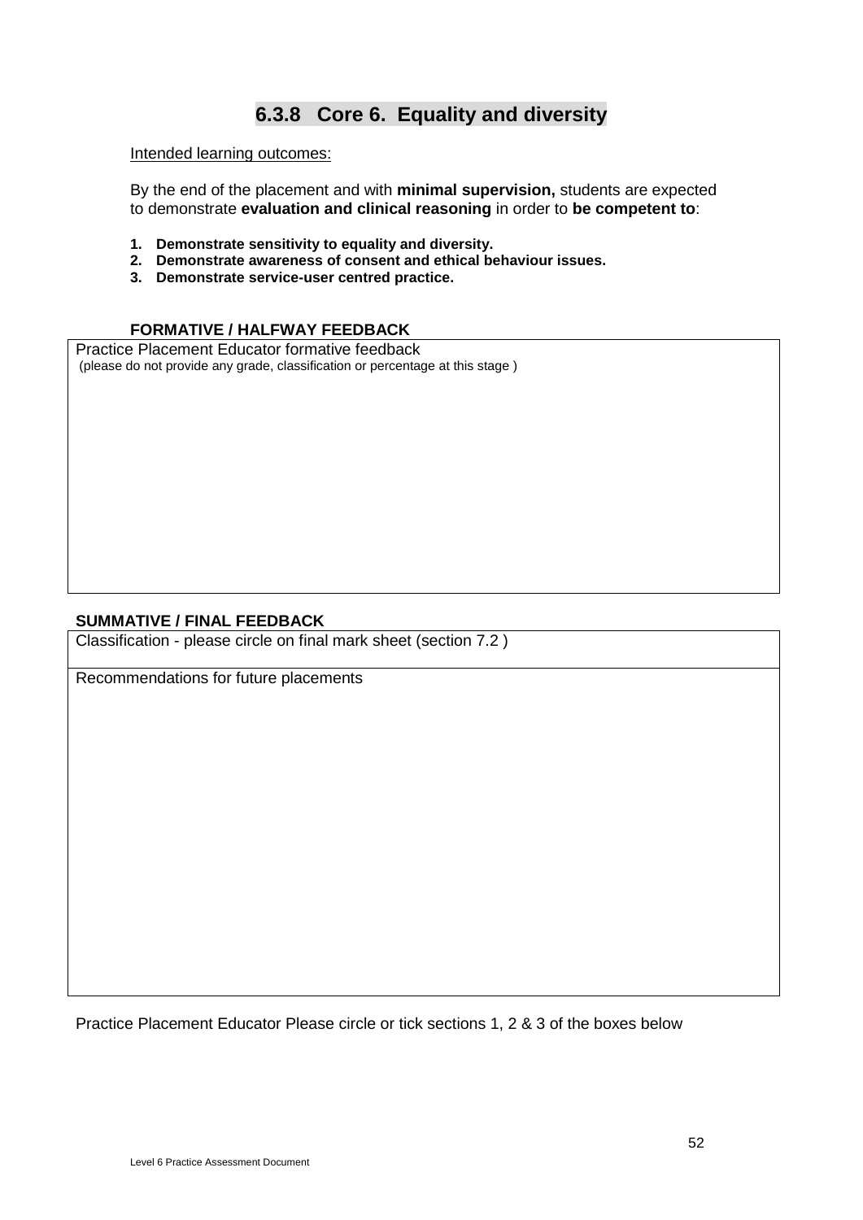## 6.3.8 Core 6. Equality and diversity

Intended learning outcomes:

By the end of the placement and with **minimal supervision,** students are expected to demonstrate **evaluation and clinical reasoning** in order to **be competent to**:

1. **Demonstrate sensitivity to equality and diversity.**
2. **Demonstrate awareness of consent and ethical behaviour issues.**
3. **Demonstrate service-user centred practice.**

**FORMATIVE / HALFWAY FEEDBACK**

| Practice Placement Educator formative feedback (please do not provide any grade, classification or percentage at this stage ) |
| --- |
| |

**SUMMATIVE / FINAL FEEDBACK**

| Classification - please circle on final mark sheet (section 7.2 ) |
| --- |
| Recommendations for future placements |

Practice Placement Educator Please circle or tick sections 1, 2 & 3 of the boxes below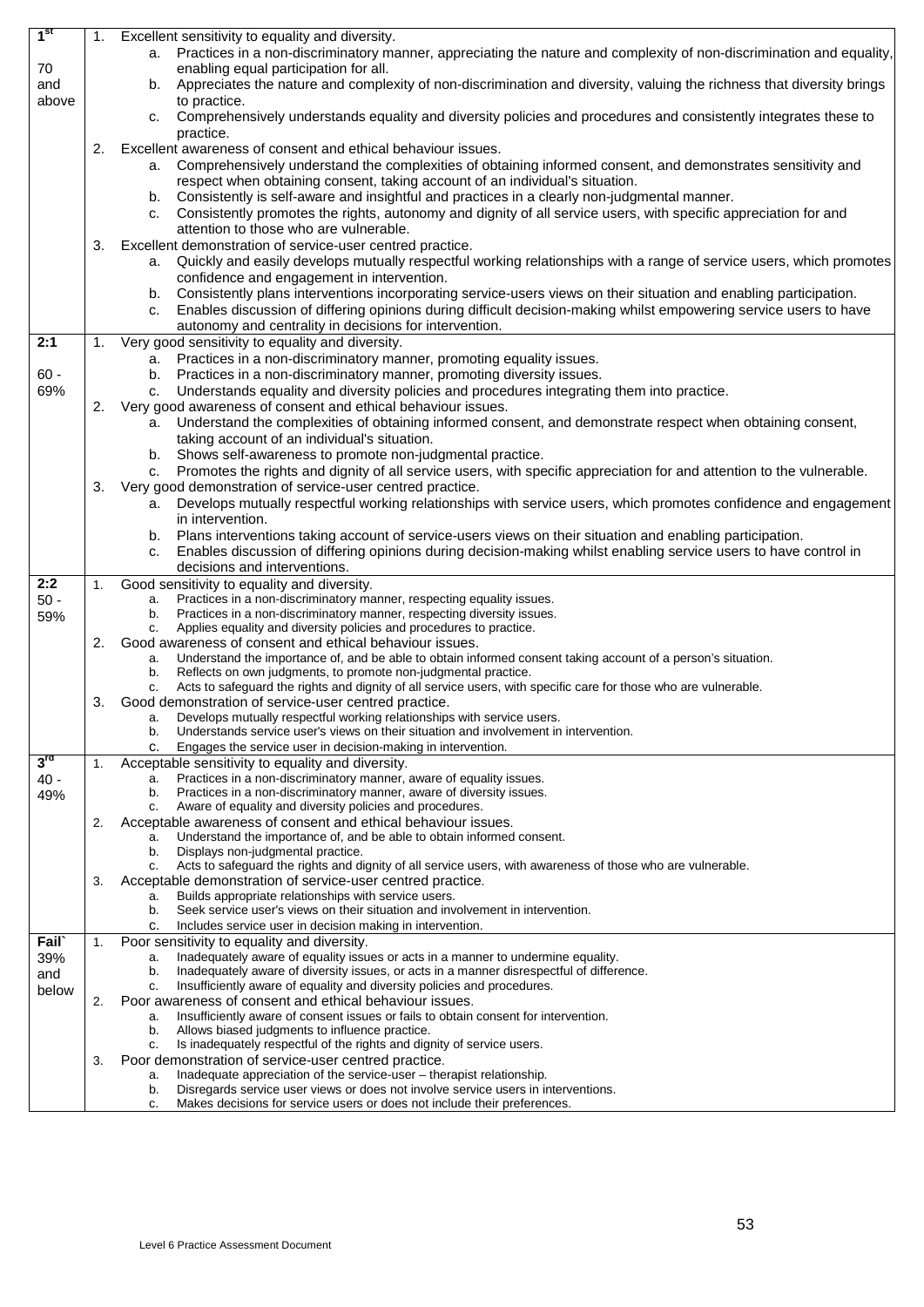| | |
|---|---|
| **1st**<br><br>70 and above | 1. Excellent sensitivity to equality and diversity.<br>a. Practices in a non-discriminatory manner, appreciating the nature and complexity of non-discrimination and equality, enabling equal participation for all.<br>b. Appreciates the nature and complexity of non-discrimination and diversity, valuing the richness that diversity brings to practice.<br>c. Comprehensively understands equality and diversity policies and procedures and consistently integrates these to practice.<br>2. Excellent awareness of consent and ethical behaviour issues.<br>a. Comprehensively understand the complexities of obtaining informed consent, and demonstrates sensitivity and respect when obtaining consent, taking account of an individual's situation.<br>b. Consistently is self-aware and insightful and practices in a clearly non-judgmental manner.<br>c. Consistently promotes the rights, autonomy and dignity of all service users, with specific appreciation for and attention to those who are vulnerable.<br>3. Excellent demonstration of service-user centred practice.<br>a. Quickly and easily develops mutually respectful working relationships with a range of service users, which promotes confidence and engagement in intervention.<br>b. Consistently plans interventions incorporating service-users views on their situation and enabling participation.<br>c. Enables discussion of differing opinions during difficult decision-making whilst empowering service users to have autonomy and centrality in decisions for intervention. |
| **2:1**<br><br>60 - 69% | 1. Very good sensitivity to equality and diversity.<br>a. Practices in a non-discriminatory manner, promoting equality issues.<br>b. Practices in a non-discriminatory manner, promoting diversity issues.<br>c. Understands equality and diversity policies and procedures integrating them into practice.<br>2. Very good awareness of consent and ethical behaviour issues.<br>a. Understand the complexities of obtaining informed consent, and demonstrate respect when obtaining consent, taking account of an individual's situation.<br>b. Shows self-awareness to promote non-judgmental practice.<br>c. Promotes the rights and dignity of all service users, with specific appreciation for and attention to the vulnerable.<br>3. Very good demonstration of service-user centred practice.<br>a. Develops mutually respectful working relationships with service users, which promotes confidence and engagement in intervention.<br>b. Plans interventions taking account of service-users views on their situation and enabling participation.<br>c. Enables discussion of differing opinions during decision-making whilst enabling service users to have control in decisions and interventions. |
| **2:2**<br>50 - 59% | 1. Good sensitivity to equality and diversity.<br>a. Practices in a non-discriminatory manner, respecting equality issues.<br>b. Practices in a non-discriminatory manner, respecting diversity issues.<br>c. Applies equality and diversity policies and procedures to practice.<br>2. Good awareness of consent and ethical behaviour issues.<br>a. Understand the importance of, and be able to obtain informed consent taking account of a person's situation.<br>b. Reflects on own judgments, to promote non-judgmental practice.<br>c. Acts to safeguard the rights and dignity of all service users, with specific care for those who are vulnerable.<br>3. Good demonstration of service-user centred practice.<br>a. Develops mutually respectful working relationships with service users.<br>b. Understands service user's views on their situation and involvement in intervention.<br>c. Engages the service user in decision-making in intervention. |
| **3rd**<br>40 - 49% | 1. Acceptable sensitivity to equality and diversity.<br>a. Practices in a non-discriminatory manner, aware of equality issues.<br>b. Practices in a non-discriminatory manner, aware of diversity issues.<br>c. Aware of equality and diversity policies and procedures.<br>2. Acceptable awareness of consent and ethical behaviour issues.<br>a. Understand the importance of, and be able to obtain informed consent.<br>b. Displays non-judgmental practice.<br>c. Acts to safeguard the rights and dignity of all service users, with awareness of those who are vulnerable.<br>3. Acceptable demonstration of service-user centred practice.<br>a. Builds appropriate relationships with service users.<br>b. Seek service user's views on their situation and involvement in intervention.<br>c. Includes service user in decision making in intervention. |
| **Fail`**<br>39% and below | 1. Poor sensitivity to equality and diversity.<br>a. Inadequately aware of equality issues or acts in a manner to undermine equality.<br>b. Inadequately aware of diversity issues, or acts in a manner disrespectful of difference.<br>c. Insufficiently aware of equality and diversity policies and procedures.<br>2. Poor awareness of consent and ethical behaviour issues.<br>a. Insufficiently aware of consent issues or fails to obtain consent for intervention.<br>b. Allows biased judgments to influence practice.<br>c. Is inadequately respectful of the rights and dignity of service users.<br>3. Poor demonstration of service-user centred practice.<br>a. Inadequate appreciation of the service-user – therapist relationship.<br>b. Disregards service user views or does not involve service users in interventions.<br>c. Makes decisions for service users or does not include their preferences. |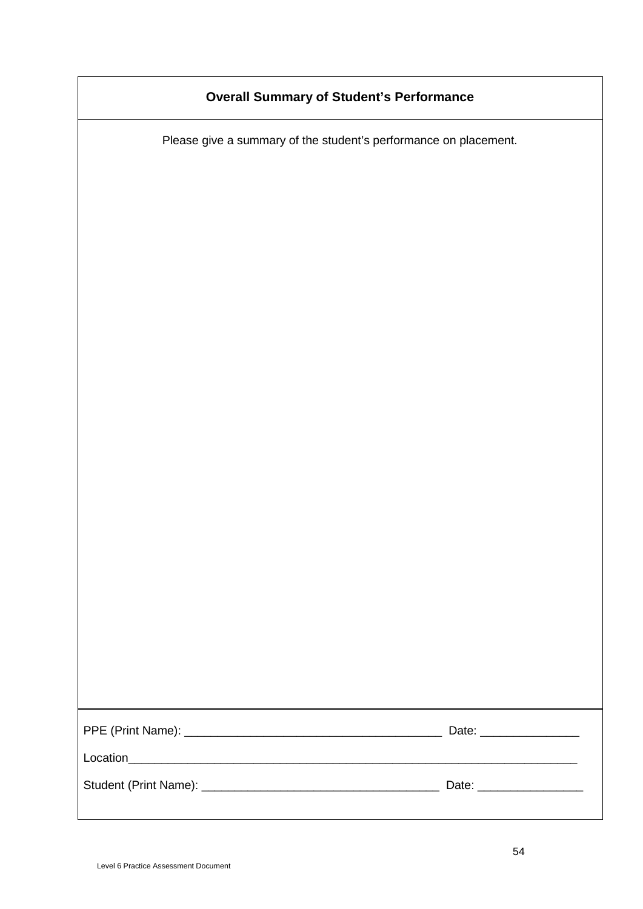## Overall Summary of Student's Performance

Please give a summary of the student's performance on placement.

PPE (Print Name): _______________________________________ Date: _______________

Location______________________________________________________________________

Student (Print Name): ____________________________________ Date: ________________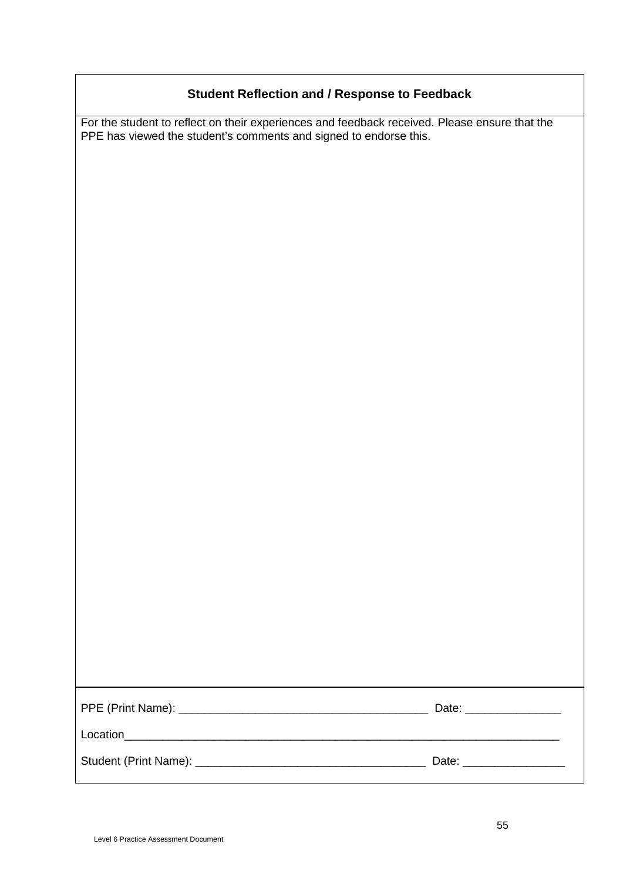## Student Reflection and / Response to Feedback

For the student to reflect on their experiences and feedback received. Please ensure that the PPE has viewed the student's comments and signed to endorse this.

PPE (Print Name): ______________________________________ Date: ______________

Location__________________________________________________________________

Student (Print Name): ___________________________________ Date: _______________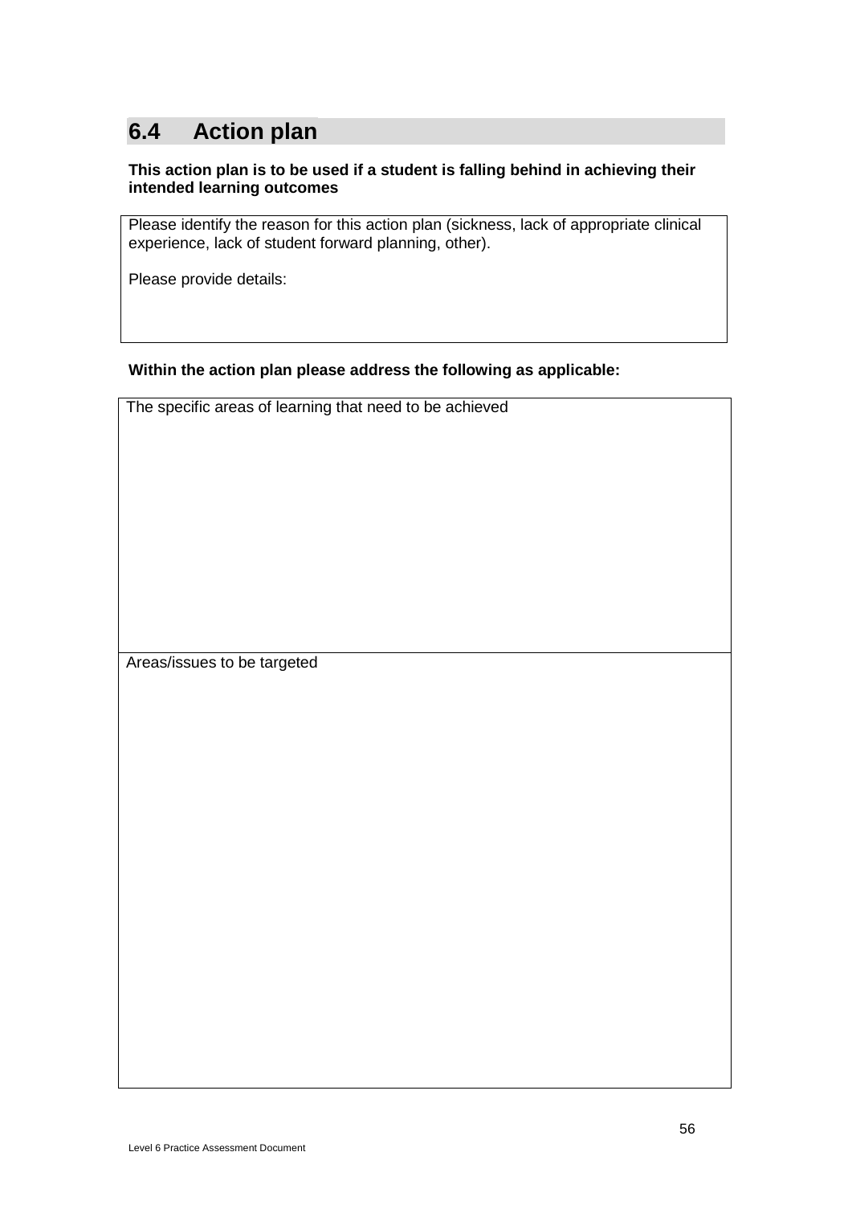## 6.4 Action plan

**This action plan is to be used if a student is falling behind in achieving their intended learning outcomes**

| Please identify the reason for this action plan (sickness, lack of appropriate clinical experience, lack of student forward planning, other).<br><br>Please provide details: |
|---|

**Within the action plan please address the following as applicable:**

| The specific areas of learning that need to be achieved |
|---|
| Areas/issues to be targeted |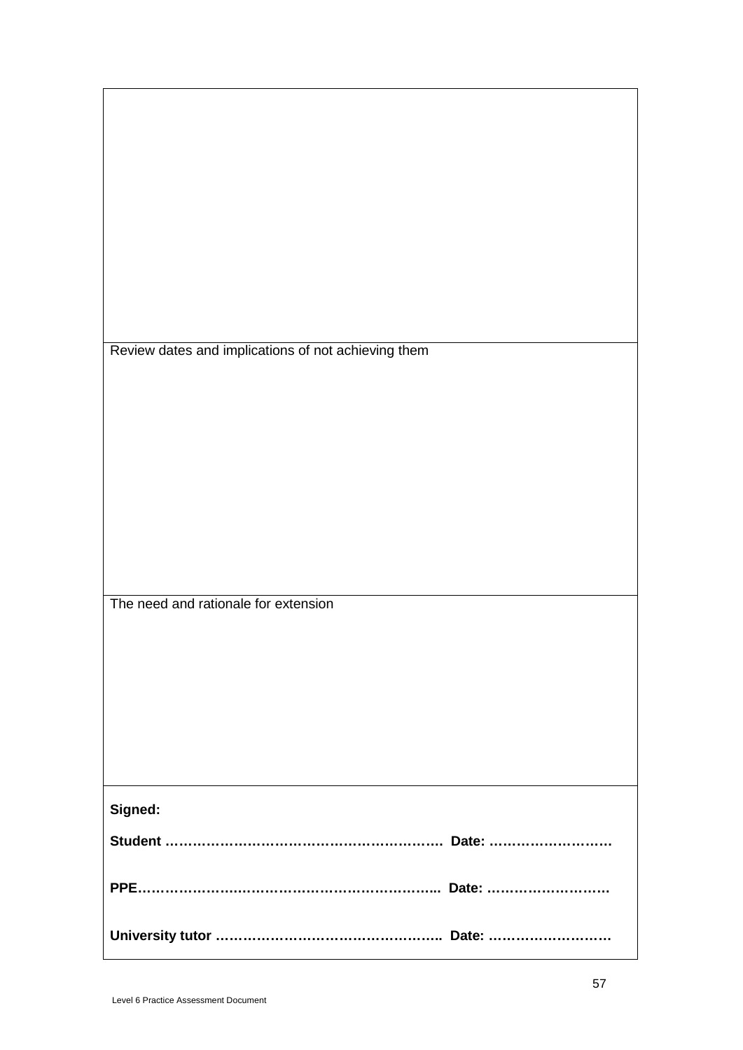| |
|---|
| |
| Review dates and implications of not achieving them |
| The need and rationale for extension |
| **Signed:**<br><br>**Student ……………………………………………………. Date: ………………………**<br><br>**PPE…………………………………………………………... Date: ………………………**<br><br>**University tutor ………………………………………….. Date: ………………………** |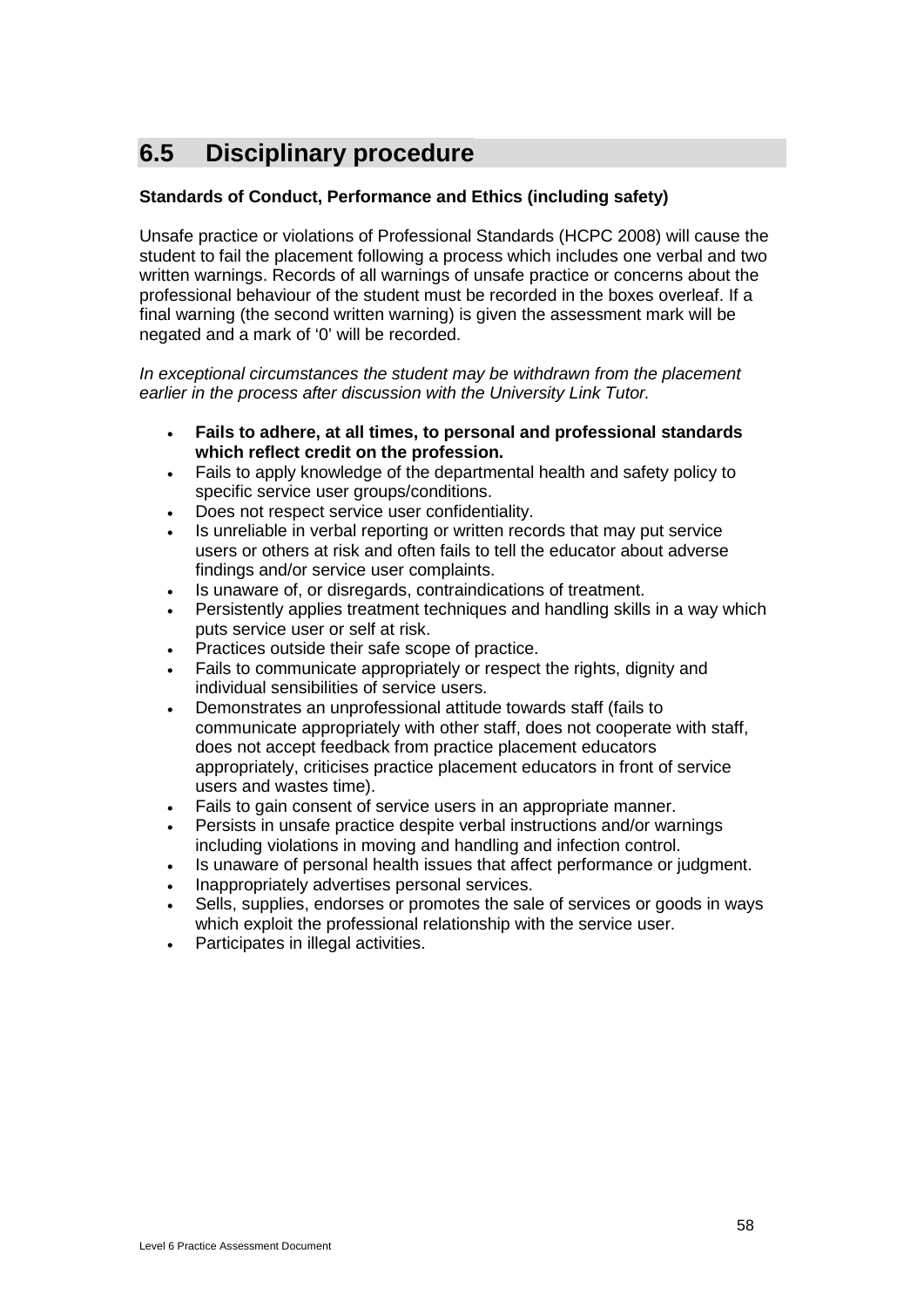## 6.5 Disciplinary procedure

**Standards of Conduct, Performance and Ethics (including safety)**

Unsafe practice or violations of Professional Standards (HCPC 2008) will cause the student to fail the placement following a process which includes one verbal and two written warnings. Records of all warnings of unsafe practice or concerns about the professional behaviour of the student must be recorded in the boxes overleaf. If a final warning (the second written warning) is given the assessment mark will be negated and a mark of '0' will be recorded.

*In exceptional circumstances the student may be withdrawn from the placement earlier in the process after discussion with the University Link Tutor.*

- **Fails to adhere, at all times, to personal and professional standards which reflect credit on the profession.**
- Fails to apply knowledge of the departmental health and safety policy to specific service user groups/conditions.
- Does not respect service user confidentiality.
- Is unreliable in verbal reporting or written records that may put service users or others at risk and often fails to tell the educator about adverse findings and/or service user complaints.
- Is unaware of, or disregards, contraindications of treatment.
- Persistently applies treatment techniques and handling skills in a way which puts service user or self at risk.
- Practices outside their safe scope of practice.
- Fails to communicate appropriately or respect the rights, dignity and individual sensibilities of service users.
- Demonstrates an unprofessional attitude towards staff (fails to communicate appropriately with other staff, does not cooperate with staff, does not accept feedback from practice placement educators appropriately, criticises practice placement educators in front of service users and wastes time).
- Fails to gain consent of service users in an appropriate manner.
- Persists in unsafe practice despite verbal instructions and/or warnings including violations in moving and handling and infection control.
- Is unaware of personal health issues that affect performance or judgment.
- Inappropriately advertises personal services.
- Sells, supplies, endorses or promotes the sale of services or goods in ways which exploit the professional relationship with the service user.
- Participates in illegal activities.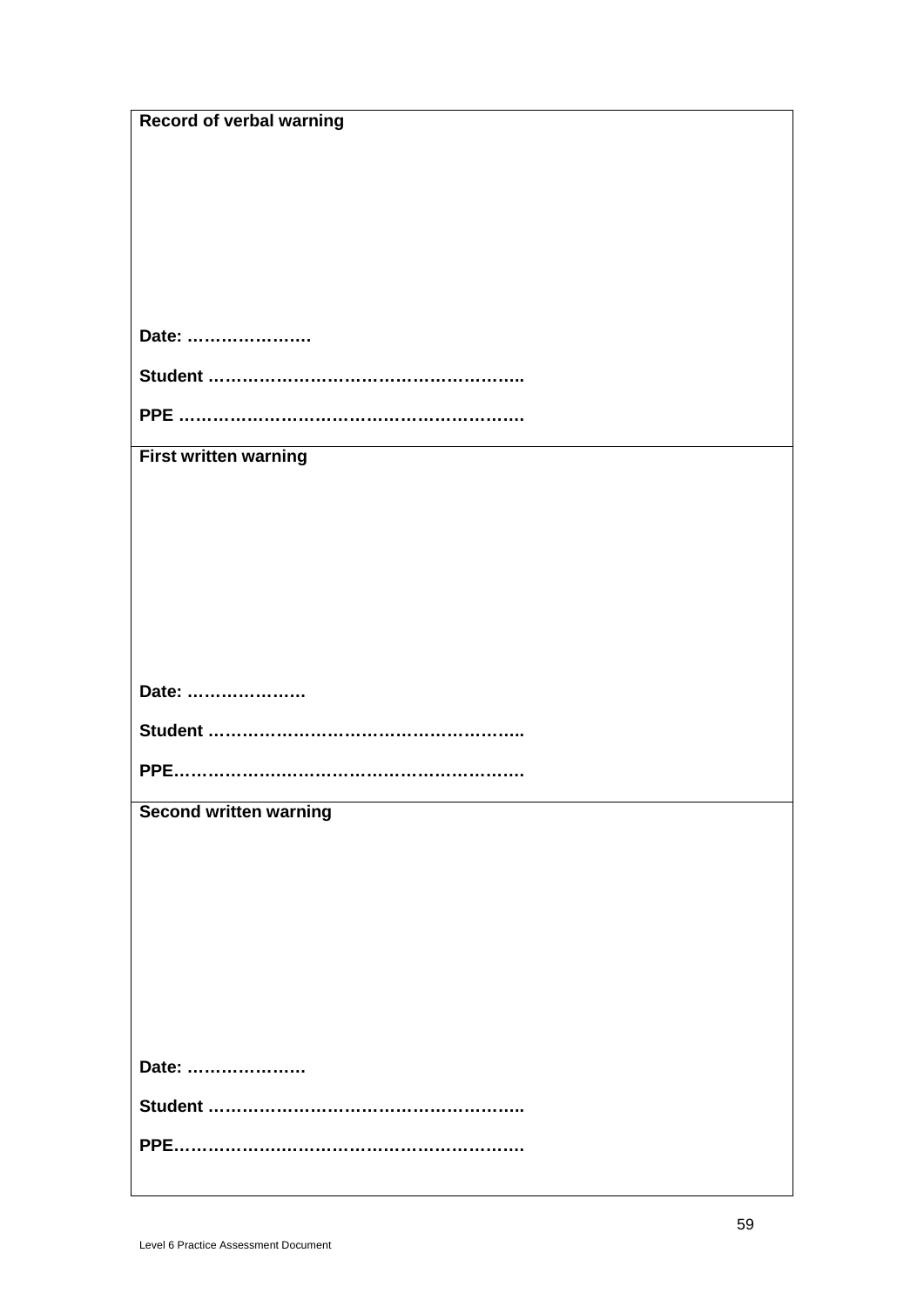| **Record of verbal warning**<br><br><br><br><br><br><br>**Date: …………………**<br><br>**Student ………………………………………………..**<br><br>**PPE …………………………………………………….** |
|---|
| **First written warning**<br><br><br><br><br><br><br>**Date: …………………**<br><br>**Student ………………………………………………..**<br><br>**PPE…………………………………………………….** |
| **Second written warning**<br><br><br><br><br><br><br>**Date: …………………**<br><br>**Student ………………………………………………..**<br><br>**PPE…………………………………………………….** |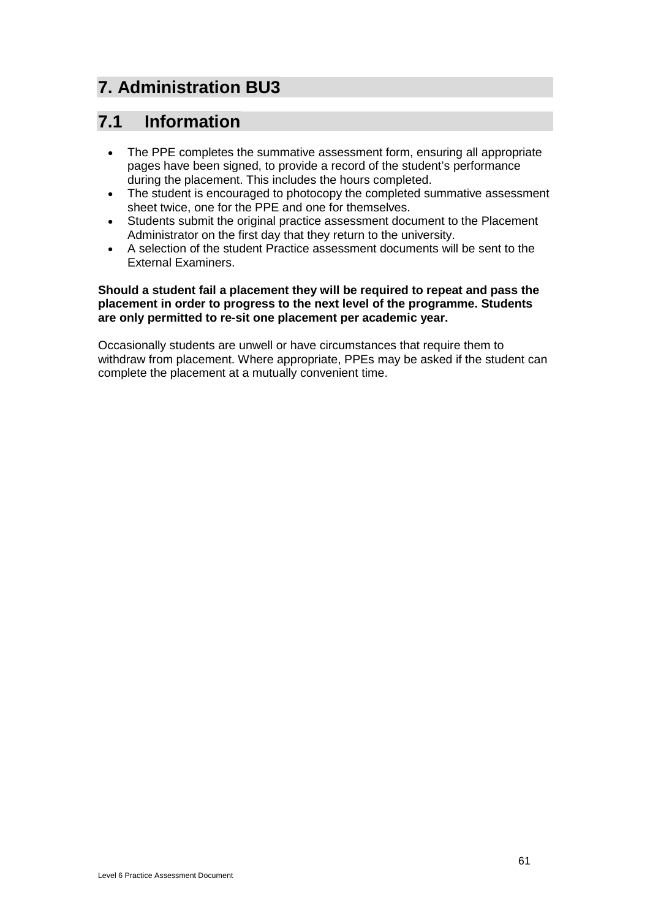# 7. Administration BU3

## 7.1 Information

- The PPE completes the summative assessment form, ensuring all appropriate pages have been signed, to provide a record of the student's performance during the placement. This includes the hours completed.
- The student is encouraged to photocopy the completed summative assessment sheet twice, one for the PPE and one for themselves.
- Students submit the original practice assessment document to the Placement Administrator on the first day that they return to the university.
- A selection of the student Practice assessment documents will be sent to the External Examiners.

**Should a student fail a placement they will be required to repeat and pass the placement in order to progress to the next level of the programme. Students are only permitted to re-sit one placement per academic year.**

Occasionally students are unwell or have circumstances that require them to withdraw from placement. Where appropriate, PPEs may be asked if the student can complete the placement at a mutually convenient time.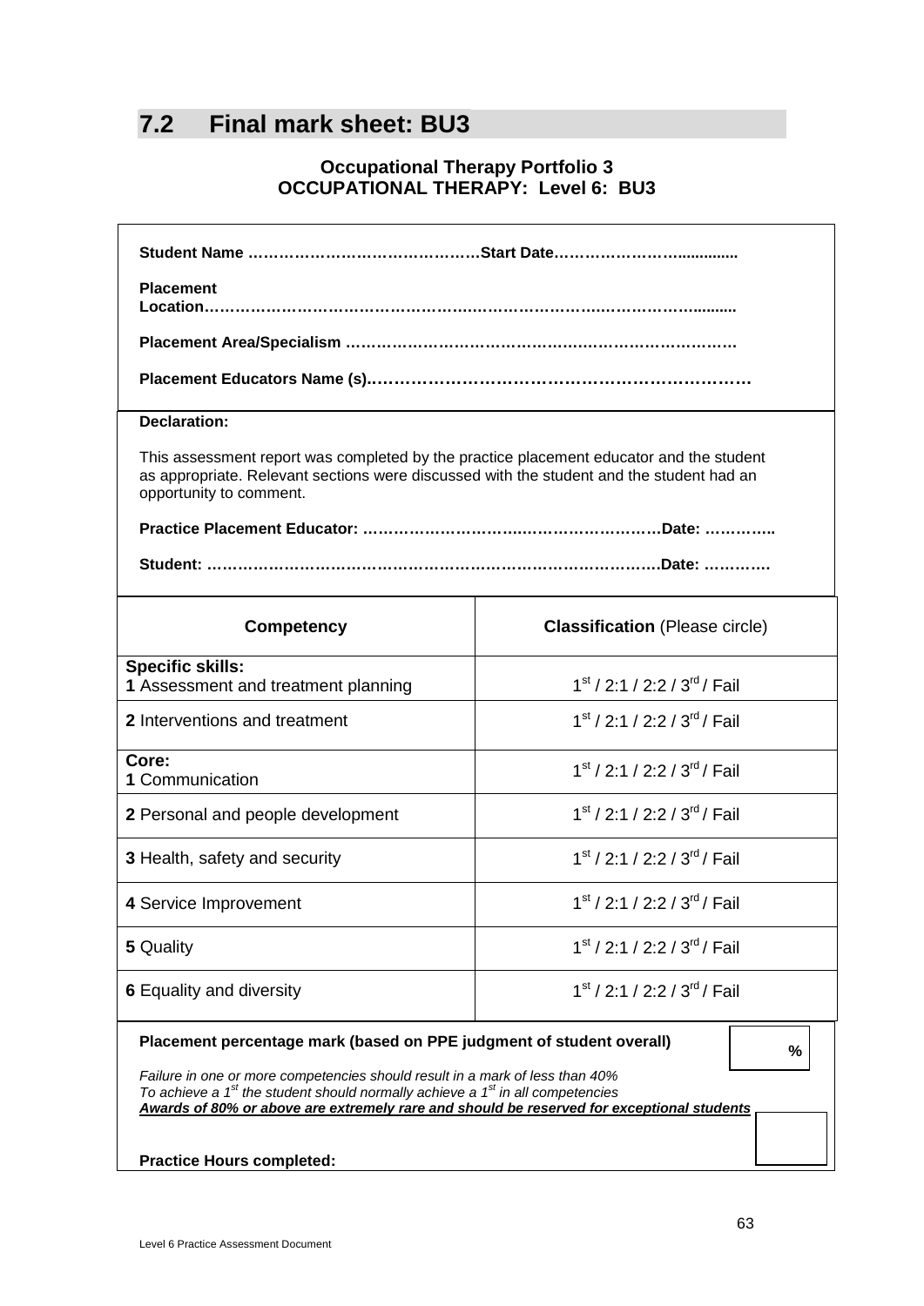## 7.2 Final mark sheet: BU3

**Occupational Therapy Portfolio 3**
**OCCUPATIONAL THERAPY: Level 6: BU3**

**Student Name ………………………………………Start Date……………………..............**

**Placement Location……………………………………………………………………………..........**

**Placement Area/Specialism ……………………………………………………………………**

**Placement Educators Name (s).…………………………………………………………**

**Declaration:**

This assessment report was completed by the practice placement educator and the student as appropriate. Relevant sections were discussed with the student and the student had an opportunity to comment.

**Practice Placement Educator: …………………………………………………Date: …………..**

**Student: ………………………………………………………………………………Date: …………**

| Competency | **Classification** (Please circle) |
|---|---|
| **Specific skills:** **1** Assessment and treatment planning | 1st / 2:1 / 2:2 / 3rd / Fail |
| **2** Interventions and treatment | 1st / 2:1 / 2:2 / 3rd / Fail |
| **Core:** **1** Communication | 1st / 2:1 / 2:2 / 3rd / Fail |
| **2** Personal and people development | 1st / 2:1 / 2:2 / 3rd / Fail |
| **3** Health, safety and security | 1st / 2:1 / 2:2 / 3rd / Fail |
| **4** Service Improvement | 1st / 2:1 / 2:2 / 3rd / Fail |
| **5** Quality | 1st / 2:1 / 2:2 / 3rd / Fail |
| **6** Equality and diversity | 1st / 2:1 / 2:2 / 3rd / Fail |

**Placement percentage mark (based on PPE judgment of student overall)** **%**

*Failure in one or more competencies should result in a mark of less than 40%*
*To achieve a 1st the student should normally achieve a 1st in all competencies*
***Awards of 80% or above are extremely rare and should be reserved for exceptional students***

**Practice Hours completed:**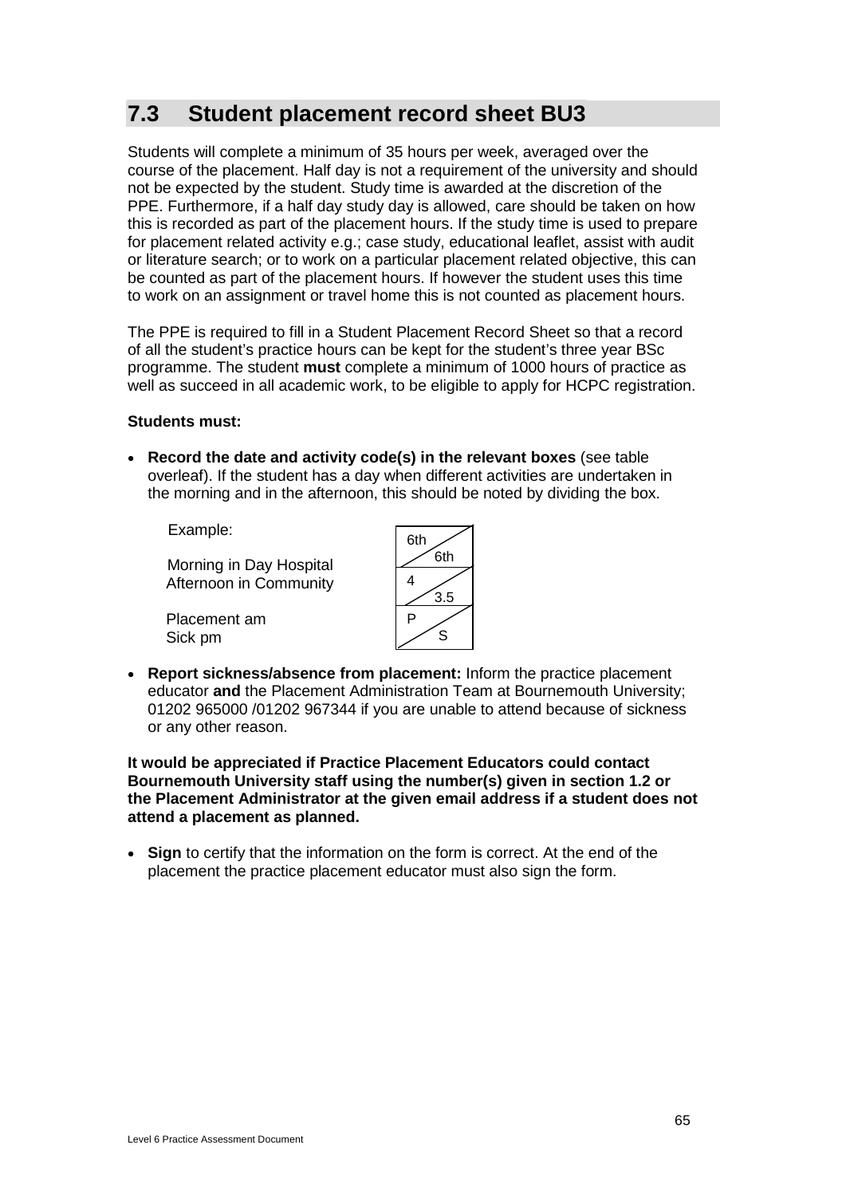## 7.3 Student placement record sheet BU3

Students will complete a minimum of 35 hours per week, averaged over the course of the placement. Half day is not a requirement of the university and should not be expected by the student. Study time is awarded at the discretion of the PPE. Furthermore, if a half day study day is allowed, care should be taken on how this is recorded as part of the placement hours. If the study time is used to prepare for placement related activity e.g.; case study, educational leaflet, assist with audit or literature search; or to work on a particular placement related objective, this can be counted as part of the placement hours. If however the student uses this time to work on an assignment or travel home this is not counted as placement hours.

The PPE is required to fill in a Student Placement Record Sheet so that a record of all the student's practice hours can be kept for the student's three year BSc programme. The student **must** complete a minimum of 1000 hours of practice as well as succeed in all academic work, to be eligible to apply for HCPC registration.

**Students must:**

- **Record the date and activity code(s) in the relevant boxes** (see table overleaf). If the student has a day when different activities are undertaken in the morning and in the afternoon, this should be noted by dividing the box.

Example:

| | |
|---|---|
| | 6th / 6th |
| Morning in Day Hospital<br>Afternoon in Community | 4 / 3.5 |
| Placement am<br>Sick pm | P / S |

- **Report sickness/absence from placement:** Inform the practice placement educator **and** the Placement Administration Team at Bournemouth University; 01202 965000 /01202 967344 if you are unable to attend because of sickness or any other reason.

**It would be appreciated if Practice Placement Educators could contact Bournemouth University staff using the number(s) given in section 1.2 or the Placement Administrator at the given email address if a student does not attend a placement as planned.**

- **Sign** to certify that the information on the form is correct. At the end of the placement the practice placement educator must also sign the form.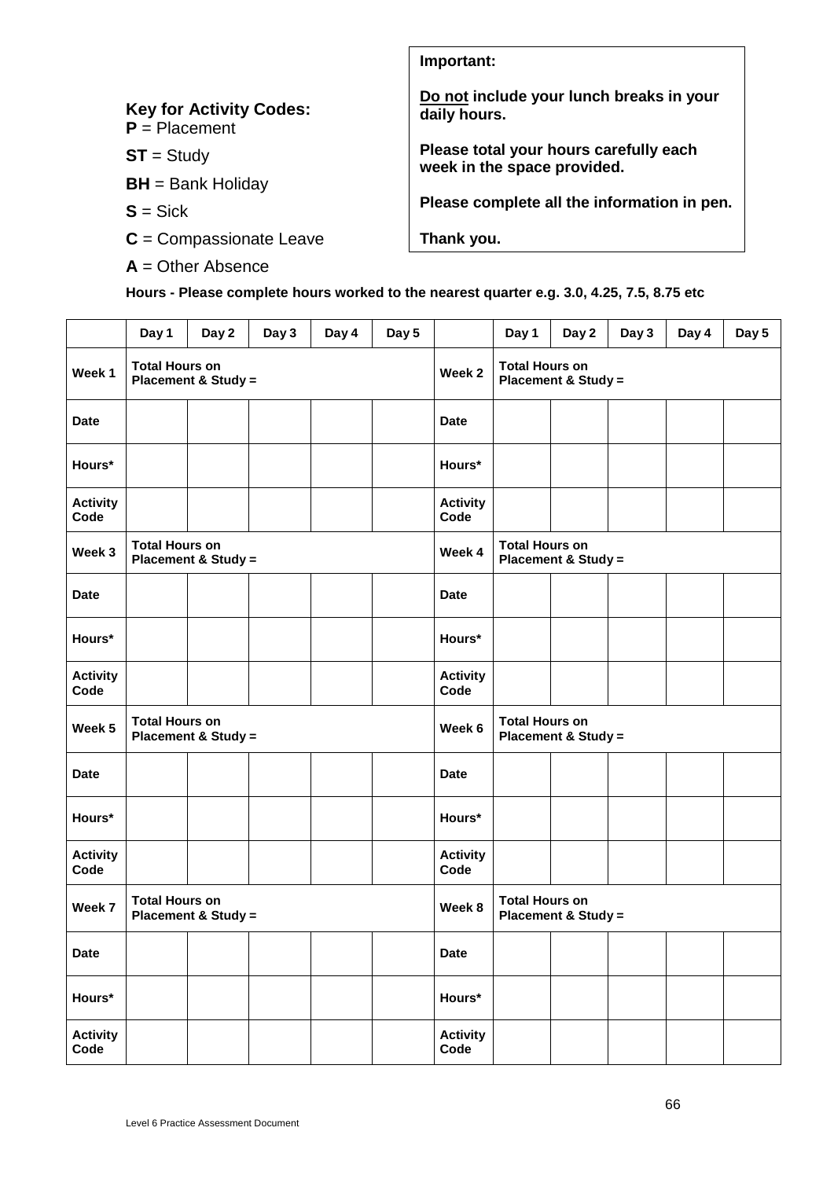**Key for Activity Codes:**
**P** = Placement

**ST** = Study

**BH** = Bank Holiday

**S** = Sick

**C** = Compassionate Leave

**A** = Other Absence

**Important:**

**<u>Do not</u> include your lunch breaks in your daily hours.**

**Please total your hours carefully each week in the space provided.**

**Please complete all the information in pen.**

**Thank you.**

**Hours - Please complete hours worked to the nearest quarter e.g. 3.0, 4.25, 7.5, 8.75 etc**

| | Day 1 | Day 2 | Day 3 | Day 4 | Day 5 | | Day 1 | Day 2 | Day 3 | Day 4 | Day 5 |
|---|---|---|---|---|---|---|---|---|---|---|---|
| **Week 1** | **Total Hours on Placement & Study =** | | | | | **Week 2** | **Total Hours on Placement & Study =** | | | | |
| **Date** | | | | | | **Date** | | | | | |
| **Hours*** | | | | | | **Hours*** | | | | | |
| **Activity Code** | | | | | | **Activity Code** | | | | | |
| **Week 3** | **Total Hours on Placement & Study =** | | | | | **Week 4** | **Total Hours on Placement & Study =** | | | | |
| **Date** | | | | | | **Date** | | | | | |
| **Hours*** | | | | | | **Hours*** | | | | | |
| **Activity Code** | | | | | | **Activity Code** | | | | | |
| **Week 5** | **Total Hours on Placement & Study =** | | | | | **Week 6** | **Total Hours on Placement & Study =** | | | | |
| **Date** | | | | | | **Date** | | | | | |
| **Hours*** | | | | | | **Hours*** | | | | | |
| **Activity Code** | | | | | | **Activity Code** | | | | | |
| **Week 7** | **Total Hours on Placement & Study =** | | | | | **Week 8** | **Total Hours on Placement & Study =** | | | | |
| **Date** | | | | | | **Date** | | | | | |
| **Hours*** | | | | | | **Hours*** | | | | | |
| **Activity Code** | | | | | | **Activity Code** | | | | | |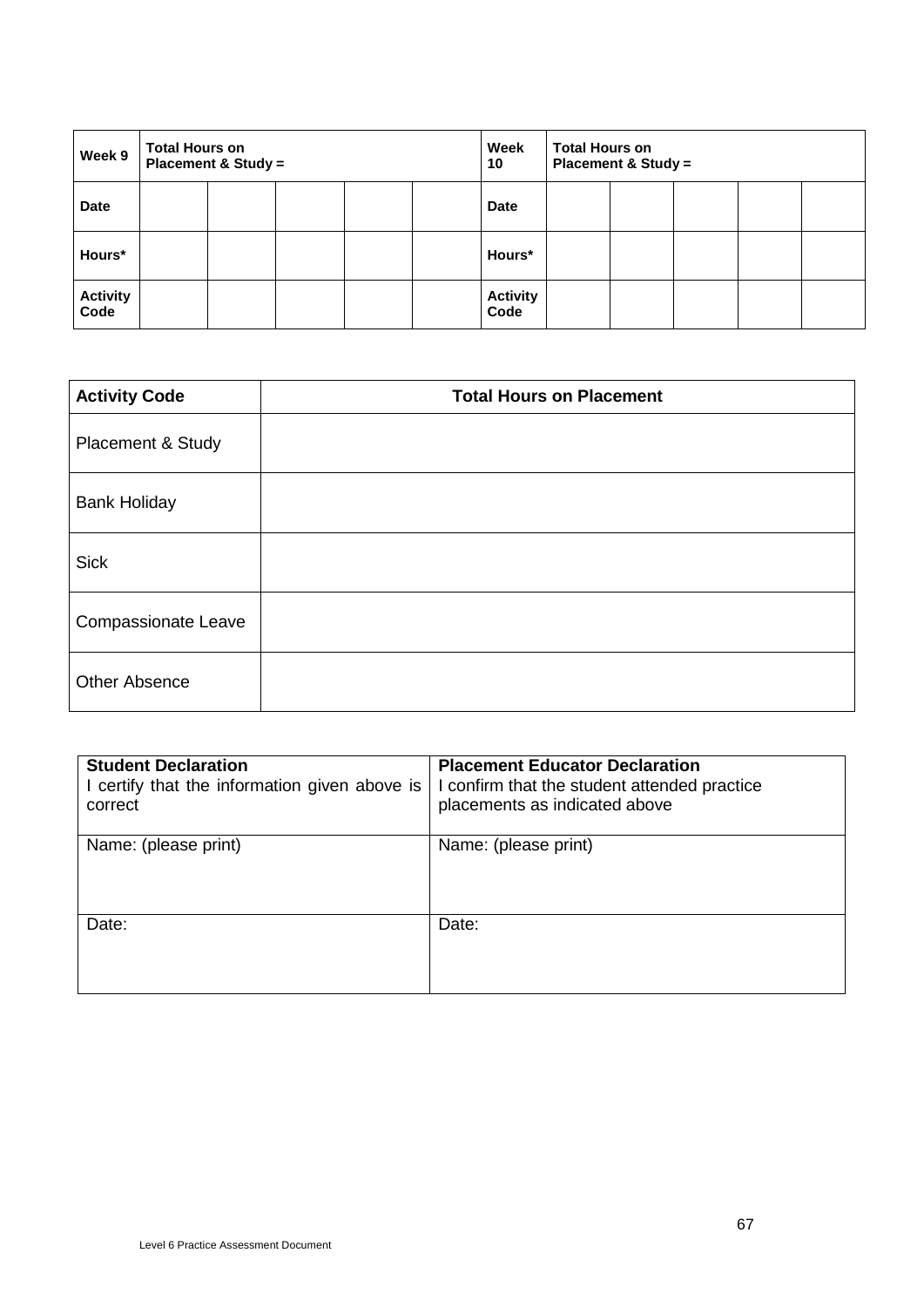| Week 9 | Total Hours on Placement & Study = | | | | | Week 10 | Total Hours on Placement & Study = | | | | |
|---|---|---|---|---|---|---|---|---|---|---|---|
| Date | | | | | | Date | | | | | |
| Hours* | | | | | | Hours* | | | | | |
| Activity Code | | | | | | Activity Code | | | | | |

| Activity Code | Total Hours on Placement |
|---|---|
| Placement & Study | |
| Bank Holiday | |
| Sick | |
| Compassionate Leave | |
| Other Absence | |

| **Student Declaration** I certify that the information given above is correct | **Placement Educator Declaration** I confirm that the student attended practice placements as indicated above |
|---|---|
| Name: (please print) | Name: (please print) |
| Date: | Date: |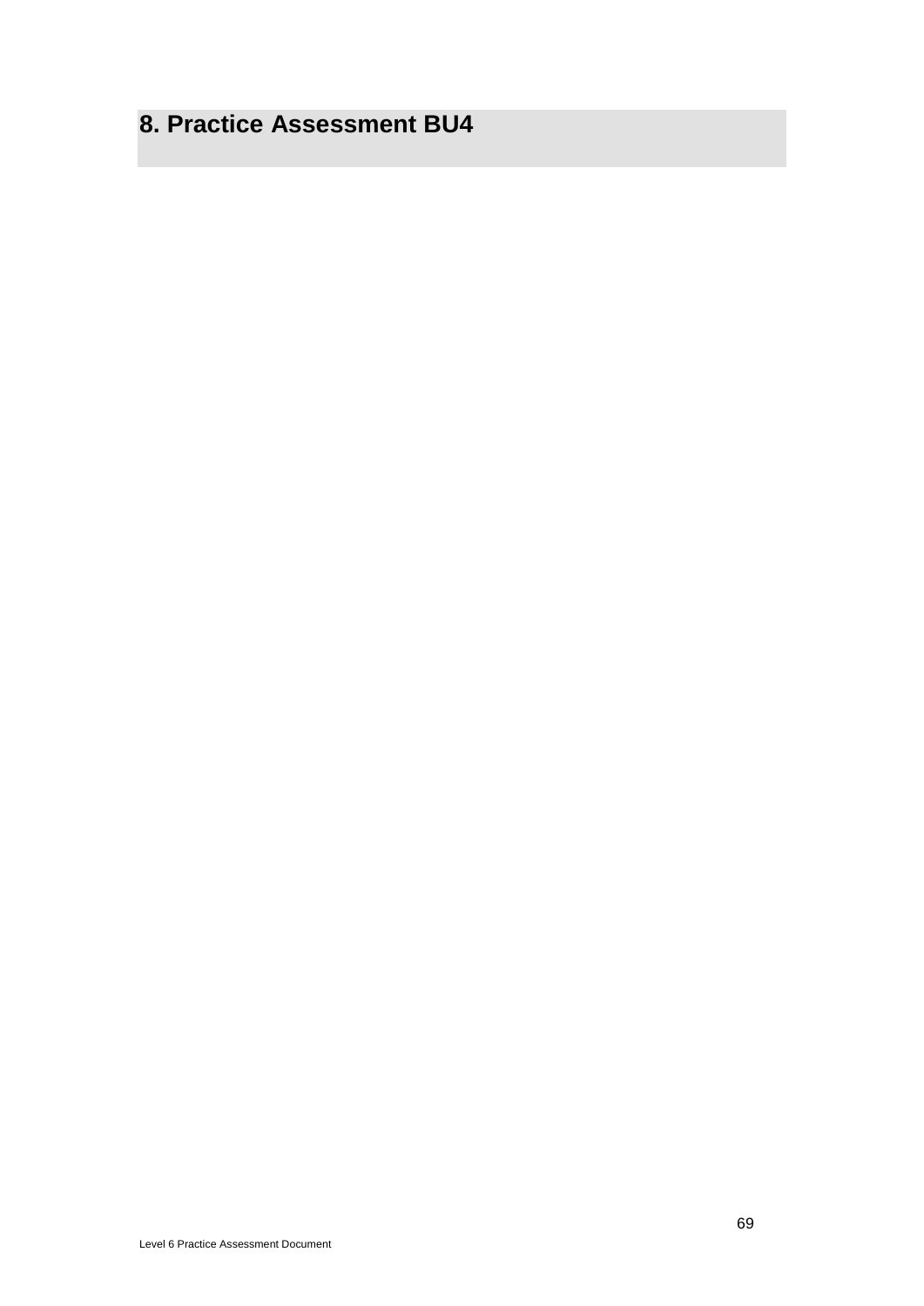# 8. Practice Assessment BU4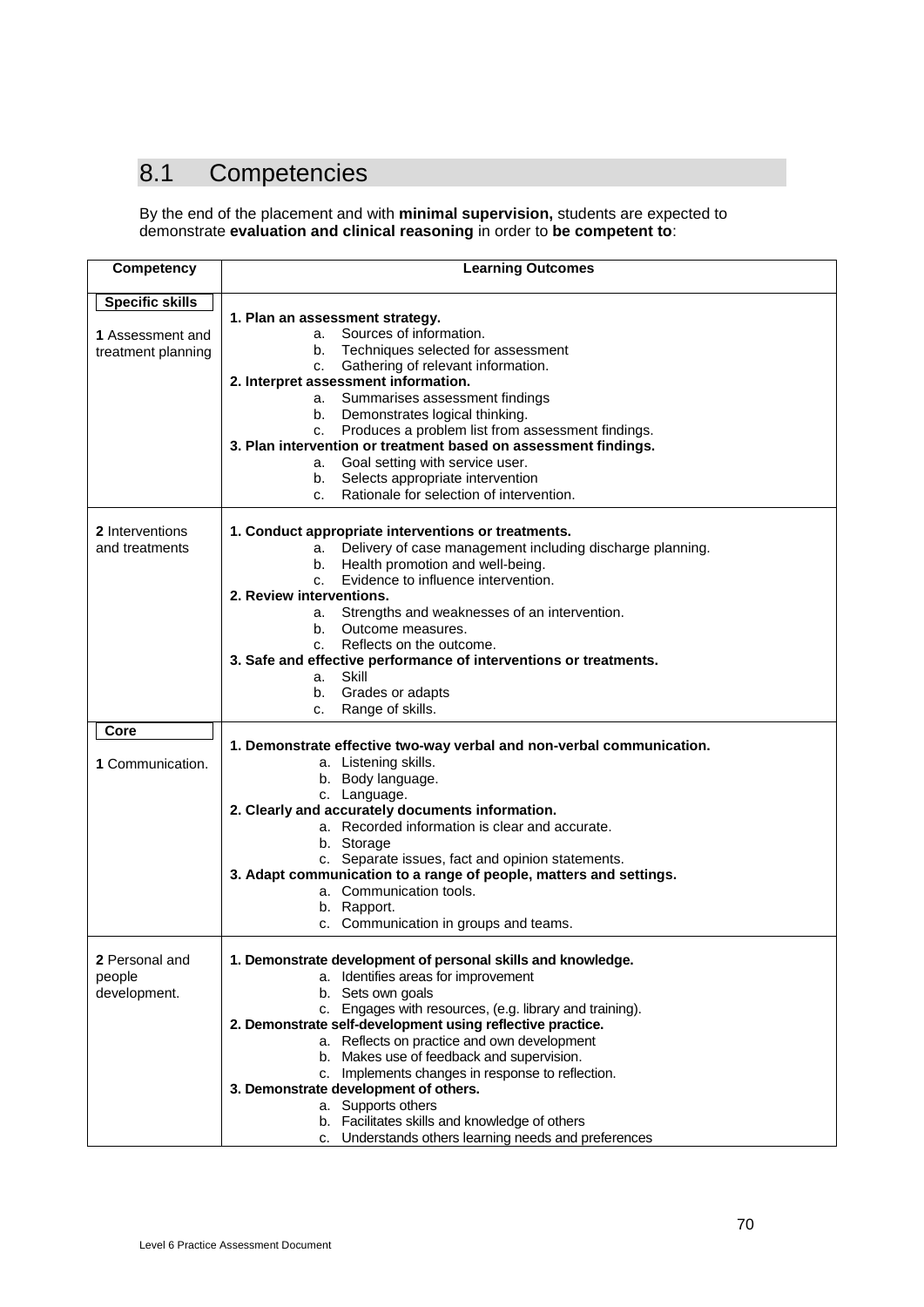## 8.1 Competencies

By the end of the placement and with **minimal supervision,** students are expected to demonstrate **evaluation and clinical reasoning** in order to **be competent to**:

| Competency | Learning Outcomes |
|---|---|
| **Specific skills**<br><br>**1** Assessment and treatment planning | **1. Plan an assessment strategy.**<br>a. Sources of information.<br>b. Techniques selected for assessment<br>c. Gathering of relevant information.<br>**2. Interpret assessment information.**<br>a. Summarises assessment findings<br>b. Demonstrates logical thinking.<br>c. Produces a problem list from assessment findings.<br>**3. Plan intervention or treatment based on assessment findings.**<br>a. Goal setting with service user.<br>b. Selects appropriate intervention<br>c. Rationale for selection of intervention. |
| **2** Interventions and treatments | **1. Conduct appropriate interventions or treatments.**<br>a. Delivery of case management including discharge planning.<br>b. Health promotion and well-being.<br>c. Evidence to influence intervention.<br>**2. Review interventions.**<br>a. Strengths and weaknesses of an intervention.<br>b. Outcome measures.<br>c. Reflects on the outcome.<br>**3. Safe and effective performance of interventions or treatments.**<br>a. Skill<br>b. Grades or adapts<br>c. Range of skills. |
| **Core**<br><br>**1** Communication. | **1. Demonstrate effective two-way verbal and non-verbal communication.**<br>a. Listening skills.<br>b. Body language.<br>c. Language.<br>**2. Clearly and accurately documents information.**<br>a. Recorded information is clear and accurate.<br>b. Storage<br>c. Separate issues, fact and opinion statements.<br>**3. Adapt communication to a range of people, matters and settings.**<br>a. Communication tools.<br>b. Rapport.<br>c. Communication in groups and teams. |
| **2** Personal and people development. | **1. Demonstrate development of personal skills and knowledge.**<br>a. Identifies areas for improvement<br>b. Sets own goals<br>c. Engages with resources, (e.g. library and training).<br>**2. Demonstrate self-development using reflective practice.**<br>a. Reflects on practice and own development<br>b. Makes use of feedback and supervision.<br>c. Implements changes in response to reflection.<br>**3. Demonstrate development of others.**<br>a. Supports others<br>b. Facilitates skills and knowledge of others<br>c. Understands others learning needs and preferences |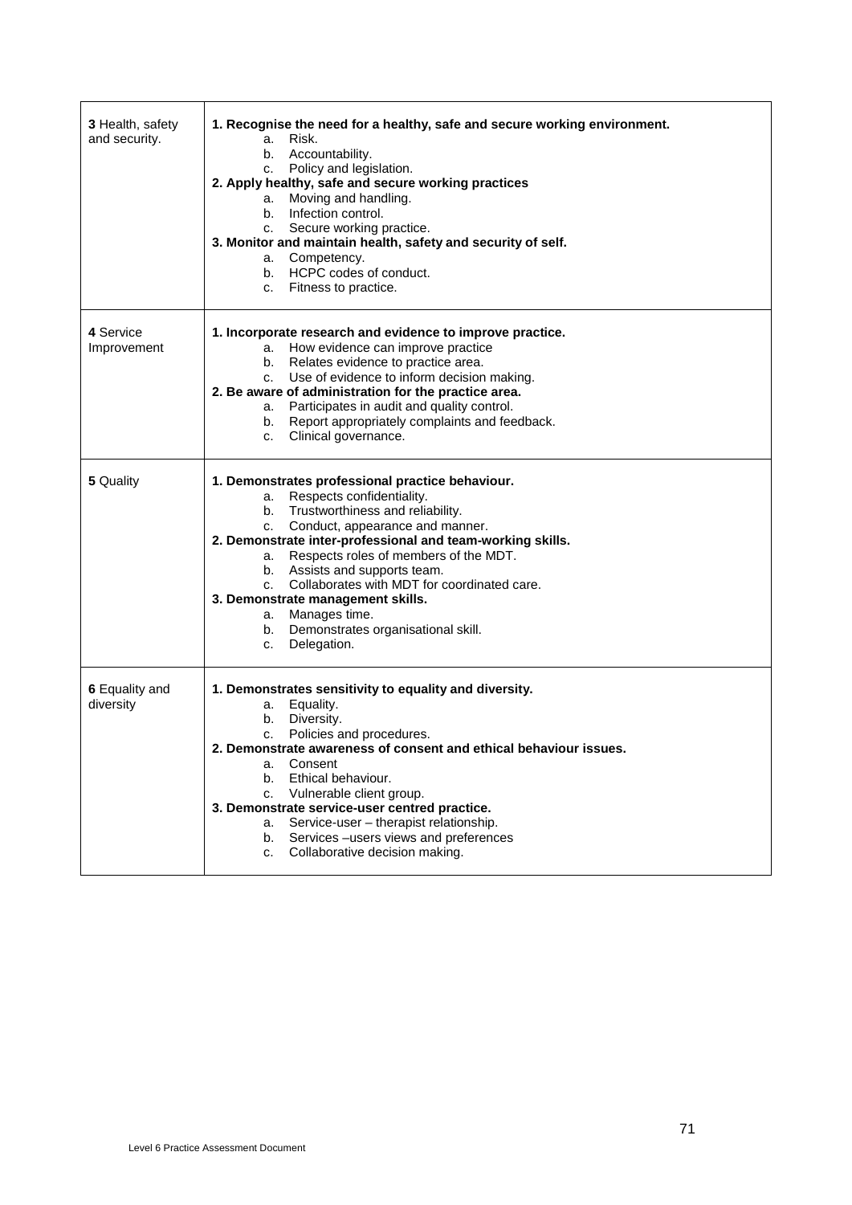| | |
|---|---|
| **3** Health, safety and security. | **1. Recognise the need for a healthy, safe and secure working environment.**<br>a. Risk.<br>b. Accountability.<br>c. Policy and legislation.<br>**2. Apply healthy, safe and secure working practices**<br>a. Moving and handling.<br>b. Infection control.<br>c. Secure working practice.<br>**3. Monitor and maintain health, safety and security of self.**<br>a. Competency.<br>b. HCPC codes of conduct.<br>c. Fitness to practice. |
| **4** Service Improvement | **1. Incorporate research and evidence to improve practice.**<br>a. How evidence can improve practice<br>b. Relates evidence to practice area.<br>c. Use of evidence to inform decision making.<br>**2. Be aware of administration for the practice area.**<br>a. Participates in audit and quality control.<br>b. Report appropriately complaints and feedback.<br>c. Clinical governance. |
| **5** Quality | **1. Demonstrates professional practice behaviour.**<br>a. Respects confidentiality.<br>b. Trustworthiness and reliability.<br>c. Conduct, appearance and manner.<br>**2. Demonstrate inter-professional and team-working skills.**<br>a. Respects roles of members of the MDT.<br>b. Assists and supports team.<br>c. Collaborates with MDT for coordinated care.<br>**3. Demonstrate management skills.**<br>a. Manages time.<br>b. Demonstrates organisational skill.<br>c. Delegation. |
| **6** Equality and diversity | **1. Demonstrates sensitivity to equality and diversity.**<br>a. Equality.<br>b. Diversity.<br>c. Policies and procedures.<br>**2. Demonstrate awareness of consent and ethical behaviour issues.**<br>a. Consent<br>b. Ethical behaviour.<br>c. Vulnerable client group.<br>**3. Demonstrate service-user centred practice.**<br>a. Service-user – therapist relationship.<br>b. Services –users views and preferences<br>c. Collaborative decision making. |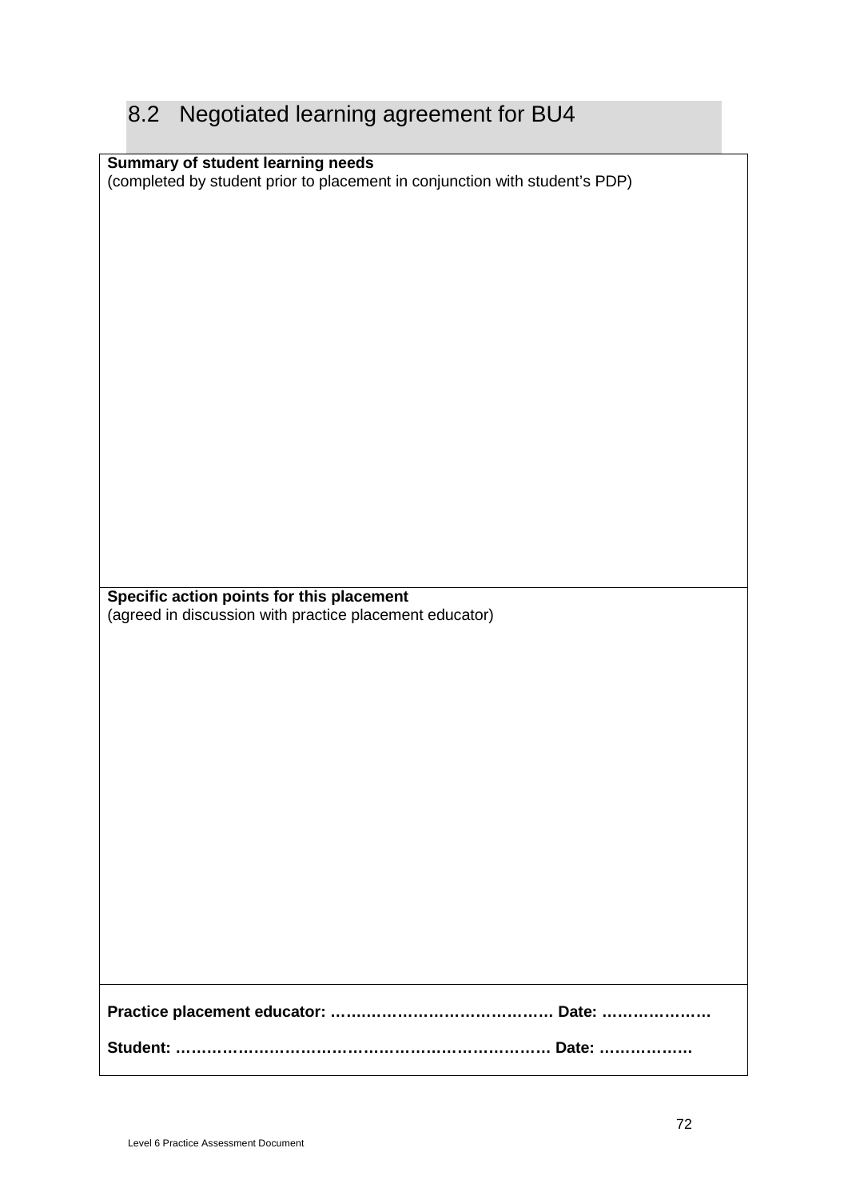## 8.2 Negotiated learning agreement for BU4

| **Summary of student learning needs**<br>(completed by student prior to placement in conjunction with student's PDP) |
|---|
| **Specific action points for this placement**<br>(agreed in discussion with practice placement educator) |
| **Practice placement educator: …………………………………… Date: …………………**<br><br>**Student: ……………………………………………………………… Date: ………………** |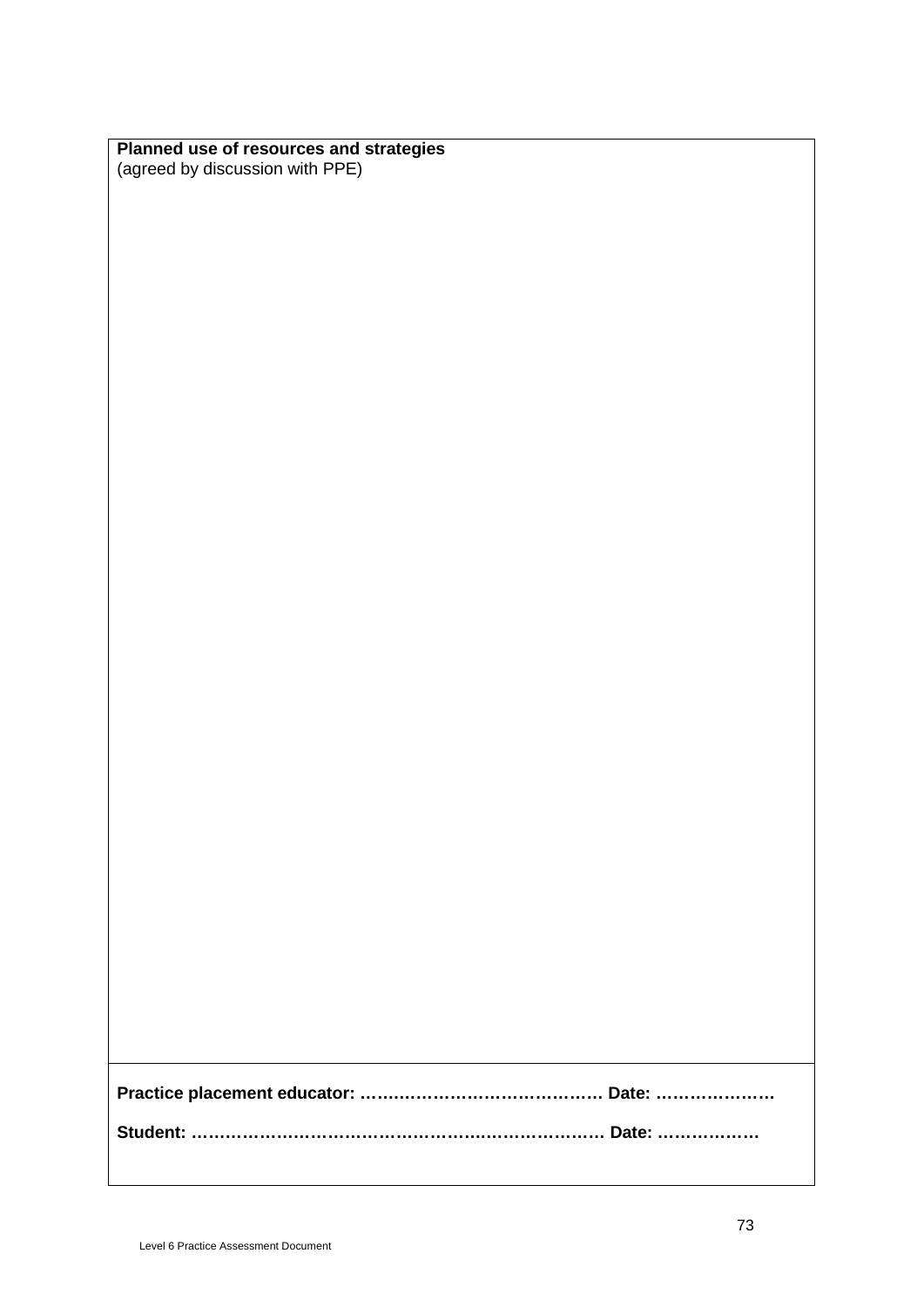**Planned use of resources and strategies**
(agreed by discussion with PPE)

**Practice placement educator: …………………………………… Date: …………………**

**Student: …………………………………………………………… Date: ………………**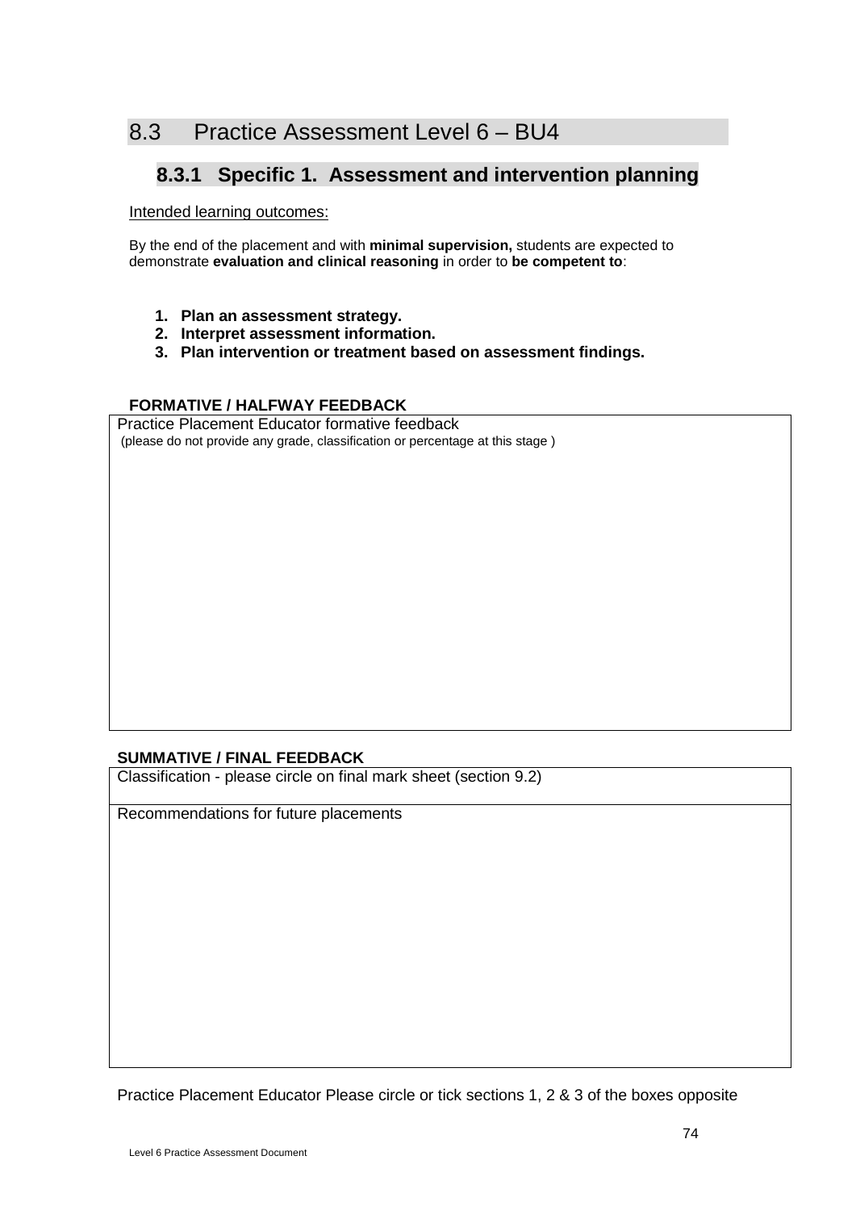## 8.3 Practice Assessment Level 6 – BU4

### 8.3.1 Specific 1. Assessment and intervention planning

Intended learning outcomes:

By the end of the placement and with **minimal supervision,** students are expected to demonstrate **evaluation and clinical reasoning** in order to **be competent to**:

1. **Plan an assessment strategy.**
2. **Interpret assessment information.**
3. **Plan intervention or treatment based on assessment findings.**

**FORMATIVE / HALFWAY FEEDBACK**

| Practice Placement Educator formative feedback<br>(please do not provide any grade, classification or percentage at this stage ) |
|---|
| |

**SUMMATIVE / FINAL FEEDBACK**

| Classification - please circle on final mark sheet (section 9.2) |
|---|
| Recommendations for future placements |

Practice Placement Educator Please circle or tick sections 1, 2 & 3 of the boxes opposite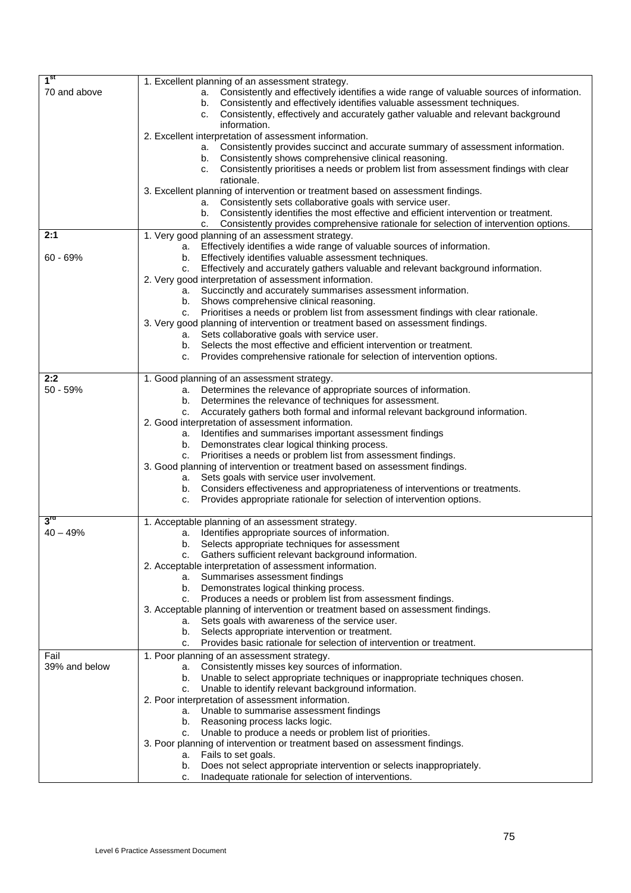| | |
|---|---|
| **1st**<br>70 and above | 1. Excellent planning of an assessment strategy.<br>a. Consistently and effectively identifies a wide range of valuable sources of information.<br>b. Consistently and effectively identifies valuable assessment techniques.<br>c. Consistently, effectively and accurately gather valuable and relevant background information.<br>2. Excellent interpretation of assessment information.<br>a. Consistently provides succinct and accurate summary of assessment information.<br>b. Consistently shows comprehensive clinical reasoning.<br>c. Consistently prioritises a needs or problem list from assessment findings with clear rationale.<br>3. Excellent planning of intervention or treatment based on assessment findings.<br>a. Consistently sets collaborative goals with service user.<br>b. Consistently identifies the most effective and efficient intervention or treatment.<br>c. Consistently provides comprehensive rationale for selection of intervention options. |
| **2:1**<br>60 - 69% | 1. Very good planning of an assessment strategy.<br>a. Effectively identifies a wide range of valuable sources of information.<br>b. Effectively identifies valuable assessment techniques.<br>c. Effectively and accurately gathers valuable and relevant background information.<br>2. Very good interpretation of assessment information.<br>a. Succinctly and accurately summarises assessment information.<br>b. Shows comprehensive clinical reasoning.<br>c. Prioritises a needs or problem list from assessment findings with clear rationale.<br>3. Very good planning of intervention or treatment based on assessment findings.<br>a. Sets collaborative goals with service user.<br>b. Selects the most effective and efficient intervention or treatment.<br>c. Provides comprehensive rationale for selection of intervention options. |
| **2:2**<br>50 - 59% | 1. Good planning of an assessment strategy.<br>a. Determines the relevance of appropriate sources of information.<br>b. Determines the relevance of techniques for assessment.<br>c. Accurately gathers both formal and informal relevant background information.<br>2. Good interpretation of assessment information.<br>a. Identifies and summarises important assessment findings<br>b. Demonstrates clear logical thinking process.<br>c. Prioritises a needs or problem list from assessment findings.<br>3. Good planning of intervention or treatment based on assessment findings.<br>a. Sets goals with service user involvement.<br>b. Considers effectiveness and appropriateness of interventions or treatments.<br>c. Provides appropriate rationale for selection of intervention options. |
| **3rd**<br>40 – 49% | 1. Acceptable planning of an assessment strategy.<br>a. Identifies appropriate sources of information.<br>b. Selects appropriate techniques for assessment<br>c. Gathers sufficient relevant background information.<br>2. Acceptable interpretation of assessment information.<br>a. Summarises assessment findings<br>b. Demonstrates logical thinking process.<br>c. Produces a needs or problem list from assessment findings.<br>3. Acceptable planning of intervention or treatment based on assessment findings.<br>a. Sets goals with awareness of the service user.<br>b. Selects appropriate intervention or treatment.<br>c. Provides basic rationale for selection of intervention or treatment. |
| Fail<br>39% and below | 1. Poor planning of an assessment strategy.<br>a. Consistently misses key sources of information.<br>b. Unable to select appropriate techniques or inappropriate techniques chosen.<br>c. Unable to identify relevant background information.<br>2. Poor interpretation of assessment information.<br>a. Unable to summarise assessment findings<br>b. Reasoning process lacks logic.<br>c. Unable to produce a needs or problem list of priorities.<br>3. Poor planning of intervention or treatment based on assessment findings.<br>a. Fails to set goals.<br>b. Does not select appropriate intervention or selects inappropriately.<br>c. Inadequate rationale for selection of interventions. |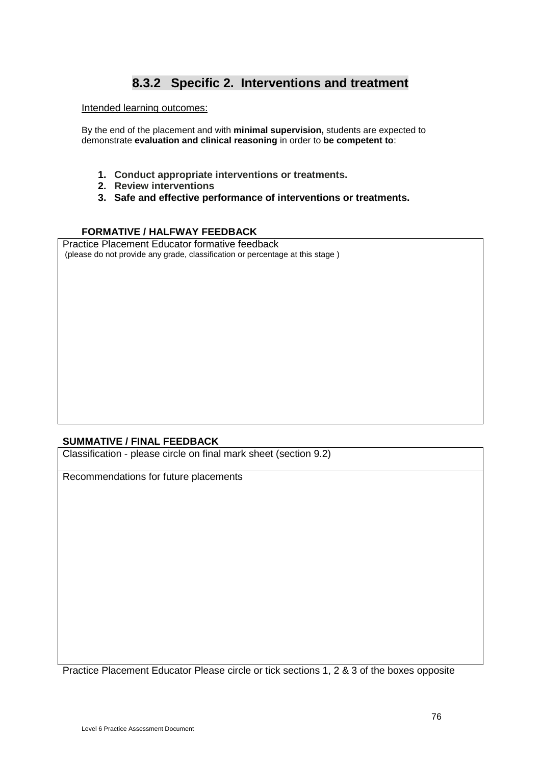## 8.3.2 Specific 2. Interventions and treatment

Intended learning outcomes:

By the end of the placement and with **minimal supervision,** students are expected to demonstrate **evaluation and clinical reasoning** in order to **be competent to**:

1. **Conduct appropriate interventions or treatments.**
2. **Review interventions**
3. **Safe and effective performance of interventions or treatments.**

**FORMATIVE / HALFWAY FEEDBACK**

| Practice Placement Educator formative feedback (please do not provide any grade, classification or percentage at this stage ) |
| --- |
| |

**SUMMATIVE / FINAL FEEDBACK**

| Classification - please circle on final mark sheet (section 9.2) |
| --- |
| Recommendations for future placements |

Practice Placement Educator Please circle or tick sections 1, 2 & 3 of the boxes opposite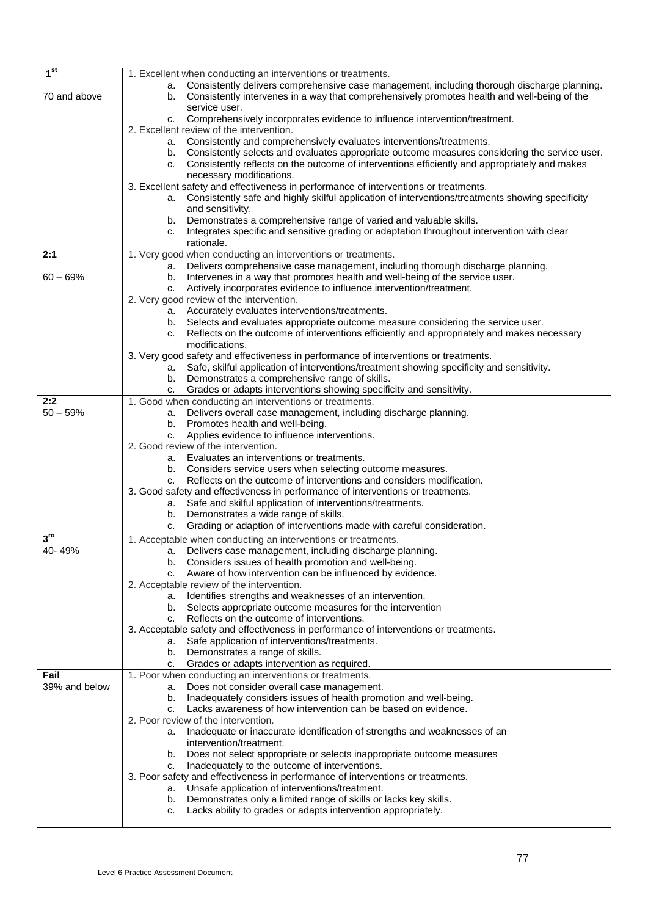| | |
|---|---|
| **1st**<br><br>70 and above | 1. Excellent when conducting an interventions or treatments.<br>a. Consistently delivers comprehensive case management, including thorough discharge planning.<br>b. Consistently intervenes in a way that comprehensively promotes health and well-being of the service user.<br>c. Comprehensively incorporates evidence to influence intervention/treatment.<br>2. Excellent review of the intervention.<br>a. Consistently and comprehensively evaluates interventions/treatments.<br>b. Consistently selects and evaluates appropriate outcome measures considering the service user.<br>c. Consistently reflects on the outcome of interventions efficiently and appropriately and makes necessary modifications.<br>3. Excellent safety and effectiveness in performance of interventions or treatments.<br>a. Consistently safe and highly skilful application of interventions/treatments showing specificity and sensitivity.<br>b. Demonstrates a comprehensive range of varied and valuable skills.<br>c. Integrates specific and sensitive grading or adaptation throughout intervention with clear rationale. |
| **2:1**<br><br>60 – 69% | 1. Very good when conducting an interventions or treatments.<br>a. Delivers comprehensive case management, including thorough discharge planning.<br>b. Intervenes in a way that promotes health and well-being of the service user.<br>c. Actively incorporates evidence to influence intervention/treatment.<br>2. Very good review of the intervention.<br>a. Accurately evaluates interventions/treatments.<br>b. Selects and evaluates appropriate outcome measure considering the service user.<br>c. Reflects on the outcome of interventions efficiently and appropriately and makes necessary modifications.<br>3. Very good safety and effectiveness in performance of interventions or treatments.<br>a. Safe, skilful application of interventions/treatment showing specificity and sensitivity.<br>b. Demonstrates a comprehensive range of skills.<br>c. Grades or adapts interventions showing specificity and sensitivity. |
| **2:2**<br>50 – 59% | 1. Good when conducting an interventions or treatments.<br>a. Delivers overall case management, including discharge planning.<br>b. Promotes health and well-being.<br>c. Applies evidence to influence interventions.<br>2. Good review of the intervention.<br>a. Evaluates an interventions or treatments.<br>b. Considers service users when selecting outcome measures.<br>c. Reflects on the outcome of interventions and considers modification.<br>3. Good safety and effectiveness in performance of interventions or treatments.<br>a. Safe and skilful application of interventions/treatments.<br>b. Demonstrates a wide range of skills.<br>c. Grading or adaption of interventions made with careful consideration. |
| **3rd**<br>40- 49% | 1. Acceptable when conducting an interventions or treatments.<br>a. Delivers case management, including discharge planning.<br>b. Considers issues of health promotion and well-being.<br>c. Aware of how intervention can be influenced by evidence.<br>2. Acceptable review of the intervention.<br>a. Identifies strengths and weaknesses of an intervention.<br>b. Selects appropriate outcome measures for the intervention<br>c. Reflects on the outcome of interventions.<br>3. Acceptable safety and effectiveness in performance of interventions or treatments.<br>a. Safe application of interventions/treatments.<br>b. Demonstrates a range of skills.<br>c. Grades or adapts intervention as required. |
| **Fail**<br>39% and below | 1. Poor when conducting an interventions or treatments.<br>a. Does not consider overall case management.<br>b. Inadequately considers issues of health promotion and well-being.<br>c. Lacks awareness of how intervention can be based on evidence.<br>2. Poor review of the intervention.<br>a. Inadequate or inaccurate identification of strengths and weaknesses of an intervention/treatment.<br>b. Does not select appropriate or selects inappropriate outcome measures<br>c. Inadequately to the outcome of interventions.<br>3. Poor safety and effectiveness in performance of interventions or treatments.<br>a. Unsafe application of interventions/treatment.<br>b. Demonstrates only a limited range of skills or lacks key skills.<br>c. Lacks ability to grades or adapts intervention appropriately. |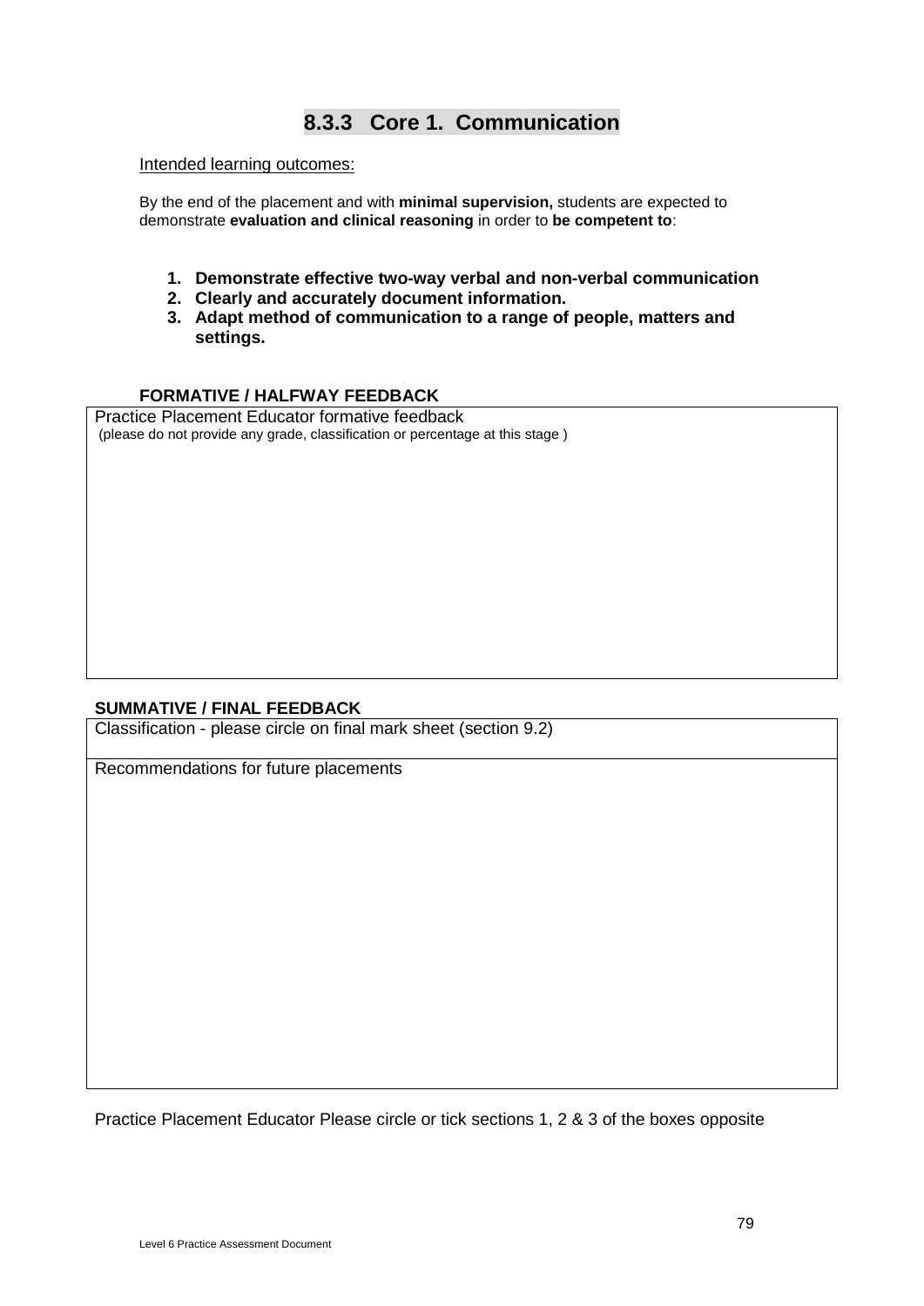## 8.3.3 Core 1. Communication

Intended learning outcomes:

By the end of the placement and with **minimal supervision,** students are expected to demonstrate **evaluation and clinical reasoning** in order to **be competent to**:

1. **Demonstrate effective two-way verbal and non-verbal communication**
2. **Clearly and accurately document information.**
3. **Adapt method of communication to a range of people, matters and settings.**

**FORMATIVE / HALFWAY FEEDBACK**

| Practice Placement Educator formative feedback<br>(please do not provide any grade, classification or percentage at this stage ) |
|---|
| |

**SUMMATIVE / FINAL FEEDBACK**

| Classification - please circle on final mark sheet (section 9.2) |
|---|
| Recommendations for future placements |

Practice Placement Educator Please circle or tick sections 1, 2 & 3 of the boxes opposite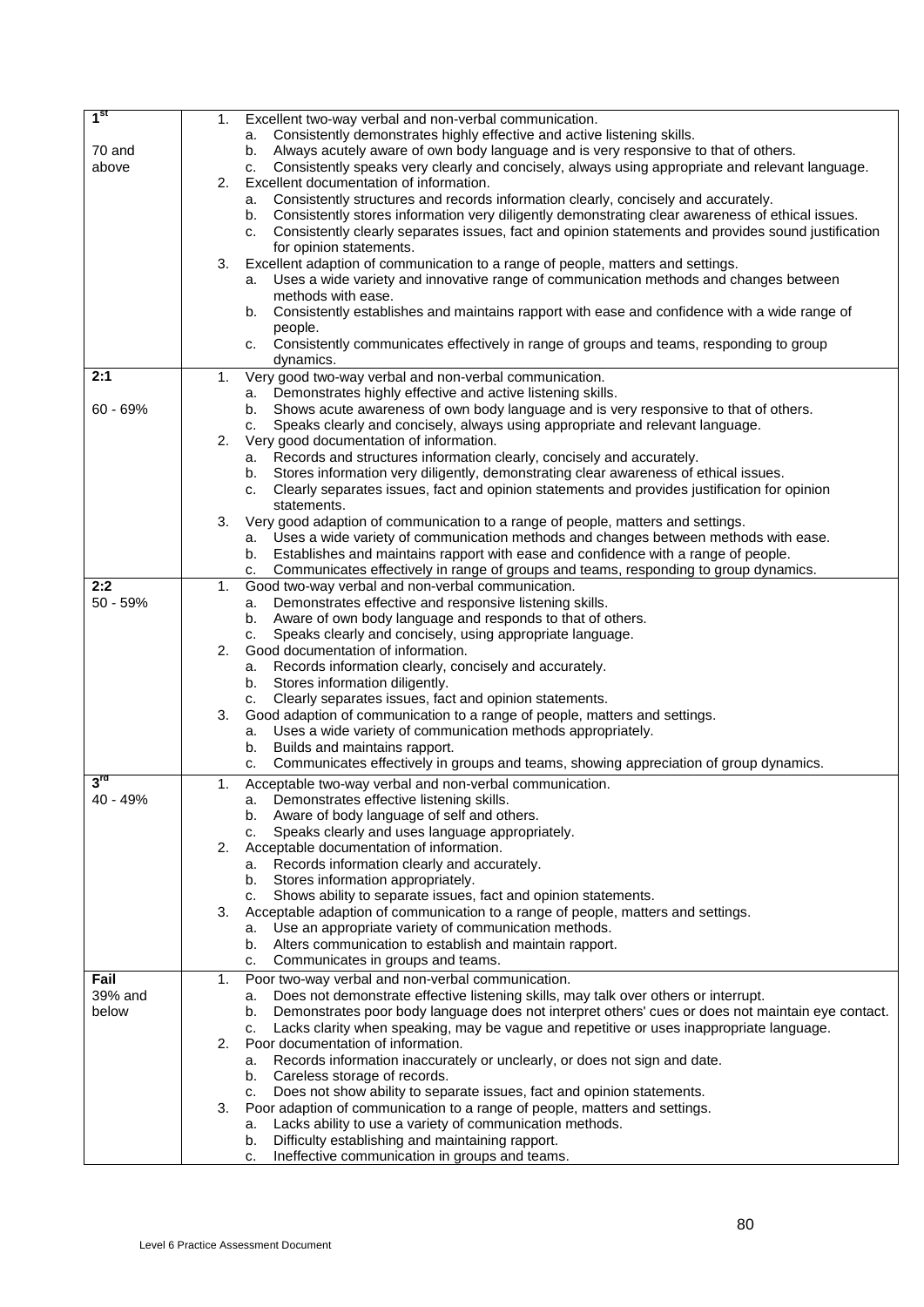| | |
|---|---|
| **1st**<br><br>70 and above | 1. Excellent two-way verbal and non-verbal communication.<br>a. Consistently demonstrates highly effective and active listening skills.<br>b. Always acutely aware of own body language and is very responsive to that of others.<br>c. Consistently speaks very clearly and concisely, always using appropriate and relevant language.<br>2. Excellent documentation of information.<br>a. Consistently structures and records information clearly, concisely and accurately.<br>b. Consistently stores information very diligently demonstrating clear awareness of ethical issues.<br>c. Consistently clearly separates issues, fact and opinion statements and provides sound justification for opinion statements.<br>3. Excellent adaption of communication to a range of people, matters and settings.<br>a. Uses a wide variety and innovative range of communication methods and changes between methods with ease.<br>b. Consistently establishes and maintains rapport with ease and confidence with a wide range of people.<br>c. Consistently communicates effectively in range of groups and teams, responding to group dynamics. |
| **2:1**<br><br>60 - 69% | 1. Very good two-way verbal and non-verbal communication.<br>a. Demonstrates highly effective and active listening skills.<br>b. Shows acute awareness of own body language and is very responsive to that of others.<br>c. Speaks clearly and concisely, always using appropriate and relevant language.<br>2. Very good documentation of information.<br>a. Records and structures information clearly, concisely and accurately.<br>b. Stores information very diligently, demonstrating clear awareness of ethical issues.<br>c. Clearly separates issues, fact and opinion statements and provides justification for opinion statements.<br>3. Very good adaption of communication to a range of people, matters and settings.<br>a. Uses a wide variety of communication methods and changes between methods with ease.<br>b. Establishes and maintains rapport with ease and confidence with a range of people.<br>c. Communicates effectively in range of groups and teams, responding to group dynamics. |
| **2:2**<br>50 - 59% | 1. Good two-way verbal and non-verbal communication.<br>a. Demonstrates effective and responsive listening skills.<br>b. Aware of own body language and responds to that of others.<br>c. Speaks clearly and concisely, using appropriate language.<br>2. Good documentation of information.<br>a. Records information clearly, concisely and accurately.<br>b. Stores information diligently.<br>c. Clearly separates issues, fact and opinion statements.<br>3. Good adaption of communication to a range of people, matters and settings.<br>a. Uses a wide variety of communication methods appropriately.<br>b. Builds and maintains rapport.<br>c. Communicates effectively in groups and teams, showing appreciation of group dynamics. |
| **3rd**<br>40 - 49% | 1. Acceptable two-way verbal and non-verbal communication.<br>a. Demonstrates effective listening skills.<br>b. Aware of body language of self and others.<br>c. Speaks clearly and uses language appropriately.<br>2. Acceptable documentation of information.<br>a. Records information clearly and accurately.<br>b. Stores information appropriately.<br>c. Shows ability to separate issues, fact and opinion statements.<br>3. Acceptable adaption of communication to a range of people, matters and settings.<br>a. Use an appropriate variety of communication methods.<br>b. Alters communication to establish and maintain rapport.<br>c. Communicates in groups and teams. |
| **Fail**<br>39% and below | 1. Poor two-way verbal and non-verbal communication.<br>a. Does not demonstrate effective listening skills, may talk over others or interrupt.<br>b. Demonstrates poor body language does not interpret others' cues or does not maintain eye contact.<br>c. Lacks clarity when speaking, may be vague and repetitive or uses inappropriate language.<br>2. Poor documentation of information.<br>a. Records information inaccurately or unclearly, or does not sign and date.<br>b. Careless storage of records.<br>c. Does not show ability to separate issues, fact and opinion statements.<br>3. Poor adaption of communication to a range of people, matters and settings.<br>a. Lacks ability to use a variety of communication methods.<br>b. Difficulty establishing and maintaining rapport.<br>c. Ineffective communication in groups and teams. |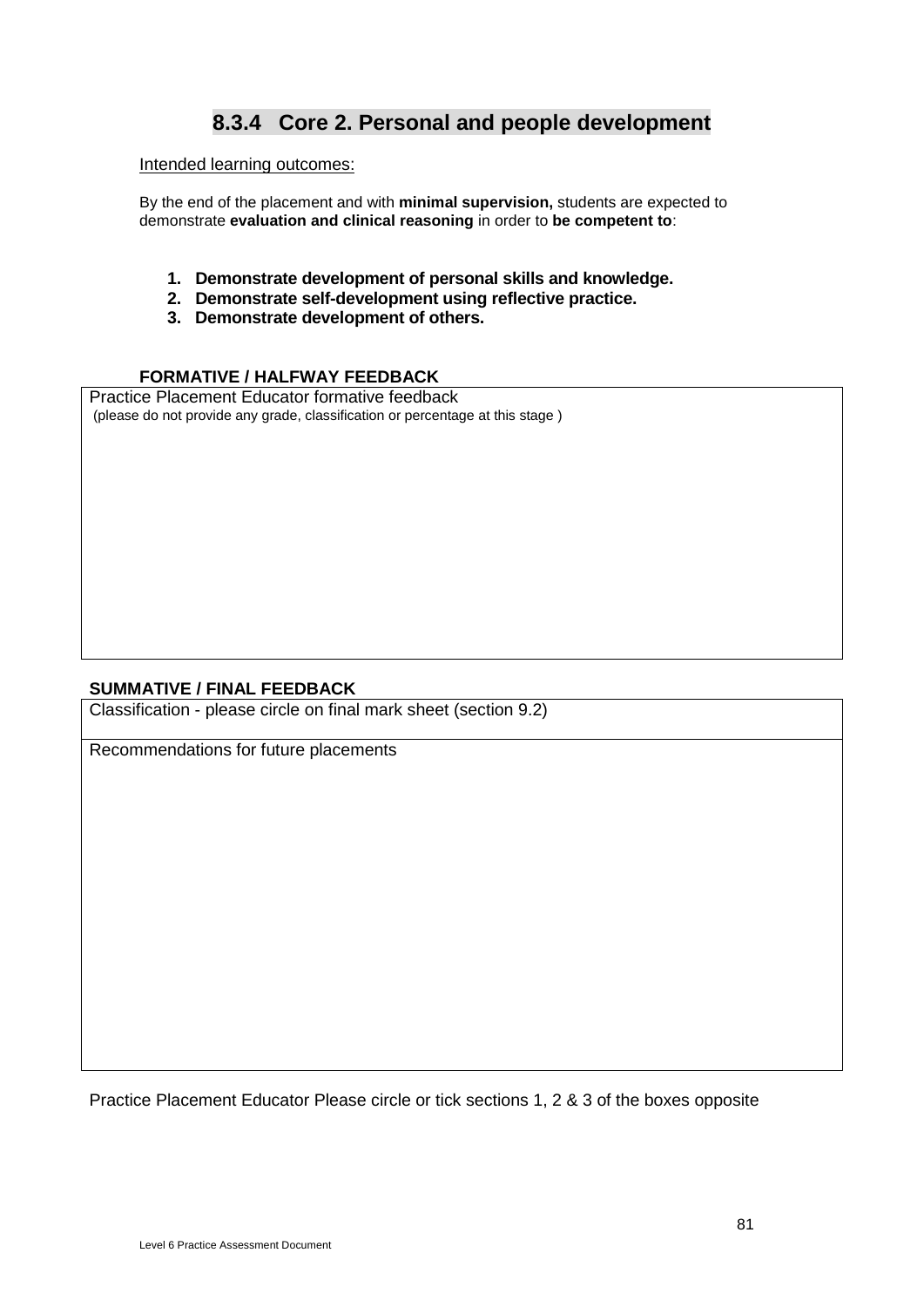## 8.3.4 Core 2. Personal and people development

Intended learning outcomes:

By the end of the placement and with **minimal supervision,** students are expected to demonstrate **evaluation and clinical reasoning** in order to **be competent to**:

1. **Demonstrate development of personal skills and knowledge.**
2. **Demonstrate self-development using reflective practice.**
3. **Demonstrate development of others.**

**FORMATIVE / HALFWAY FEEDBACK**

| Practice Placement Educator formative feedback (please do not provide any grade, classification or percentage at this stage ) |
|---|
| |

**SUMMATIVE / FINAL FEEDBACK**

| Classification - please circle on final mark sheet (section 9.2) |
|---|
| Recommendations for future placements |

Practice Placement Educator Please circle or tick sections 1, 2 & 3 of the boxes opposite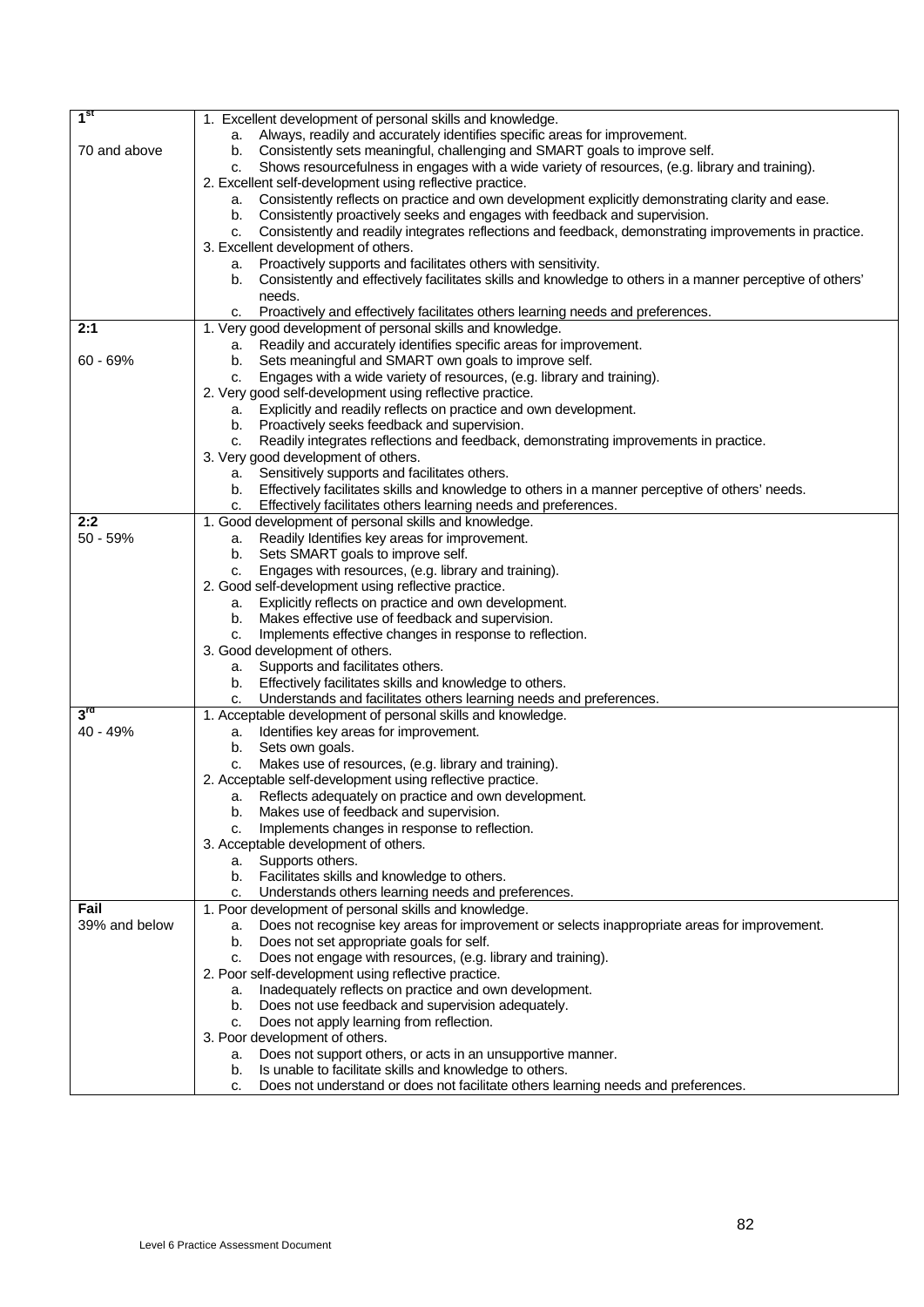| | |
|---|---|
| **1st**<br><br>70 and above | 1. Excellent development of personal skills and knowledge.<br>a. Always, readily and accurately identifies specific areas for improvement.<br>b. Consistently sets meaningful, challenging and SMART goals to improve self.<br>c. Shows resourcefulness in engages with a wide variety of resources, (e.g. library and training).<br>2. Excellent self-development using reflective practice.<br>a. Consistently reflects on practice and own development explicitly demonstrating clarity and ease.<br>b. Consistently proactively seeks and engages with feedback and supervision.<br>c. Consistently and readily integrates reflections and feedback, demonstrating improvements in practice.<br>3. Excellent development of others.<br>a. Proactively supports and facilitates others with sensitivity.<br>b. Consistently and effectively facilitates skills and knowledge to others in a manner perceptive of others' needs.<br>c. Proactively and effectively facilitates others learning needs and preferences. |
| **2:1**<br><br>60 - 69% | 1. Very good development of personal skills and knowledge.<br>a. Readily and accurately identifies specific areas for improvement.<br>b. Sets meaningful and SMART own goals to improve self.<br>c. Engages with a wide variety of resources, (e.g. library and training).<br>2. Very good self-development using reflective practice.<br>a. Explicitly and readily reflects on practice and own development.<br>b. Proactively seeks feedback and supervision.<br>c. Readily integrates reflections and feedback, demonstrating improvements in practice.<br>3. Very good development of others.<br>a. Sensitively supports and facilitates others.<br>b. Effectively facilitates skills and knowledge to others in a manner perceptive of others' needs.<br>c. Effectively facilitates others learning needs and preferences. |
| **2:2**<br>50 - 59% | 1. Good development of personal skills and knowledge.<br>a. Readily Identifies key areas for improvement.<br>b. Sets SMART goals to improve self.<br>c. Engages with resources, (e.g. library and training).<br>2. Good self-development using reflective practice.<br>a. Explicitly reflects on practice and own development.<br>b. Makes effective use of feedback and supervision.<br>c. Implements effective changes in response to reflection.<br>3. Good development of others.<br>a. Supports and facilitates others.<br>b. Effectively facilitates skills and knowledge to others.<br>c. Understands and facilitates others learning needs and preferences. |
| **3rd**<br>40 - 49% | 1. Acceptable development of personal skills and knowledge.<br>a. Identifies key areas for improvement.<br>b. Sets own goals.<br>c. Makes use of resources, (e.g. library and training).<br>2. Acceptable self-development using reflective practice.<br>a. Reflects adequately on practice and own development.<br>b. Makes use of feedback and supervision.<br>c. Implements changes in response to reflection.<br>3. Acceptable development of others.<br>a. Supports others.<br>b. Facilitates skills and knowledge to others.<br>c. Understands others learning needs and preferences. |
| **Fail**<br>39% and below | 1. Poor development of personal skills and knowledge.<br>a. Does not recognise key areas for improvement or selects inappropriate areas for improvement.<br>b. Does not set appropriate goals for self.<br>c. Does not engage with resources, (e.g. library and training).<br>2. Poor self-development using reflective practice.<br>a. Inadequately reflects on practice and own development.<br>b. Does not use feedback and supervision adequately.<br>c. Does not apply learning from reflection.<br>3. Poor development of others.<br>a. Does not support others, or acts in an unsupportive manner.<br>b. Is unable to facilitate skills and knowledge to others.<br>c. Does not understand or does not facilitate others learning needs and preferences. |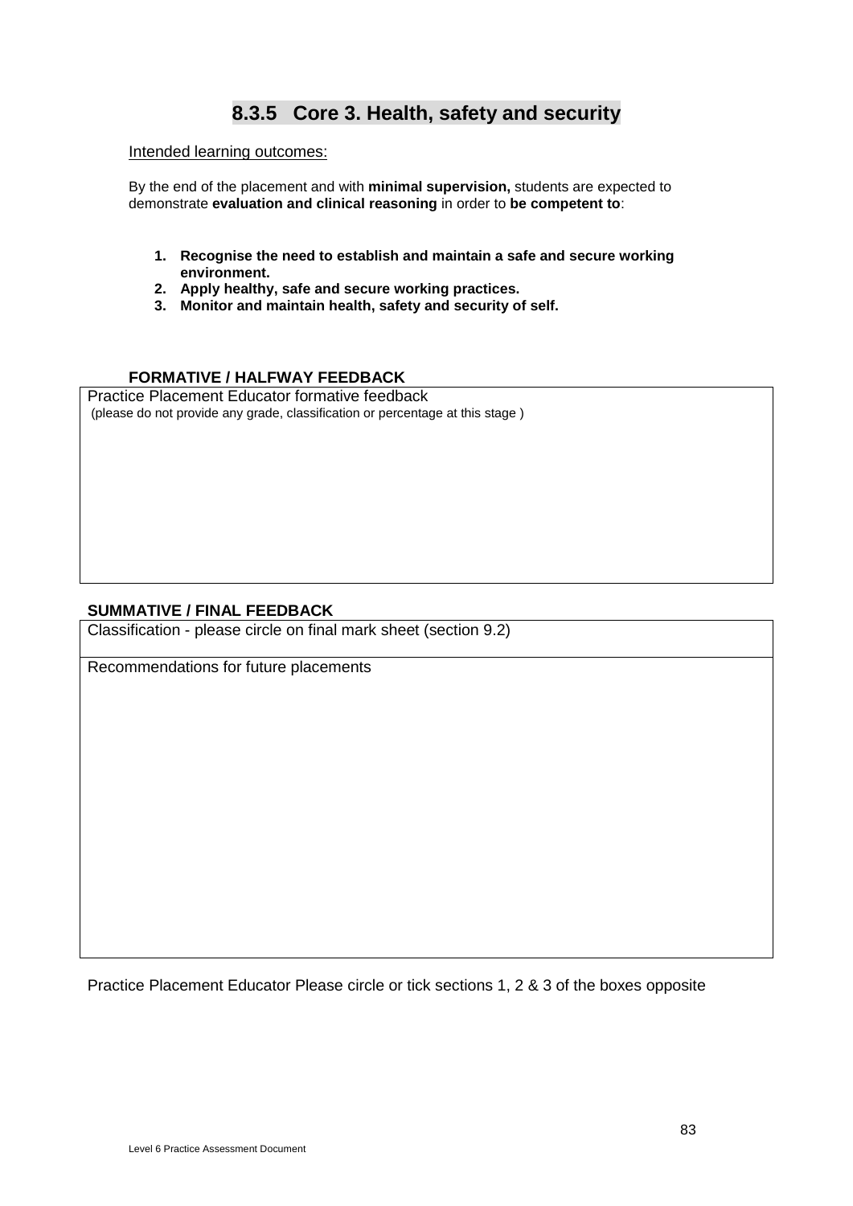## 8.3.5 Core 3. Health, safety and security

Intended learning outcomes:

By the end of the placement and with **minimal supervision,** students are expected to demonstrate **evaluation and clinical reasoning** in order to **be competent to**:

1. **Recognise the need to establish and maintain a safe and secure working environment.**
2. **Apply healthy, safe and secure working practices.**
3. **Monitor and maintain health, safety and security of self.**

**FORMATIVE / HALFWAY FEEDBACK**

| Practice Placement Educator formative feedback<br>(please do not provide any grade, classification or percentage at this stage ) |
|---|
| |

**SUMMATIVE / FINAL FEEDBACK**

| Classification - please circle on final mark sheet (section 9.2) |
|---|
| Recommendations for future placements |

Practice Placement Educator Please circle or tick sections 1, 2 & 3 of the boxes opposite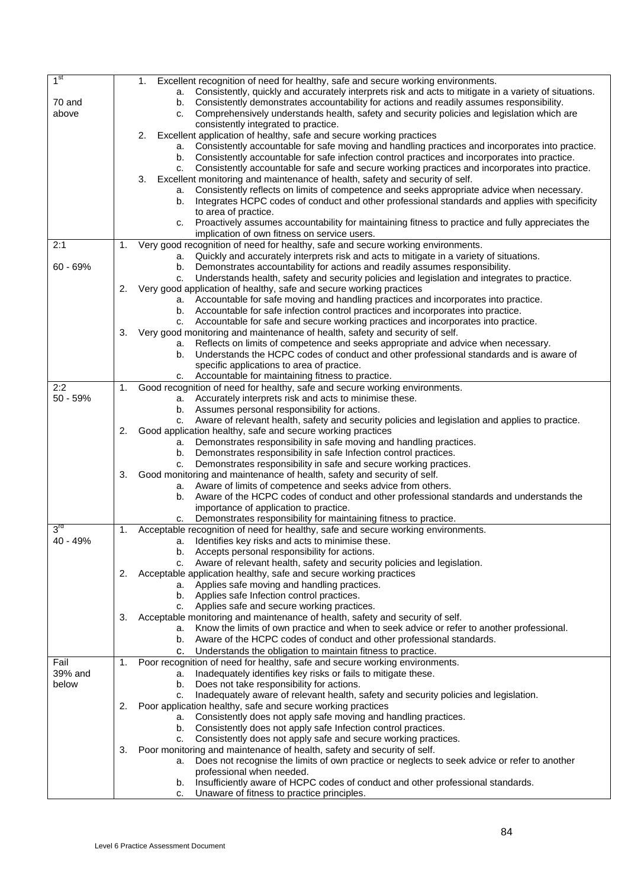| | |
|---|---|
| 1st<br><br>70 and above | 1. Excellent recognition of need for healthy, safe and secure working environments.<br>a. Consistently, quickly and accurately interprets risk and acts to mitigate in a variety of situations.<br>b. Consistently demonstrates accountability for actions and readily assumes responsibility.<br>c. Comprehensively understands health, safety and security policies and legislation which are consistently integrated to practice.<br>2. Excellent application of healthy, safe and secure working practices<br>a. Consistently accountable for safe moving and handling practices and incorporates into practice.<br>b. Consistently accountable for safe infection control practices and incorporates into practice.<br>c. Consistently accountable for safe and secure working practices and incorporates into practice.<br>3. Excellent monitoring and maintenance of health, safety and security of self.<br>a. Consistently reflects on limits of competence and seeks appropriate advice when necessary.<br>b. Integrates HCPC codes of conduct and other professional standards and applies with specificity to area of practice.<br>c. Proactively assumes accountability for maintaining fitness to practice and fully appreciates the implication of own fitness on service users. |
| 2:1<br><br>60 - 69% | 1. Very good recognition of need for healthy, safe and secure working environments.<br>a. Quickly and accurately interprets risk and acts to mitigate in a variety of situations.<br>b. Demonstrates accountability for actions and readily assumes responsibility.<br>c. Understands health, safety and security policies and legislation and integrates to practice.<br>2. Very good application of healthy, safe and secure working practices<br>a. Accountable for safe moving and handling practices and incorporates into practice.<br>b. Accountable for safe infection control practices and incorporates into practice.<br>c. Accountable for safe and secure working practices and incorporates into practice.<br>3. Very good monitoring and maintenance of health, safety and security of self.<br>a. Reflects on limits of competence and seeks appropriate and advice when necessary.<br>b. Understands the HCPC codes of conduct and other professional standards and is aware of specific applications to area of practice.<br>c. Accountable for maintaining fitness to practice. |
| 2:2<br>50 - 59% | 1. Good recognition of need for healthy, safe and secure working environments.<br>a. Accurately interprets risk and acts to minimise these.<br>b. Assumes personal responsibility for actions.<br>c. Aware of relevant health, safety and security policies and legislation and applies to practice.<br>2. Good application healthy, safe and secure working practices<br>a. Demonstrates responsibility in safe moving and handling practices.<br>b. Demonstrates responsibility in safe Infection control practices.<br>c. Demonstrates responsibility in safe and secure working practices.<br>3. Good monitoring and maintenance of health, safety and security of self.<br>a. Aware of limits of competence and seeks advice from others.<br>b. Aware of the HCPC codes of conduct and other professional standards and understands the importance of application to practice.<br>c. Demonstrates responsibility for maintaining fitness to practice. |
| 3rd<br>40 - 49% | 1. Acceptable recognition of need for healthy, safe and secure working environments.<br>a. Identifies key risks and acts to minimise these.<br>b. Accepts personal responsibility for actions.<br>c. Aware of relevant health, safety and security policies and legislation.<br>2. Acceptable application healthy, safe and secure working practices<br>a. Applies safe moving and handling practices.<br>b. Applies safe Infection control practices.<br>c. Applies safe and secure working practices.<br>3. Acceptable monitoring and maintenance of health, safety and security of self.<br>a. Know the limits of own practice and when to seek advice or refer to another professional.<br>b. Aware of the HCPC codes of conduct and other professional standards.<br>c. Understands the obligation to maintain fitness to practice. |
| Fail<br>39% and below | 1. Poor recognition of need for healthy, safe and secure working environments.<br>a. Inadequately identifies key risks or fails to mitigate these.<br>b. Does not take responsibility for actions.<br>c. Inadequately aware of relevant health, safety and security policies and legislation.<br>2. Poor application healthy, safe and secure working practices<br>a. Consistently does not apply safe moving and handling practices.<br>b. Consistently does not apply safe Infection control practices.<br>c. Consistently does not apply safe and secure working practices.<br>3. Poor monitoring and maintenance of health, safety and security of self.<br>a. Does not recognise the limits of own practice or neglects to seek advice or refer to another professional when needed.<br>b. Insufficiently aware of HCPC codes of conduct and other professional standards.<br>c. Unaware of fitness to practice principles. |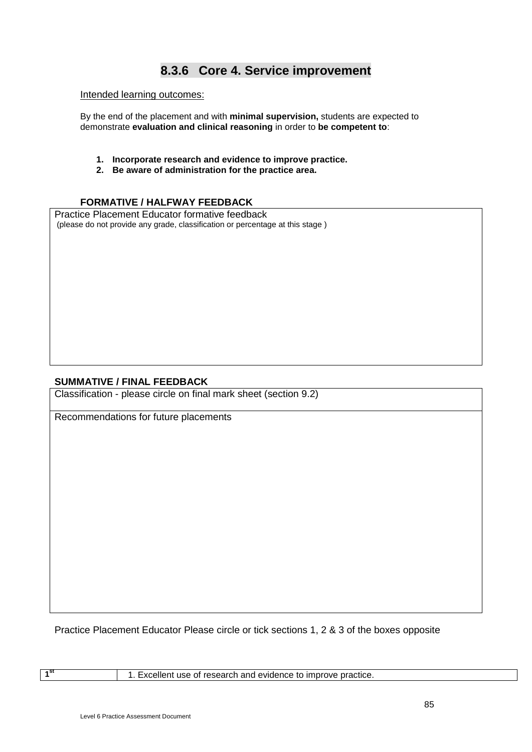## 8.3.6 Core 4. Service improvement

Intended learning outcomes:

By the end of the placement and with **minimal supervision,** students are expected to demonstrate **evaluation and clinical reasoning** in order to **be competent to**:

1. **Incorporate research and evidence to improve practice.**
2. **Be aware of administration for the practice area.**

**FORMATIVE / HALFWAY FEEDBACK**

| Practice Placement Educator formative feedback<br>(please do not provide any grade, classification or percentage at this stage ) |
|---|
| |

**SUMMATIVE / FINAL FEEDBACK**

| Classification - please circle on final mark sheet (section 9.2) |
|---|
| Recommendations for future placements |

Practice Placement Educator Please circle or tick sections 1, 2 & 3 of the boxes opposite

| 1st | 1. Excellent use of research and evidence to improve practice. |
|---|---|

Level 6 Practice Assessment Document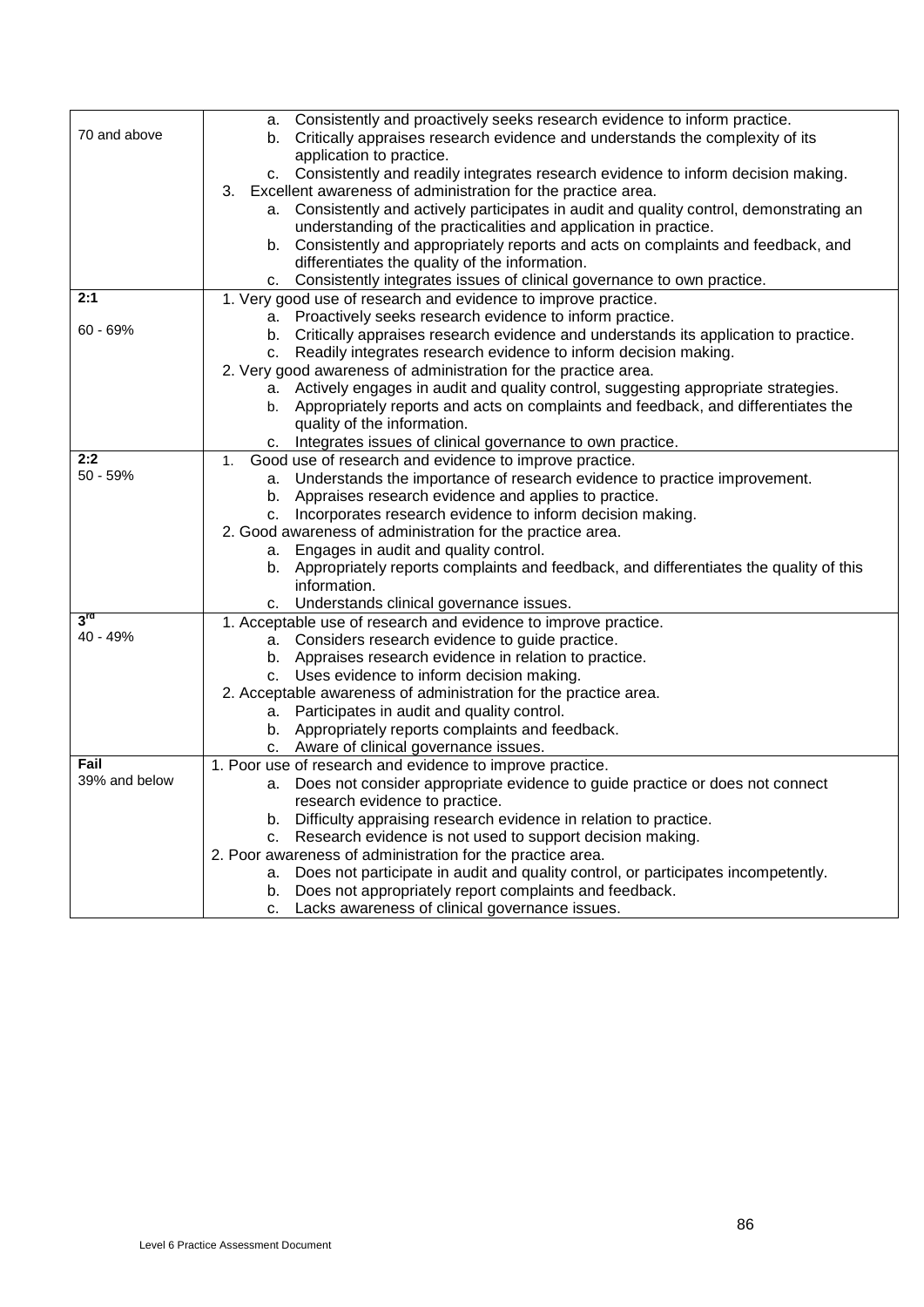| | |
|---|---|
| 70 and above | a. Consistently and proactively seeks research evidence to inform practice.<br>b. Critically appraises research evidence and understands the complexity of its application to practice.<br>c. Consistently and readily integrates research evidence to inform decision making.<br>3. Excellent awareness of administration for the practice area.<br>a. Consistently and actively participates in audit and quality control, demonstrating an understanding of the practicalities and application in practice.<br>b. Consistently and appropriately reports and acts on complaints and feedback, and differentiates the quality of the information.<br>c. Consistently integrates issues of clinical governance to own practice. |
| **2:1**<br><br>60 - 69% | 1. Very good use of research and evidence to improve practice.<br>a. Proactively seeks research evidence to inform practice.<br>b. Critically appraises research evidence and understands its application to practice.<br>c. Readily integrates research evidence to inform decision making.<br>2. Very good awareness of administration for the practice area.<br>a. Actively engages in audit and quality control, suggesting appropriate strategies.<br>b. Appropriately reports and acts on complaints and feedback, and differentiates the quality of the information.<br>c. Integrates issues of clinical governance to own practice. |
| **2:2**<br>50 - 59% | 1. Good use of research and evidence to improve practice.<br>a. Understands the importance of research evidence to practice improvement.<br>b. Appraises research evidence and applies to practice.<br>c. Incorporates research evidence to inform decision making.<br>2. Good awareness of administration for the practice area.<br>a. Engages in audit and quality control.<br>b. Appropriately reports complaints and feedback, and differentiates the quality of this information.<br>c. Understands clinical governance issues. |
| **3rd**<br>40 - 49% | 1. Acceptable use of research and evidence to improve practice.<br>a. Considers research evidence to guide practice.<br>b. Appraises research evidence in relation to practice.<br>c. Uses evidence to inform decision making.<br>2. Acceptable awareness of administration for the practice area.<br>a. Participates in audit and quality control.<br>b. Appropriately reports complaints and feedback.<br>c. Aware of clinical governance issues. |
| **Fail**<br>39% and below | 1. Poor use of research and evidence to improve practice.<br>a. Does not consider appropriate evidence to guide practice or does not connect research evidence to practice.<br>b. Difficulty appraising research evidence in relation to practice.<br>c. Research evidence is not used to support decision making.<br>2. Poor awareness of administration for the practice area.<br>a. Does not participate in audit and quality control, or participates incompetently.<br>b. Does not appropriately report complaints and feedback.<br>c. Lacks awareness of clinical governance issues. |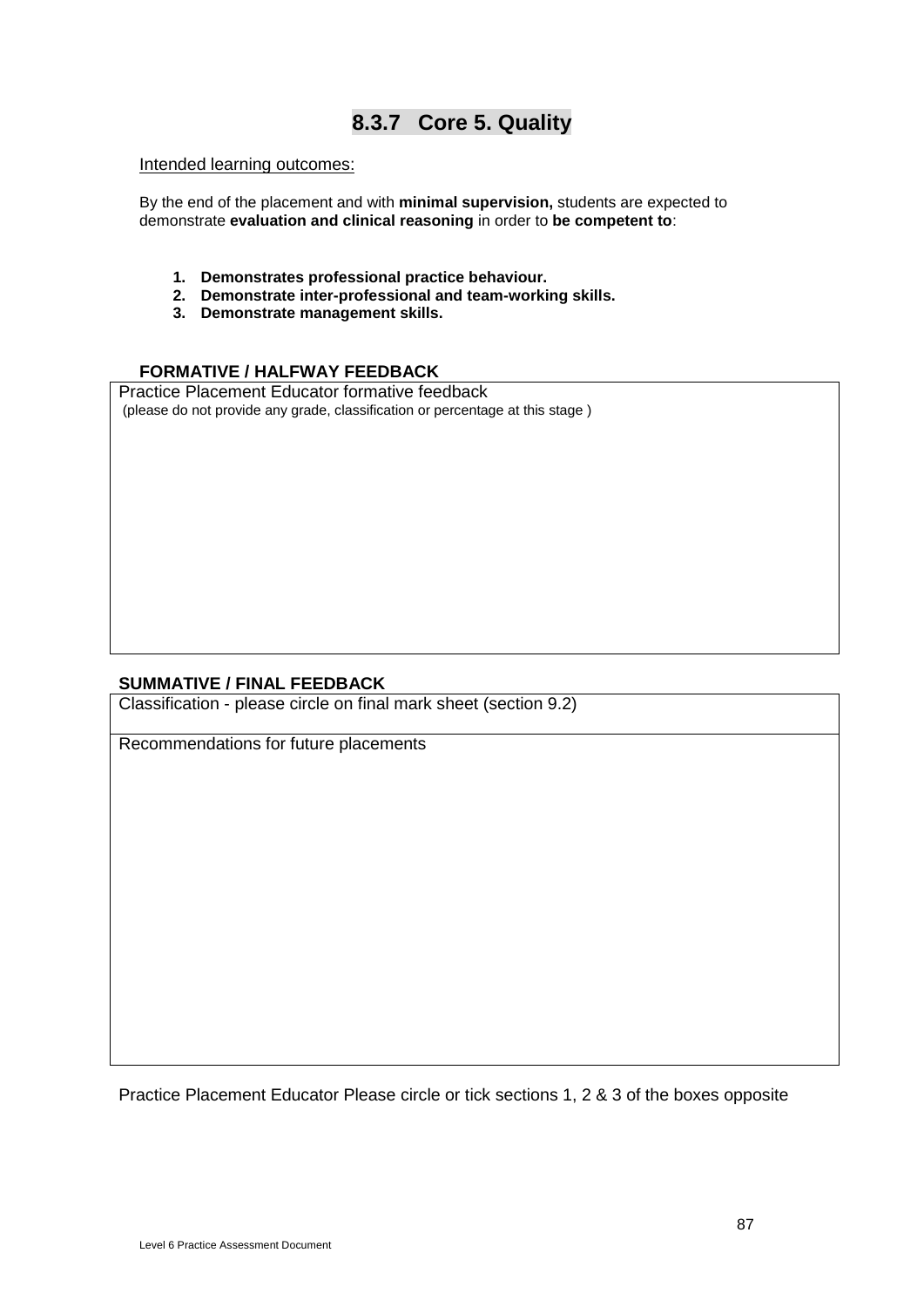## 8.3.7 Core 5. Quality

Intended learning outcomes:

By the end of the placement and with **minimal supervision,** students are expected to demonstrate **evaluation and clinical reasoning** in order to **be competent to**:

1. **Demonstrates professional practice behaviour.**
2. **Demonstrate inter-professional and team-working skills.**
3. **Demonstrate management skills.**

**FORMATIVE / HALFWAY FEEDBACK**

| Practice Placement Educator formative feedback<br>(please do not provide any grade, classification or percentage at this stage ) |
|---|
| |

**SUMMATIVE / FINAL FEEDBACK**

| Classification - please circle on final mark sheet (section 9.2) |
|---|
| Recommendations for future placements |

Practice Placement Educator Please circle or tick sections 1, 2 & 3 of the boxes opposite

Level 6 Practice Assessment Document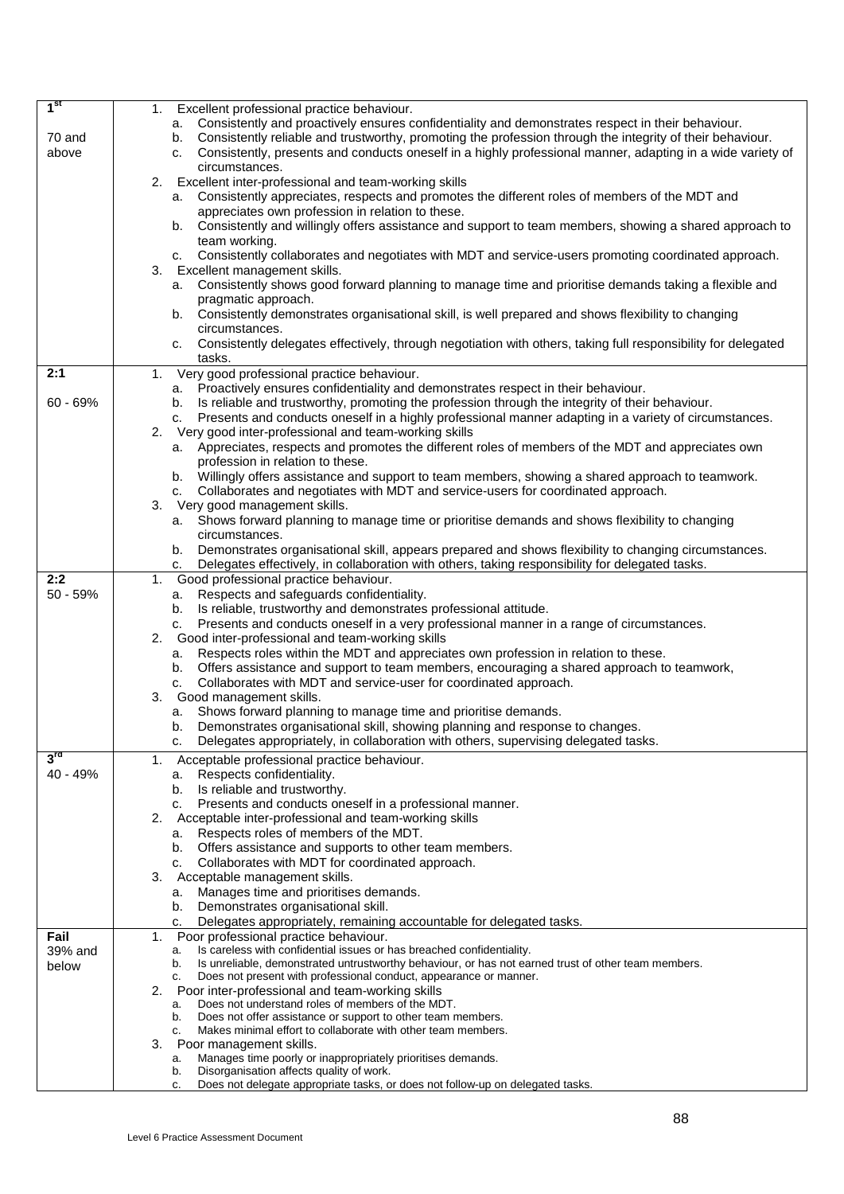| | |
|---|---|
| **1st**<br><br>70 and above | 1. Excellent professional practice behaviour.<br>a. Consistently and proactively ensures confidentiality and demonstrates respect in their behaviour.<br>b. Consistently reliable and trustworthy, promoting the profession through the integrity of their behaviour.<br>c. Consistently, presents and conducts oneself in a highly professional manner, adapting in a wide variety of circumstances.<br>2. Excellent inter-professional and team-working skills<br>a. Consistently appreciates, respects and promotes the different roles of members of the MDT and appreciates own profession in relation to these.<br>b. Consistently and willingly offers assistance and support to team members, showing a shared approach to team working.<br>c. Consistently collaborates and negotiates with MDT and service-users promoting coordinated approach.<br>3. Excellent management skills.<br>a. Consistently shows good forward planning to manage time and prioritise demands taking a flexible and pragmatic approach.<br>b. Consistently demonstrates organisational skill, is well prepared and shows flexibility to changing circumstances.<br>c. Consistently delegates effectively, through negotiation with others, taking full responsibility for delegated tasks. |
| **2:1**<br><br>60 - 69% | 1. Very good professional practice behaviour.<br>a. Proactively ensures confidentiality and demonstrates respect in their behaviour.<br>b. Is reliable and trustworthy, promoting the profession through the integrity of their behaviour.<br>c. Presents and conducts oneself in a highly professional manner adapting in a variety of circumstances.<br>2. Very good inter-professional and team-working skills<br>a. Appreciates, respects and promotes the different roles of members of the MDT and appreciates own profession in relation to these.<br>b. Willingly offers assistance and support to team members, showing a shared approach to teamwork.<br>c. Collaborates and negotiates with MDT and service-users for coordinated approach.<br>3. Very good management skills.<br>a. Shows forward planning to manage time or prioritise demands and shows flexibility to changing circumstances.<br>b. Demonstrates organisational skill, appears prepared and shows flexibility to changing circumstances.<br>c. Delegates effectively, in collaboration with others, taking responsibility for delegated tasks. |
| **2:2**<br>50 - 59% | 1. Good professional practice behaviour.<br>a. Respects and safeguards confidentiality.<br>b. Is reliable, trustworthy and demonstrates professional attitude.<br>c. Presents and conducts oneself in a very professional manner in a range of circumstances.<br>2. Good inter-professional and team-working skills<br>a. Respects roles within the MDT and appreciates own profession in relation to these.<br>b. Offers assistance and support to team members, encouraging a shared approach to teamwork,<br>c. Collaborates with MDT and service-user for coordinated approach.<br>3. Good management skills.<br>a. Shows forward planning to manage time and prioritise demands.<br>b. Demonstrates organisational skill, showing planning and response to changes.<br>c. Delegates appropriately, in collaboration with others, supervising delegated tasks. |
| **3rd**<br>40 - 49% | 1. Acceptable professional practice behaviour.<br>a. Respects confidentiality.<br>b. Is reliable and trustworthy.<br>c. Presents and conducts oneself in a professional manner.<br>2. Acceptable inter-professional and team-working skills<br>a. Respects roles of members of the MDT.<br>b. Offers assistance and supports to other team members.<br>c. Collaborates with MDT for coordinated approach.<br>3. Acceptable management skills.<br>a. Manages time and prioritises demands.<br>b. Demonstrates organisational skill.<br>c. Delegates appropriately, remaining accountable for delegated tasks. |
| **Fail**<br>39% and below | 1. Poor professional practice behaviour.<br>a. Is careless with confidential issues or has breached confidentiality.<br>b. Is unreliable, demonstrated untrustworthy behaviour, or has not earned trust of other team members.<br>c. Does not present with professional conduct, appearance or manner.<br>2. Poor inter-professional and team-working skills<br>a. Does not understand roles of members of the MDT.<br>b. Does not offer assistance or support to other team members.<br>c. Makes minimal effort to collaborate with other team members.<br>3. Poor management skills.<br>a. Manages time poorly or inappropriately prioritises demands.<br>b. Disorganisation affects quality of work.<br>c. Does not delegate appropriate tasks, or does not follow-up on delegated tasks. |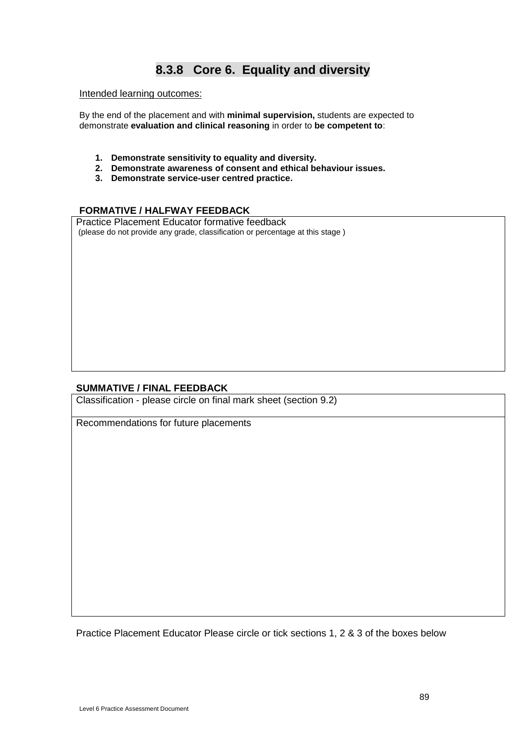## 8.3.8 Core 6. Equality and diversity

Intended learning outcomes:

By the end of the placement and with **minimal supervision,** students are expected to demonstrate **evaluation and clinical reasoning** in order to **be competent to**:

1. **Demonstrate sensitivity to equality and diversity.**
2. **Demonstrate awareness of consent and ethical behaviour issues.**
3. **Demonstrate service-user centred practice.**

**FORMATIVE / HALFWAY FEEDBACK**

| Practice Placement Educator formative feedback<br>(please do not provide any grade, classification or percentage at this stage ) |
|---|
| |

**SUMMATIVE / FINAL FEEDBACK**

| Classification - please circle on final mark sheet (section 9.2) |
|---|
| Recommendations for future placements |

Practice Placement Educator Please circle or tick sections 1, 2 & 3 of the boxes below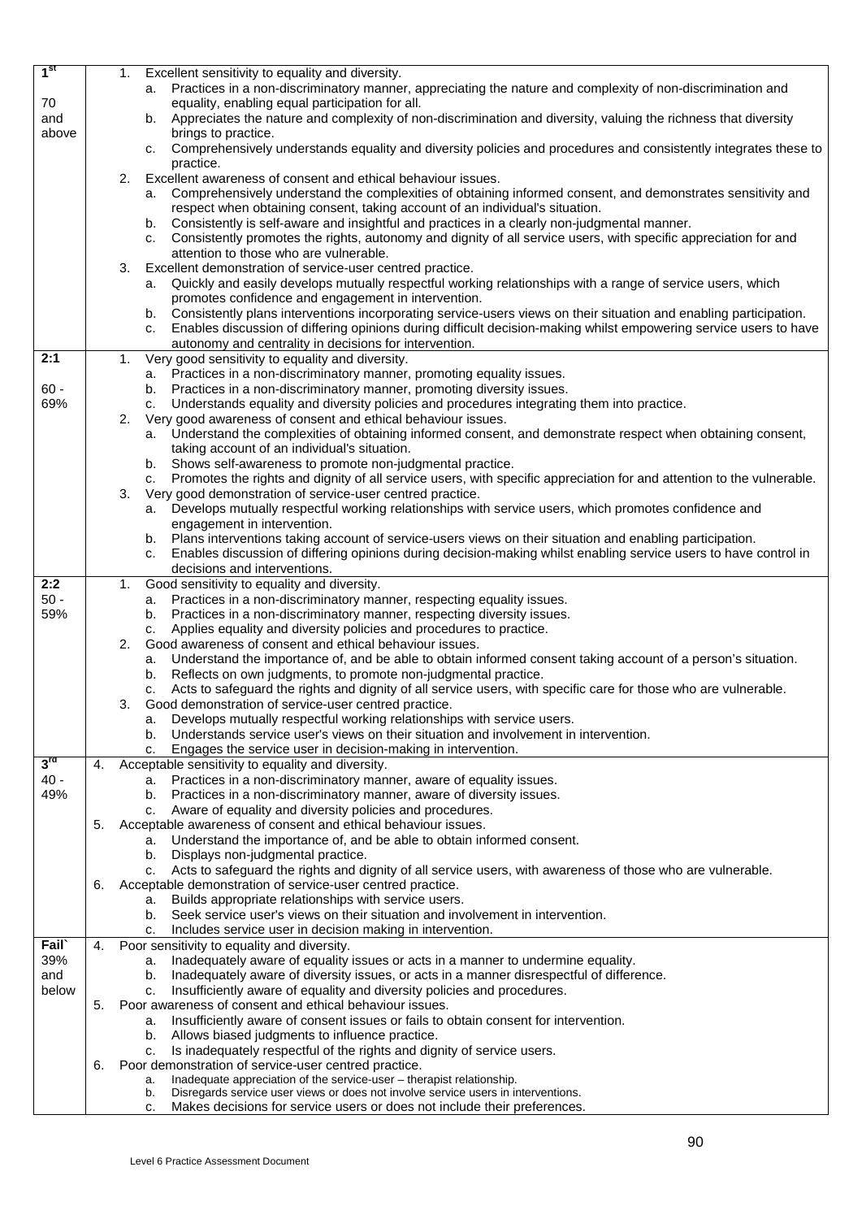| | |
|---|---|
| **1st**<br><br>70 and above | 1. Excellent sensitivity to equality and diversity.<br>a. Practices in a non-discriminatory manner, appreciating the nature and complexity of non-discrimination and equality, enabling equal participation for all.<br>b. Appreciates the nature and complexity of non-discrimination and diversity, valuing the richness that diversity brings to practice.<br>c. Comprehensively understands equality and diversity policies and procedures and consistently integrates these to practice.<br>2. Excellent awareness of consent and ethical behaviour issues.<br>a. Comprehensively understand the complexities of obtaining informed consent, and demonstrates sensitivity and respect when obtaining consent, taking account of an individual's situation.<br>b. Consistently is self-aware and insightful and practices in a clearly non-judgmental manner.<br>c. Consistently promotes the rights, autonomy and dignity of all service users, with specific appreciation for and attention to those who are vulnerable.<br>3. Excellent demonstration of service-user centred practice.<br>a. Quickly and easily develops mutually respectful working relationships with a range of service users, which promotes confidence and engagement in intervention.<br>b. Consistently plans interventions incorporating service-users views on their situation and enabling participation.<br>c. Enables discussion of differing opinions during difficult decision-making whilst empowering service users to have autonomy and centrality in decisions for intervention. |
| **2:1**<br><br>60 - 69% | 1. Very good sensitivity to equality and diversity.<br>a. Practices in a non-discriminatory manner, promoting equality issues.<br>b. Practices in a non-discriminatory manner, promoting diversity issues.<br>c. Understands equality and diversity policies and procedures integrating them into practice.<br>2. Very good awareness of consent and ethical behaviour issues.<br>a. Understand the complexities of obtaining informed consent, and demonstrate respect when obtaining consent, taking account of an individual's situation.<br>b. Shows self-awareness to promote non-judgmental practice.<br>c. Promotes the rights and dignity of all service users, with specific appreciation for and attention to the vulnerable.<br>3. Very good demonstration of service-user centred practice.<br>a. Develops mutually respectful working relationships with service users, which promotes confidence and engagement in intervention.<br>b. Plans interventions taking account of service-users views on their situation and enabling participation.<br>c. Enables discussion of differing opinions during decision-making whilst enabling service users to have control in decisions and interventions. |
| **2:2**<br>50 - 59% | 1. Good sensitivity to equality and diversity.<br>a. Practices in a non-discriminatory manner, respecting equality issues.<br>b. Practices in a non-discriminatory manner, respecting diversity issues.<br>c. Applies equality and diversity policies and procedures to practice.<br>2. Good awareness of consent and ethical behaviour issues.<br>a. Understand the importance of, and be able to obtain informed consent taking account of a person's situation.<br>b. Reflects on own judgments, to promote non-judgmental practice.<br>c. Acts to safeguard the rights and dignity of all service users, with specific care for those who are vulnerable.<br>3. Good demonstration of service-user centred practice.<br>a. Develops mutually respectful working relationships with service users.<br>b. Understands service user's views on their situation and involvement in intervention.<br>c. Engages the service user in decision-making in intervention. |
| **3rd**<br>40 - 49% | 4. Acceptable sensitivity to equality and diversity.<br>a. Practices in a non-discriminatory manner, aware of equality issues.<br>b. Practices in a non-discriminatory manner, aware of diversity issues.<br>c. Aware of equality and diversity policies and procedures.<br>5. Acceptable awareness of consent and ethical behaviour issues.<br>a. Understand the importance of, and be able to obtain informed consent.<br>b. Displays non-judgmental practice.<br>c. Acts to safeguard the rights and dignity of all service users, with awareness of those who are vulnerable.<br>6. Acceptable demonstration of service-user centred practice.<br>a. Builds appropriate relationships with service users.<br>b. Seek service user's views on their situation and involvement in intervention.<br>c. Includes service user in decision making in intervention. |
| **Fail`**<br>39% and below | 4. Poor sensitivity to equality and diversity.<br>a. Inadequately aware of equality issues or acts in a manner to undermine equality.<br>b. Inadequately aware of diversity issues, or acts in a manner disrespectful of difference.<br>c. Insufficiently aware of equality and diversity policies and procedures.<br>5. Poor awareness of consent and ethical behaviour issues.<br>a. Insufficiently aware of consent issues or fails to obtain consent for intervention.<br>b. Allows biased judgments to influence practice.<br>c. Is inadequately respectful of the rights and dignity of service users.<br>6. Poor demonstration of service-user centred practice.<br>a. Inadequate appreciation of the service-user – therapist relationship.<br>b. Disregards service user views or does not involve service users in interventions.<br>c. Makes decisions for service users or does not include their preferences. |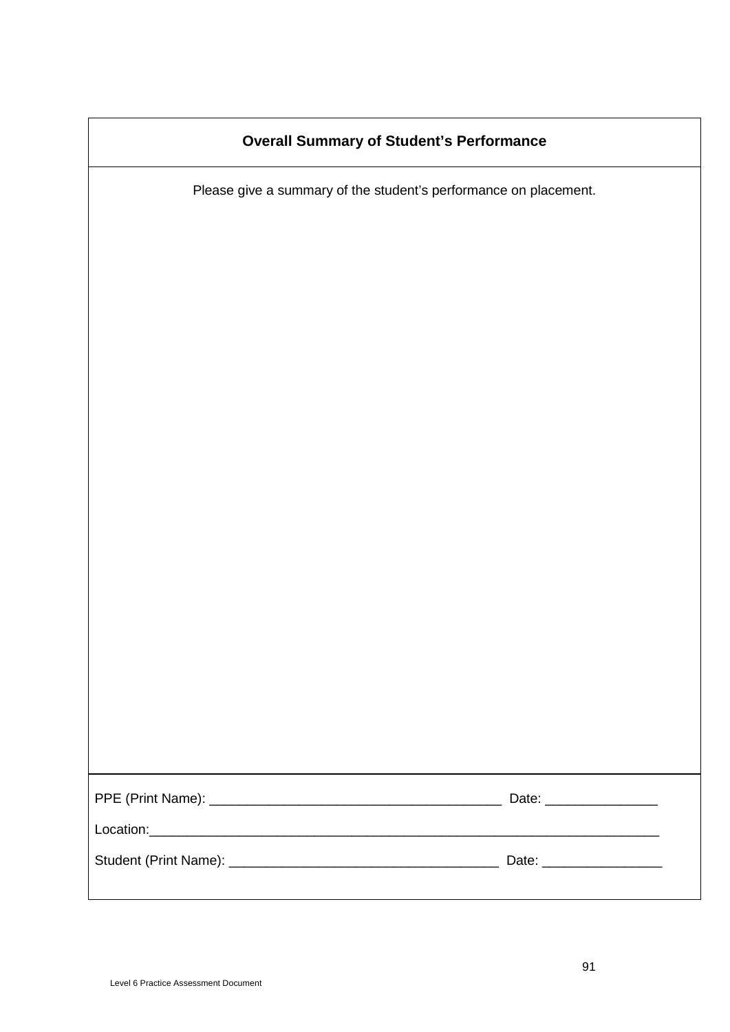## Overall Summary of Student's Performance

Please give a summary of the student's performance on placement.

PPE (Print Name): ______________________________________ Date: ______________

Location:__________________________________________________________________

Student (Print Name): ___________________________________ Date: _______________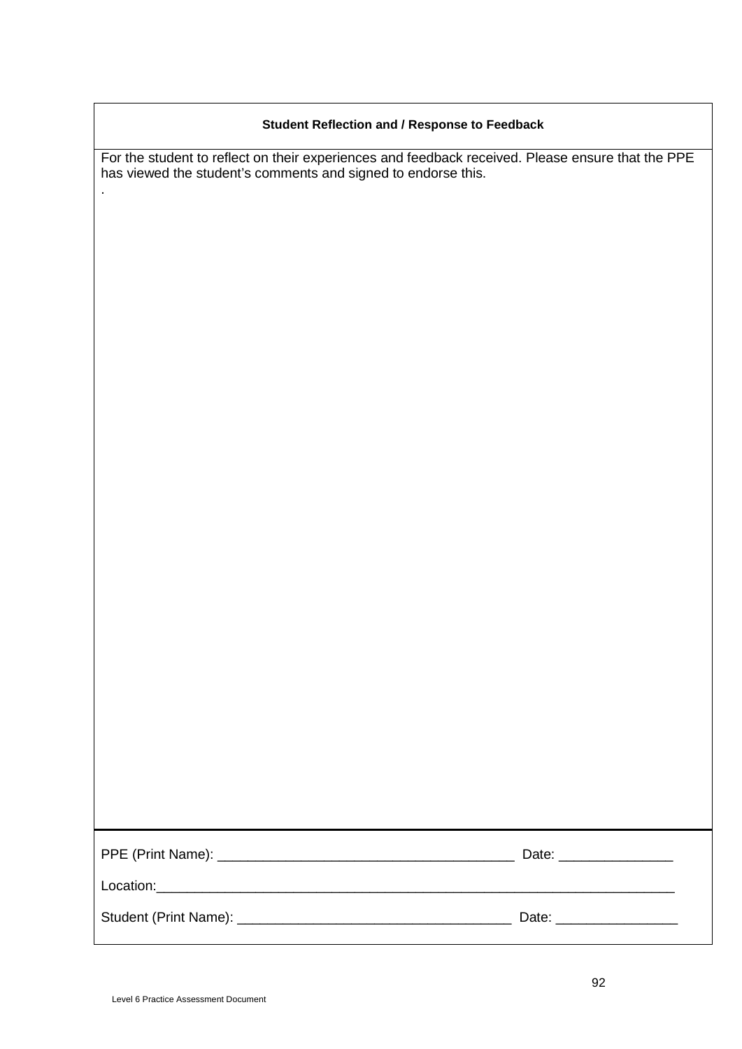| Student Reflection and / Response to Feedback |
| --- |
| For the student to reflect on their experiences and feedback received. Please ensure that the PPE has viewed the student's comments and signed to endorse this.<br>. |
| PPE (Print Name): ______________________________________ Date: _______________<br><br>Location:______________________________________________________________________<br><br>Student (Print Name): ___________________________________ Date: ________________ |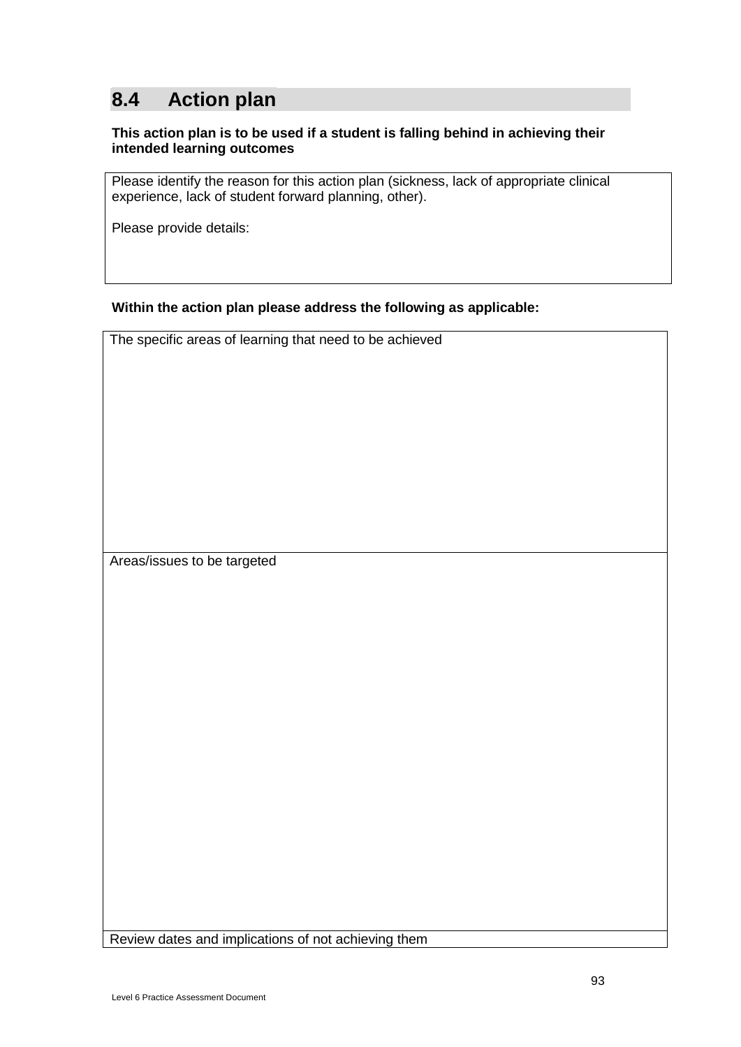## 8.4 Action plan

**This action plan is to be used if a student is falling behind in achieving their intended learning outcomes**

| Please identify the reason for this action plan (sickness, lack of appropriate clinical experience, lack of student forward planning, other).<br><br>Please provide details: |
|---|

**Within the action plan please address the following as applicable:**

| The specific areas of learning that need to be achieved |
|---|
| Areas/issues to be targeted |
| Review dates and implications of not achieving them |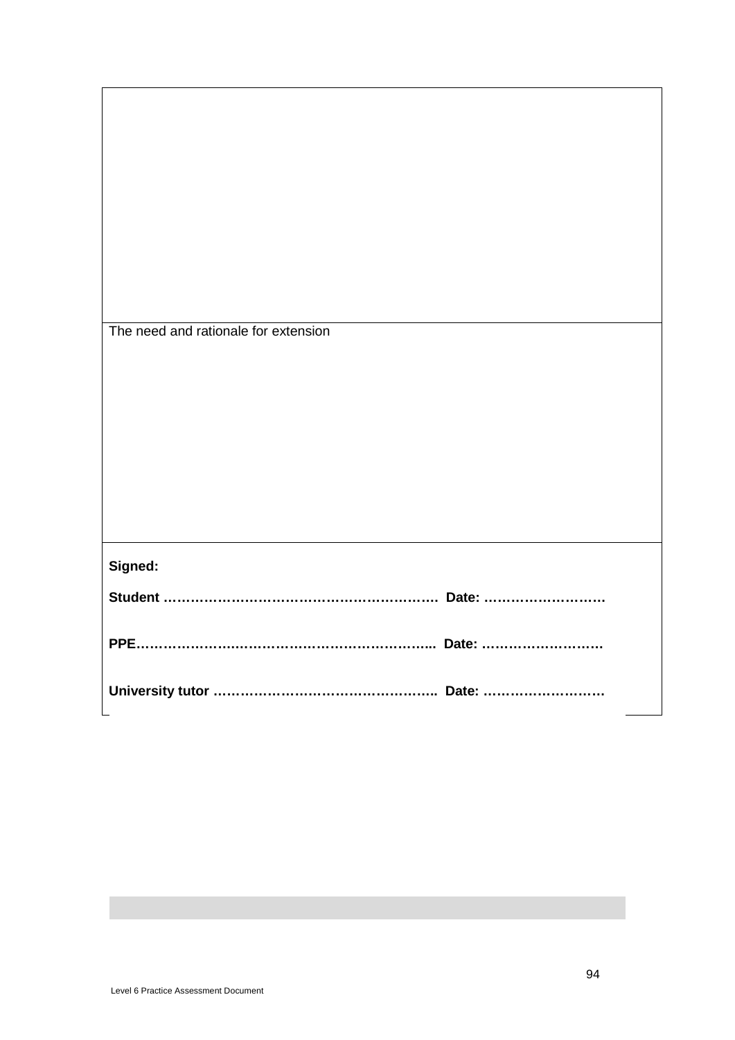| |
|---|
| |
| The need and rationale for extension |
| **Signed:**<br><br>**Student ……………………………………………………. Date: ………………………**<br><br>**PPE………………….……………………………………... Date: ………………………**<br><br>**University tutor ………………………………………….. Date: ………………………** |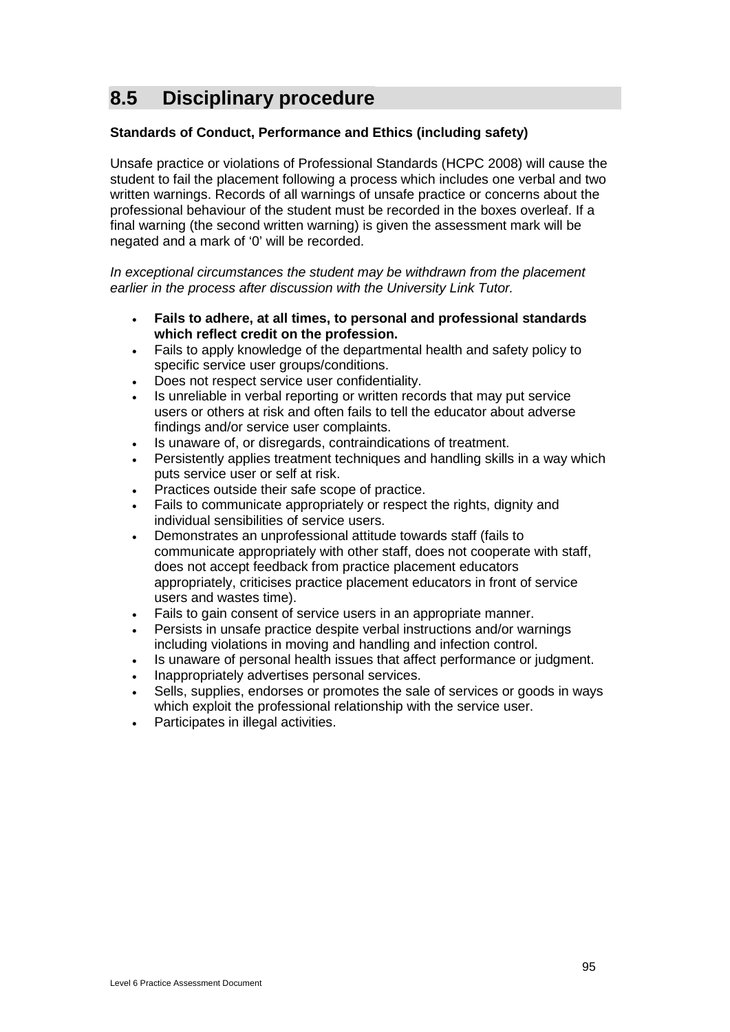## 8.5 Disciplinary procedure

**Standards of Conduct, Performance and Ethics (including safety)**

Unsafe practice or violations of Professional Standards (HCPC 2008) will cause the student to fail the placement following a process which includes one verbal and two written warnings. Records of all warnings of unsafe practice or concerns about the professional behaviour of the student must be recorded in the boxes overleaf. If a final warning (the second written warning) is given the assessment mark will be negated and a mark of '0' will be recorded.

*In exceptional circumstances the student may be withdrawn from the placement earlier in the process after discussion with the University Link Tutor.*

- **Fails to adhere, at all times, to personal and professional standards which reflect credit on the profession.**
- Fails to apply knowledge of the departmental health and safety policy to specific service user groups/conditions.
- Does not respect service user confidentiality.
- Is unreliable in verbal reporting or written records that may put service users or others at risk and often fails to tell the educator about adverse findings and/or service user complaints.
- Is unaware of, or disregards, contraindications of treatment.
- Persistently applies treatment techniques and handling skills in a way which puts service user or self at risk.
- Practices outside their safe scope of practice.
- Fails to communicate appropriately or respect the rights, dignity and individual sensibilities of service users.
- Demonstrates an unprofessional attitude towards staff (fails to communicate appropriately with other staff, does not cooperate with staff, does not accept feedback from practice placement educators appropriately, criticises practice placement educators in front of service users and wastes time).
- Fails to gain consent of service users in an appropriate manner.
- Persists in unsafe practice despite verbal instructions and/or warnings including violations in moving and handling and infection control.
- Is unaware of personal health issues that affect performance or judgment.
- Inappropriately advertises personal services.
- Sells, supplies, endorses or promotes the sale of services or goods in ways which exploit the professional relationship with the service user.
- Participates in illegal activities.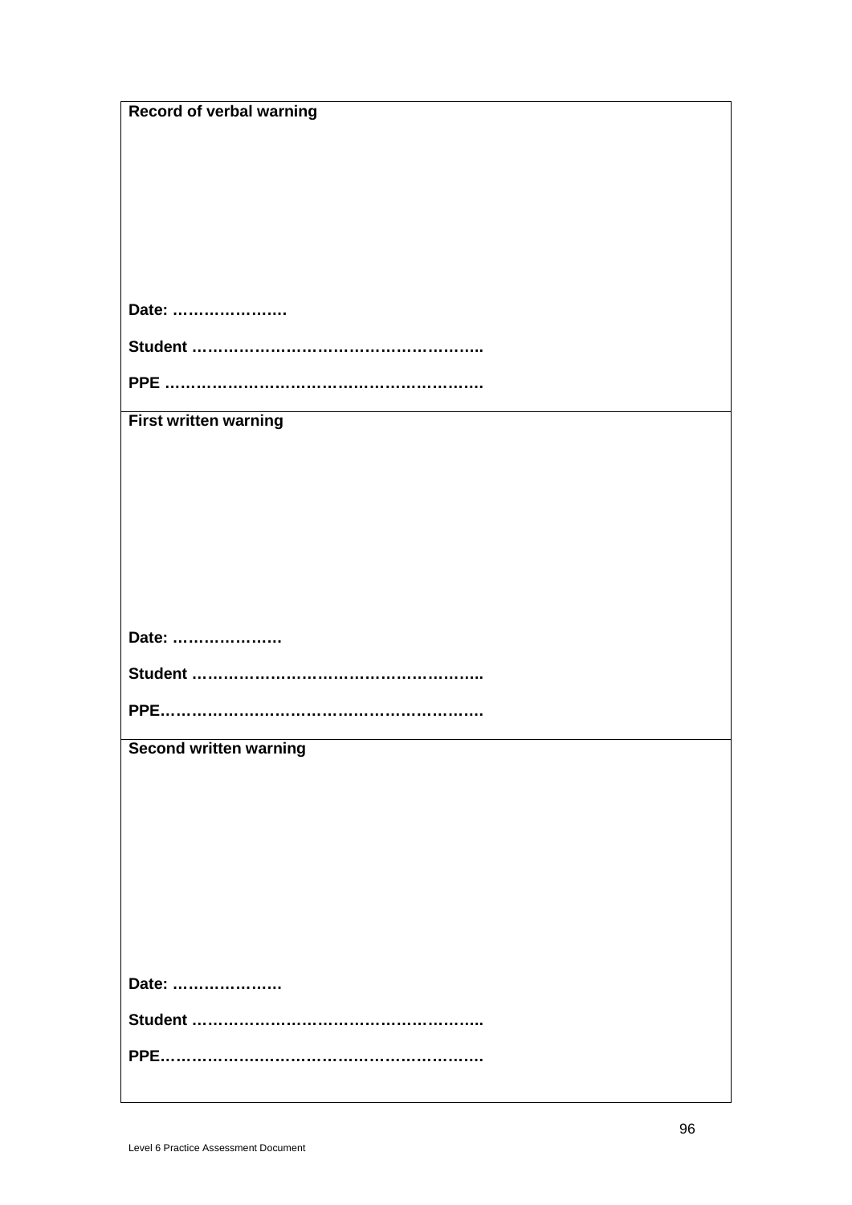| Record of verbal warning |
| --- |
| <br><br><br><br><br><br><br>**Date: …………………**<br><br>**Student ………………………………………………..**<br><br>**PPE …………………………………………………….** |
| **First written warning**<br><br><br><br><br><br><br><br>**Date: …………………**<br><br>**Student ………………………………………………..**<br><br>**PPE…………………………………………………….** |
| **Second written warning**<br><br><br><br><br><br><br><br>**Date: …………………**<br><br>**Student ………………………………………………..**<br><br>**PPE…………………………………………………….** |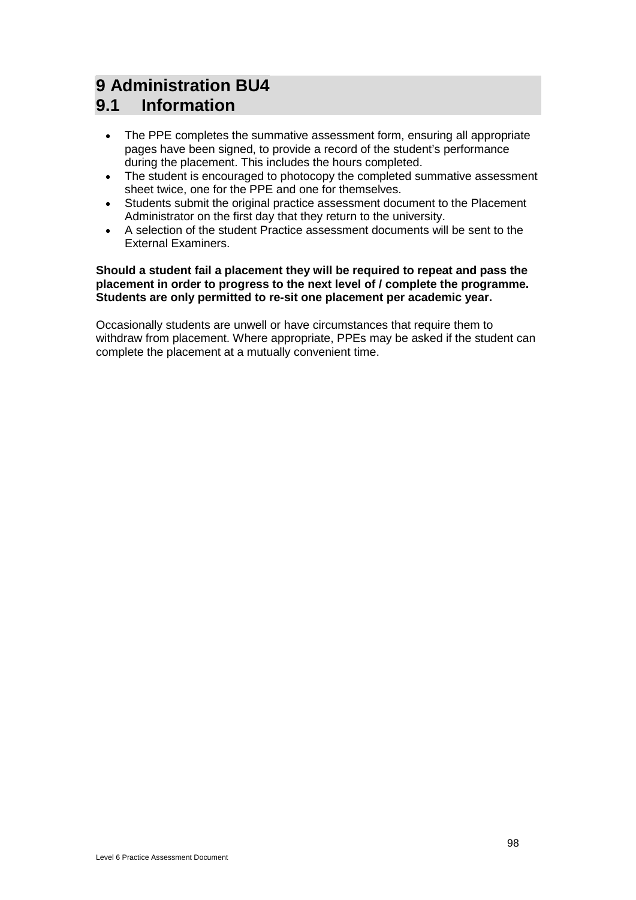# 9 Administration BU4

## 9.1 Information

- The PPE completes the summative assessment form, ensuring all appropriate pages have been signed, to provide a record of the student's performance during the placement. This includes the hours completed.
- The student is encouraged to photocopy the completed summative assessment sheet twice, one for the PPE and one for themselves.
- Students submit the original practice assessment document to the Placement Administrator on the first day that they return to the university.
- A selection of the student Practice assessment documents will be sent to the External Examiners.

**Should a student fail a placement they will be required to repeat and pass the placement in order to progress to the next level of / complete the programme. Students are only permitted to re-sit one placement per academic year.**

Occasionally students are unwell or have circumstances that require them to withdraw from placement. Where appropriate, PPEs may be asked if the student can complete the placement at a mutually convenient time.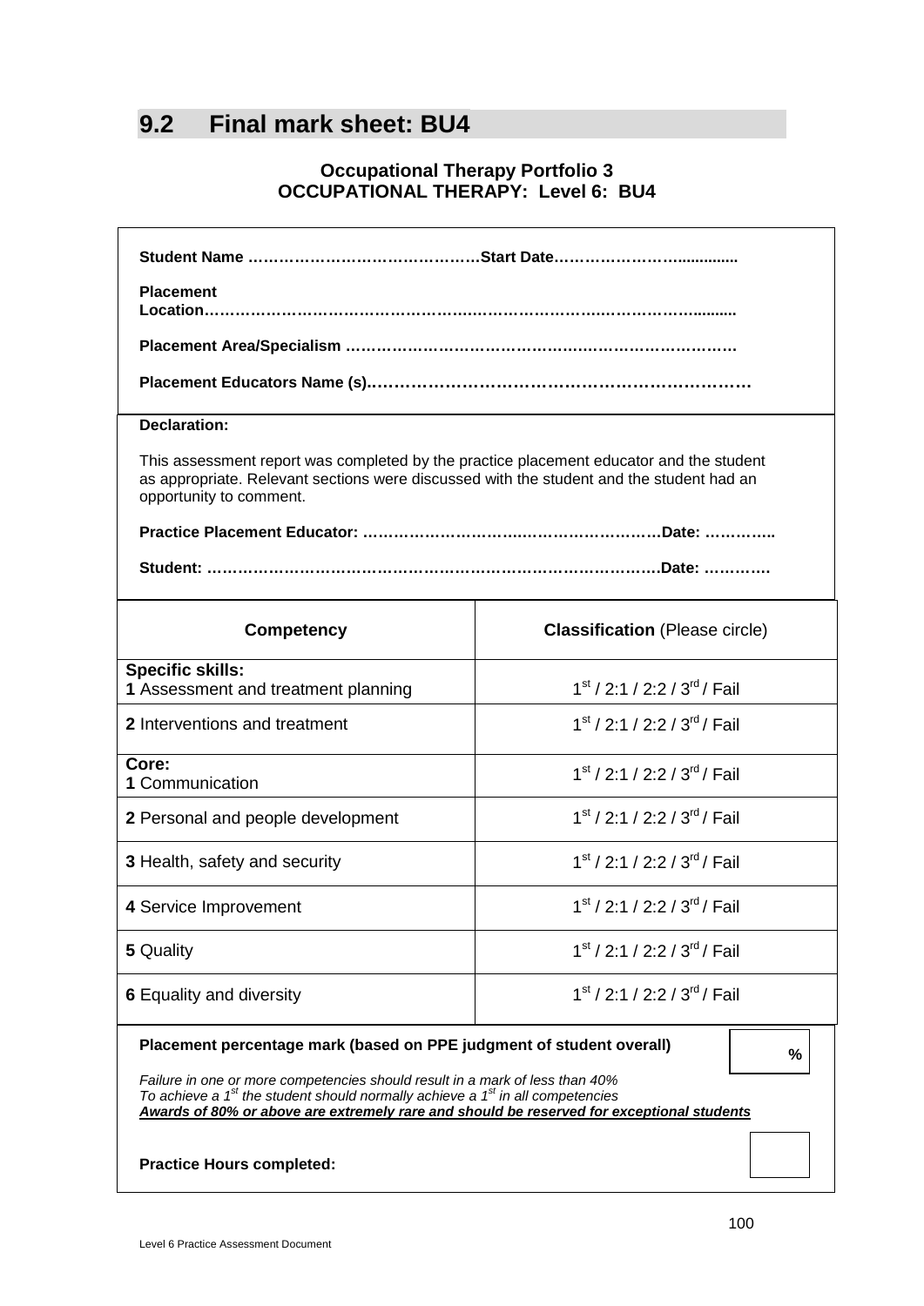## 9.2 Final mark sheet: BU4

**Occupational Therapy Portfolio 3**
**OCCUPATIONAL THERAPY: Level 6: BU4**

**Student Name ………………………………………Start Date……………………............**

**Placement Location…………………………………………………………………………..........**

**Placement Area/Specialism ……………………………………………………………………**

**Placement Educators Name (s).…………………………………………………………**

**Declaration:**

This assessment report was completed by the practice placement educator and the student as appropriate. Relevant sections were discussed with the student and the student had an opportunity to comment.

**Practice Placement Educator: ………………………..……………………Date: …………..**

**Student: …………………………………………………………………………….Date: …………**

| Competency | Classification (Please circle) |
|---|---|
| **Specific skills:** **1** Assessment and treatment planning | 1st / 2:1 / 2:2 / 3rd / Fail |
| **2** Interventions and treatment | 1st / 2:1 / 2:2 / 3rd / Fail |
| **Core:** **1** Communication | 1st / 2:1 / 2:2 / 3rd / Fail |
| **2** Personal and people development | 1st / 2:1 / 2:2 / 3rd / Fail |
| **3** Health, safety and security | 1st / 2:1 / 2:2 / 3rd / Fail |
| **4** Service Improvement | 1st / 2:1 / 2:2 / 3rd / Fail |
| **5** Quality | 1st / 2:1 / 2:2 / 3rd / Fail |
| **6** Equality and diversity | 1st / 2:1 / 2:2 / 3rd / Fail |

**Placement percentage mark (based on PPE judgment of student overall)** **%**

*Failure in one or more competencies should result in a mark of less than 40%*
*To achieve a 1st the student should normally achieve a 1st in all competencies*
***Awards of 80% or above are extremely rare and should be reserved for exceptional students***

**Practice Hours completed:**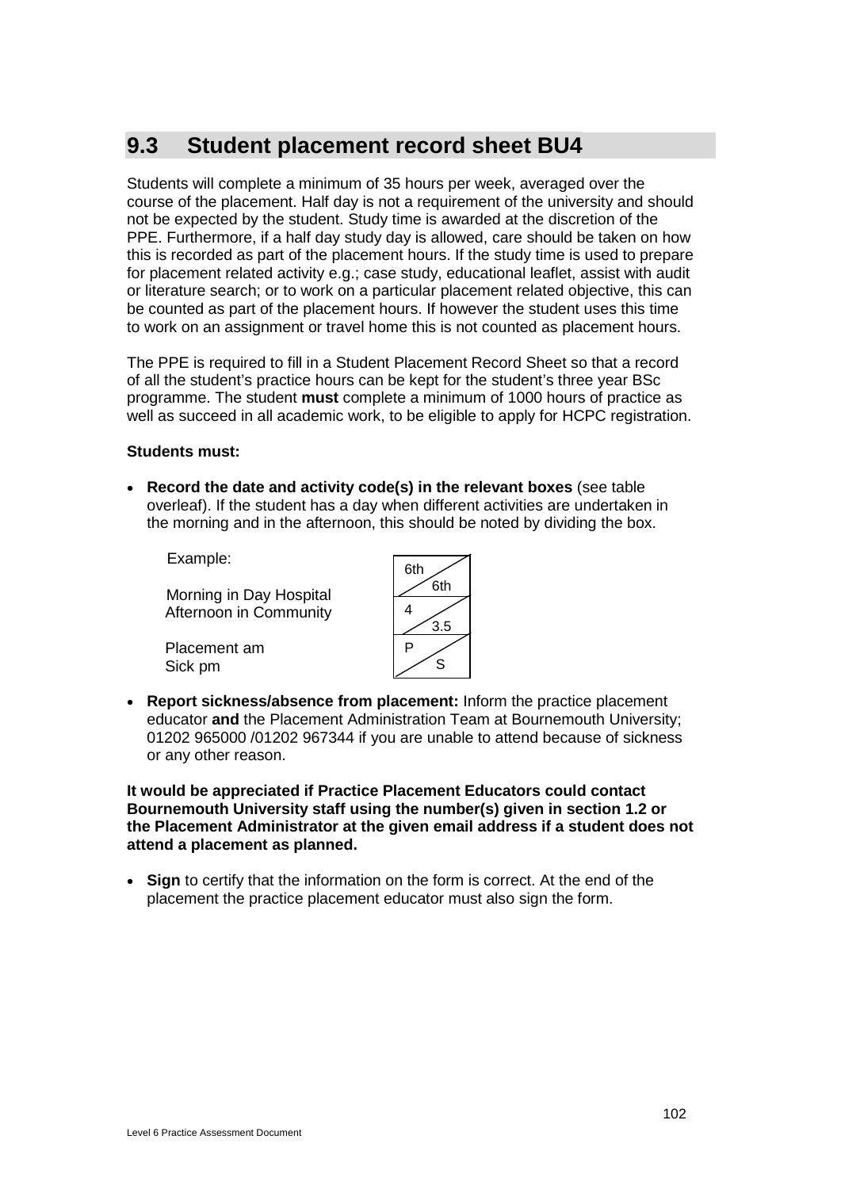## 9.3 Student placement record sheet BU4

Students will complete a minimum of 35 hours per week, averaged over the course of the placement. Half day is not a requirement of the university and should not be expected by the student. Study time is awarded at the discretion of the PPE. Furthermore, if a half day study day is allowed, care should be taken on how this is recorded as part of the placement hours. If the study time is used to prepare for placement related activity e.g.; case study, educational leaflet, assist with audit or literature search; or to work on a particular placement related objective, this can be counted as part of the placement hours. If however the student uses this time to work on an assignment or travel home this is not counted as placement hours.

The PPE is required to fill in a Student Placement Record Sheet so that a record of all the student's practice hours can be kept for the student's three year BSc programme. The student **must** complete a minimum of 1000 hours of practice as well as succeed in all academic work, to be eligible to apply for HCPC registration.

**Students must:**

- **Record the date and activity code(s) in the relevant boxes** (see table overleaf). If the student has a day when different activities are undertaken in the morning and in the afternoon, this should be noted by dividing the box.

| Example: | |
|---|---|
| | 6th / 6th |
| Morning in Day Hospital<br>Afternoon in Community | 4 / 3.5 |
| Placement am<br>Sick pm | P / S |

- **Report sickness/absence from placement:** Inform the practice placement educator **and** the Placement Administration Team at Bournemouth University; 01202 965000 /01202 967344 if you are unable to attend because of sickness or any other reason.

**It would be appreciated if Practice Placement Educators could contact Bournemouth University staff using the number(s) given in section 1.2 or the Placement Administrator at the given email address if a student does not attend a placement as planned.**

- **Sign** to certify that the information on the form is correct. At the end of the placement the practice placement educator must also sign the form.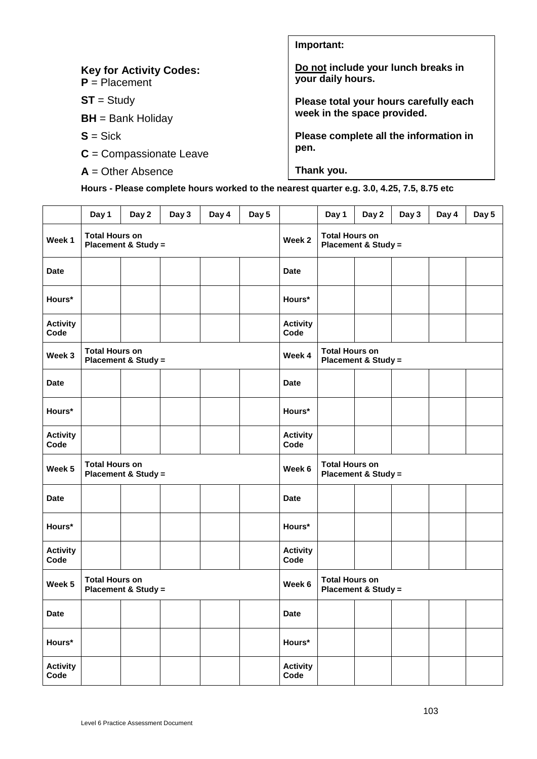**Important:**

**<u>Do not</u> include your lunch breaks in your daily hours.**

**Please total your hours carefully each week in the space provided.**

**Please complete all the information in pen.**

**Thank you.**

**Key for Activity Codes:**

**P** = Placement

**ST** = Study

**BH** = Bank Holiday

**S** = Sick

**C** = Compassionate Leave

**A** = Other Absence

**Hours - Please complete hours worked to the nearest quarter e.g. 3.0, 4.25, 7.5, 8.75 etc**

| | Day 1 | Day 2 | Day 3 | Day 4 | Day 5 | | Day 1 | Day 2 | Day 3 | Day 4 | Day 5 |
|---|---|---|---|---|---|---|---|---|---|---|---|
| **Week 1** | **Total Hours on Placement & Study =** | | | | | **Week 2** | **Total Hours on Placement & Study =** | | | | |
| **Date** | | | | | | **Date** | | | | | |
| **Hours*** | | | | | | **Hours*** | | | | | |
| **Activity Code** | | | | | | **Activity Code** | | | | | |
| **Week 3** | **Total Hours on Placement & Study =** | | | | | **Week 4** | **Total Hours on Placement & Study =** | | | | |
| **Date** | | | | | | **Date** | | | | | |
| **Hours*** | | | | | | **Hours*** | | | | | |
| **Activity Code** | | | | | | **Activity Code** | | | | | |
| **Week 5** | **Total Hours on Placement & Study =** | | | | | **Week 6** | **Total Hours on Placement & Study =** | | | | |
| **Date** | | | | | | **Date** | | | | | |
| **Hours*** | | | | | | **Hours*** | | | | | |
| **Activity Code** | | | | | | **Activity Code** | | | | | |
| **Week 5** | **Total Hours on Placement & Study =** | | | | | **Week 6** | **Total Hours on Placement & Study =** | | | | |
| **Date** | | | | | | **Date** | | | | | |
| **Hours*** | | | | | | **Hours*** | | | | | |
| **Activity Code** | | | | | | **Activity Code** | | | | | |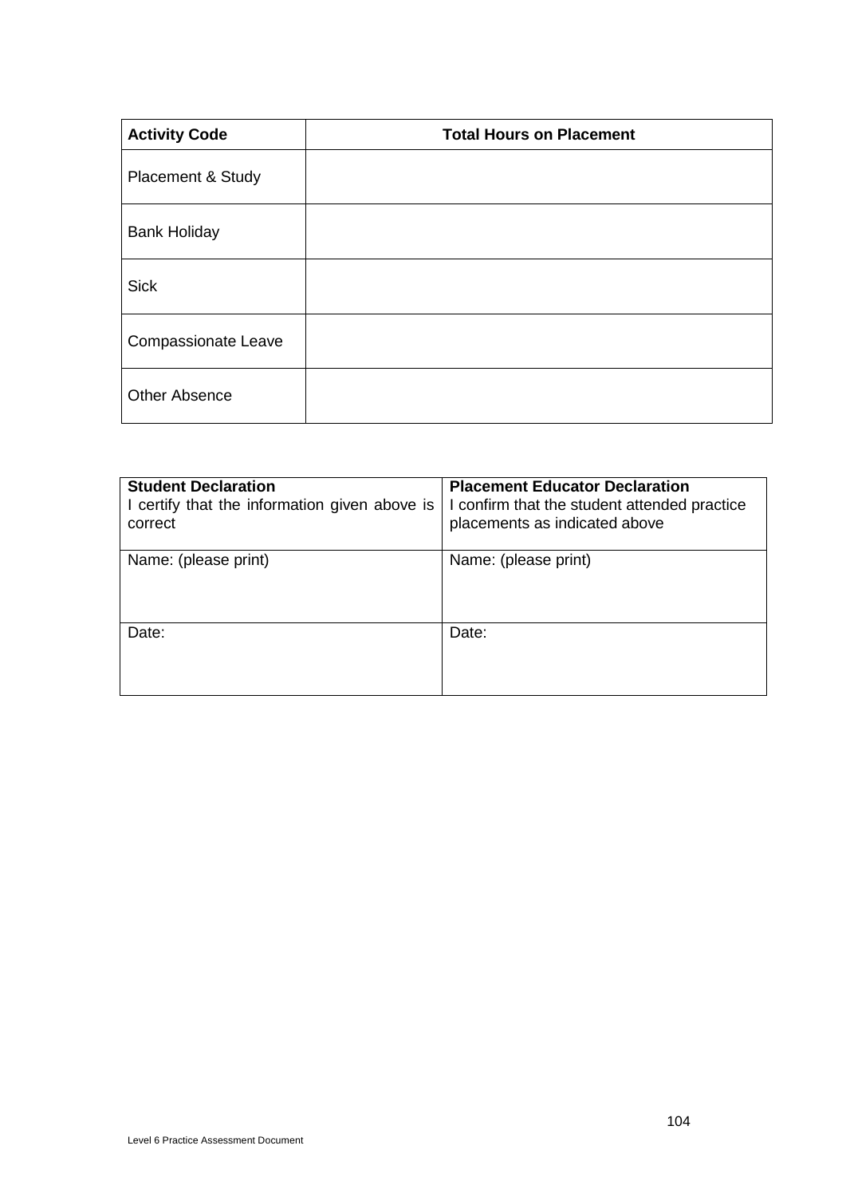| Activity Code | Total Hours on Placement |
| --- | --- |
| Placement & Study | |
| Bank Holiday | |
| Sick | |
| Compassionate Leave | |
| Other Absence | |

| **Student Declaration**<br>I certify that the information given above is correct | **Placement Educator Declaration**<br>I confirm that the student attended practice placements as indicated above |
| --- | --- |
| Name: (please print) | Name: (please print) |
| Date: | Date: |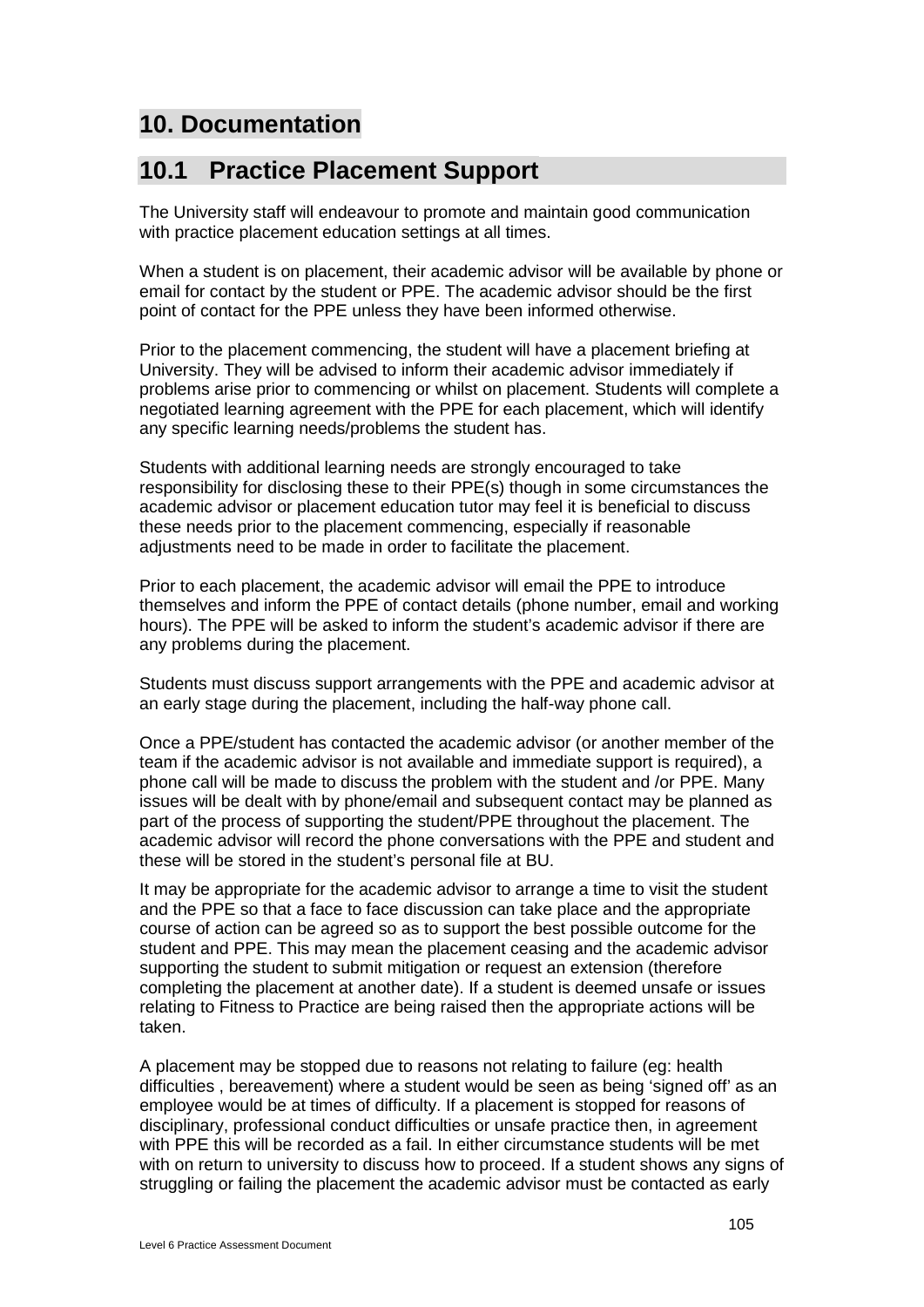# 10. Documentation

## 10.1 Practice Placement Support

The University staff will endeavour to promote and maintain good communication with practice placement education settings at all times.

When a student is on placement, their academic advisor will be available by phone or email for contact by the student or PPE. The academic advisor should be the first point of contact for the PPE unless they have been informed otherwise.

Prior to the placement commencing, the student will have a placement briefing at University. They will be advised to inform their academic advisor immediately if problems arise prior to commencing or whilst on placement. Students will complete a negotiated learning agreement with the PPE for each placement, which will identify any specific learning needs/problems the student has.

Students with additional learning needs are strongly encouraged to take responsibility for disclosing these to their PPE(s) though in some circumstances the academic advisor or placement education tutor may feel it is beneficial to discuss these needs prior to the placement commencing, especially if reasonable adjustments need to be made in order to facilitate the placement.

Prior to each placement, the academic advisor will email the PPE to introduce themselves and inform the PPE of contact details (phone number, email and working hours). The PPE will be asked to inform the student's academic advisor if there are any problems during the placement.

Students must discuss support arrangements with the PPE and academic advisor at an early stage during the placement, including the half-way phone call.

Once a PPE/student has contacted the academic advisor (or another member of the team if the academic advisor is not available and immediate support is required), a phone call will be made to discuss the problem with the student and /or PPE. Many issues will be dealt with by phone/email and subsequent contact may be planned as part of the process of supporting the student/PPE throughout the placement. The academic advisor will record the phone conversations with the PPE and student and these will be stored in the student's personal file at BU.

It may be appropriate for the academic advisor to arrange a time to visit the student and the PPE so that a face to face discussion can take place and the appropriate course of action can be agreed so as to support the best possible outcome for the student and PPE. This may mean the placement ceasing and the academic advisor supporting the student to submit mitigation or request an extension (therefore completing the placement at another date). If a student is deemed unsafe or issues relating to Fitness to Practice are being raised then the appropriate actions will be taken.

A placement may be stopped due to reasons not relating to failure (eg: health difficulties , bereavement) where a student would be seen as being 'signed off' as an employee would be at times of difficulty. If a placement is stopped for reasons of disciplinary, professional conduct difficulties or unsafe practice then, in agreement with PPE this will be recorded as a fail. In either circumstance students will be met with on return to university to discuss how to proceed. If a student shows any signs of struggling or failing the placement the academic advisor must be contacted as early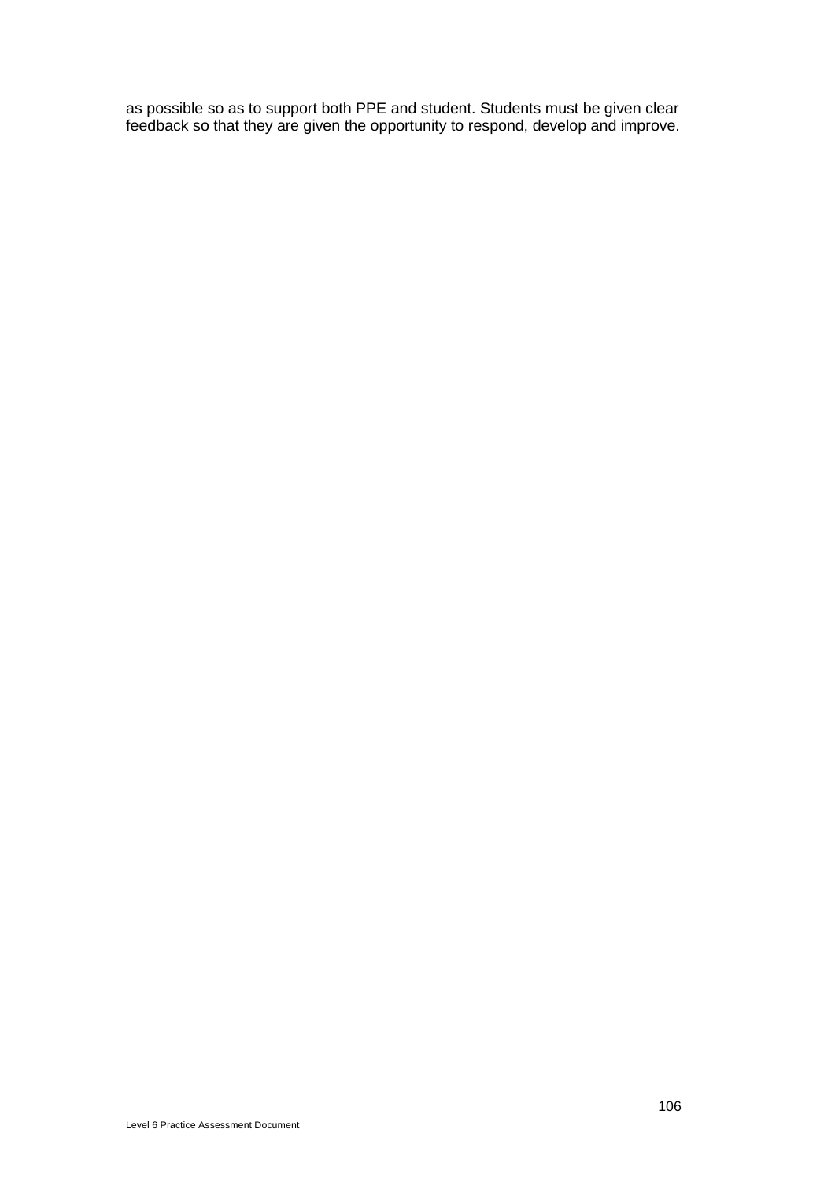as possible so as to support both PPE and student. Students must be given clear feedback so that they are given the opportunity to respond, develop and improve.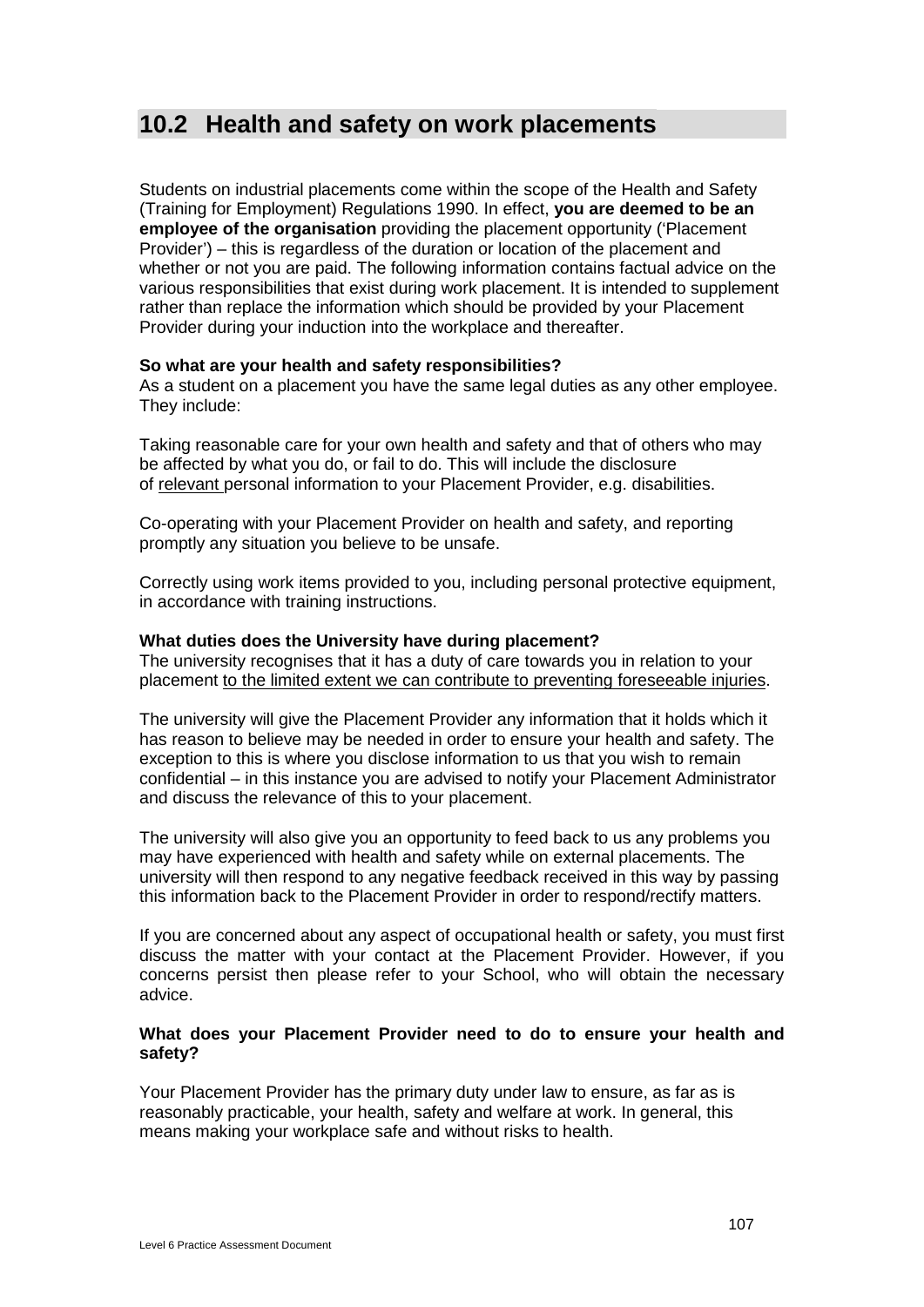## 10.2 Health and safety on work placements

Students on industrial placements come within the scope of the Health and Safety (Training for Employment) Regulations 1990. In effect, **you are deemed to be an employee of the organisation** providing the placement opportunity ('Placement Provider') – this is regardless of the duration or location of the placement and whether or not you are paid. The following information contains factual advice on the various responsibilities that exist during work placement. It is intended to supplement rather than replace the information which should be provided by your Placement Provider during your induction into the workplace and thereafter.

**So what are your health and safety responsibilities?**
As a student on a placement you have the same legal duties as any other employee. They include:

Taking reasonable care for your own health and safety and that of others who may be affected by what you do, or fail to do. This will include the disclosure of relevant personal information to your Placement Provider, e.g. disabilities.

Co-operating with your Placement Provider on health and safety, and reporting promptly any situation you believe to be unsafe.

Correctly using work items provided to you, including personal protective equipment, in accordance with training instructions.

**What duties does the University have during placement?**
The university recognises that it has a duty of care towards you in relation to your placement to the limited extent we can contribute to preventing foreseeable injuries.

The university will give the Placement Provider any information that it holds which it has reason to believe may be needed in order to ensure your health and safety. The exception to this is where you disclose information to us that you wish to remain confidential – in this instance you are advised to notify your Placement Administrator and discuss the relevance of this to your placement.

The university will also give you an opportunity to feed back to us any problems you may have experienced with health and safety while on external placements. The university will then respond to any negative feedback received in this way by passing this information back to the Placement Provider in order to respond/rectify matters.

If you are concerned about any aspect of occupational health or safety, you must first discuss the matter with your contact at the Placement Provider. However, if you concerns persist then please refer to your School, who will obtain the necessary advice.

**What does your Placement Provider need to do to ensure your health and safety?**

Your Placement Provider has the primary duty under law to ensure, as far as is reasonably practicable, your health, safety and welfare at work. In general, this means making your workplace safe and without risks to health.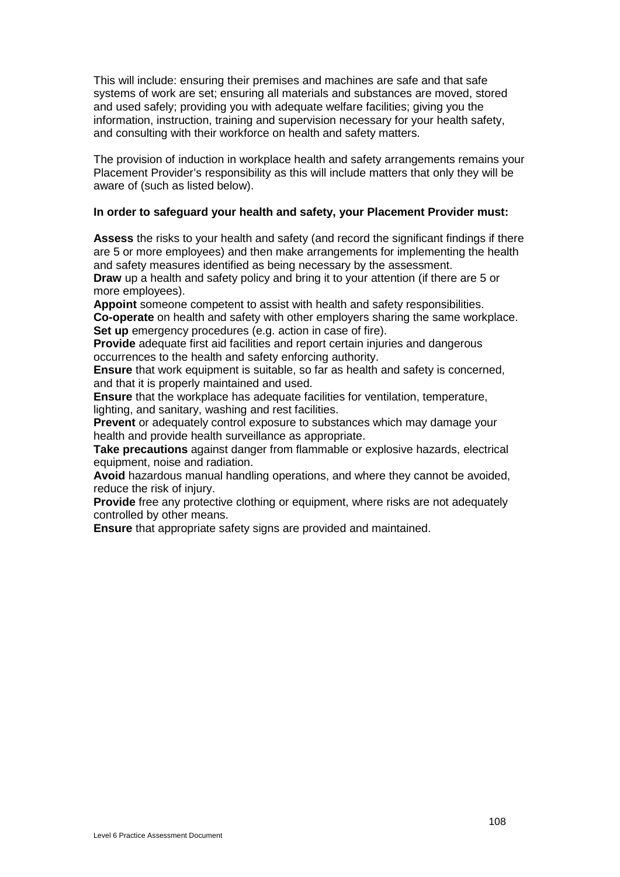This will include: ensuring their premises and machines are safe and that safe systems of work are set; ensuring all materials and substances are moved, stored and used safely; providing you with adequate welfare facilities; giving you the information, instruction, training and supervision necessary for your health safety, and consulting with their workforce on health and safety matters.

The provision of induction in workplace health and safety arrangements remains your Placement Provider's responsibility as this will include matters that only they will be aware of (such as listed below).

**In order to safeguard your health and safety, your Placement Provider must:**

**Assess** the risks to your health and safety (and record the significant findings if there are 5 or more employees) and then make arrangements for implementing the health and safety measures identified as being necessary by the assessment.
**Draw** up a health and safety policy and bring it to your attention (if there are 5 or more employees).
**Appoint** someone competent to assist with health and safety responsibilities.
**Co-operate** on health and safety with other employers sharing the same workplace.
**Set up** emergency procedures (e.g. action in case of fire).
**Provide** adequate first aid facilities and report certain injuries and dangerous occurrences to the health and safety enforcing authority.
**Ensure** that work equipment is suitable, so far as health and safety is concerned, and that it is properly maintained and used.
**Ensure** that the workplace has adequate facilities for ventilation, temperature, lighting, and sanitary, washing and rest facilities.
**Prevent** or adequately control exposure to substances which may damage your health and provide health surveillance as appropriate.
**Take precautions** against danger from flammable or explosive hazards, electrical equipment, noise and radiation.
**Avoid** hazardous manual handling operations, and where they cannot be avoided, reduce the risk of injury.
**Provide** free any protective clothing or equipment, where risks are not adequately controlled by other means.
**Ensure** that appropriate safety signs are provided and maintained.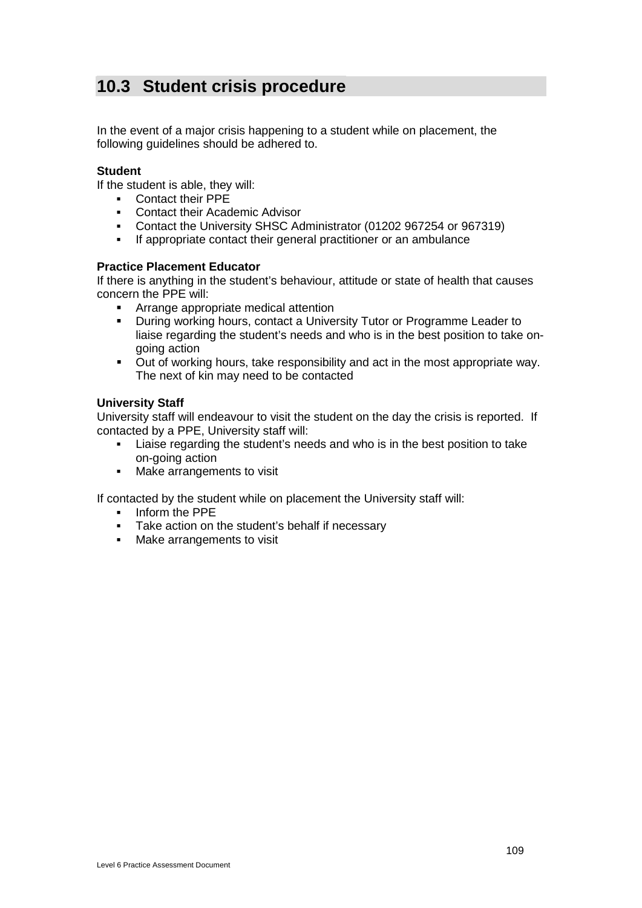## 10.3 Student crisis procedure

In the event of a major crisis happening to a student while on placement, the following guidelines should be adhered to.

**Student**

If the student is able, they will:

- Contact their PPE
- Contact their Academic Advisor
- Contact the University SHSC Administrator (01202 967254 or 967319)
- If appropriate contact their general practitioner or an ambulance

**Practice Placement Educator**

If there is anything in the student's behaviour, attitude or state of health that causes concern the PPE will:

- Arrange appropriate medical attention
- During working hours, contact a University Tutor or Programme Leader to liaise regarding the student's needs and who is in the best position to take on-going action
- Out of working hours, take responsibility and act in the most appropriate way. The next of kin may need to be contacted

**University Staff**

University staff will endeavour to visit the student on the day the crisis is reported. If contacted by a PPE, University staff will:

- Liaise regarding the student's needs and who is in the best position to take on-going action
- Make arrangements to visit

If contacted by the student while on placement the University staff will:

- Inform the PPE
- Take action on the student's behalf if necessary
- Make arrangements to visit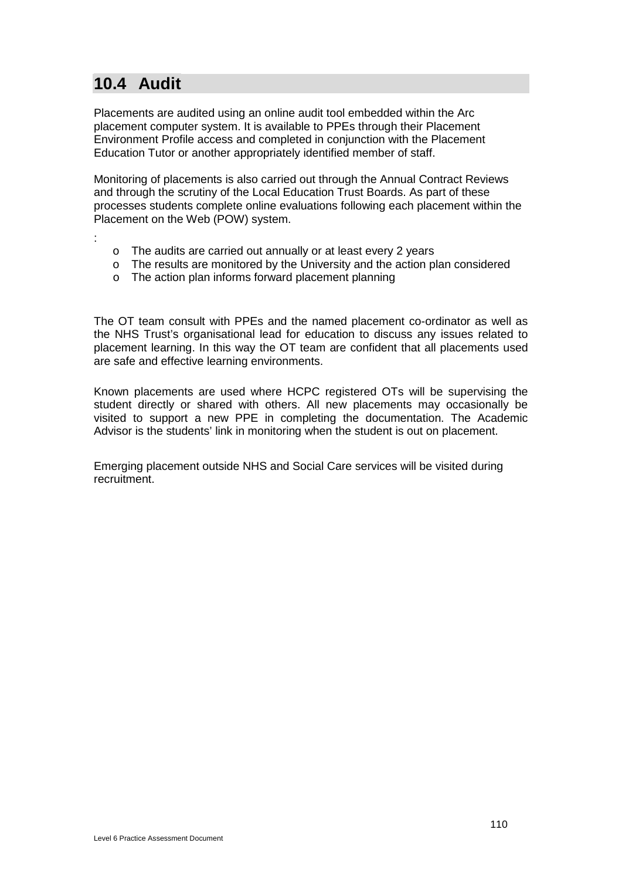## 10.4 Audit

Placements are audited using an online audit tool embedded within the Arc placement computer system. It is available to PPEs through their Placement Environment Profile access and completed in conjunction with the Placement Education Tutor or another appropriately identified member of staff.

Monitoring of placements is also carried out through the Annual Contract Reviews and through the scrutiny of the Local Education Trust Boards. As part of these processes students complete online evaluations following each placement within the Placement on the Web (POW) system.

:

- The audits are carried out annually or at least every 2 years
- The results are monitored by the University and the action plan considered
- The action plan informs forward placement planning

The OT team consult with PPEs and the named placement co-ordinator as well as the NHS Trust's organisational lead for education to discuss any issues related to placement learning. In this way the OT team are confident that all placements used are safe and effective learning environments.

Known placements are used where HCPC registered OTs will be supervising the student directly or shared with others. All new placements may occasionally be visited to support a new PPE in completing the documentation. The Academic Advisor is the students' link in monitoring when the student is out on placement.

Emerging placement outside NHS and Social Care services will be visited during recruitment.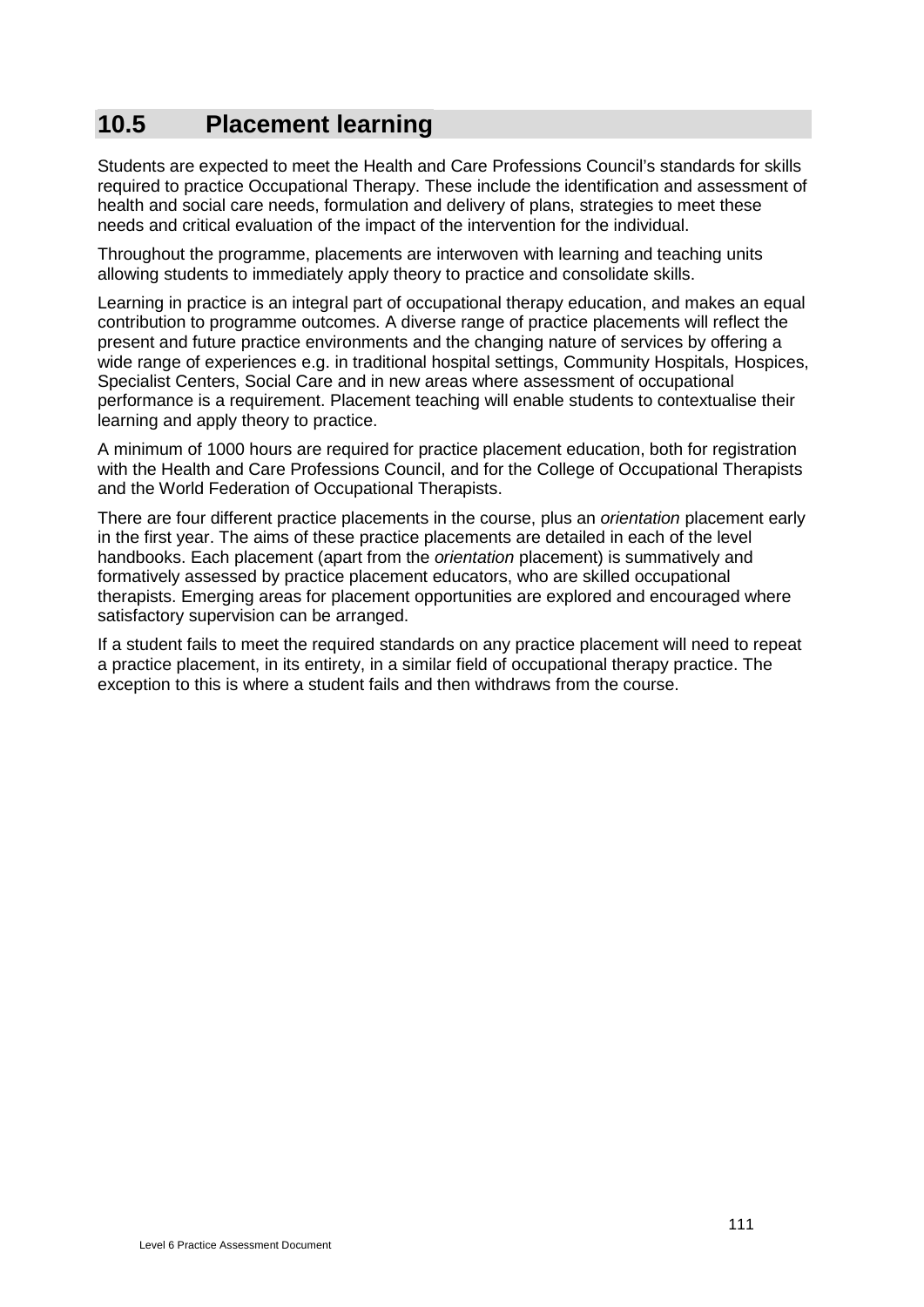## 10.5 Placement learning

Students are expected to meet the Health and Care Professions Council's standards for skills required to practice Occupational Therapy. These include the identification and assessment of health and social care needs, formulation and delivery of plans, strategies to meet these needs and critical evaluation of the impact of the intervention for the individual.

Throughout the programme, placements are interwoven with learning and teaching units allowing students to immediately apply theory to practice and consolidate skills.

Learning in practice is an integral part of occupational therapy education, and makes an equal contribution to programme outcomes. A diverse range of practice placements will reflect the present and future practice environments and the changing nature of services by offering a wide range of experiences e.g. in traditional hospital settings, Community Hospitals, Hospices, Specialist Centers, Social Care and in new areas where assessment of occupational performance is a requirement. Placement teaching will enable students to contextualise their learning and apply theory to practice.

A minimum of 1000 hours are required for practice placement education, both for registration with the Health and Care Professions Council, and for the College of Occupational Therapists and the World Federation of Occupational Therapists.

There are four different practice placements in the course, plus an *orientation* placement early in the first year. The aims of these practice placements are detailed in each of the level handbooks. Each placement (apart from the *orientation* placement) is summatively and formatively assessed by practice placement educators, who are skilled occupational therapists. Emerging areas for placement opportunities are explored and encouraged where satisfactory supervision can be arranged.

If a student fails to meet the required standards on any practice placement will need to repeat a practice placement, in its entirety, in a similar field of occupational therapy practice. The exception to this is where a student fails and then withdraws from the course.